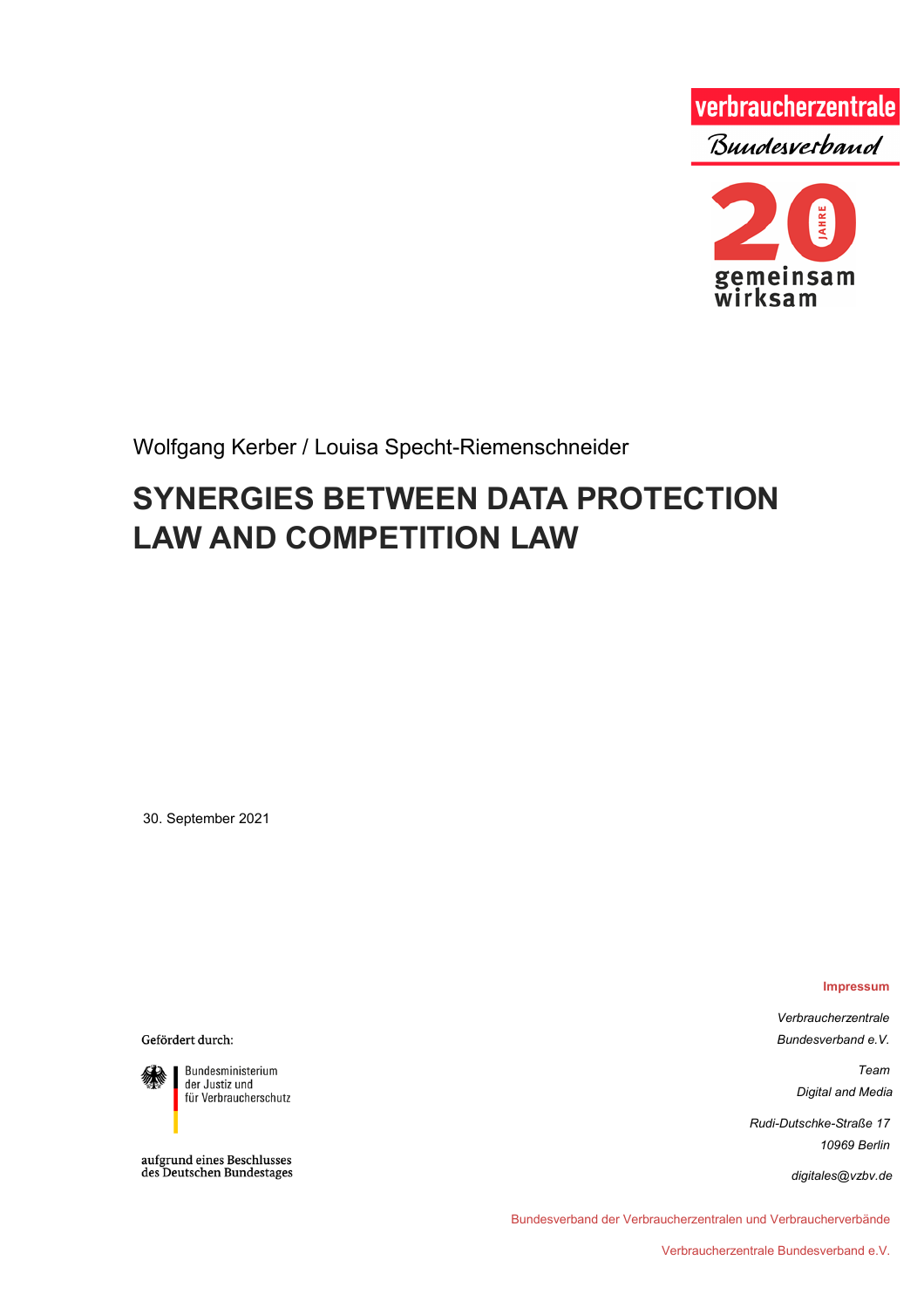verbraucherzentrale

Bundesverband

20 JAHRE

gemeinsam wirksam

Wolfgang Kerber / Louisa Specht-Riemenschneider

# SYNERGIES BETWEEN DATA PROTECTION LAW AND COMPETITION LAW

30. September 2021

Gefördert durch:

Bundesministerium der Justiz und für Verbraucherschutz

aufgrund eines Beschlusses des Deutschen Bundestages

**Impressum**

*Verbraucherzentrale Bundesverband e.V.*

*Team Digital and Media*

*Rudi-Dutschke-Straße 17*
*10969 Berlin*

*digitales@vzbv.de*

Bundesverband der Verbraucherzentralen und Verbraucherverbände

Verbraucherzentrale Bundesverband e.V.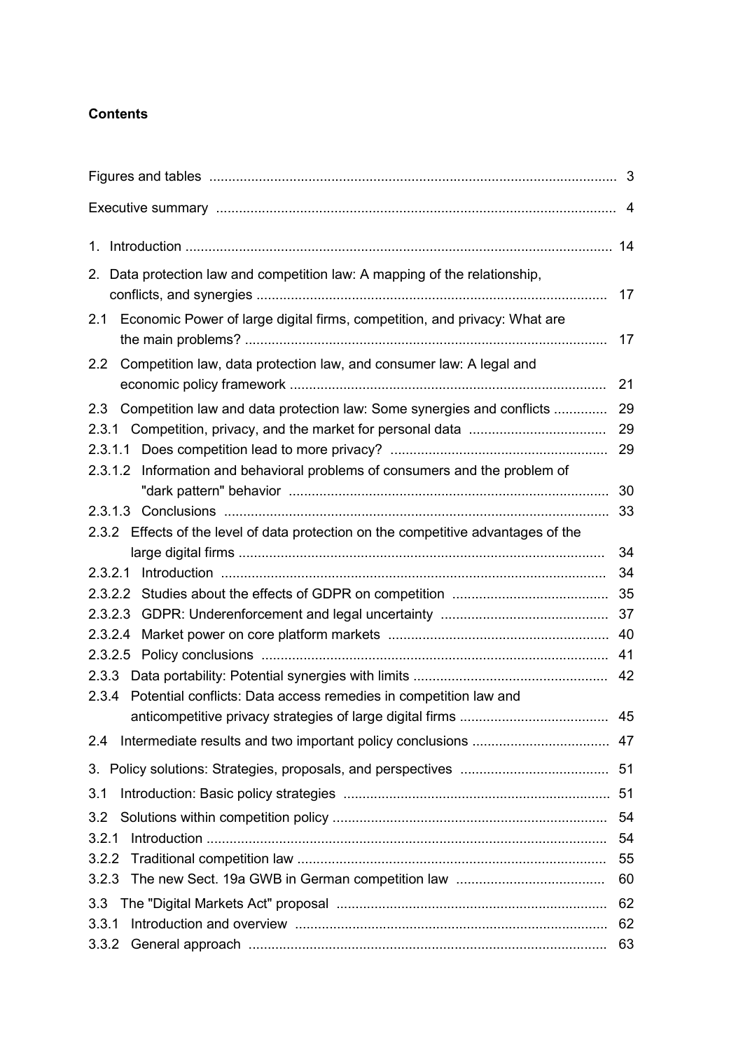**Contents**

| | |
|---|---|
| Figures and tables | 3 |
| Executive summary | 4 |
| 1. Introduction | 14 |
| 2. Data protection law and competition law: A mapping of the relationship, conflicts, and synergies | 17 |
| 2.1 Economic Power of large digital firms, competition, and privacy: What are the main problems? | 17 |
| 2.2 Competition law, data protection law, and consumer law: A legal and economic policy framework | 21 |
| 2.3 Competition law and data protection law: Some synergies and conflicts | 29 |
| 2.3.1 Competition, privacy, and the market for personal data | 29 |
| 2.3.1.1 Does competition lead to more privacy? | 29 |
| 2.3.1.2 Information and behavioral problems of consumers and the problem of "dark pattern" behavior | 30 |
| 2.3.1.3 Conclusions | 33 |
| 2.3.2 Effects of the level of data protection on the competitive advantages of the large digital firms | 34 |
| 2.3.2.1 Introduction | 34 |
| 2.3.2.2 Studies about the effects of GDPR on competition | 35 |
| 2.3.2.3 GDPR: Underenforcement and legal uncertainty | 37 |
| 2.3.2.4 Market power on core platform markets | 40 |
| 2.3.2.5 Policy conclusions | 41 |
| 2.3.3 Data portability: Potential synergies with limits | 42 |
| 2.3.4 Potential conflicts: Data access remedies in competition law and anticompetitive privacy strategies of large digital firms | 45 |
| 2.4 Intermediate results and two important policy conclusions | 47 |
| 3. Policy solutions: Strategies, proposals, and perspectives | 51 |
| 3.1 Introduction: Basic policy strategies | 51 |
| 3.2 Solutions within competition policy | 54 |
| 3.2.1 Introduction | 54 |
| 3.2.2 Traditional competition law | 55 |
| 3.2.3 The new Sect. 19a GWB in German competition law | 60 |
| 3.3 The "Digital Markets Act" proposal | 62 |
| 3.3.1 Introduction and overview | 62 |
| 3.3.2 General approach | 63 |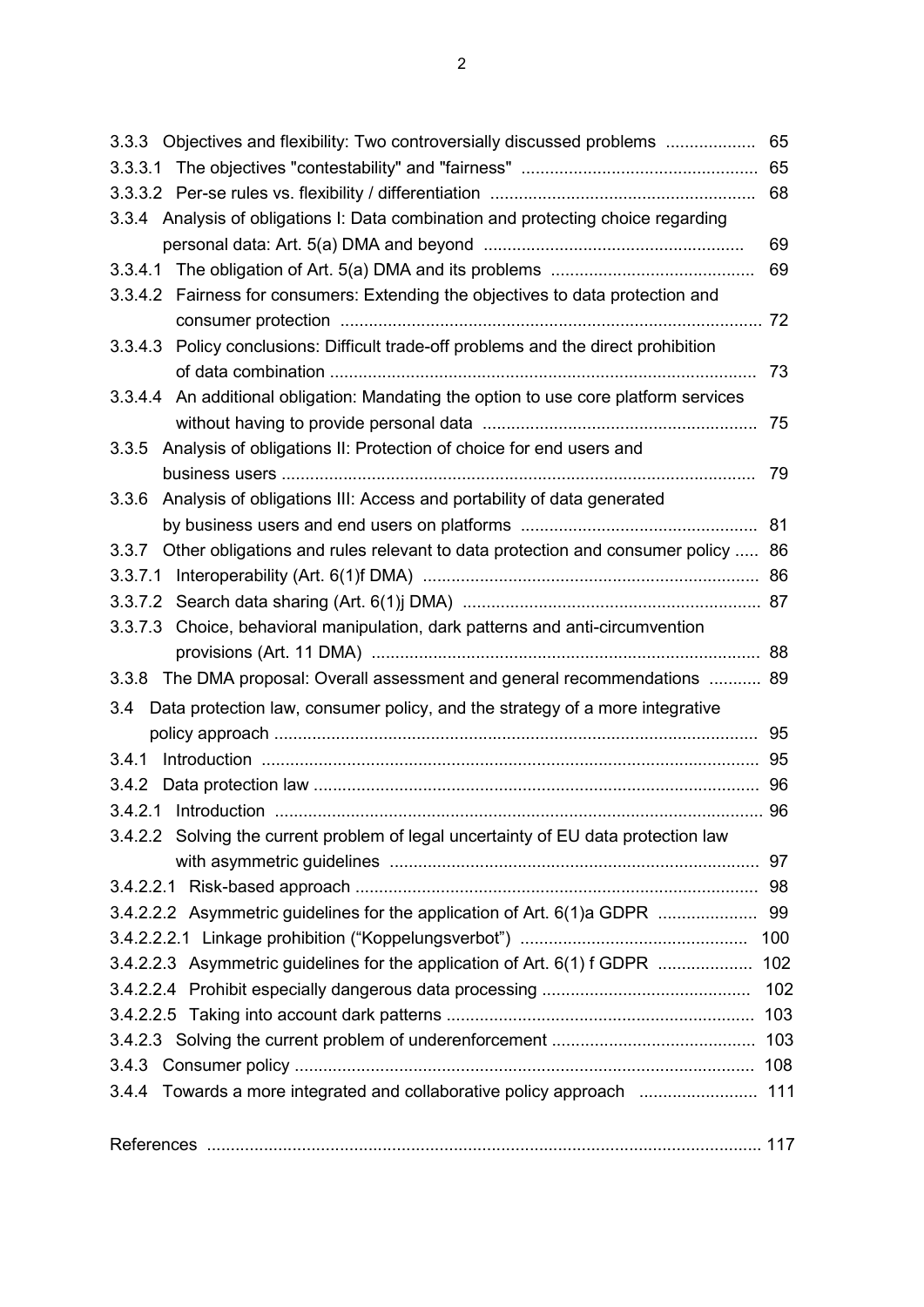3.3.3 Objectives and flexibility: Two controversially discussed problems .................. 65

3.3.3.1 The objectives "contestability" and "fairness" .................................................. 65

3.3.3.2 Per-se rules vs. flexibility / differentiation ........................................................ 68

3.3.4 Analysis of obligations I: Data combination and protecting choice regarding personal data: Art. 5(a) DMA and beyond ...................................................... 69

3.3.4.1 The obligation of Art. 5(a) DMA and its problems .......................................... 69

3.3.4.2 Fairness for consumers: Extending the objectives to data protection and consumer protection ......................................................................................... 72

3.3.4.3 Policy conclusions: Difficult trade-off problems and the direct prohibition of data combination ......................................................................................... 73

3.3.4.4 An additional obligation: Mandating the option to use core platform services without having to provide personal data ......................................................... 75

3.3.5 Analysis of obligations II: Protection of choice for end users and business users ................................................................................................... 79

3.3.6 Analysis of obligations III: Access and portability of data generated by business users and end users on platforms .................................................. 81

3.3.7 Other obligations and rules relevant to data protection and consumer policy ..... 86

3.3.7.1 Interoperability (Art. 6(1)f DMA) ...................................................................... 86

3.3.7.2 Search data sharing (Art. 6(1)j DMA) .............................................................. 87

3.3.7.3 Choice, behavioral manipulation, dark patterns and anti-circumvention provisions (Art. 11 DMA) ................................................................................. 88

3.3.8 The DMA proposal: Overall assessment and general recommendations ........... 89

3.4 Data protection law, consumer policy, and the strategy of a more integrative policy approach ..................................................................................................... 95

3.4.1 Introduction ........................................................................................................ 95

3.4.2 Data protection law ............................................................................................. 96

3.4.2.1 Introduction ...................................................................................................... 96

3.4.2.2 Solving the current problem of legal uncertainty of EU data protection law with asymmetric guidelines ............................................................................. 97

3.4.2.2.1 Risk-based approach .................................................................................... 98

3.4.2.2.2 Asymmetric guidelines for the application of Art. 6(1)a GDPR ..................... 99

3.4.2.2.2.1 Linkage prohibition ("Koppelungsverbot") ................................................ 100

3.4.2.2.3 Asymmetric guidelines for the application of Art. 6(1) f GDPR .................... 102

3.4.2.2.4 Prohibit especially dangerous data processing ........................................... 102

3.4.2.2.5 Taking into account dark patterns ................................................................ 103

3.4.2.3 Solving the current problem of underenforcement ........................................... 103

3.4.3 Consumer policy ................................................................................................ 108

3.4.4 Towards a more integrated and collaborative policy approach ......................... 111

References .................................................................................................................... 117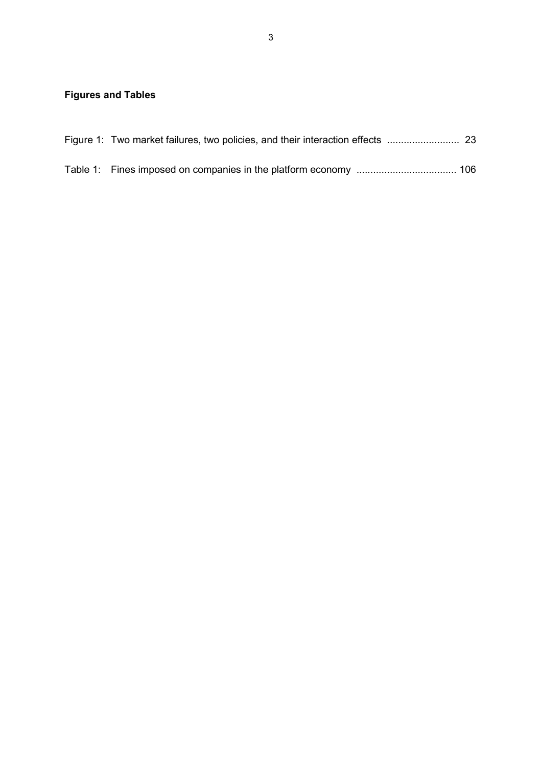## Figures and Tables

Figure 1: Two market failures, two policies, and their interaction effects .......................... 23

Table 1: Fines imposed on companies in the platform economy .................................... 106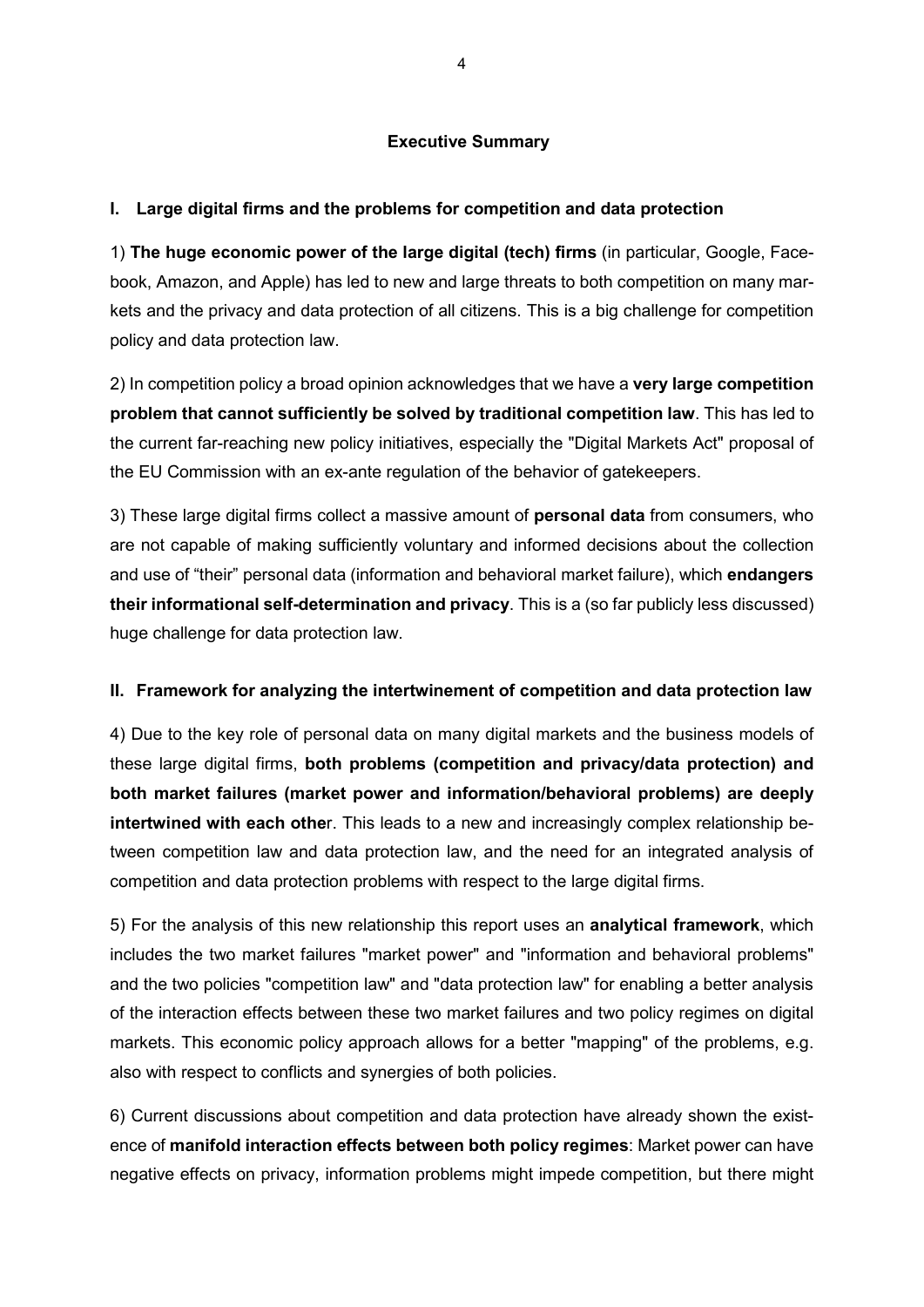## Executive Summary

### I. Large digital firms and the problems for competition and data protection

1) **The huge economic power of the large digital (tech) firms** (in particular, Google, Facebook, Amazon, and Apple) has led to new and large threats to both competition on many markets and the privacy and data protection of all citizens. This is a big challenge for competition policy and data protection law.

2) In competition policy a broad opinion acknowledges that we have a **very large competition problem that cannot sufficiently be solved by traditional competition law**. This has led to the current far-reaching new policy initiatives, especially the "Digital Markets Act" proposal of the EU Commission with an ex-ante regulation of the behavior of gatekeepers.

3) These large digital firms collect a massive amount of **personal data** from consumers, who are not capable of making sufficiently voluntary and informed decisions about the collection and use of "their" personal data (information and behavioral market failure), which **endangers their informational self-determination and privacy**. This is a (so far publicly less discussed) huge challenge for data protection law.

### II. Framework for analyzing the intertwinement of competition and data protection law

4) Due to the key role of personal data on many digital markets and the business models of these large digital firms, **both problems (competition and privacy/data protection) and both market failures (market power and information/behavioral problems) are deeply intertwined with each other**. This leads to a new and increasingly complex relationship between competition law and data protection law, and the need for an integrated analysis of competition and data protection problems with respect to the large digital firms.

5) For the analysis of this new relationship this report uses an **analytical framework**, which includes the two market failures "market power" and "information and behavioral problems" and the two policies "competition law" and "data protection law" for enabling a better analysis of the interaction effects between these two market failures and two policy regimes on digital markets. This economic policy approach allows for a better "mapping" of the problems, e.g. also with respect to conflicts and synergies of both policies.

6) Current discussions about competition and data protection have already shown the existence of **manifold interaction effects between both policy regimes**: Market power can have negative effects on privacy, information problems might impede competition, but there might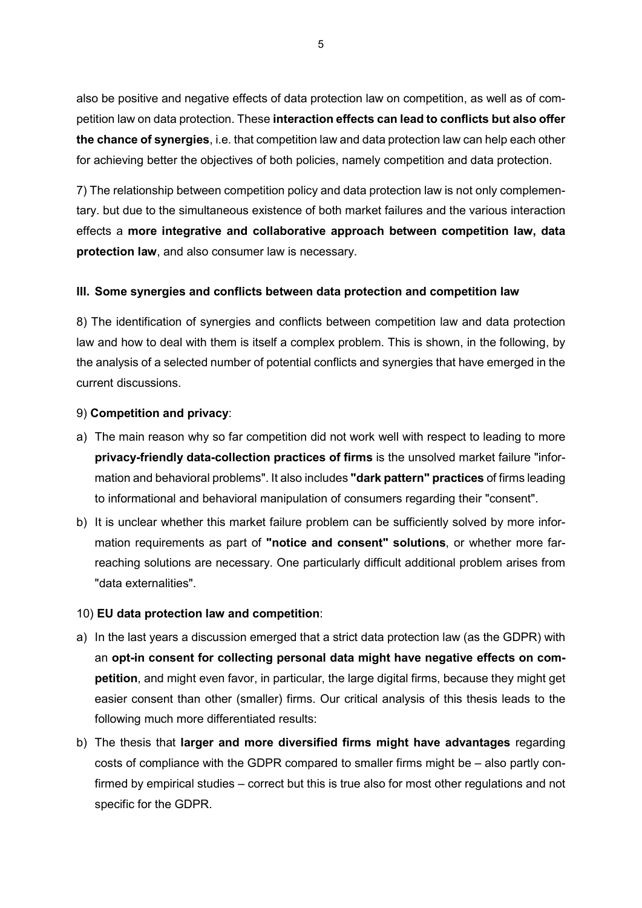also be positive and negative effects of data protection law on competition, as well as of competition law on data protection. These **interaction effects can lead to conflicts but also offer the chance of synergies**, i.e. that competition law and data protection law can help each other for achieving better the objectives of both policies, namely competition and data protection.

7) The relationship between competition policy and data protection law is not only complementary. but due to the simultaneous existence of both market failures and the various interaction effects a **more integrative and collaborative approach between competition law, data protection law**, and also consumer law is necessary.

### III. Some synergies and conflicts between data protection and competition law

8) The identification of synergies and conflicts between competition law and data protection law and how to deal with them is itself a complex problem. This is shown, in the following, by the analysis of a selected number of potential conflicts and synergies that have emerged in the current discussions.

9) **Competition and privacy**:

a) The main reason why so far competition did not work well with respect to leading to more **privacy-friendly data-collection practices of firms** is the unsolved market failure "information and behavioral problems". It also includes **"dark pattern" practices** of firms leading to informational and behavioral manipulation of consumers regarding their "consent".

b) It is unclear whether this market failure problem can be sufficiently solved by more information requirements as part of **"notice and consent" solutions**, or whether more far-reaching solutions are necessary. One particularly difficult additional problem arises from "data externalities".

10) **EU data protection law and competition**:

a) In the last years a discussion emerged that a strict data protection law (as the GDPR) with an **opt-in consent for collecting personal data might have negative effects on competition**, and might even favor, in particular, the large digital firms, because they might get easier consent than other (smaller) firms. Our critical analysis of this thesis leads to the following much more differentiated results:

b) The thesis that **larger and more diversified firms might have advantages** regarding costs of compliance with the GDPR compared to smaller firms might be – also partly confirmed by empirical studies – correct but this is true also for most other regulations and not specific for the GDPR.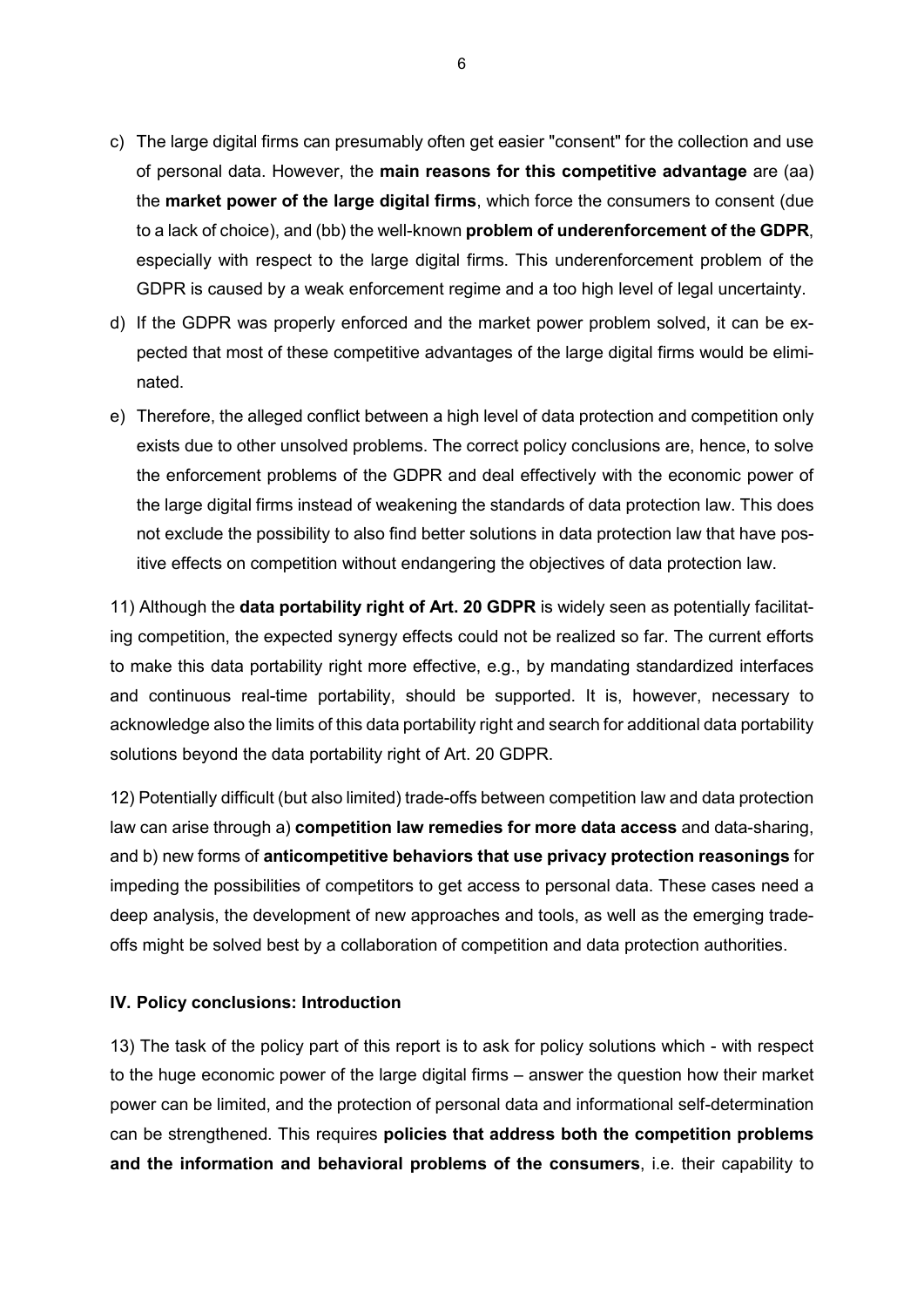c) The large digital firms can presumably often get easier "consent" for the collection and use of personal data. However, the **main reasons for this competitive advantage** are (aa) the **market power of the large digital firms**, which force the consumers to consent (due to a lack of choice), and (bb) the well-known **problem of underenforcement of the GDPR**, especially with respect to the large digital firms. This underenforcement problem of the GDPR is caused by a weak enforcement regime and a too high level of legal uncertainty.

d) If the GDPR was properly enforced and the market power problem solved, it can be expected that most of these competitive advantages of the large digital firms would be eliminated.

e) Therefore, the alleged conflict between a high level of data protection and competition only exists due to other unsolved problems. The correct policy conclusions are, hence, to solve the enforcement problems of the GDPR and deal effectively with the economic power of the large digital firms instead of weakening the standards of data protection law. This does not exclude the possibility to also find better solutions in data protection law that have positive effects on competition without endangering the objectives of data protection law.

11) Although the **data portability right of Art. 20 GDPR** is widely seen as potentially facilitating competition, the expected synergy effects could not be realized so far. The current efforts to make this data portability right more effective, e.g., by mandating standardized interfaces and continuous real-time portability, should be supported. It is, however, necessary to acknowledge also the limits of this data portability right and search for additional data portability solutions beyond the data portability right of Art. 20 GDPR.

12) Potentially difficult (but also limited) trade-offs between competition law and data protection law can arise through a) **competition law remedies for more data access** and data-sharing, and b) new forms of **anticompetitive behaviors that use privacy protection reasonings** for impeding the possibilities of competitors to get access to personal data. These cases need a deep analysis, the development of new approaches and tools, as well as the emerging trade-offs might be solved best by a collaboration of competition and data protection authorities.

### IV. Policy conclusions: Introduction

13) The task of the policy part of this report is to ask for policy solutions which - with respect to the huge economic power of the large digital firms – answer the question how their market power can be limited, and the protection of personal data and informational self-determination can be strengthened. This requires **policies that address both the competition problems and the information and behavioral problems of the consumers**, i.e. their capability to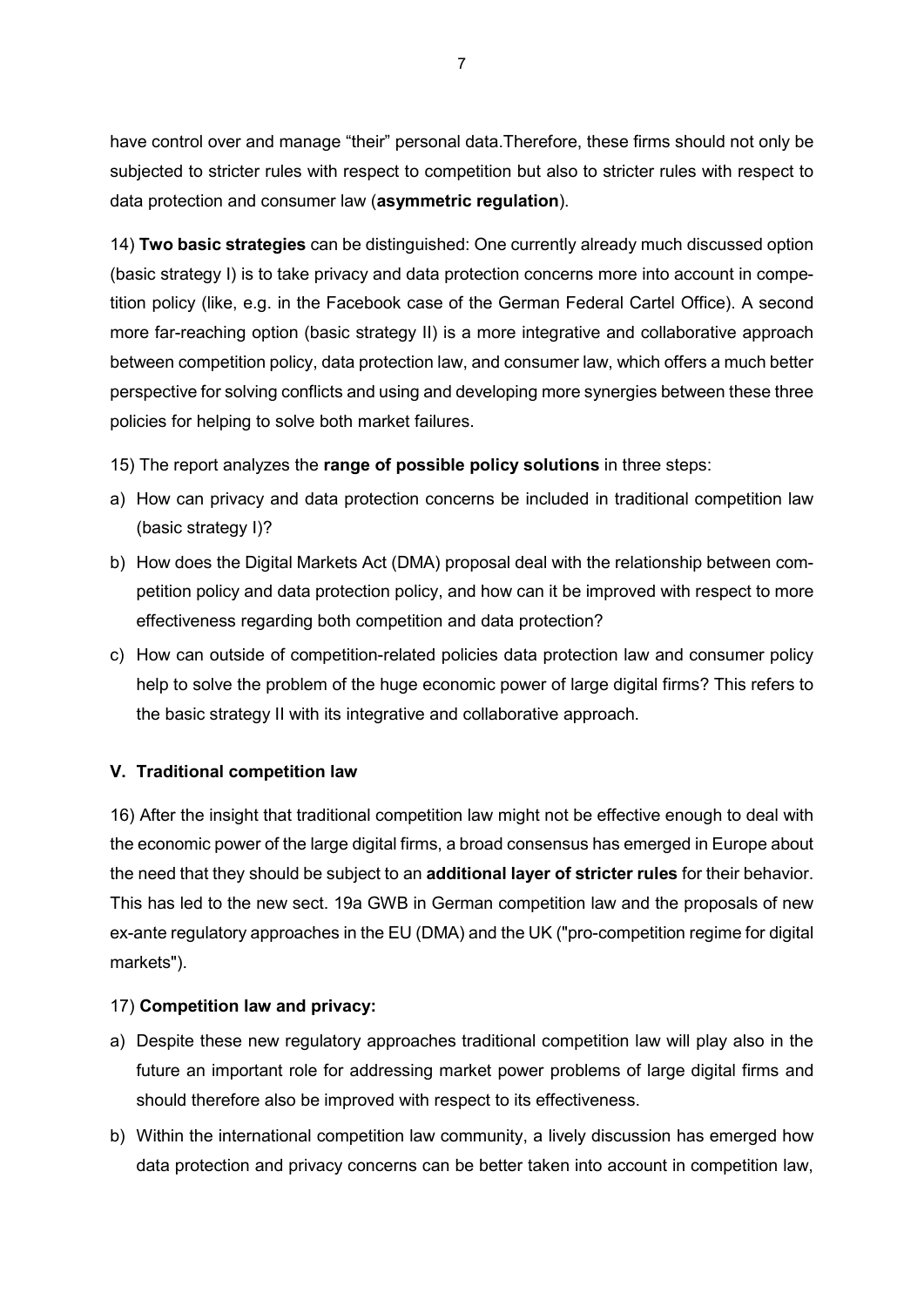have control over and manage "their" personal data.Therefore, these firms should not only be subjected to stricter rules with respect to competition but also to stricter rules with respect to data protection and consumer law (**asymmetric regulation**).

14) **Two basic strategies** can be distinguished: One currently already much discussed option (basic strategy I) is to take privacy and data protection concerns more into account in competition policy (like, e.g. in the Facebook case of the German Federal Cartel Office). A second more far-reaching option (basic strategy II) is a more integrative and collaborative approach between competition policy, data protection law, and consumer law, which offers a much better perspective for solving conflicts and using and developing more synergies between these three policies for helping to solve both market failures.

15) The report analyzes the **range of possible policy solutions** in three steps:

a) How can privacy and data protection concerns be included in traditional competition law (basic strategy I)?
b) How does the Digital Markets Act (DMA) proposal deal with the relationship between competition policy and data protection policy, and how can it be improved with respect to more effectiveness regarding both competition and data protection?
c) How can outside of competition-related policies data protection law and consumer policy help to solve the problem of the huge economic power of large digital firms? This refers to the basic strategy II with its integrative and collaborative approach.

### V. Traditional competition law

16) After the insight that traditional competition law might not be effective enough to deal with the economic power of the large digital firms, a broad consensus has emerged in Europe about the need that they should be subject to an **additional layer of stricter rules** for their behavior. This has led to the new sect. 19a GWB in German competition law and the proposals of new ex-ante regulatory approaches in the EU (DMA) and the UK ("pro-competition regime for digital markets").

17) **Competition law and privacy:**

a) Despite these new regulatory approaches traditional competition law will play also in the future an important role for addressing market power problems of large digital firms and should therefore also be improved with respect to its effectiveness.
b) Within the international competition law community, a lively discussion has emerged how data protection and privacy concerns can be better taken into account in competition law,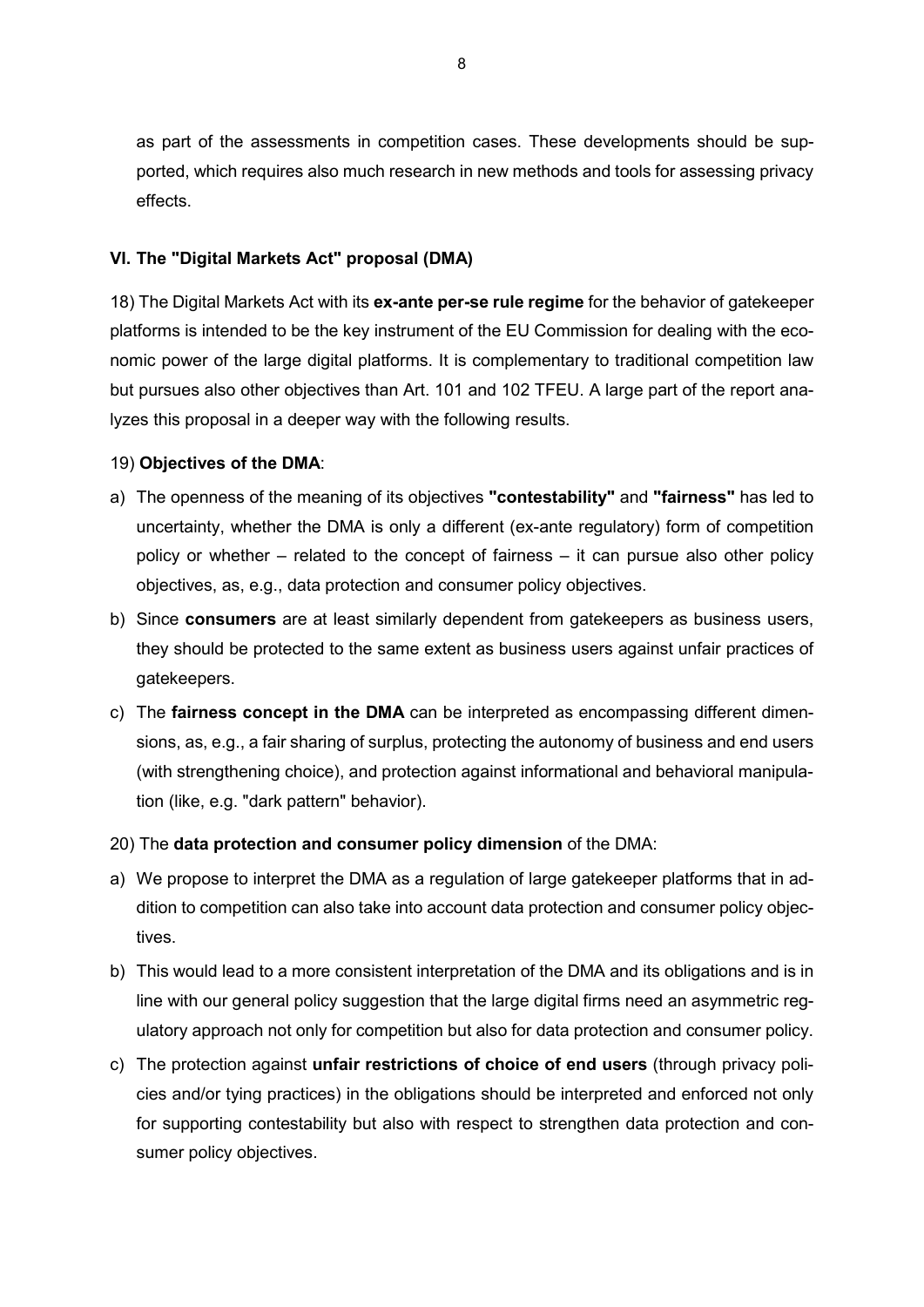as part of the assessments in competition cases. These developments should be supported, which requires also much research in new methods and tools for assessing privacy effects.

### VI. The "Digital Markets Act" proposal (DMA)

18) The Digital Markets Act with its **ex-ante per-se rule regime** for the behavior of gatekeeper platforms is intended to be the key instrument of the EU Commission for dealing with the economic power of the large digital platforms. It is complementary to traditional competition law but pursues also other objectives than Art. 101 and 102 TFEU. A large part of the report analyzes this proposal in a deeper way with the following results.

19) **Objectives of the DMA**:

a) The openness of the meaning of its objectives **"contestability"** and **"fairness"** has led to uncertainty, whether the DMA is only a different (ex-ante regulatory) form of competition policy or whether – related to the concept of fairness – it can pursue also other policy objectives, as, e.g., data protection and consumer policy objectives.

b) Since **consumers** are at least similarly dependent from gatekeepers as business users, they should be protected to the same extent as business users against unfair practices of gatekeepers.

c) The **fairness concept in the DMA** can be interpreted as encompassing different dimensions, as, e.g., a fair sharing of surplus, protecting the autonomy of business and end users (with strengthening choice), and protection against informational and behavioral manipulation (like, e.g. "dark pattern" behavior).

20) The **data protection and consumer policy dimension** of the DMA:

a) We propose to interpret the DMA as a regulation of large gatekeeper platforms that in addition to competition can also take into account data protection and consumer policy objectives.

b) This would lead to a more consistent interpretation of the DMA and its obligations and is in line with our general policy suggestion that the large digital firms need an asymmetric regulatory approach not only for competition but also for data protection and consumer policy.

c) The protection against **unfair restrictions of choice of end users** (through privacy policies and/or tying practices) in the obligations should be interpreted and enforced not only for supporting contestability but also with respect to strengthen data protection and consumer policy objectives.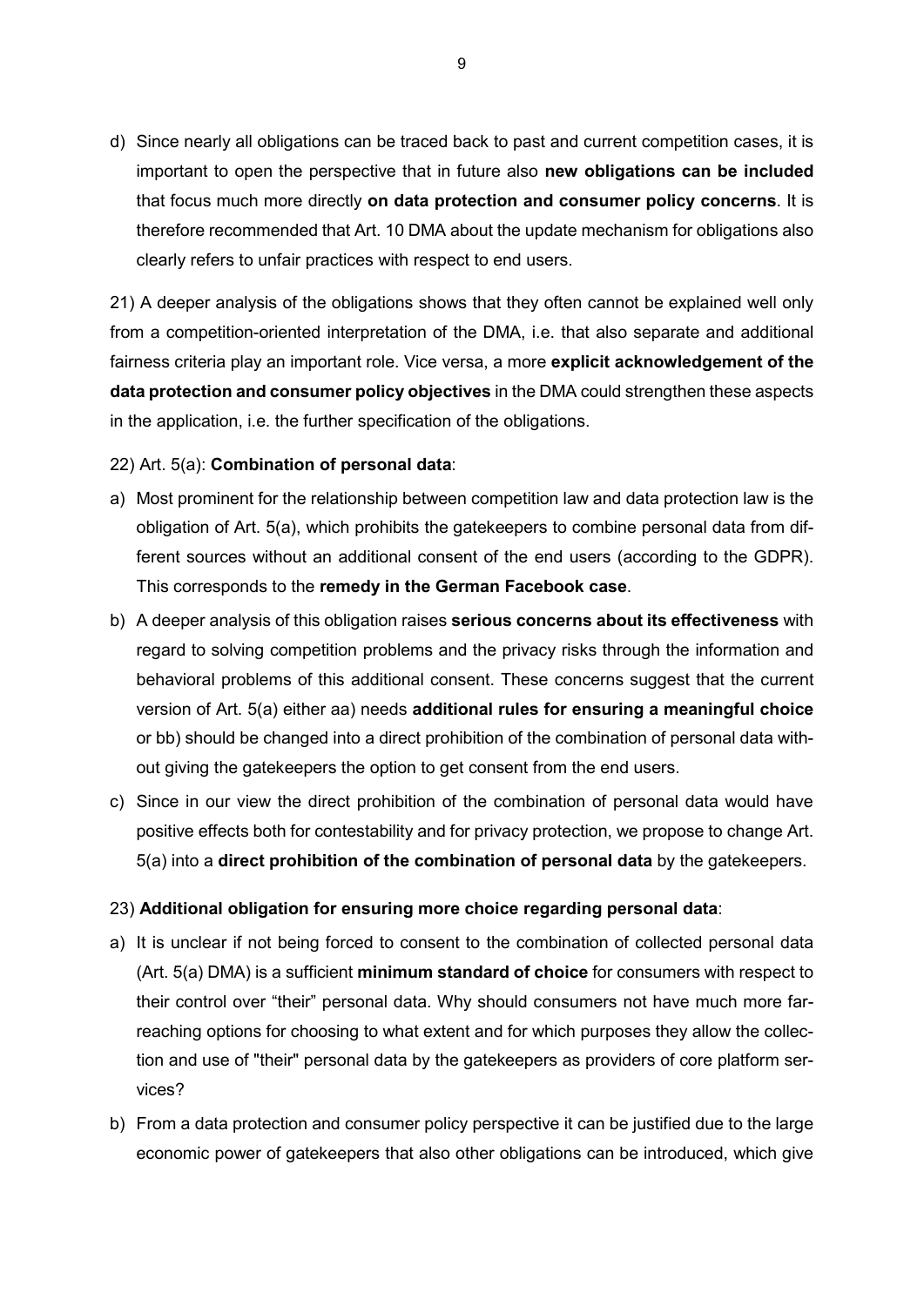d) Since nearly all obligations can be traced back to past and current competition cases, it is important to open the perspective that in future also **new obligations can be included** that focus much more directly **on data protection and consumer policy concerns**. It is therefore recommended that Art. 10 DMA about the update mechanism for obligations also clearly refers to unfair practices with respect to end users.

21) A deeper analysis of the obligations shows that they often cannot be explained well only from a competition-oriented interpretation of the DMA, i.e. that also separate and additional fairness criteria play an important role. Vice versa, a more **explicit acknowledgement of the data protection and consumer policy objectives** in the DMA could strengthen these aspects in the application, i.e. the further specification of the obligations.

22) Art. 5(a): **Combination of personal data**:

a) Most prominent for the relationship between competition law and data protection law is the obligation of Art. 5(a), which prohibits the gatekeepers to combine personal data from different sources without an additional consent of the end users (according to the GDPR). This corresponds to the **remedy in the German Facebook case**.

b) A deeper analysis of this obligation raises **serious concerns about its effectiveness** with regard to solving competition problems and the privacy risks through the information and behavioral problems of this additional consent. These concerns suggest that the current version of Art. 5(a) either aa) needs **additional rules for ensuring a meaningful choice** or bb) should be changed into a direct prohibition of the combination of personal data without giving the gatekeepers the option to get consent from the end users.

c) Since in our view the direct prohibition of the combination of personal data would have positive effects both for contestability and for privacy protection, we propose to change Art. 5(a) into a **direct prohibition of the combination of personal data** by the gatekeepers.

23) **Additional obligation for ensuring more choice regarding personal data**:

a) It is unclear if not being forced to consent to the combination of collected personal data (Art. 5(a) DMA) is a sufficient **minimum standard of choice** for consumers with respect to their control over "their" personal data. Why should consumers not have much more far-reaching options for choosing to what extent and for which purposes they allow the collection and use of "their" personal data by the gatekeepers as providers of core platform services?

b) From a data protection and consumer policy perspective it can be justified due to the large economic power of gatekeepers that also other obligations can be introduced, which give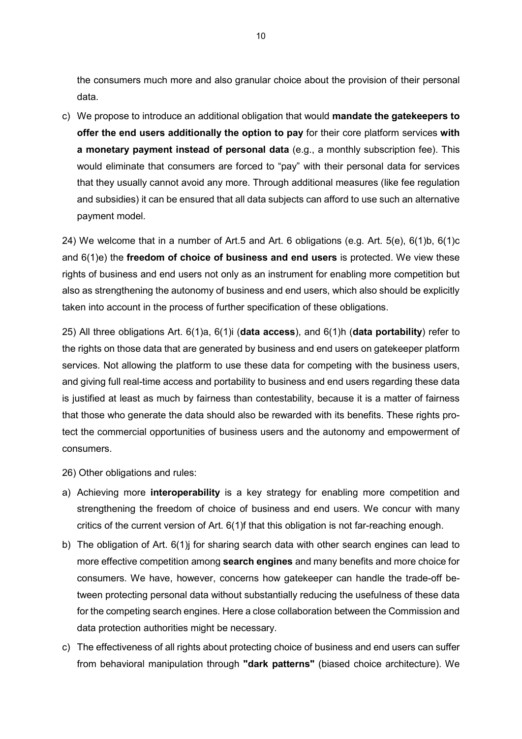the consumers much more and also granular choice about the provision of their personal data.

c) We propose to introduce an additional obligation that would **mandate the gatekeepers to offer the end users additionally the option to pay** for their core platform services **with a monetary payment instead of personal data** (e.g., a monthly subscription fee). This would eliminate that consumers are forced to "pay" with their personal data for services that they usually cannot avoid any more. Through additional measures (like fee regulation and subsidies) it can be ensured that all data subjects can afford to use such an alternative payment model.

24) We welcome that in a number of Art.5 and Art. 6 obligations (e.g. Art. 5(e), 6(1)b, 6(1)c and 6(1)e) the **freedom of choice of business and end users** is protected. We view these rights of business and end users not only as an instrument for enabling more competition but also as strengthening the autonomy of business and end users, which also should be explicitly taken into account in the process of further specification of these obligations.

25) All three obligations Art. 6(1)a, 6(1)i (**data access**), and 6(1)h (**data portability**) refer to the rights on those data that are generated by business and end users on gatekeeper platform services. Not allowing the platform to use these data for competing with the business users, and giving full real-time access and portability to business and end users regarding these data is justified at least as much by fairness than contestability, because it is a matter of fairness that those who generate the data should also be rewarded with its benefits. These rights protect the commercial opportunities of business users and the autonomy and empowerment of consumers.

26) Other obligations and rules:

a) Achieving more **interoperability** is a key strategy for enabling more competition and strengthening the freedom of choice of business and end users. We concur with many critics of the current version of Art. 6(1)f that this obligation is not far-reaching enough.

b) The obligation of Art. 6(1)j for sharing search data with other search engines can lead to more effective competition among **search engines** and many benefits and more choice for consumers. We have, however, concerns how gatekeeper can handle the trade-off between protecting personal data without substantially reducing the usefulness of these data for the competing search engines. Here a close collaboration between the Commission and data protection authorities might be necessary.

c) The effectiveness of all rights about protecting choice of business and end users can suffer from behavioral manipulation through **"dark patterns"** (biased choice architecture). We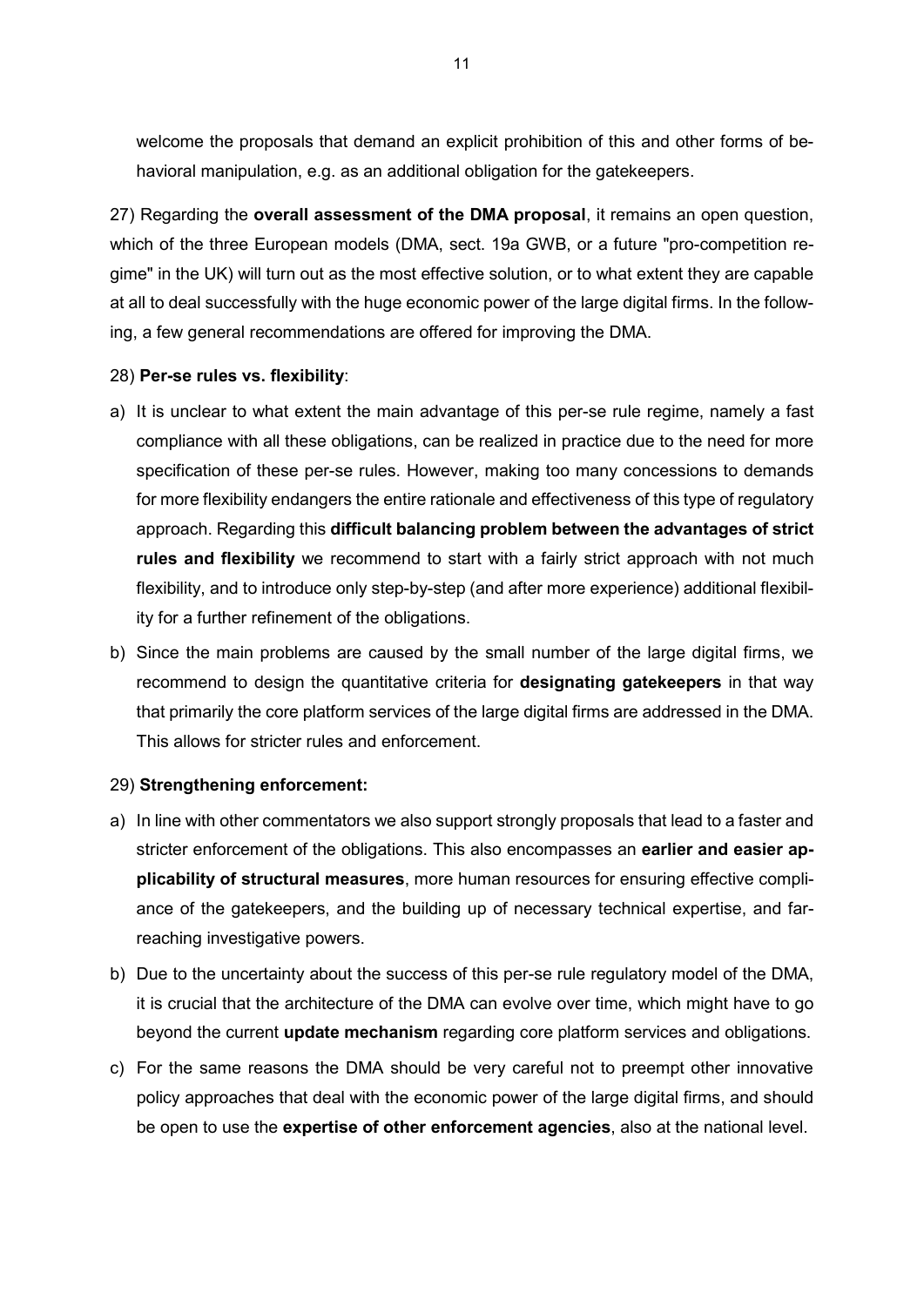welcome the proposals that demand an explicit prohibition of this and other forms of behavioral manipulation, e.g. as an additional obligation for the gatekeepers.

27) Regarding the **overall assessment of the DMA proposal**, it remains an open question, which of the three European models (DMA, sect. 19a GWB, or a future "pro-competition regime" in the UK) will turn out as the most effective solution, or to what extent they are capable at all to deal successfully with the huge economic power of the large digital firms. In the following, a few general recommendations are offered for improving the DMA.

28) **Per-se rules vs. flexibility**:

a) It is unclear to what extent the main advantage of this per-se rule regime, namely a fast compliance with all these obligations, can be realized in practice due to the need for more specification of these per-se rules. However, making too many concessions to demands for more flexibility endangers the entire rationale and effectiveness of this type of regulatory approach. Regarding this **difficult balancing problem between the advantages of strict rules and flexibility** we recommend to start with a fairly strict approach with not much flexibility, and to introduce only step-by-step (and after more experience) additional flexibility for a further refinement of the obligations.

b) Since the main problems are caused by the small number of the large digital firms, we recommend to design the quantitative criteria for **designating gatekeepers** in that way that primarily the core platform services of the large digital firms are addressed in the DMA. This allows for stricter rules and enforcement.

29) **Strengthening enforcement:**

a) In line with other commentators we also support strongly proposals that lead to a faster and stricter enforcement of the obligations. This also encompasses an **earlier and easier applicability of structural measures**, more human resources for ensuring effective compliance of the gatekeepers, and the building up of necessary technical expertise, and far-reaching investigative powers.

b) Due to the uncertainty about the success of this per-se rule regulatory model of the DMA, it is crucial that the architecture of the DMA can evolve over time, which might have to go beyond the current **update mechanism** regarding core platform services and obligations.

c) For the same reasons the DMA should be very careful not to preempt other innovative policy approaches that deal with the economic power of the large digital firms, and should be open to use the **expertise of other enforcement agencies**, also at the national level.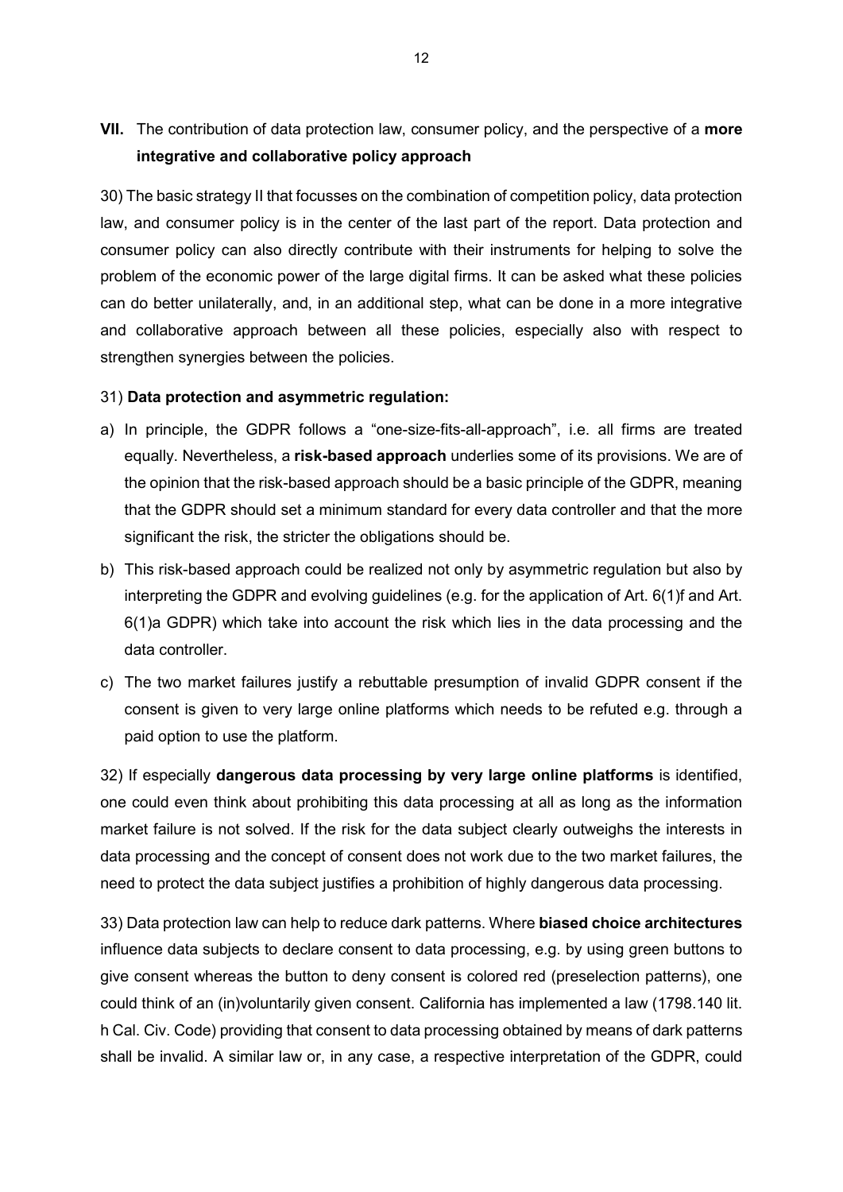## VII. The contribution of data protection law, consumer policy, and the perspective of a **more integrative and collaborative policy approach**

30) The basic strategy II that focusses on the combination of competition policy, data protection law, and consumer policy is in the center of the last part of the report. Data protection and consumer policy can also directly contribute with their instruments for helping to solve the problem of the economic power of the large digital firms. It can be asked what these policies can do better unilaterally, and, in an additional step, what can be done in a more integrative and collaborative approach between all these policies, especially also with respect to strengthen synergies between the policies.

31) **Data protection and asymmetric regulation:**

a) In principle, the GDPR follows a "one-size-fits-all-approach", i.e. all firms are treated equally. Nevertheless, a **risk-based approach** underlies some of its provisions. We are of the opinion that the risk-based approach should be a basic principle of the GDPR, meaning that the GDPR should set a minimum standard for every data controller and that the more significant the risk, the stricter the obligations should be.

b) This risk-based approach could be realized not only by asymmetric regulation but also by interpreting the GDPR and evolving guidelines (e.g. for the application of Art. 6(1)f and Art. 6(1)a GDPR) which take into account the risk which lies in the data processing and the data controller.

c) The two market failures justify a rebuttable presumption of invalid GDPR consent if the consent is given to very large online platforms which needs to be refuted e.g. through a paid option to use the platform.

32) If especially **dangerous data processing by very large online platforms** is identified, one could even think about prohibiting this data processing at all as long as the information market failure is not solved. If the risk for the data subject clearly outweighs the interests in data processing and the concept of consent does not work due to the two market failures, the need to protect the data subject justifies a prohibition of highly dangerous data processing.

33) Data protection law can help to reduce dark patterns. Where **biased choice architectures** influence data subjects to declare consent to data processing, e.g. by using green buttons to give consent whereas the button to deny consent is colored red (preselection patterns), one could think of an (in)voluntarily given consent. California has implemented a law (1798.140 lit. h Cal. Civ. Code) providing that consent to data processing obtained by means of dark patterns shall be invalid. A similar law or, in any case, a respective interpretation of the GDPR, could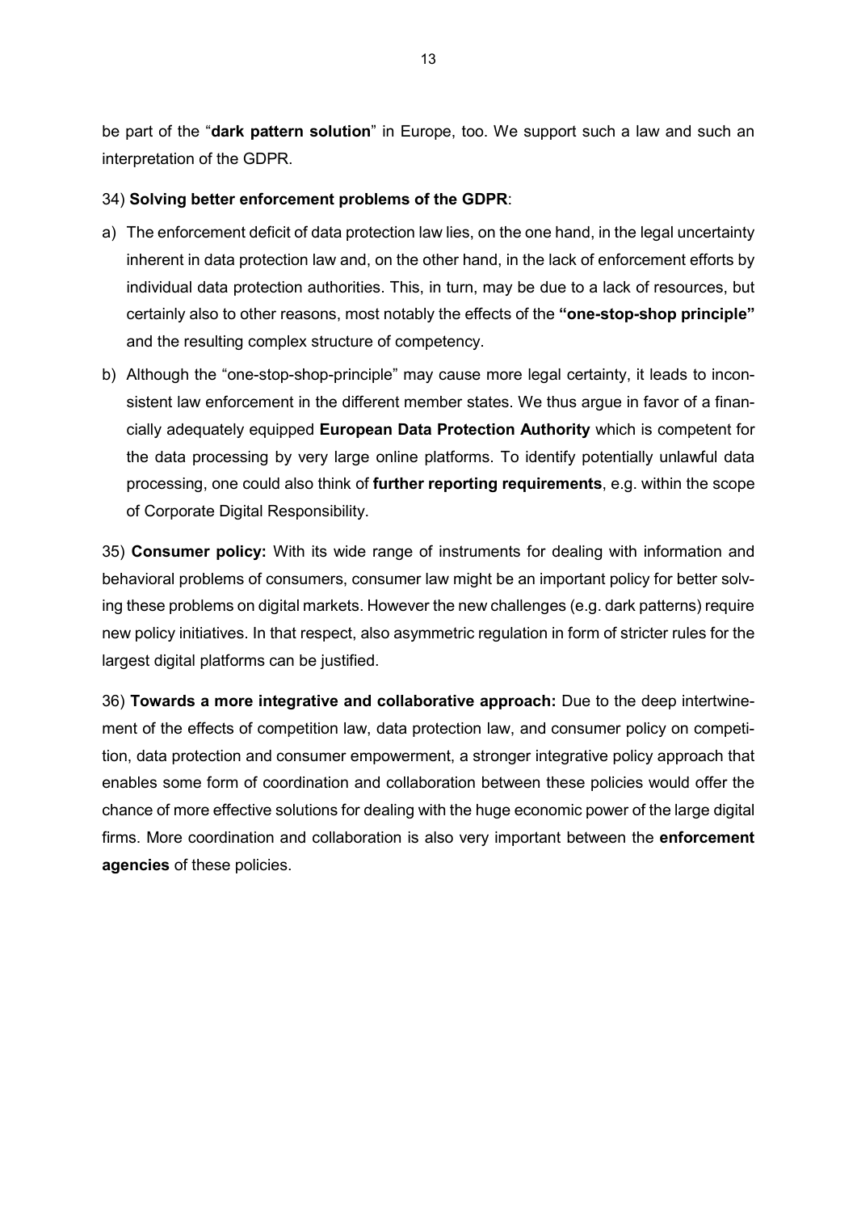be part of the "**dark pattern solution**" in Europe, too. We support such a law and such an interpretation of the GDPR.

34) **Solving better enforcement problems of the GDPR**:

a) The enforcement deficit of data protection law lies, on the one hand, in the legal uncertainty inherent in data protection law and, on the other hand, in the lack of enforcement efforts by individual data protection authorities. This, in turn, may be due to a lack of resources, but certainly also to other reasons, most notably the effects of the **"one-stop-shop principle"** and the resulting complex structure of competency.

b) Although the "one-stop-shop-principle" may cause more legal certainty, it leads to inconsistent law enforcement in the different member states. We thus argue in favor of a financially adequately equipped **European Data Protection Authority** which is competent for the data processing by very large online platforms. To identify potentially unlawful data processing, one could also think of **further reporting requirements**, e.g. within the scope of Corporate Digital Responsibility.

35) **Consumer policy:** With its wide range of instruments for dealing with information and behavioral problems of consumers, consumer law might be an important policy for better solving these problems on digital markets. However the new challenges (e.g. dark patterns) require new policy initiatives. In that respect, also asymmetric regulation in form of stricter rules for the largest digital platforms can be justified.

36) **Towards a more integrative and collaborative approach:** Due to the deep intertwinement of the effects of competition law, data protection law, and consumer policy on competition, data protection and consumer empowerment, a stronger integrative policy approach that enables some form of coordination and collaboration between these policies would offer the chance of more effective solutions for dealing with the huge economic power of the large digital firms. More coordination and collaboration is also very important between the **enforcement agencies** of these policies.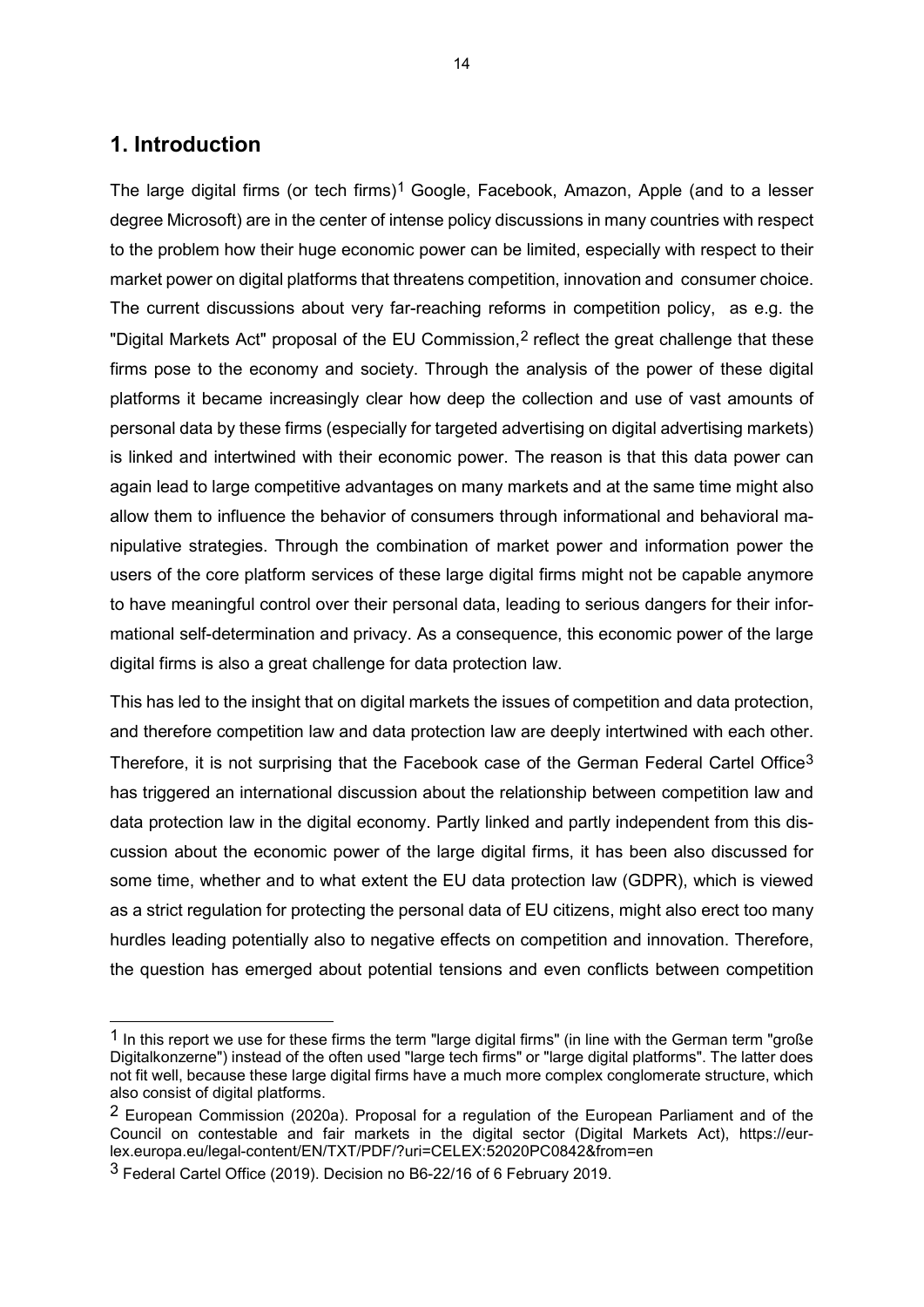# 1. Introduction

The large digital firms (or tech firms)[1] Google, Facebook, Amazon, Apple (and to a lesser degree Microsoft) are in the center of intense policy discussions in many countries with respect to the problem how their huge economic power can be limited, especially with respect to their market power on digital platforms that threatens competition, innovation and consumer choice. The current discussions about very far-reaching reforms in competition policy, as e.g. the "Digital Markets Act" proposal of the EU Commission,[2] reflect the great challenge that these firms pose to the economy and society. Through the analysis of the power of these digital platforms it became increasingly clear how deep the collection and use of vast amounts of personal data by these firms (especially for targeted advertising on digital advertising markets) is linked and intertwined with their economic power. The reason is that this data power can again lead to large competitive advantages on many markets and at the same time might also allow them to influence the behavior of consumers through informational and behavioral manipulative strategies. Through the combination of market power and information power the users of the core platform services of these large digital firms might not be capable anymore to have meaningful control over their personal data, leading to serious dangers for their informational self-determination and privacy. As a consequence, this economic power of the large digital firms is also a great challenge for data protection law.

This has led to the insight that on digital markets the issues of competition and data protection, and therefore competition law and data protection law are deeply intertwined with each other. Therefore, it is not surprising that the Facebook case of the German Federal Cartel Office[3] has triggered an international discussion about the relationship between competition law and data protection law in the digital economy. Partly linked and partly independent from this discussion about the economic power of the large digital firms, it has been also discussed for some time, whether and to what extent the EU data protection law (GDPR), which is viewed as a strict regulation for protecting the personal data of EU citizens, might also erect too many hurdles leading potentially also to negative effects on competition and innovation. Therefore, the question has emerged about potential tensions and even conflicts between competition

---

[1] In this report we use for these firms the term "large digital firms" (in line with the German term "große Digitalkonzerne") instead of the often used "large tech firms" or "large digital platforms". The latter does not fit well, because these large digital firms have a much more complex conglomerate structure, which also consist of digital platforms.

[2] European Commission (2020a). Proposal for a regulation of the European Parliament and of the Council on contestable and fair markets in the digital sector (Digital Markets Act), https://eur-lex.europa.eu/legal-content/EN/TXT/PDF/?uri=CELEX:52020PC0842&from=en

[3] Federal Cartel Office (2019). Decision no B6-22/16 of 6 February 2019.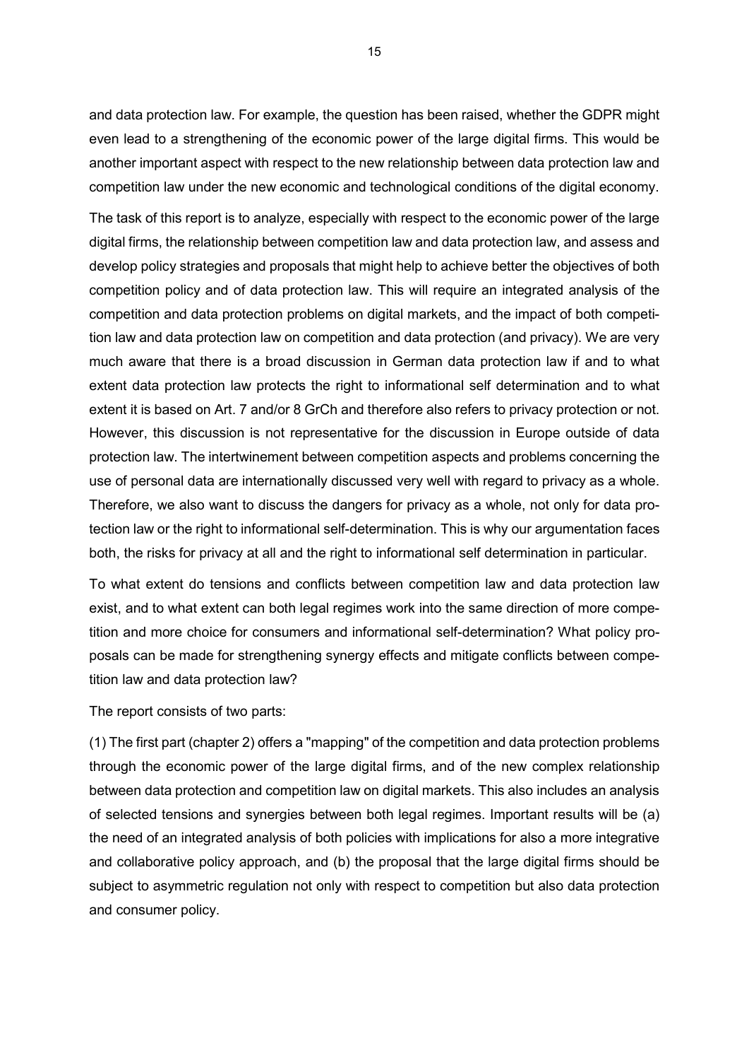and data protection law. For example, the question has been raised, whether the GDPR might even lead to a strengthening of the economic power of the large digital firms. This would be another important aspect with respect to the new relationship between data protection law and competition law under the new economic and technological conditions of the digital economy.

The task of this report is to analyze, especially with respect to the economic power of the large digital firms, the relationship between competition law and data protection law, and assess and develop policy strategies and proposals that might help to achieve better the objectives of both competition policy and of data protection law. This will require an integrated analysis of the competition and data protection problems on digital markets, and the impact of both competition law and data protection law on competition and data protection (and privacy). We are very much aware that there is a broad discussion in German data protection law if and to what extent data protection law protects the right to informational self determination and to what extent it is based on Art. 7 and/or 8 GrCh and therefore also refers to privacy protection or not. However, this discussion is not representative for the discussion in Europe outside of data protection law. The intertwinement between competition aspects and problems concerning the use of personal data are internationally discussed very well with regard to privacy as a whole. Therefore, we also want to discuss the dangers for privacy as a whole, not only for data protection law or the right to informational self-determination. This is why our argumentation faces both, the risks for privacy at all and the right to informational self determination in particular.

To what extent do tensions and conflicts between competition law and data protection law exist, and to what extent can both legal regimes work into the same direction of more competition and more choice for consumers and informational self-determination? What policy proposals can be made for strengthening synergy effects and mitigate conflicts between competition law and data protection law?

The report consists of two parts:

(1) The first part (chapter 2) offers a "mapping" of the competition and data protection problems through the economic power of the large digital firms, and of the new complex relationship between data protection and competition law on digital markets. This also includes an analysis of selected tensions and synergies between both legal regimes. Important results will be (a) the need of an integrated analysis of both policies with implications for also a more integrative and collaborative policy approach, and (b) the proposal that the large digital firms should be subject to asymmetric regulation not only with respect to competition but also data protection and consumer policy.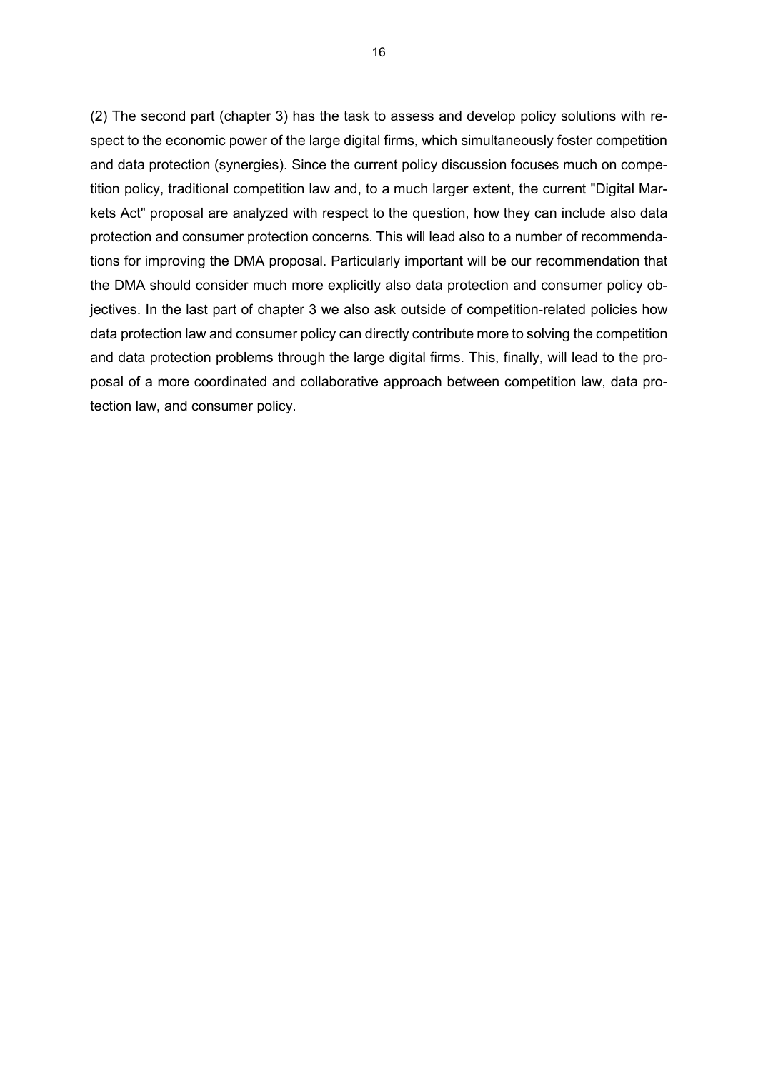(2) The second part (chapter 3) has the task to assess and develop policy solutions with respect to the economic power of the large digital firms, which simultaneously foster competition and data protection (synergies). Since the current policy discussion focuses much on competition policy, traditional competition law and, to a much larger extent, the current "Digital Markets Act" proposal are analyzed with respect to the question, how they can include also data protection and consumer protection concerns. This will lead also to a number of recommendations for improving the DMA proposal. Particularly important will be our recommendation that the DMA should consider much more explicitly also data protection and consumer policy objectives. In the last part of chapter 3 we also ask outside of competition-related policies how data protection law and consumer policy can directly contribute more to solving the competition and data protection problems through the large digital firms. This, finally, will lead to the proposal of a more coordinated and collaborative approach between competition law, data protection law, and consumer policy.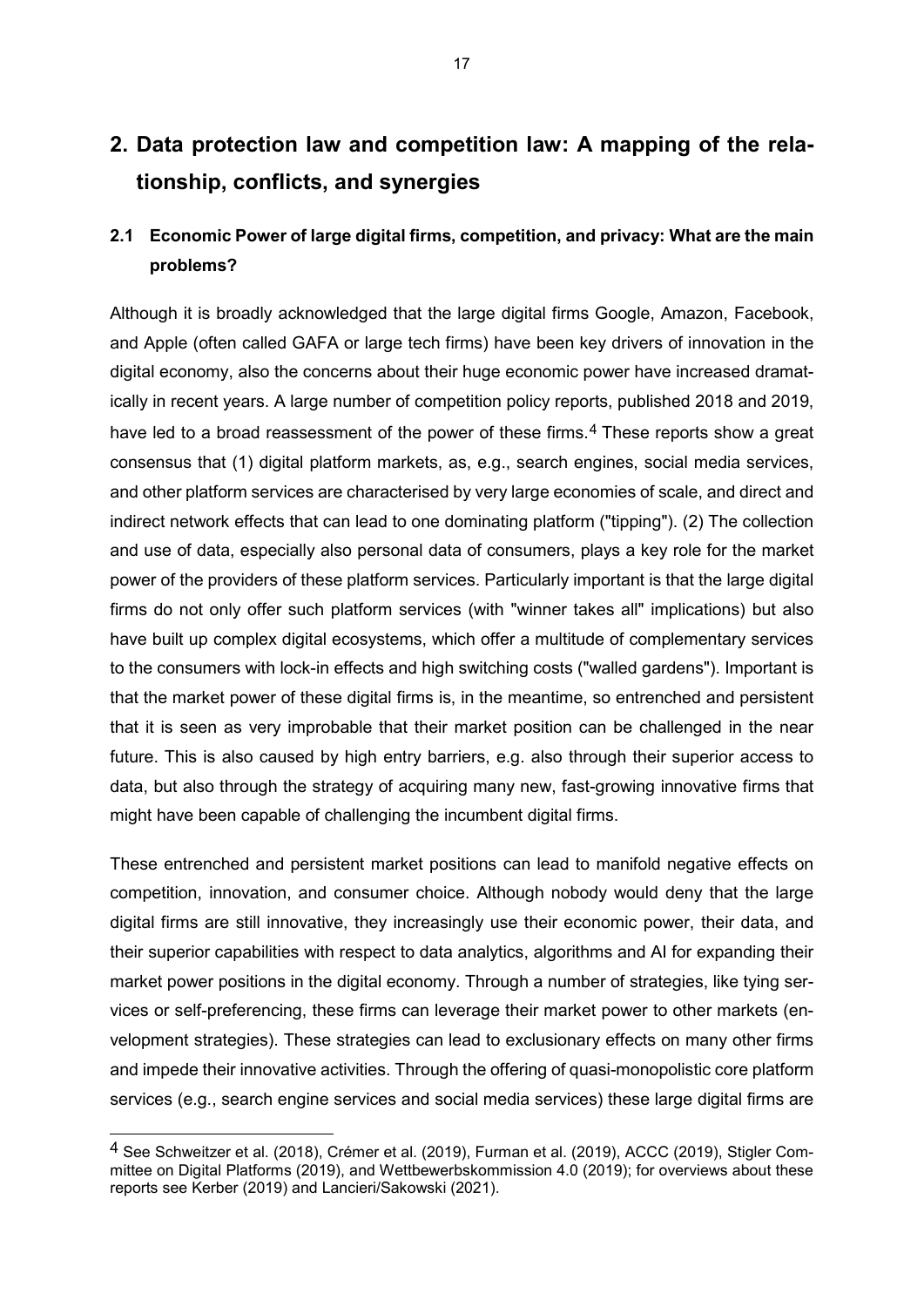# 2. Data protection law and competition law: A mapping of the relationship, conflicts, and synergies

## 2.1 Economic Power of large digital firms, competition, and privacy: What are the main problems?

Although it is broadly acknowledged that the large digital firms Google, Amazon, Facebook, and Apple (often called GAFA or large tech firms) have been key drivers of innovation in the digital economy, also the concerns about their huge economic power have increased dramatically in recent years. A large number of competition policy reports, published 2018 and 2019, have led to a broad reassessment of the power of these firms.[4] These reports show a great consensus that (1) digital platform markets, as, e.g., search engines, social media services, and other platform services are characterised by very large economies of scale, and direct and indirect network effects that can lead to one dominating platform ("tipping"). (2) The collection and use of data, especially also personal data of consumers, plays a key role for the market power of the providers of these platform services. Particularly important is that the large digital firms do not only offer such platform services (with "winner takes all" implications) but also have built up complex digital ecosystems, which offer a multitude of complementary services to the consumers with lock-in effects and high switching costs ("walled gardens"). Important is that the market power of these digital firms is, in the meantime, so entrenched and persistent that it is seen as very improbable that their market position can be challenged in the near future. This is also caused by high entry barriers, e.g. also through their superior access to data, but also through the strategy of acquiring many new, fast-growing innovative firms that might have been capable of challenging the incumbent digital firms.

These entrenched and persistent market positions can lead to manifold negative effects on competition, innovation, and consumer choice. Although nobody would deny that the large digital firms are still innovative, they increasingly use their economic power, their data, and their superior capabilities with respect to data analytics, algorithms and AI for expanding their market power positions in the digital economy. Through a number of strategies, like tying services or self-preferencing, these firms can leverage their market power to other markets (envelopment strategies). These strategies can lead to exclusionary effects on many other firms and impede their innovative activities. Through the offering of quasi-monopolistic core platform services (e.g., search engine services and social media services) these large digital firms are

[4] See Schweitzer et al. (2018), Crémer et al. (2019), Furman et al. (2019), ACCC (2019), Stigler Committee on Digital Platforms (2019), and Wettbewerbskommission 4.0 (2019); for overviews about these reports see Kerber (2019) and Lancieri/Sakowski (2021).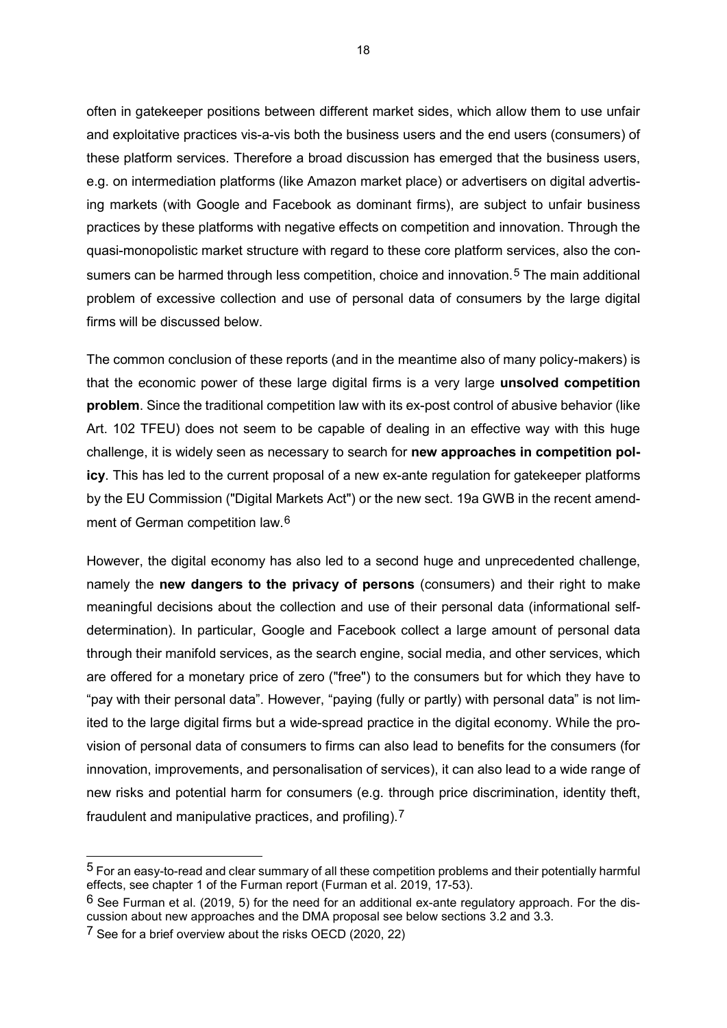often in gatekeeper positions between different market sides, which allow them to use unfair and exploitative practices vis-a-vis both the business users and the end users (consumers) of these platform services. Therefore a broad discussion has emerged that the business users, e.g. on intermediation platforms (like Amazon market place) or advertisers on digital advertising markets (with Google and Facebook as dominant firms), are subject to unfair business practices by these platforms with negative effects on competition and innovation. Through the quasi-monopolistic market structure with regard to these core platform services, also the consumers can be harmed through less competition, choice and innovation.[5] The main additional problem of excessive collection and use of personal data of consumers by the large digital firms will be discussed below.

The common conclusion of these reports (and in the meantime also of many policy-makers) is that the economic power of these large digital firms is a very large **unsolved competition problem**. Since the traditional competition law with its ex-post control of abusive behavior (like Art. 102 TFEU) does not seem to be capable of dealing in an effective way with this huge challenge, it is widely seen as necessary to search for **new approaches in competition policy**. This has led to the current proposal of a new ex-ante regulation for gatekeeper platforms by the EU Commission ("Digital Markets Act") or the new sect. 19a GWB in the recent amendment of German competition law.[6]

However, the digital economy has also led to a second huge and unprecedented challenge, namely the **new dangers to the privacy of persons** (consumers) and their right to make meaningful decisions about the collection and use of their personal data (informational self-determination). In particular, Google and Facebook collect a large amount of personal data through their manifold services, as the search engine, social media, and other services, which are offered for a monetary price of zero ("free") to the consumers but for which they have to "pay with their personal data". However, "paying (fully or partly) with personal data" is not limited to the large digital firms but a wide-spread practice in the digital economy. While the provision of personal data of consumers to firms can also lead to benefits for the consumers (for innovation, improvements, and personalisation of services), it can also lead to a wide range of new risks and potential harm for consumers (e.g. through price discrimination, identity theft, fraudulent and manipulative practices, and profiling).[7]

---

[5] For an easy-to-read and clear summary of all these competition problems and their potentially harmful effects, see chapter 1 of the Furman report (Furman et al. 2019, 17-53).

[6] See Furman et al. (2019, 5) for the need for an additional ex-ante regulatory approach. For the discussion about new approaches and the DMA proposal see below sections 3.2 and 3.3.

[7] See for a brief overview about the risks OECD (2020, 22)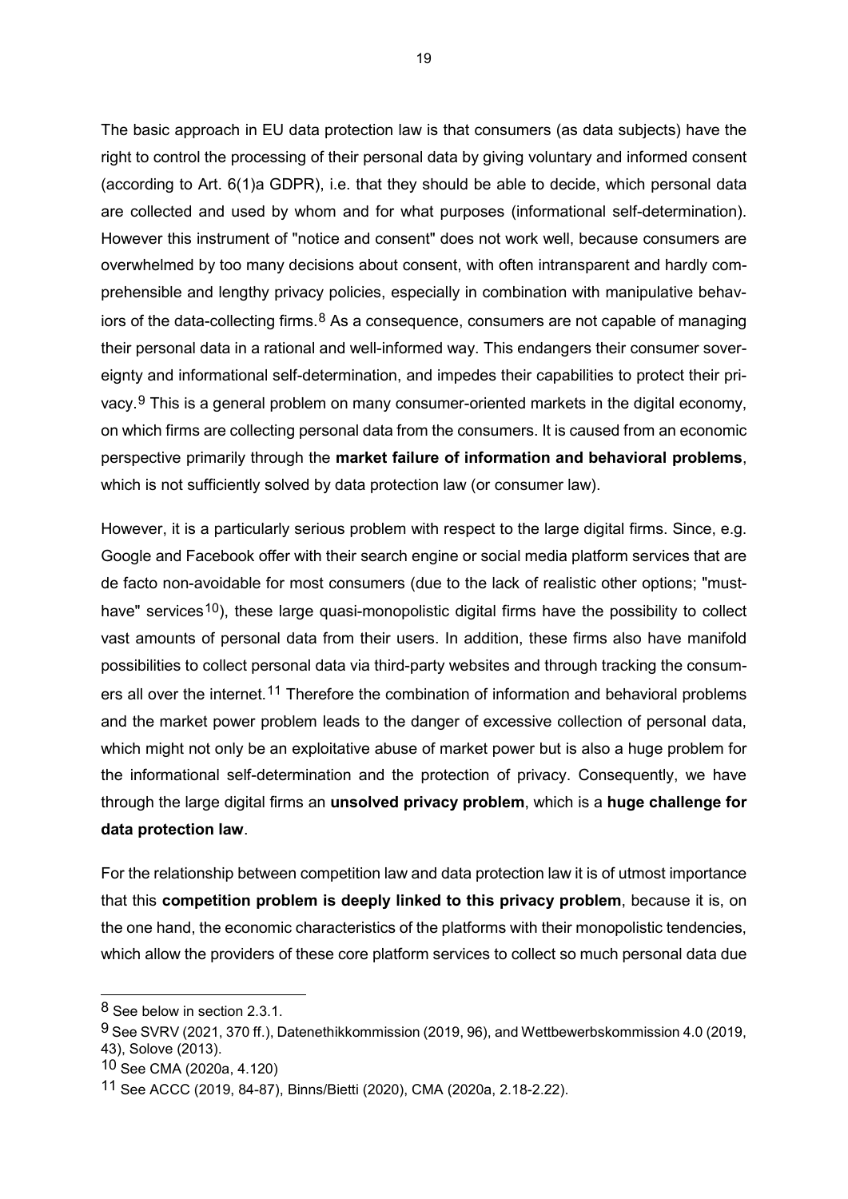The basic approach in EU data protection law is that consumers (as data subjects) have the right to control the processing of their personal data by giving voluntary and informed consent (according to Art. 6(1)a GDPR), i.e. that they should be able to decide, which personal data are collected and used by whom and for what purposes (informational self-determination). However this instrument of "notice and consent" does not work well, because consumers are overwhelmed by too many decisions about consent, with often intransparent and hardly comprehensible and lengthy privacy policies, especially in combination with manipulative behaviors of the data-collecting firms.[8] As a consequence, consumers are not capable of managing their personal data in a rational and well-informed way. This endangers their consumer sovereignty and informational self-determination, and impedes their capabilities to protect their privacy.[9] This is a general problem on many consumer-oriented markets in the digital economy, on which firms are collecting personal data from the consumers. It is caused from an economic perspective primarily through the **market failure of information and behavioral problems**, which is not sufficiently solved by data protection law (or consumer law).

However, it is a particularly serious problem with respect to the large digital firms. Since, e.g. Google and Facebook offer with their search engine or social media platform services that are de facto non-avoidable for most consumers (due to the lack of realistic other options; "must-have" services[10]), these large quasi-monopolistic digital firms have the possibility to collect vast amounts of personal data from their users. In addition, these firms also have manifold possibilities to collect personal data via third-party websites and through tracking the consumers all over the internet.[11] Therefore the combination of information and behavioral problems and the market power problem leads to the danger of excessive collection of personal data, which might not only be an exploitative abuse of market power but is also a huge problem for the informational self-determination and the protection of privacy. Consequently, we have through the large digital firms an **unsolved privacy problem**, which is a **huge challenge for data protection law**.

For the relationship between competition law and data protection law it is of utmost importance that this **competition problem is deeply linked to this privacy problem**, because it is, on the one hand, the economic characteristics of the platforms with their monopolistic tendencies, which allow the providers of these core platform services to collect so much personal data due

---

[8] See below in section 2.3.1.

[9] See SVRV (2021, 370 ff.), Datenethikkommission (2019, 96), and Wettbewerbskommission 4.0 (2019, 43), Solove (2013).

[10] See CMA (2020a, 4.120)

[11] See ACCC (2019, 84-87), Binns/Bietti (2020), CMA (2020a, 2.18-2.22).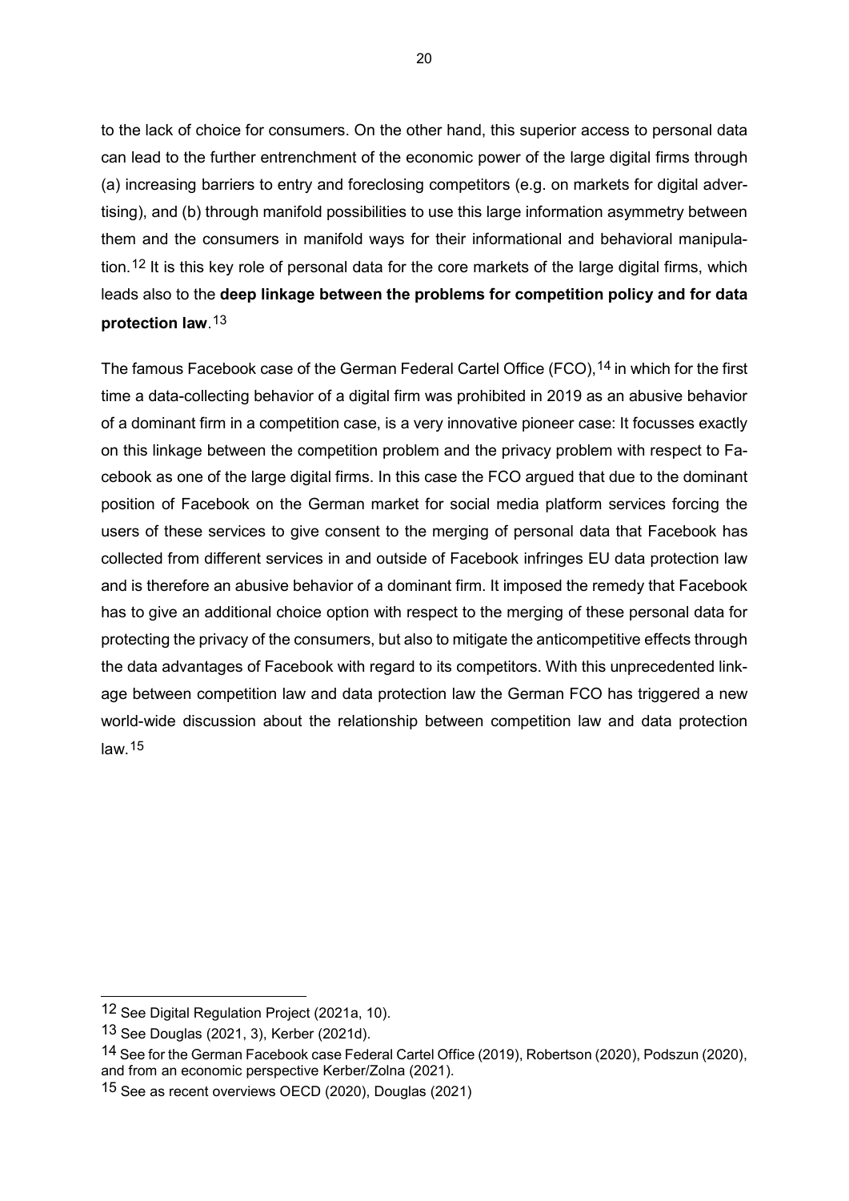to the lack of choice for consumers. On the other hand, this superior access to personal data can lead to the further entrenchment of the economic power of the large digital firms through (a) increasing barriers to entry and foreclosing competitors (e.g. on markets for digital advertising), and (b) through manifold possibilities to use this large information asymmetry between them and the consumers in manifold ways for their informational and behavioral manipulation.[12] It is this key role of personal data for the core markets of the large digital firms, which leads also to the **deep linkage between the problems for competition policy and for data protection law**.[13]

The famous Facebook case of the German Federal Cartel Office (FCO),[14] in which for the first time a data-collecting behavior of a digital firm was prohibited in 2019 as an abusive behavior of a dominant firm in a competition case, is a very innovative pioneer case: It focusses exactly on this linkage between the competition problem and the privacy problem with respect to Facebook as one of the large digital firms. In this case the FCO argued that due to the dominant position of Facebook on the German market for social media platform services forcing the users of these services to give consent to the merging of personal data that Facebook has collected from different services in and outside of Facebook infringes EU data protection law and is therefore an abusive behavior of a dominant firm. It imposed the remedy that Facebook has to give an additional choice option with respect to the merging of these personal data for protecting the privacy of the consumers, but also to mitigate the anticompetitive effects through the data advantages of Facebook with regard to its competitors. With this unprecedented linkage between competition law and data protection law the German FCO has triggered a new world-wide discussion about the relationship between competition law and data protection law.[15]

---

[12] See Digital Regulation Project (2021a, 10).

[13] See Douglas (2021, 3), Kerber (2021d).

[14] See for the German Facebook case Federal Cartel Office (2019), Robertson (2020), Podszun (2020), and from an economic perspective Kerber/Zolna (2021).

[15] See as recent overviews OECD (2020), Douglas (2021)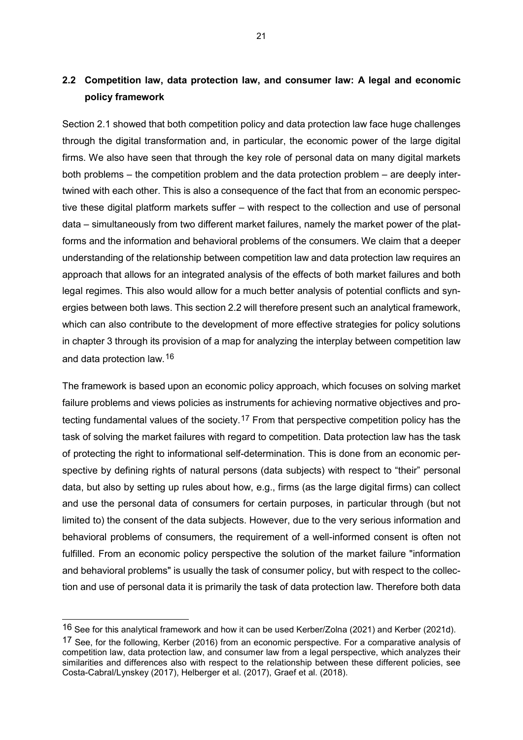## 2.2 Competition law, data protection law, and consumer law: A legal and economic policy framework

Section 2.1 showed that both competition policy and data protection law face huge challenges through the digital transformation and, in particular, the economic power of the large digital firms. We also have seen that through the key role of personal data on many digital markets both problems – the competition problem and the data protection problem – are deeply intertwined with each other. This is also a consequence of the fact that from an economic perspective these digital platform markets suffer – with respect to the collection and use of personal data – simultaneously from two different market failures, namely the market power of the platforms and the information and behavioral problems of the consumers. We claim that a deeper understanding of the relationship between competition law and data protection law requires an approach that allows for an integrated analysis of the effects of both market failures and both legal regimes. This also would allow for a much better analysis of potential conflicts and synergies between both laws. This section 2.2 will therefore present such an analytical framework, which can also contribute to the development of more effective strategies for policy solutions in chapter 3 through its provision of a map for analyzing the interplay between competition law and data protection law.[16]

The framework is based upon an economic policy approach, which focuses on solving market failure problems and views policies as instruments for achieving normative objectives and protecting fundamental values of the society.[17] From that perspective competition policy has the task of solving the market failures with regard to competition. Data protection law has the task of protecting the right to informational self-determination. This is done from an economic perspective by defining rights of natural persons (data subjects) with respect to "their" personal data, but also by setting up rules about how, e.g., firms (as the large digital firms) can collect and use the personal data of consumers for certain purposes, in particular through (but not limited to) the consent of the data subjects. However, due to the very serious information and behavioral problems of consumers, the requirement of a well-informed consent is often not fulfilled. From an economic policy perspective the solution of the market failure "information and behavioral problems" is usually the task of consumer policy, but with respect to the collection and use of personal data it is primarily the task of data protection law. Therefore both data

---

[16] See for this analytical framework and how it can be used Kerber/Zolna (2021) and Kerber (2021d).

[17] See, for the following, Kerber (2016) from an economic perspective. For a comparative analysis of competition law, data protection law, and consumer law from a legal perspective, which analyzes their similarities and differences also with respect to the relationship between these different policies, see Costa-Cabral/Lynskey (2017), Helberger et al. (2017), Graef et al. (2018).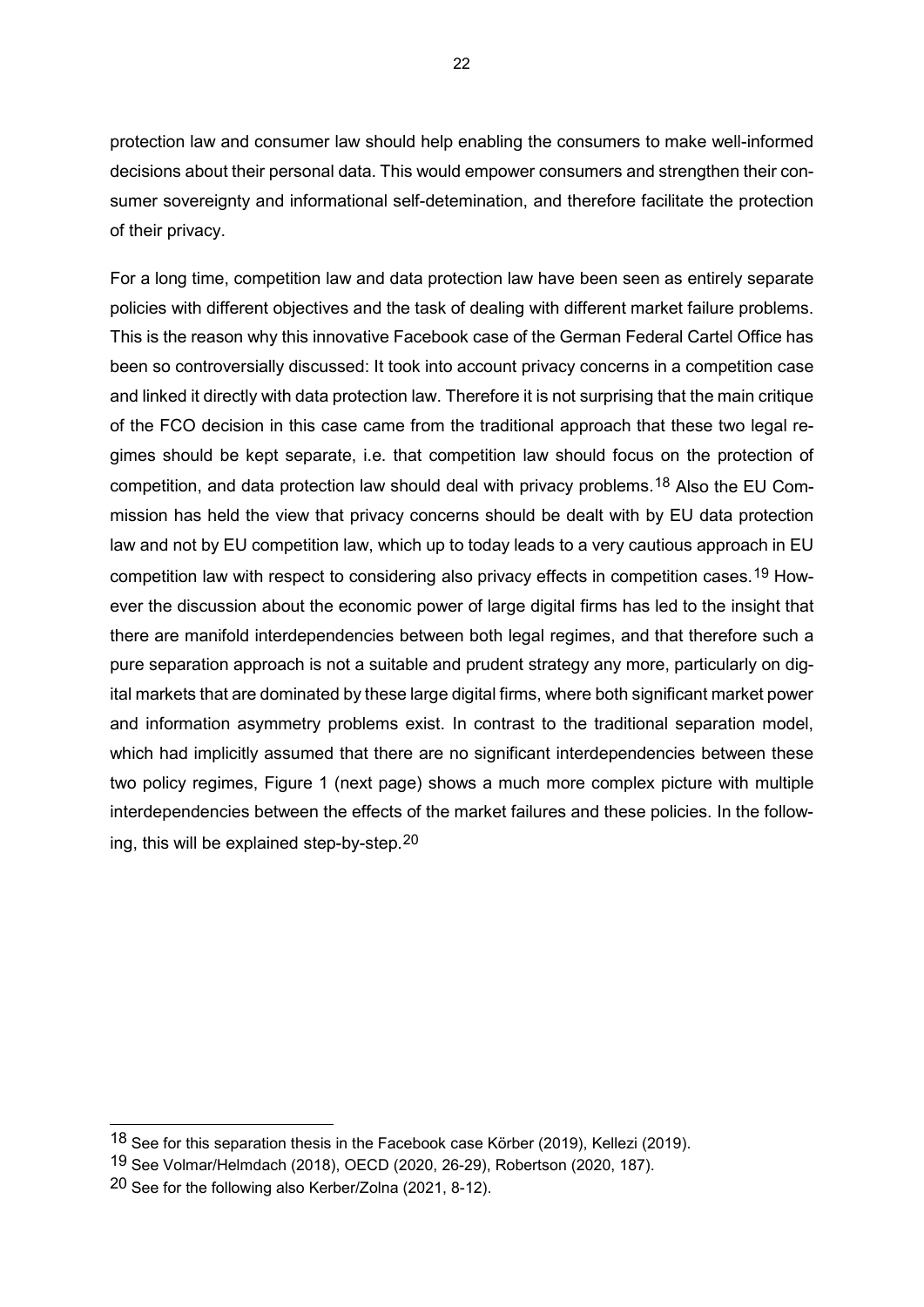protection law and consumer law should help enabling the consumers to make well-informed decisions about their personal data. This would empower consumers and strengthen their consumer sovereignty and informational self-detemination, and therefore facilitate the protection of their privacy.

For a long time, competition law and data protection law have been seen as entirely separate policies with different objectives and the task of dealing with different market failure problems. This is the reason why this innovative Facebook case of the German Federal Cartel Office has been so controversially discussed: It took into account privacy concerns in a competition case and linked it directly with data protection law. Therefore it is not surprising that the main critique of the FCO decision in this case came from the traditional approach that these two legal regimes should be kept separate, i.e. that competition law should focus on the protection of competition, and data protection law should deal with privacy problems.[18] Also the EU Commission has held the view that privacy concerns should be dealt with by EU data protection law and not by EU competition law, which up to today leads to a very cautious approach in EU competition law with respect to considering also privacy effects in competition cases.[19] However the discussion about the economic power of large digital firms has led to the insight that there are manifold interdependencies between both legal regimes, and that therefore such a pure separation approach is not a suitable and prudent strategy any more, particularly on digital markets that are dominated by these large digital firms, where both significant market power and information asymmetry problems exist. In contrast to the traditional separation model, which had implicitly assumed that there are no significant interdependencies between these two policy regimes, Figure 1 (next page) shows a much more complex picture with multiple interdependencies between the effects of the market failures and these policies. In the following, this will be explained step-by-step.[20]

---

[18] See for this separation thesis in the Facebook case Körber (2019), Kellezi (2019).

[19] See Volmar/Helmdach (2018), OECD (2020, 26-29), Robertson (2020, 187).

[20] See for the following also Kerber/Zolna (2021, 8-12).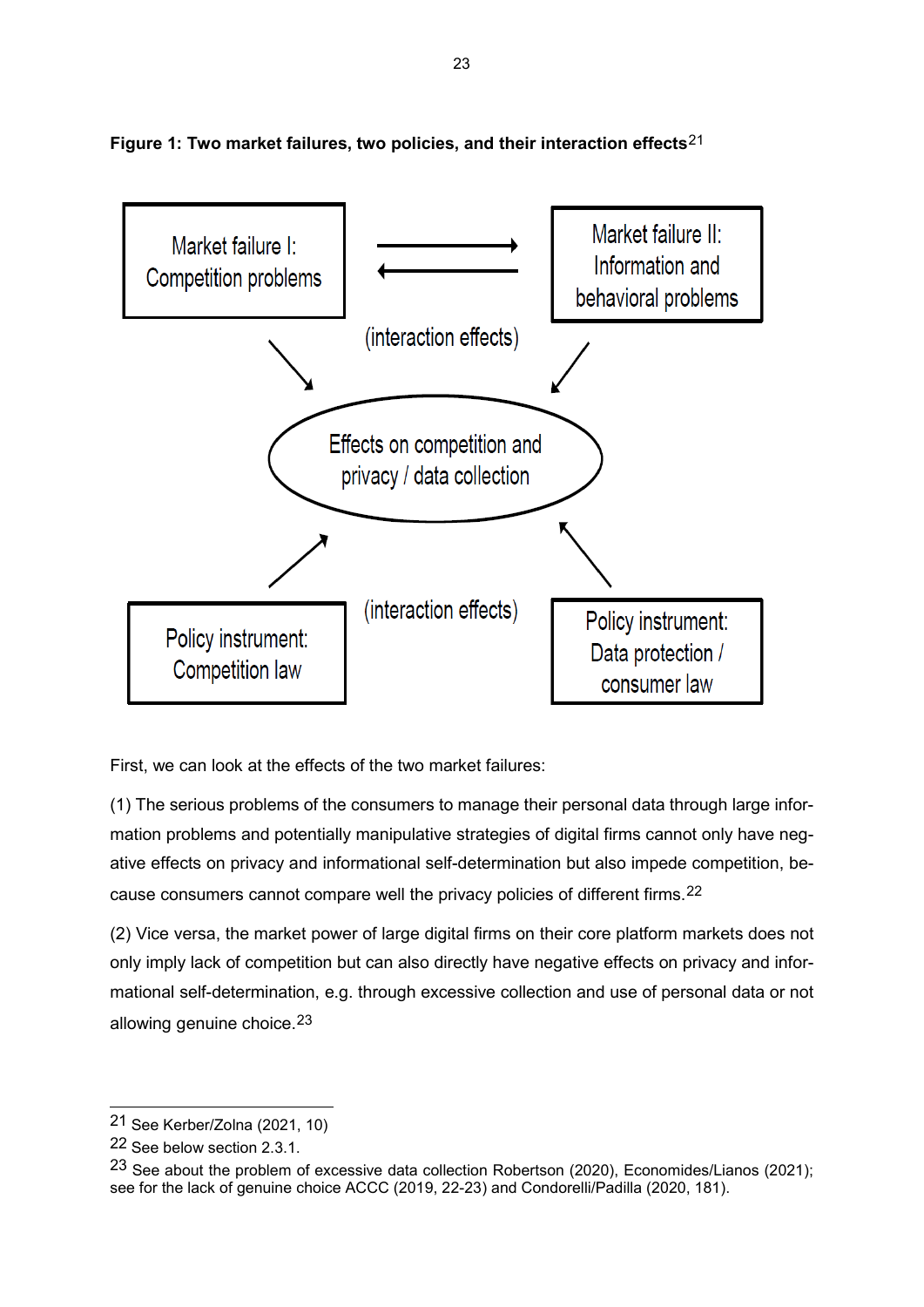**Figure 1: Two market failures, two policies, and their interaction effects**[21]

Market failure I: Competition problems

Market failure II: Information and behavioral problems

(interaction effects)

Effects on competition and privacy / data collection

(interaction effects)

Policy instrument: Competition law

Policy instrument: Data protection / consumer law

First, we can look at the effects of the two market failures:

(1) The serious problems of the consumers to manage their personal data through large information problems and potentially manipulative strategies of digital firms cannot only have negative effects on privacy and informational self-determination but also impede competition, because consumers cannot compare well the privacy policies of different firms.[22]

(2) Vice versa, the market power of large digital firms on their core platform markets does not only imply lack of competition but can also directly have negative effects on privacy and informational self-determination, e.g. through excessive collection and use of personal data or not allowing genuine choice.[23]

---

[21] See Kerber/Zolna (2021, 10)

[22] See below section 2.3.1.

[23] See about the problem of excessive data collection Robertson (2020), Economides/Lianos (2021); see for the lack of genuine choice ACCC (2019, 22-23) and Condorelli/Padilla (2020, 181).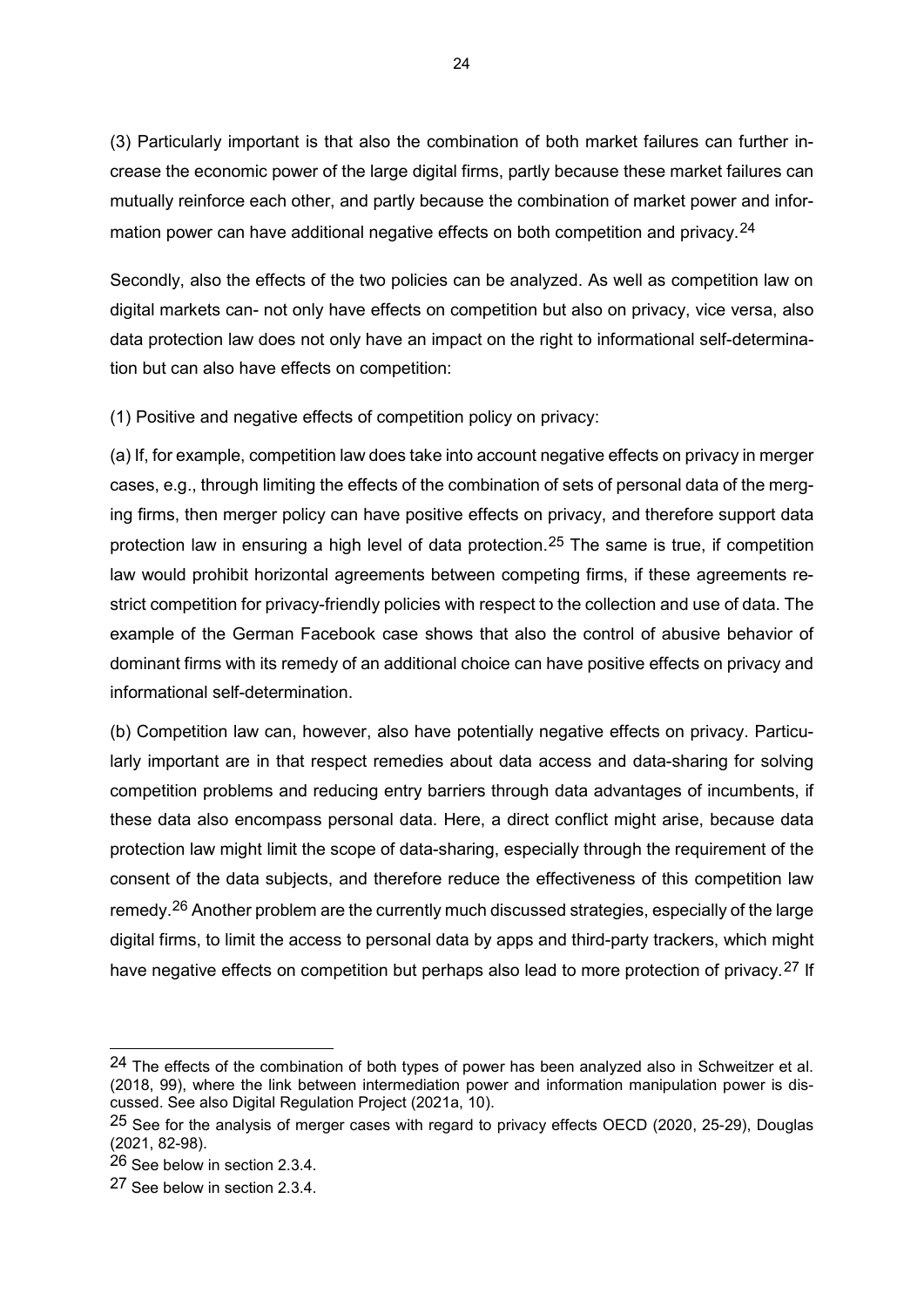(3) Particularly important is that also the combination of both market failures can further increase the economic power of the large digital firms, partly because these market failures can mutually reinforce each other, and partly because the combination of market power and information power can have additional negative effects on both competition and privacy.[24]

Secondly, also the effects of the two policies can be analyzed. As well as competition law on digital markets can- not only have effects on competition but also on privacy, vice versa, also data protection law does not only have an impact on the right to informational self-determination but can also have effects on competition:

(1) Positive and negative effects of competition policy on privacy:

(a) If, for example, competition law does take into account negative effects on privacy in merger cases, e.g., through limiting the effects of the combination of sets of personal data of the merging firms, then merger policy can have positive effects on privacy, and therefore support data protection law in ensuring a high level of data protection.[25] The same is true, if competition law would prohibit horizontal agreements between competing firms, if these agreements restrict competition for privacy-friendly policies with respect to the collection and use of data. The example of the German Facebook case shows that also the control of abusive behavior of dominant firms with its remedy of an additional choice can have positive effects on privacy and informational self-determination.

(b) Competition law can, however, also have potentially negative effects on privacy. Particularly important are in that respect remedies about data access and data-sharing for solving competition problems and reducing entry barriers through data advantages of incumbents, if these data also encompass personal data. Here, a direct conflict might arise, because data protection law might limit the scope of data-sharing, especially through the requirement of the consent of the data subjects, and therefore reduce the effectiveness of this competition law remedy.[26] Another problem are the currently much discussed strategies, especially of the large digital firms, to limit the access to personal data by apps and third-party trackers, which might have negative effects on competition but perhaps also lead to more protection of privacy.[27] If

---

[24] The effects of the combination of both types of power has been analyzed also in Schweitzer et al. (2018, 99), where the link between intermediation power and information manipulation power is discussed. See also Digital Regulation Project (2021a, 10).

[25] See for the analysis of merger cases with regard to privacy effects OECD (2020, 25-29), Douglas (2021, 82-98).

[26] See below in section 2.3.4.

[27] See below in section 2.3.4.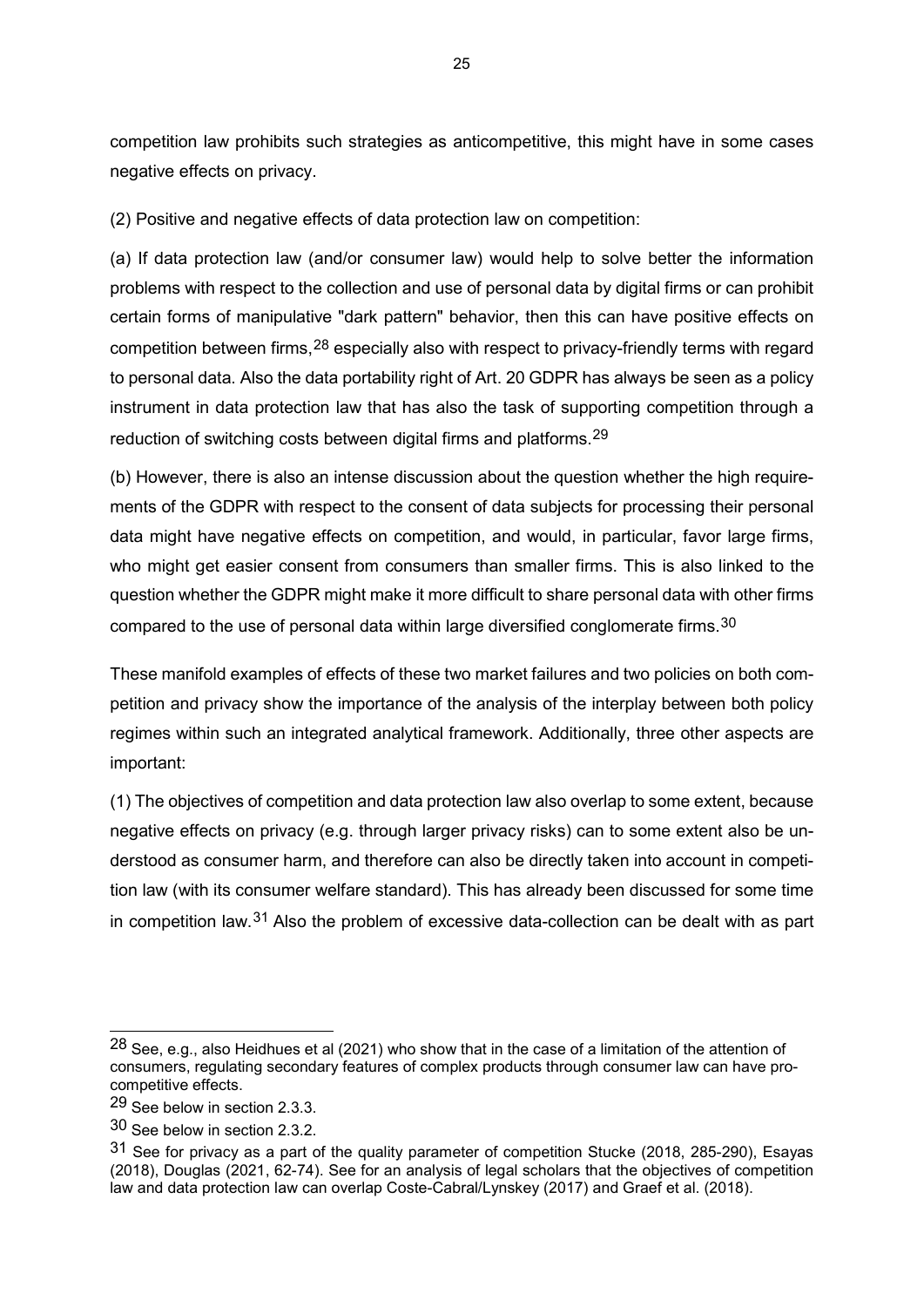competition law prohibits such strategies as anticompetitive, this might have in some cases negative effects on privacy.

(2) Positive and negative effects of data protection law on competition:

(a) If data protection law (and/or consumer law) would help to solve better the information problems with respect to the collection and use of personal data by digital firms or can prohibit certain forms of manipulative "dark pattern" behavior, then this can have positive effects on competition between firms,[28] especially also with respect to privacy-friendly terms with regard to personal data. Also the data portability right of Art. 20 GDPR has always be seen as a policy instrument in data protection law that has also the task of supporting competition through a reduction of switching costs between digital firms and platforms.[29]

(b) However, there is also an intense discussion about the question whether the high requirements of the GDPR with respect to the consent of data subjects for processing their personal data might have negative effects on competition, and would, in particular, favor large firms, who might get easier consent from consumers than smaller firms. This is also linked to the question whether the GDPR might make it more difficult to share personal data with other firms compared to the use of personal data within large diversified conglomerate firms.[30]

These manifold examples of effects of these two market failures and two policies on both competition and privacy show the importance of the analysis of the interplay between both policy regimes within such an integrated analytical framework. Additionally, three other aspects are important:

(1) The objectives of competition and data protection law also overlap to some extent, because negative effects on privacy (e.g. through larger privacy risks) can to some extent also be understood as consumer harm, and therefore can also be directly taken into account in competition law (with its consumer welfare standard). This has already been discussed for some time in competition law.[31] Also the problem of excessive data-collection can be dealt with as part

---

[28] See, e.g., also Heidhues et al (2021) who show that in the case of a limitation of the attention of consumers, regulating secondary features of complex products through consumer law can have pro-competitive effects.

[29] See below in section 2.3.3.

[30] See below in section 2.3.2.

[31] See for privacy as a part of the quality parameter of competition Stucke (2018, 285-290), Esayas (2018), Douglas (2021, 62-74). See for an analysis of legal scholars that the objectives of competition law and data protection law can overlap Coste-Cabral/Lynskey (2017) and Graef et al. (2018).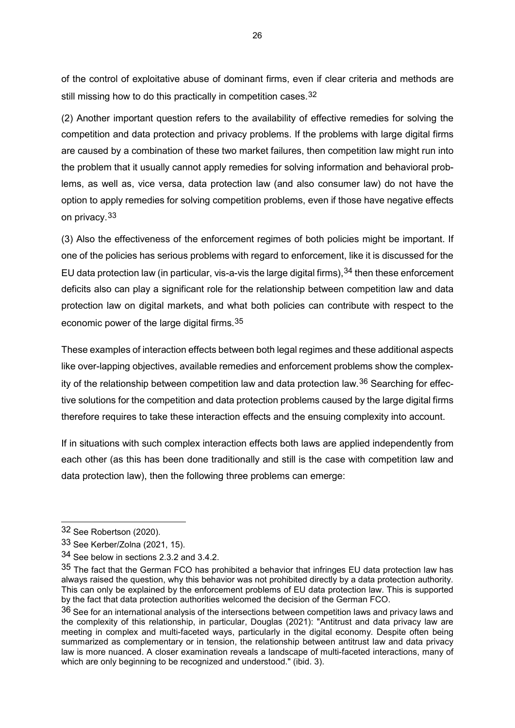of the control of exploitative abuse of dominant firms, even if clear criteria and methods are still missing how to do this practically in competition cases.[32]

(2) Another important question refers to the availability of effective remedies for solving the competition and data protection and privacy problems. If the problems with large digital firms are caused by a combination of these two market failures, then competition law might run into the problem that it usually cannot apply remedies for solving information and behavioral problems, as well as, vice versa, data protection law (and also consumer law) do not have the option to apply remedies for solving competition problems, even if those have negative effects on privacy.[33]

(3) Also the effectiveness of the enforcement regimes of both policies might be important. If one of the policies has serious problems with regard to enforcement, like it is discussed for the EU data protection law (in particular, vis-a-vis the large digital firms),[34] then these enforcement deficits also can play a significant role for the relationship between competition law and data protection law on digital markets, and what both policies can contribute with respect to the economic power of the large digital firms.[35]

These examples of interaction effects between both legal regimes and these additional aspects like over-lapping objectives, available remedies and enforcement problems show the complexity of the relationship between competition law and data protection law.[36] Searching for effective solutions for the competition and data protection problems caused by the large digital firms therefore requires to take these interaction effects and the ensuing complexity into account.

If in situations with such complex interaction effects both laws are applied independently from each other (as this has been done traditionally and still is the case with competition law and data protection law), then the following three problems can emerge:

---

[32] See Robertson (2020).

[33] See Kerber/Zolna (2021, 15).

[34] See below in sections 2.3.2 and 3.4.2.

[35] The fact that the German FCO has prohibited a behavior that infringes EU data protection law has always raised the question, why this behavior was not prohibited directly by a data protection authority. This can only be explained by the enforcement problems of EU data protection law. This is supported by the fact that data protection authorities welcomed the decision of the German FCO.

[36] See for an international analysis of the intersections between competition laws and privacy laws and the complexity of this relationship, in particular, Douglas (2021): "Antitrust and data privacy law are meeting in complex and multi-faceted ways, particularly in the digital economy. Despite often being summarized as complementary or in tension, the relationship between antitrust law and data privacy law is more nuanced. A closer examination reveals a landscape of multi-faceted interactions, many of which are only beginning to be recognized and understood." (ibid. 3).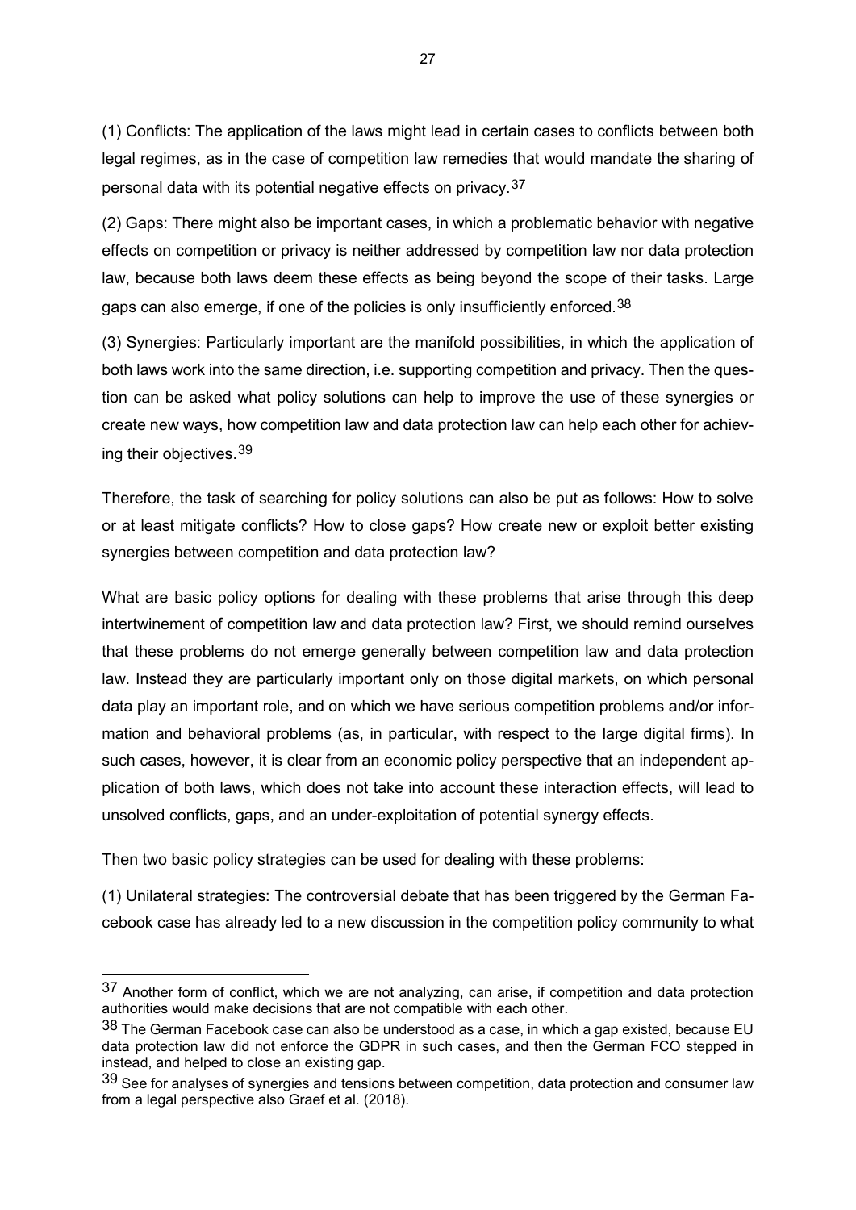(1) Conflicts: The application of the laws might lead in certain cases to conflicts between both legal regimes, as in the case of competition law remedies that would mandate the sharing of personal data with its potential negative effects on privacy.[37]

(2) Gaps: There might also be important cases, in which a problematic behavior with negative effects on competition or privacy is neither addressed by competition law nor data protection law, because both laws deem these effects as being beyond the scope of their tasks. Large gaps can also emerge, if one of the policies is only insufficiently enforced.[38]

(3) Synergies: Particularly important are the manifold possibilities, in which the application of both laws work into the same direction, i.e. supporting competition and privacy. Then the question can be asked what policy solutions can help to improve the use of these synergies or create new ways, how competition law and data protection law can help each other for achieving their objectives.[39]

Therefore, the task of searching for policy solutions can also be put as follows: How to solve or at least mitigate conflicts? How to close gaps? How create new or exploit better existing synergies between competition and data protection law?

What are basic policy options for dealing with these problems that arise through this deep intertwinement of competition law and data protection law? First, we should remind ourselves that these problems do not emerge generally between competition law and data protection law. Instead they are particularly important only on those digital markets, on which personal data play an important role, and on which we have serious competition problems and/or information and behavioral problems (as, in particular, with respect to the large digital firms). In such cases, however, it is clear from an economic policy perspective that an independent application of both laws, which does not take into account these interaction effects, will lead to unsolved conflicts, gaps, and an under-exploitation of potential synergy effects.

Then two basic policy strategies can be used for dealing with these problems:

(1) Unilateral strategies: The controversial debate that has been triggered by the German Facebook case has already led to a new discussion in the competition policy community to what

---

[37] Another form of conflict, which we are not analyzing, can arise, if competition and data protection authorities would make decisions that are not compatible with each other.

[38] The German Facebook case can also be understood as a case, in which a gap existed, because EU data protection law did not enforce the GDPR in such cases, and then the German FCO stepped in instead, and helped to close an existing gap.

[39] See for analyses of synergies and tensions between competition, data protection and consumer law from a legal perspective also Graef et al. (2018).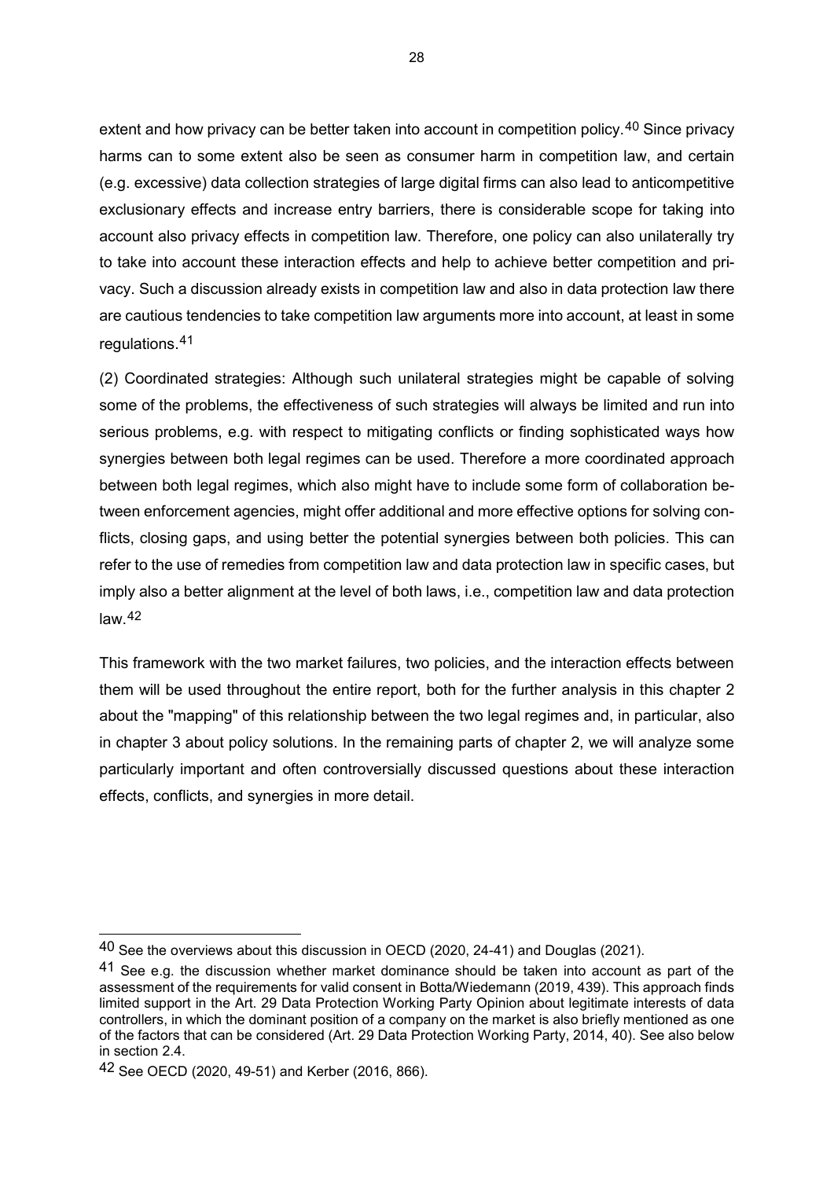extent and how privacy can be better taken into account in competition policy.[40] Since privacy harms can to some extent also be seen as consumer harm in competition law, and certain (e.g. excessive) data collection strategies of large digital firms can also lead to anticompetitive exclusionary effects and increase entry barriers, there is considerable scope for taking into account also privacy effects in competition law. Therefore, one policy can also unilaterally try to take into account these interaction effects and help to achieve better competition and privacy. Such a discussion already exists in competition law and also in data protection law there are cautious tendencies to take competition law arguments more into account, at least in some regulations.[41]

(2) Coordinated strategies: Although such unilateral strategies might be capable of solving some of the problems, the effectiveness of such strategies will always be limited and run into serious problems, e.g. with respect to mitigating conflicts or finding sophisticated ways how synergies between both legal regimes can be used. Therefore a more coordinated approach between both legal regimes, which also might have to include some form of collaboration between enforcement agencies, might offer additional and more effective options for solving conflicts, closing gaps, and using better the potential synergies between both policies. This can refer to the use of remedies from competition law and data protection law in specific cases, but imply also a better alignment at the level of both laws, i.e., competition law and data protection law.[42]

This framework with the two market failures, two policies, and the interaction effects between them will be used throughout the entire report, both for the further analysis in this chapter 2 about the "mapping" of this relationship between the two legal regimes and, in particular, also in chapter 3 about policy solutions. In the remaining parts of chapter 2, we will analyze some particularly important and often controversially discussed questions about these interaction effects, conflicts, and synergies in more detail.

---

[40] See the overviews about this discussion in OECD (2020, 24-41) and Douglas (2021).

[41] See e.g. the discussion whether market dominance should be taken into account as part of the assessment of the requirements for valid consent in Botta/Wiedemann (2019, 439). This approach finds limited support in the Art. 29 Data Protection Working Party Opinion about legitimate interests of data controllers, in which the dominant position of a company on the market is also briefly mentioned as one of the factors that can be considered (Art. 29 Data Protection Working Party, 2014, 40). See also below in section 2.4.

[42] See OECD (2020, 49-51) and Kerber (2016, 866).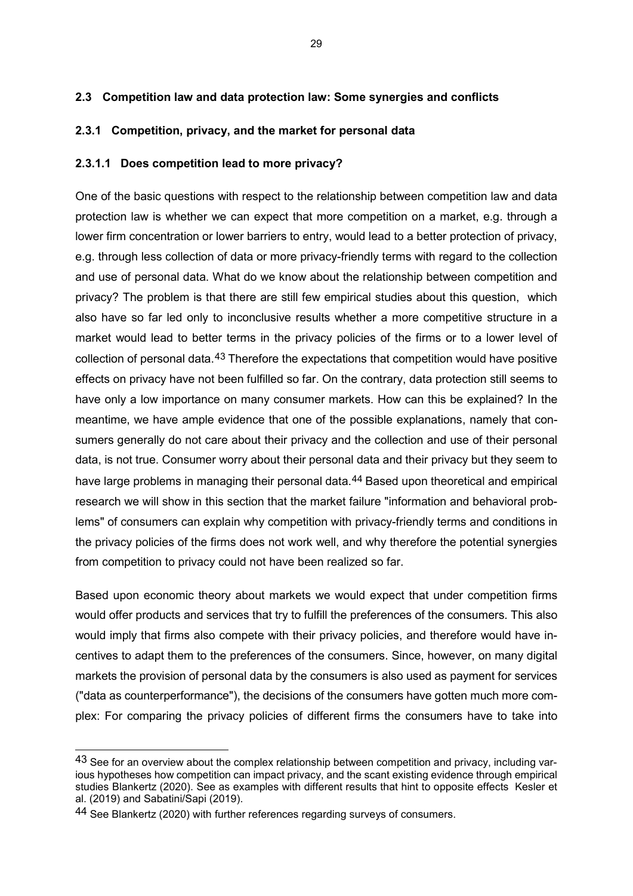## 2.3 Competition law and data protection law: Some synergies and conflicts

### 2.3.1 Competition, privacy, and the market for personal data

#### 2.3.1.1 Does competition lead to more privacy?

One of the basic questions with respect to the relationship between competition law and data protection law is whether we can expect that more competition on a market, e.g. through a lower firm concentration or lower barriers to entry, would lead to a better protection of privacy, e.g. through less collection of data or more privacy-friendly terms with regard to the collection and use of personal data. What do we know about the relationship between competition and privacy? The problem is that there are still few empirical studies about this question, which also have so far led only to inconclusive results whether a more competitive structure in a market would lead to better terms in the privacy policies of the firms or to a lower level of collection of personal data.[43] Therefore the expectations that competition would have positive effects on privacy have not been fulfilled so far. On the contrary, data protection still seems to have only a low importance on many consumer markets. How can this be explained? In the meantime, we have ample evidence that one of the possible explanations, namely that consumers generally do not care about their privacy and the collection and use of their personal data, is not true. Consumer worry about their personal data and their privacy but they seem to have large problems in managing their personal data.[44] Based upon theoretical and empirical research we will show in this section that the market failure "information and behavioral problems" of consumers can explain why competition with privacy-friendly terms and conditions in the privacy policies of the firms does not work well, and why therefore the potential synergies from competition to privacy could not have been realized so far.

Based upon economic theory about markets we would expect that under competition firms would offer products and services that try to fulfill the preferences of the consumers. This also would imply that firms also compete with their privacy policies, and therefore would have incentives to adapt them to the preferences of the consumers. Since, however, on many digital markets the provision of personal data by the consumers is also used as payment for services ("data as counterperformance"), the decisions of the consumers have gotten much more complex: For comparing the privacy policies of different firms the consumers have to take into

---

[43] See for an overview about the complex relationship between competition and privacy, including various hypotheses how competition can impact privacy, and the scant existing evidence through empirical studies Blankertz (2020). See as examples with different results that hint to opposite effects Kesler et al. (2019) and Sabatini/Sapi (2019).

[44] See Blankertz (2020) with further references regarding surveys of consumers.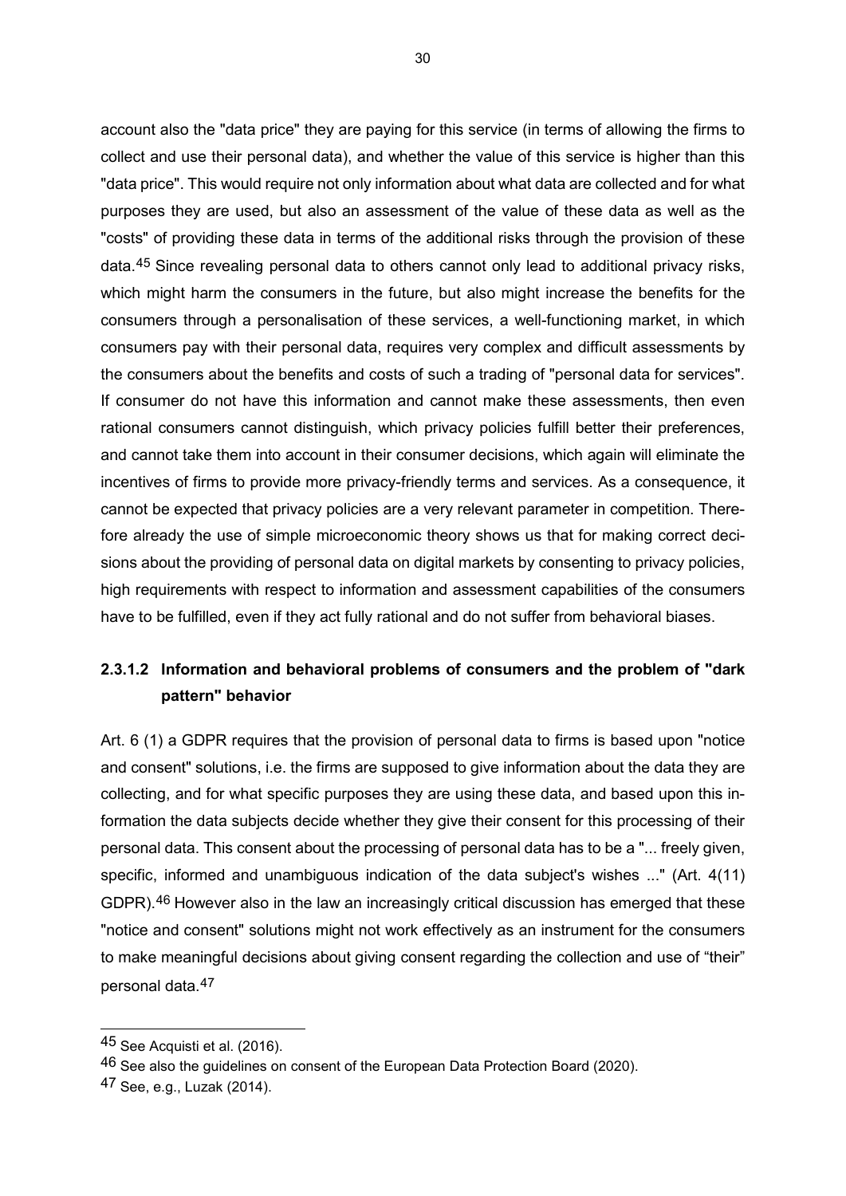account also the "data price" they are paying for this service (in terms of allowing the firms to collect and use their personal data), and whether the value of this service is higher than this "data price". This would require not only information about what data are collected and for what purposes they are used, but also an assessment of the value of these data as well as the "costs" of providing these data in terms of the additional risks through the provision of these data.[45] Since revealing personal data to others cannot only lead to additional privacy risks, which might harm the consumers in the future, but also might increase the benefits for the consumers through a personalisation of these services, a well-functioning market, in which consumers pay with their personal data, requires very complex and difficult assessments by the consumers about the benefits and costs of such a trading of "personal data for services". If consumer do not have this information and cannot make these assessments, then even rational consumers cannot distinguish, which privacy policies fulfill better their preferences, and cannot take them into account in their consumer decisions, which again will eliminate the incentives of firms to provide more privacy-friendly terms and services. As a consequence, it cannot be expected that privacy policies are a very relevant parameter in competition. Therefore already the use of simple microeconomic theory shows us that for making correct decisions about the providing of personal data on digital markets by consenting to privacy policies, high requirements with respect to information and assessment capabilities of the consumers have to be fulfilled, even if they act fully rational and do not suffer from behavioral biases.

#### 2.3.1.2 Information and behavioral problems of consumers and the problem of "dark pattern" behavior

Art. 6 (1) a GDPR requires that the provision of personal data to firms is based upon "notice and consent" solutions, i.e. the firms are supposed to give information about the data they are collecting, and for what specific purposes they are using these data, and based upon this information the data subjects decide whether they give their consent for this processing of their personal data. This consent about the processing of personal data has to be a "... freely given, specific, informed and unambiguous indication of the data subject's wishes ..." (Art. 4(11) GDPR).[46] However also in the law an increasingly critical discussion has emerged that these "notice and consent" solutions might not work effectively as an instrument for the consumers to make meaningful decisions about giving consent regarding the collection and use of "their" personal data.[47]

---

[45] See Acquisti et al. (2016).

[46] See also the guidelines on consent of the European Data Protection Board (2020).

[47] See, e.g., Luzak (2014).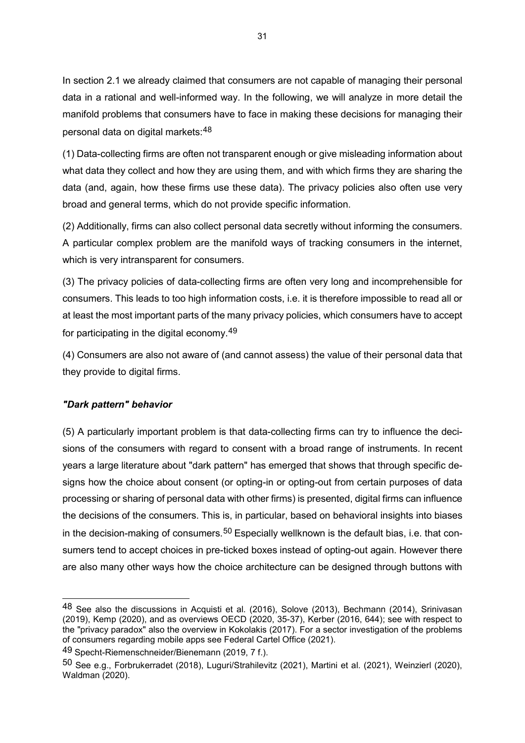In section 2.1 we already claimed that consumers are not capable of managing their personal data in a rational and well-informed way. In the following, we will analyze in more detail the manifold problems that consumers have to face in making these decisions for managing their personal data on digital markets:[48]

(1) Data-collecting firms are often not transparent enough or give misleading information about what data they collect and how they are using them, and with which firms they are sharing the data (and, again, how these firms use these data). The privacy policies also often use very broad and general terms, which do not provide specific information.

(2) Additionally, firms can also collect personal data secretly without informing the consumers. A particular complex problem are the manifold ways of tracking consumers in the internet, which is very intransparent for consumers.

(3) The privacy policies of data-collecting firms are often very long and incomprehensible for consumers. This leads to too high information costs, i.e. it is therefore impossible to read all or at least the most important parts of the many privacy policies, which consumers have to accept for participating in the digital economy.[49]

(4) Consumers are also not aware of (and cannot assess) the value of their personal data that they provide to digital firms.

### *"Dark pattern" behavior*

(5) A particularly important problem is that data-collecting firms can try to influence the decisions of the consumers with regard to consent with a broad range of instruments. In recent years a large literature about "dark pattern" has emerged that shows that through specific designs how the choice about consent (or opting-in or opting-out from certain purposes of data processing or sharing of personal data with other firms) is presented, digital firms can influence the decisions of the consumers. This is, in particular, based on behavioral insights into biases in the decision-making of consumers.[50] Especially wellknown is the default bias, i.e. that consumers tend to accept choices in pre-ticked boxes instead of opting-out again. However there are also many other ways how the choice architecture can be designed through buttons with

---

[48] See also the discussions in Acquisti et al. (2016), Solove (2013), Bechmann (2014), Srinivasan (2019), Kemp (2020), and as overviews OECD (2020, 35-37), Kerber (2016, 644); see with respect to the "privacy paradox" also the overview in Kokolakis (2017). For a sector investigation of the problems of consumers regarding mobile apps see Federal Cartel Office (2021).

[49] Specht-Riemenschneider/Bienemann (2019, 7 f.).

[50] See e.g., Forbrukerradet (2018), Luguri/Strahilevitz (2021), Martini et al. (2021), Weinzierl (2020), Waldman (2020).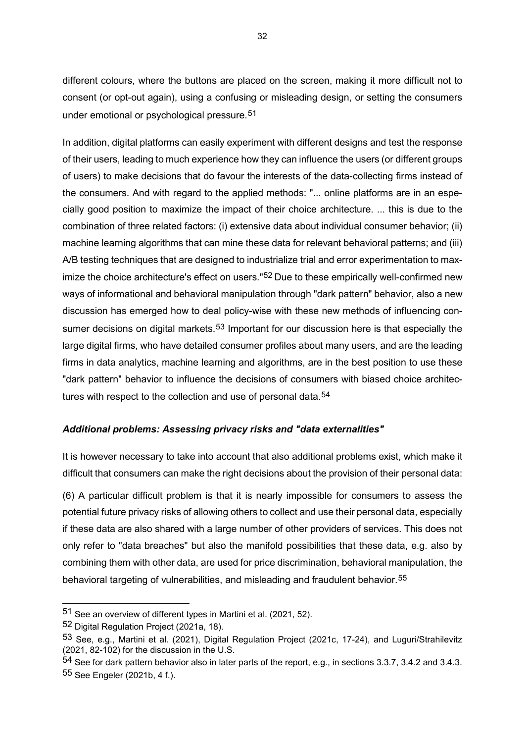different colours, where the buttons are placed on the screen, making it more difficult not to consent (or opt-out again), using a confusing or misleading design, or setting the consumers under emotional or psychological pressure.[51]

In addition, digital platforms can easily experiment with different designs and test the response of their users, leading to much experience how they can influence the users (or different groups of users) to make decisions that do favour the interests of the data-collecting firms instead of the consumers. And with regard to the applied methods: "... online platforms are in an especially good position to maximize the impact of their choice architecture. ... this is due to the combination of three related factors: (i) extensive data about individual consumer behavior; (ii) machine learning algorithms that can mine these data for relevant behavioral patterns; and (iii) A/B testing techniques that are designed to industrialize trial and error experimentation to maximize the choice architecture's effect on users."[52] Due to these empirically well-confirmed new ways of informational and behavioral manipulation through "dark pattern" behavior, also a new discussion has emerged how to deal policy-wise with these new methods of influencing consumer decisions on digital markets.[53] Important for our discussion here is that especially the large digital firms, who have detailed consumer profiles about many users, and are the leading firms in data analytics, machine learning and algorithms, are in the best position to use these "dark pattern" behavior to influence the decisions of consumers with biased choice architectures with respect to the collection and use of personal data.[54]

### *Additional problems: Assessing privacy risks and "data externalities"*

It is however necessary to take into account that also additional problems exist, which make it difficult that consumers can make the right decisions about the provision of their personal data:

(6) A particular difficult problem is that it is nearly impossible for consumers to assess the potential future privacy risks of allowing others to collect and use their personal data, especially if these data are also shared with a large number of other providers of services. This does not only refer to "data breaches" but also the manifold possibilities that these data, e.g. also by combining them with other data, are used for price discrimination, behavioral manipulation, the behavioral targeting of vulnerabilities, and misleading and fraudulent behavior.[55]

---

[51] See an overview of different types in Martini et al. (2021, 52).

[52] Digital Regulation Project (2021a, 18).

[53] See, e.g., Martini et al. (2021), Digital Regulation Project (2021c, 17-24), and Luguri/Strahilevitz (2021, 82-102) for the discussion in the U.S.

[54] See for dark pattern behavior also in later parts of the report, e.g., in sections 3.3.7, 3.4.2 and 3.4.3.

[55] See Engeler (2021b, 4 f.).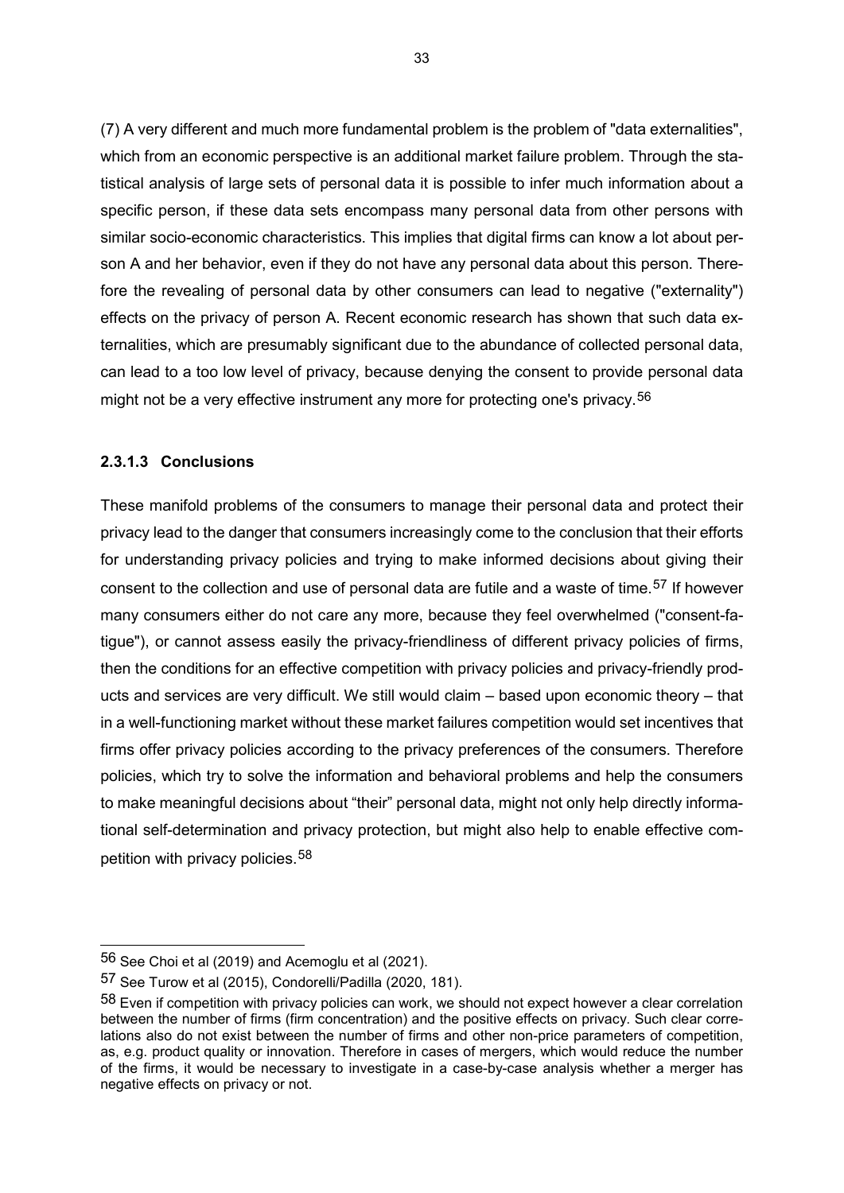(7) A very different and much more fundamental problem is the problem of "data externalities", which from an economic perspective is an additional market failure problem. Through the statistical analysis of large sets of personal data it is possible to infer much information about a specific person, if these data sets encompass many personal data from other persons with similar socio-economic characteristics. This implies that digital firms can know a lot about person A and her behavior, even if they do not have any personal data about this person. Therefore the revealing of personal data by other consumers can lead to negative ("externality") effects on the privacy of person A. Recent economic research has shown that such data externalities, which are presumably significant due to the abundance of collected personal data, can lead to a too low level of privacy, because denying the consent to provide personal data might not be a very effective instrument any more for protecting one's privacy.[56]

#### 2.3.1.3 Conclusions

These manifold problems of the consumers to manage their personal data and protect their privacy lead to the danger that consumers increasingly come to the conclusion that their efforts for understanding privacy policies and trying to make informed decisions about giving their consent to the collection and use of personal data are futile and a waste of time.[57] If however many consumers either do not care any more, because they feel overwhelmed ("consent-fatigue"), or cannot assess easily the privacy-friendliness of different privacy policies of firms, then the conditions for an effective competition with privacy policies and privacy-friendly products and services are very difficult. We still would claim – based upon economic theory – that in a well-functioning market without these market failures competition would set incentives that firms offer privacy policies according to the privacy preferences of the consumers. Therefore policies, which try to solve the information and behavioral problems and help the consumers to make meaningful decisions about "their" personal data, might not only help directly informational self-determination and privacy protection, but might also help to enable effective competition with privacy policies.[58]

---

[56] See Choi et al (2019) and Acemoglu et al (2021).

[57] See Turow et al (2015), Condorelli/Padilla (2020, 181).

[58] Even if competition with privacy policies can work, we should not expect however a clear correlation between the number of firms (firm concentration) and the positive effects on privacy. Such clear correlations also do not exist between the number of firms and other non-price parameters of competition, as, e.g. product quality or innovation. Therefore in cases of mergers, which would reduce the number of the firms, it would be necessary to investigate in a case-by-case analysis whether a merger has negative effects on privacy or not.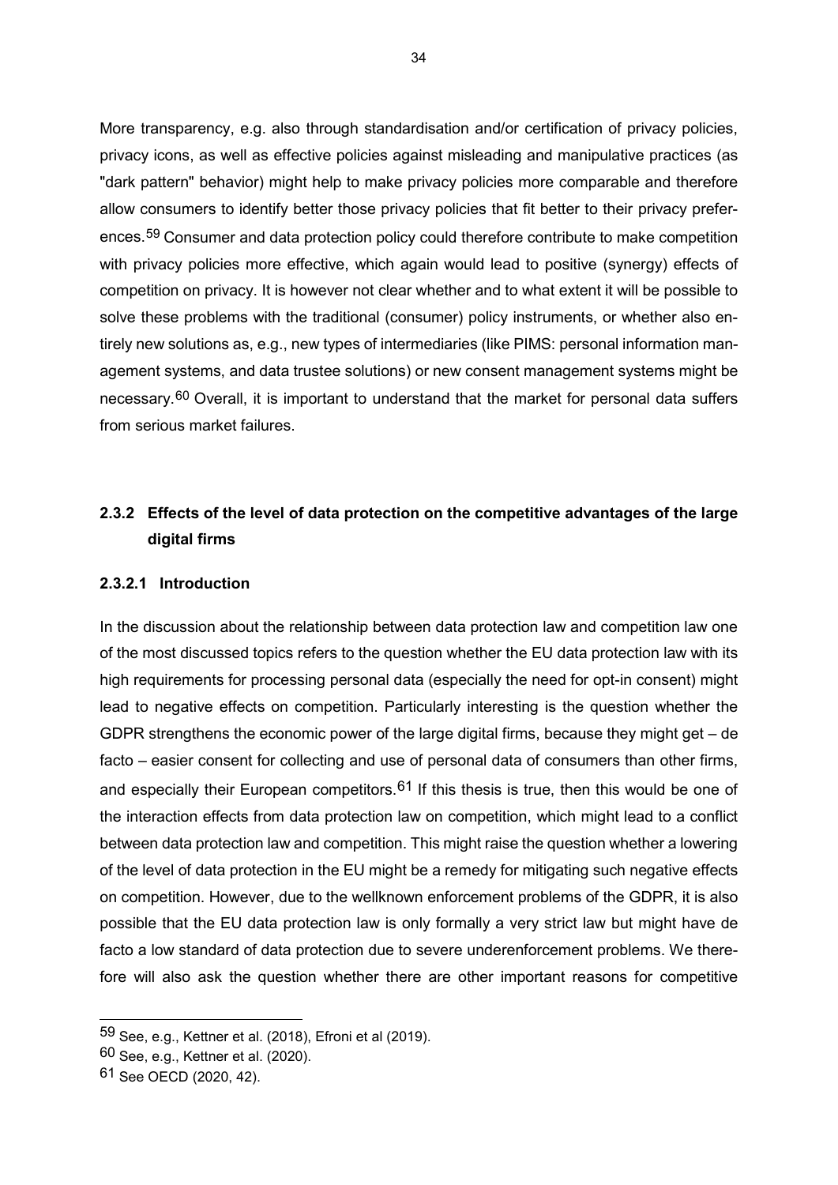More transparency, e.g. also through standardisation and/or certification of privacy policies, privacy icons, as well as effective policies against misleading and manipulative practices (as "dark pattern" behavior) might help to make privacy policies more comparable and therefore allow consumers to identify better those privacy policies that fit better to their privacy preferences.[59] Consumer and data protection policy could therefore contribute to make competition with privacy policies more effective, which again would lead to positive (synergy) effects of competition on privacy. It is however not clear whether and to what extent it will be possible to solve these problems with the traditional (consumer) policy instruments, or whether also entirely new solutions as, e.g., new types of intermediaries (like PIMS: personal information management systems, and data trustee solutions) or new consent management systems might be necessary.[60] Overall, it is important to understand that the market for personal data suffers from serious market failures.

### 2.3.2 Effects of the level of data protection on the competitive advantages of the large digital firms

#### 2.3.2.1 Introduction

In the discussion about the relationship between data protection law and competition law one of the most discussed topics refers to the question whether the EU data protection law with its high requirements for processing personal data (especially the need for opt-in consent) might lead to negative effects on competition. Particularly interesting is the question whether the GDPR strengthens the economic power of the large digital firms, because they might get – de facto – easier consent for collecting and use of personal data of consumers than other firms, and especially their European competitors.[61] If this thesis is true, then this would be one of the interaction effects from data protection law on competition, which might lead to a conflict between data protection law and competition. This might raise the question whether a lowering of the level of data protection in the EU might be a remedy for mitigating such negative effects on competition. However, due to the wellknown enforcement problems of the GDPR, it is also possible that the EU data protection law is only formally a very strict law but might have de facto a low standard of data protection due to severe underenforcement problems. We therefore will also ask the question whether there are other important reasons for competitive

[59] See, e.g., Kettner et al. (2018), Efroni et al (2019).

[60] See, e.g., Kettner et al. (2020).

[61] See OECD (2020, 42).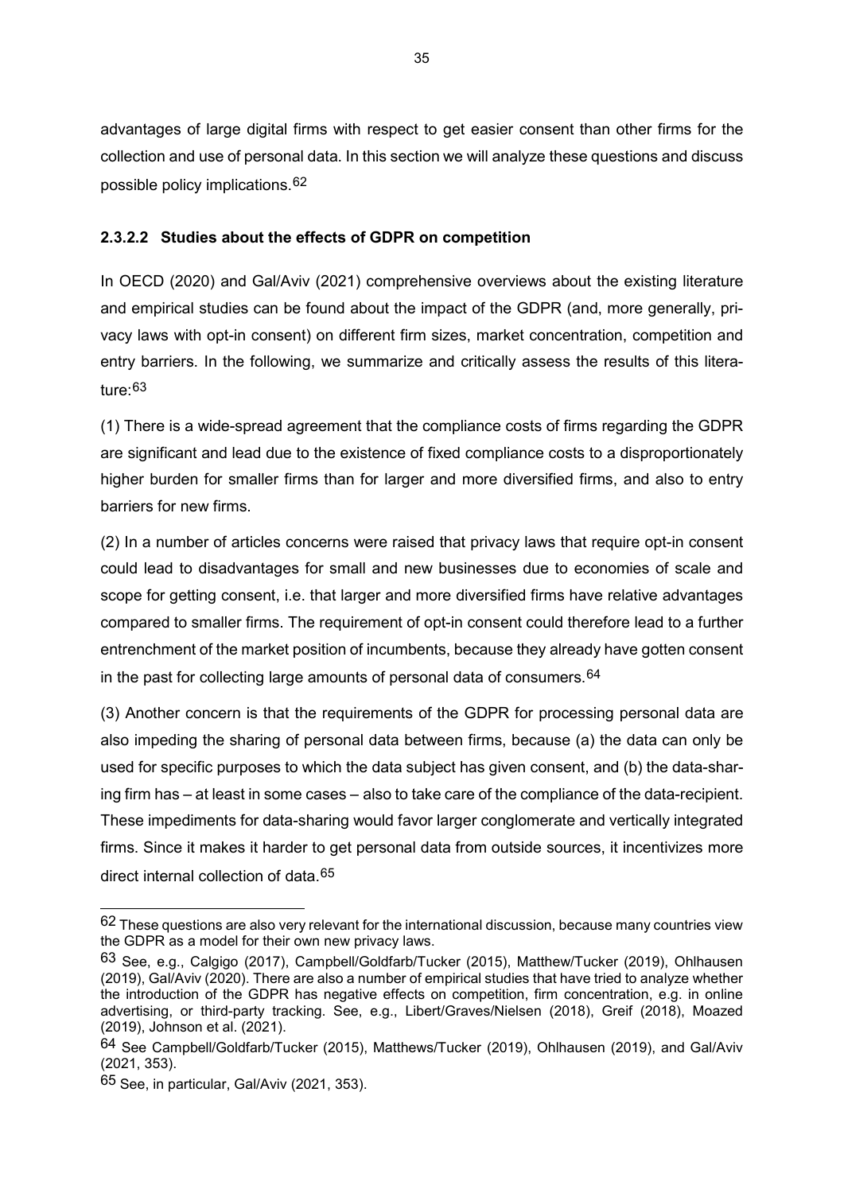advantages of large digital firms with respect to get easier consent than other firms for the collection and use of personal data. In this section we will analyze these questions and discuss possible policy implications.[62]

#### 2.3.2.2 Studies about the effects of GDPR on competition

In OECD (2020) and Gal/Aviv (2021) comprehensive overviews about the existing literature and empirical studies can be found about the impact of the GDPR (and, more generally, privacy laws with opt-in consent) on different firm sizes, market concentration, competition and entry barriers. In the following, we summarize and critically assess the results of this literature:[63]

(1) There is a wide-spread agreement that the compliance costs of firms regarding the GDPR are significant and lead due to the existence of fixed compliance costs to a disproportionately higher burden for smaller firms than for larger and more diversified firms, and also to entry barriers for new firms.

(2) In a number of articles concerns were raised that privacy laws that require opt-in consent could lead to disadvantages for small and new businesses due to economies of scale and scope for getting consent, i.e. that larger and more diversified firms have relative advantages compared to smaller firms. The requirement of opt-in consent could therefore lead to a further entrenchment of the market position of incumbents, because they already have gotten consent in the past for collecting large amounts of personal data of consumers.[64]

(3) Another concern is that the requirements of the GDPR for processing personal data are also impeding the sharing of personal data between firms, because (a) the data can only be used for specific purposes to which the data subject has given consent, and (b) the data-sharing firm has – at least in some cases – also to take care of the compliance of the data-recipient. These impediments for data-sharing would favor larger conglomerate and vertically integrated firms. Since it makes it harder to get personal data from outside sources, it incentivizes more direct internal collection of data.[65]

---

[62] These questions are also very relevant for the international discussion, because many countries view the GDPR as a model for their own new privacy laws.

[63] See, e.g., Calgigo (2017), Campbell/Goldfarb/Tucker (2015), Matthew/Tucker (2019), Ohlhausen (2019), Gal/Aviv (2020). There are also a number of empirical studies that have tried to analyze whether the introduction of the GDPR has negative effects on competition, firm concentration, e.g. in online advertising, or third-party tracking. See, e.g., Libert/Graves/Nielsen (2018), Greif (2018), Moazed (2019), Johnson et al. (2021).

[64] See Campbell/Goldfarb/Tucker (2015), Matthews/Tucker (2019), Ohlhausen (2019), and Gal/Aviv (2021, 353).

[65] See, in particular, Gal/Aviv (2021, 353).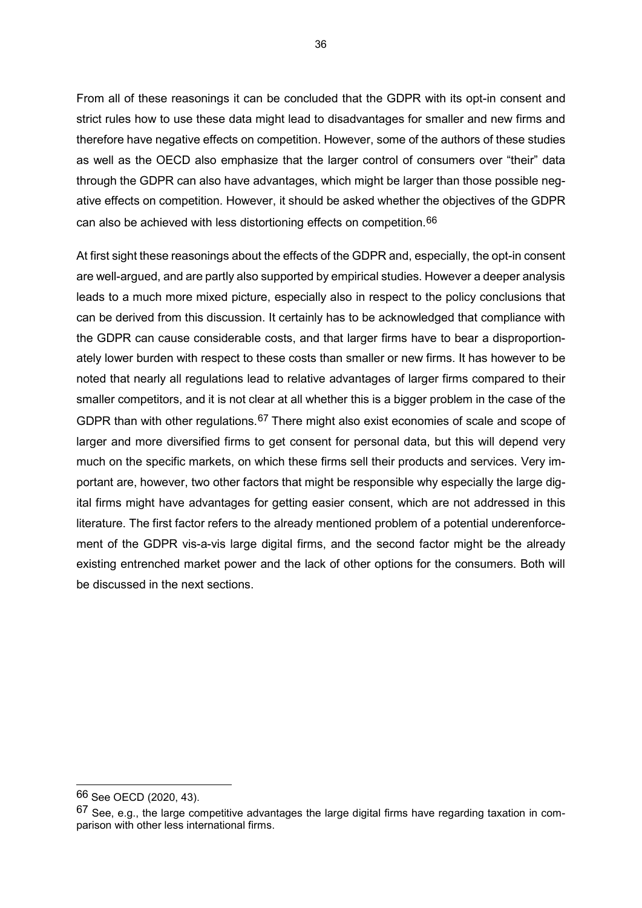From all of these reasonings it can be concluded that the GDPR with its opt-in consent and strict rules how to use these data might lead to disadvantages for smaller and new firms and therefore have negative effects on competition. However, some of the authors of these studies as well as the OECD also emphasize that the larger control of consumers over "their" data through the GDPR can also have advantages, which might be larger than those possible negative effects on competition. However, it should be asked whether the objectives of the GDPR can also be achieved with less distortioning effects on competition.[66]

At first sight these reasonings about the effects of the GDPR and, especially, the opt-in consent are well-argued, and are partly also supported by empirical studies. However a deeper analysis leads to a much more mixed picture, especially also in respect to the policy conclusions that can be derived from this discussion. It certainly has to be acknowledged that compliance with the GDPR can cause considerable costs, and that larger firms have to bear a disproportionately lower burden with respect to these costs than smaller or new firms. It has however to be noted that nearly all regulations lead to relative advantages of larger firms compared to their smaller competitors, and it is not clear at all whether this is a bigger problem in the case of the GDPR than with other regulations.[67] There might also exist economies of scale and scope of larger and more diversified firms to get consent for personal data, but this will depend very much on the specific markets, on which these firms sell their products and services. Very important are, however, two other factors that might be responsible why especially the large digital firms might have advantages for getting easier consent, which are not addressed in this literature. The first factor refers to the already mentioned problem of a potential underenforcement of the GDPR vis-a-vis large digital firms, and the second factor might be the already existing entrenched market power and the lack of other options for the consumers. Both will be discussed in the next sections.

---

[66] See OECD (2020, 43).

[67] See, e.g., the large competitive advantages the large digital firms have regarding taxation in comparison with other less international firms.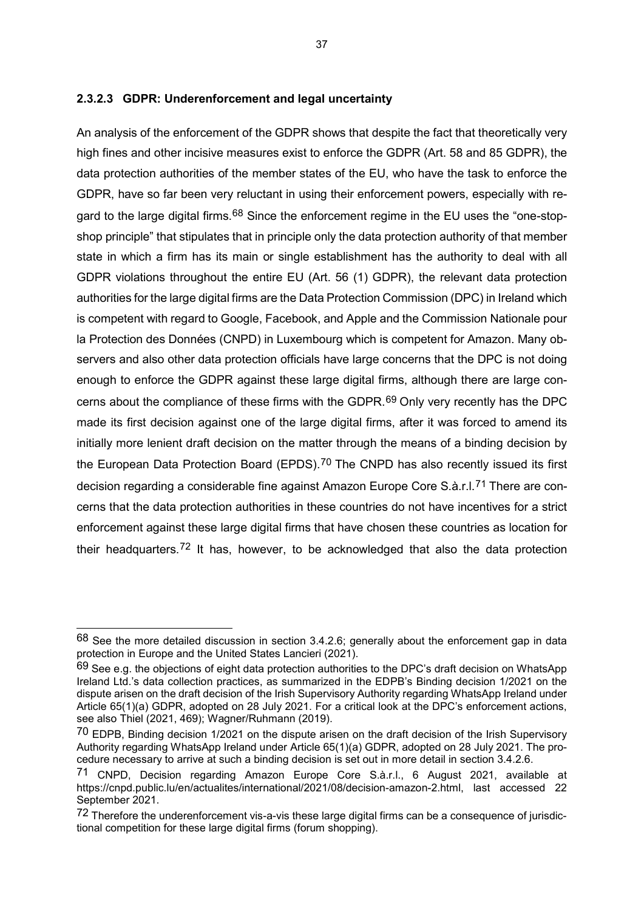#### 2.3.2.3 GDPR: Underenforcement and legal uncertainty

An analysis of the enforcement of the GDPR shows that despite the fact that theoretically very high fines and other incisive measures exist to enforce the GDPR (Art. 58 and 85 GDPR), the data protection authorities of the member states of the EU, who have the task to enforce the GDPR, have so far been very reluctant in using their enforcement powers, especially with regard to the large digital firms.[68] Since the enforcement regime in the EU uses the "one-stop-shop principle" that stipulates that in principle only the data protection authority of that member state in which a firm has its main or single establishment has the authority to deal with all GDPR violations throughout the entire EU (Art. 56 (1) GDPR), the relevant data protection authorities for the large digital firms are the Data Protection Commission (DPC) in Ireland which is competent with regard to Google, Facebook, and Apple and the Commission Nationale pour la Protection des Données (CNPD) in Luxembourg which is competent for Amazon. Many observers and also other data protection officials have large concerns that the DPC is not doing enough to enforce the GDPR against these large digital firms, although there are large concerns about the compliance of these firms with the GDPR.[69] Only very recently has the DPC made its first decision against one of the large digital firms, after it was forced to amend its initially more lenient draft decision on the matter through the means of a binding decision by the European Data Protection Board (EPDS).[70] The CNPD has also recently issued its first decision regarding a considerable fine against Amazon Europe Core S.à.r.l.[71] There are concerns that the data protection authorities in these countries do not have incentives for a strict enforcement against these large digital firms that have chosen these countries as location for their headquarters.[72] It has, however, to be acknowledged that also the data protection

---

[68] See the more detailed discussion in section 3.4.2.6; generally about the enforcement gap in data protection in Europe and the United States Lancieri (2021).

[69] See e.g. the objections of eight data protection authorities to the DPC's draft decision on WhatsApp Ireland Ltd.'s data collection practices, as summarized in the EDPB's Binding decision 1/2021 on the dispute arisen on the draft decision of the Irish Supervisory Authority regarding WhatsApp Ireland under Article 65(1)(a) GDPR, adopted on 28 July 2021. For a critical look at the DPC's enforcement actions, see also Thiel (2021, 469); Wagner/Ruhmann (2019).

[70] EDPB, Binding decision 1/2021 on the dispute arisen on the draft decision of the Irish Supervisory Authority regarding WhatsApp Ireland under Article 65(1)(a) GDPR, adopted on 28 July 2021. The procedure necessary to arrive at such a binding decision is set out in more detail in section 3.4.2.6.

[71] CNPD, Decision regarding Amazon Europe Core S.à.r.l., 6 August 2021, available at https://cnpd.public.lu/en/actualites/international/2021/08/decision-amazon-2.html, last accessed 22 September 2021.

[72] Therefore the underenforcement vis-a-vis these large digital firms can be a consequence of jurisdictional competition for these large digital firms (forum shopping).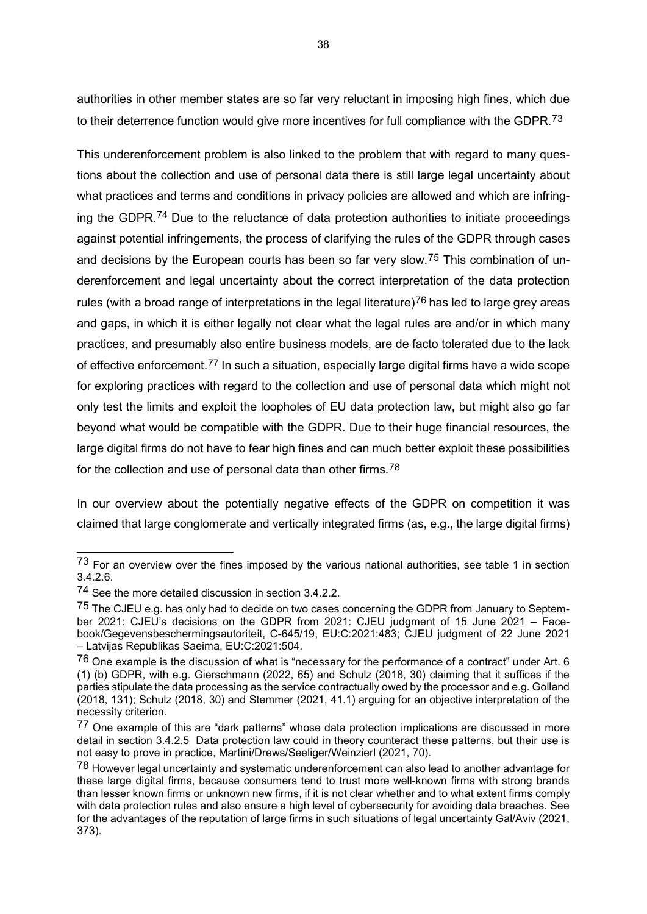authorities in other member states are so far very reluctant in imposing high fines, which due to their deterrence function would give more incentives for full compliance with the GDPR.[73]

This underenforcement problem is also linked to the problem that with regard to many questions about the collection and use of personal data there is still large legal uncertainty about what practices and terms and conditions in privacy policies are allowed and which are infringing the GDPR.[74] Due to the reluctance of data protection authorities to initiate proceedings against potential infringements, the process of clarifying the rules of the GDPR through cases and decisions by the European courts has been so far very slow.[75] This combination of underenforcement and legal uncertainty about the correct interpretation of the data protection rules (with a broad range of interpretations in the legal literature)[76] has led to large grey areas and gaps, in which it is either legally not clear what the legal rules are and/or in which many practices, and presumably also entire business models, are de facto tolerated due to the lack of effective enforcement.[77] In such a situation, especially large digital firms have a wide scope for exploring practices with regard to the collection and use of personal data which might not only test the limits and exploit the loopholes of EU data protection law, but might also go far beyond what would be compatible with the GDPR. Due to their huge financial resources, the large digital firms do not have to fear high fines and can much better exploit these possibilities for the collection and use of personal data than other firms.[78]

In our overview about the potentially negative effects of the GDPR on competition it was claimed that large conglomerate and vertically integrated firms (as, e.g., the large digital firms)

---

[73] For an overview over the fines imposed by the various national authorities, see table 1 in section 3.4.2.6.

[74] See the more detailed discussion in section 3.4.2.2.

[75] The CJEU e.g. has only had to decide on two cases concerning the GDPR from January to September 2021: CJEU's decisions on the GDPR from 2021: CJEU judgment of 15 June 2021 – Facebook/Gegevensbeschermingsautoriteit, C-645/19, EU:C:2021:483; CJEU judgment of 22 June 2021 – Latvijas Republikas Saeima, EU:C:2021:504.

[76] One example is the discussion of what is "necessary for the performance of a contract" under Art. 6 (1) (b) GDPR, with e.g. Gierschmann (2022, 65) and Schulz (2018, 30) claiming that it suffices if the parties stipulate the data processing as the service contractually owed by the processor and e.g. Golland (2018, 131); Schulz (2018, 30) and Stemmer (2021, 41.1) arguing for an objective interpretation of the necessity criterion.

[77] One example of this are "dark patterns" whose data protection implications are discussed in more detail in section 3.4.2.5 Data protection law could in theory counteract these patterns, but their use is not easy to prove in practice, Martini/Drews/Seeliger/Weinzierl (2021, 70).

[78] However legal uncertainty and systematic underenforcement can also lead to another advantage for these large digital firms, because consumers tend to trust more well-known firms with strong brands than lesser known firms or unknown new firms, if it is not clear whether and to what extent firms comply with data protection rules and also ensure a high level of cybersecurity for avoiding data breaches. See for the advantages of the reputation of large firms in such situations of legal uncertainty Gal/Aviv (2021, 373).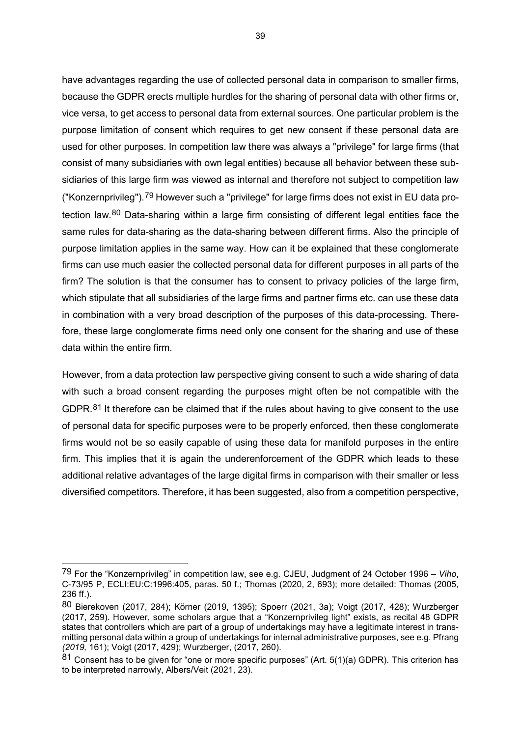have advantages regarding the use of collected personal data in comparison to smaller firms, because the GDPR erects multiple hurdles for the sharing of personal data with other firms or, vice versa, to get access to personal data from external sources. One particular problem is the purpose limitation of consent which requires to get new consent if these personal data are used for other purposes. In competition law there was always a "privilege" for large firms (that consist of many subsidiaries with own legal entities) because all behavior between these subsidiaries of this large firm was viewed as internal and therefore not subject to competition law ("Konzernprivileg").[79] However such a "privilege" for large firms does not exist in EU data protection law.[80] Data-sharing within a large firm consisting of different legal entities face the same rules for data-sharing as the data-sharing between different firms. Also the principle of purpose limitation applies in the same way. How can it be explained that these conglomerate firms can use much easier the collected personal data for different purposes in all parts of the firm? The solution is that the consumer has to consent to privacy policies of the large firm, which stipulate that all subsidiaries of the large firms and partner firms etc. can use these data in combination with a very broad description of the purposes of this data-processing. Therefore, these large conglomerate firms need only one consent for the sharing and use of these data within the entire firm.

However, from a data protection law perspective giving consent to such a wide sharing of data with such a broad consent regarding the purposes might often be not compatible with the GDPR.[81] It therefore can be claimed that if the rules about having to give consent to the use of personal data for specific purposes were to be properly enforced, then these conglomerate firms would not be so easily capable of using these data for manifold purposes in the entire firm. This implies that it is again the underenforcement of the GDPR which leads to these additional relative advantages of the large digital firms in comparison with their smaller or less diversified competitors. Therefore, it has been suggested, also from a competition perspective,

---

[79] For the "Konzernprivileg" in competition law, see e.g. CJEU, Judgment of 24 October 1996 – *Viho*, C-73/95 P, ECLI:EU:C:1996:405, paras. 50 f.; Thomas (2020, 2, 693); more detailed: Thomas (2005, 236 ff.).

[80] Bierekoven (2017, 284); Körner (2019, 1395); Spoerr (2021, 3a); Voigt (2017, 428); Wurzberger (2017, 259). However, some scholars argue that a "Konzernprivileg light" exists, as recital 48 GDPR states that controllers which are part of a group of undertakings may have a legitimate interest in transmitting personal data within a group of undertakings for internal administrative purposes, see e.g. Pfrang *(2019,* 161); Voigt (2017, 429); Wurzberger, (2017, 260).

[81] Consent has to be given for "one or more specific purposes" (Art. 5(1)(a) GDPR). This criterion has to be interpreted narrowly, Albers/Veit (2021, 23).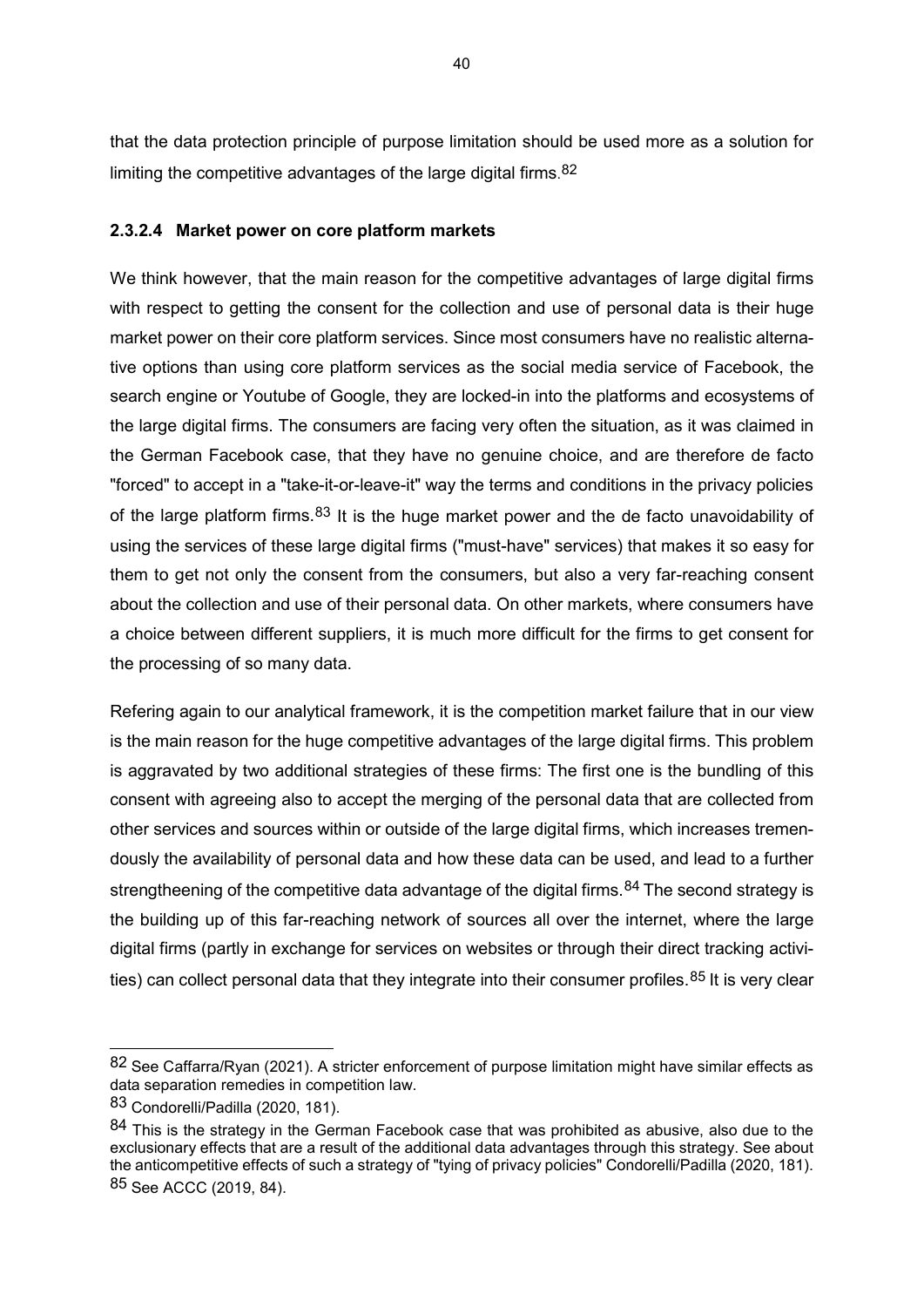that the data protection principle of purpose limitation should be used more as a solution for limiting the competitive advantages of the large digital firms.[82]

#### 2.3.2.4 Market power on core platform markets

We think however, that the main reason for the competitive advantages of large digital firms with respect to getting the consent for the collection and use of personal data is their huge market power on their core platform services. Since most consumers have no realistic alternative options than using core platform services as the social media service of Facebook, the search engine or Youtube of Google, they are locked-in into the platforms and ecosystems of the large digital firms. The consumers are facing very often the situation, as it was claimed in the German Facebook case, that they have no genuine choice, and are therefore de facto "forced" to accept in a "take-it-or-leave-it" way the terms and conditions in the privacy policies of the large platform firms.[83] It is the huge market power and the de facto unavoidability of using the services of these large digital firms ("must-have" services) that makes it so easy for them to get not only the consent from the consumers, but also a very far-reaching consent about the collection and use of their personal data. On other markets, where consumers have a choice between different suppliers, it is much more difficult for the firms to get consent for the processing of so many data.

Refering again to our analytical framework, it is the competition market failure that in our view is the main reason for the huge competitive advantages of the large digital firms. This problem is aggravated by two additional strategies of these firms: The first one is the bundling of this consent with agreeing also to accept the merging of the personal data that are collected from other services and sources within or outside of the large digital firms, which increases tremendously the availability of personal data and how these data can be used, and lead to a further strengtheening of the competitive data advantage of the digital firms.[84] The second strategy is the building up of this far-reaching network of sources all over the internet, where the large digital firms (partly in exchange for services on websites or through their direct tracking activities) can collect personal data that they integrate into their consumer profiles.[85] It is very clear

---

[82] See Caffarra/Ryan (2021). A stricter enforcement of purpose limitation might have similar effects as data separation remedies in competition law.

[83] Condorelli/Padilla (2020, 181).

[84] This is the strategy in the German Facebook case that was prohibited as abusive, also due to the exclusionary effects that are a result of the additional data advantages through this strategy. See about the anticompetitive effects of such a strategy of "tying of privacy policies" Condorelli/Padilla (2020, 181).

[85] See ACCC (2019, 84).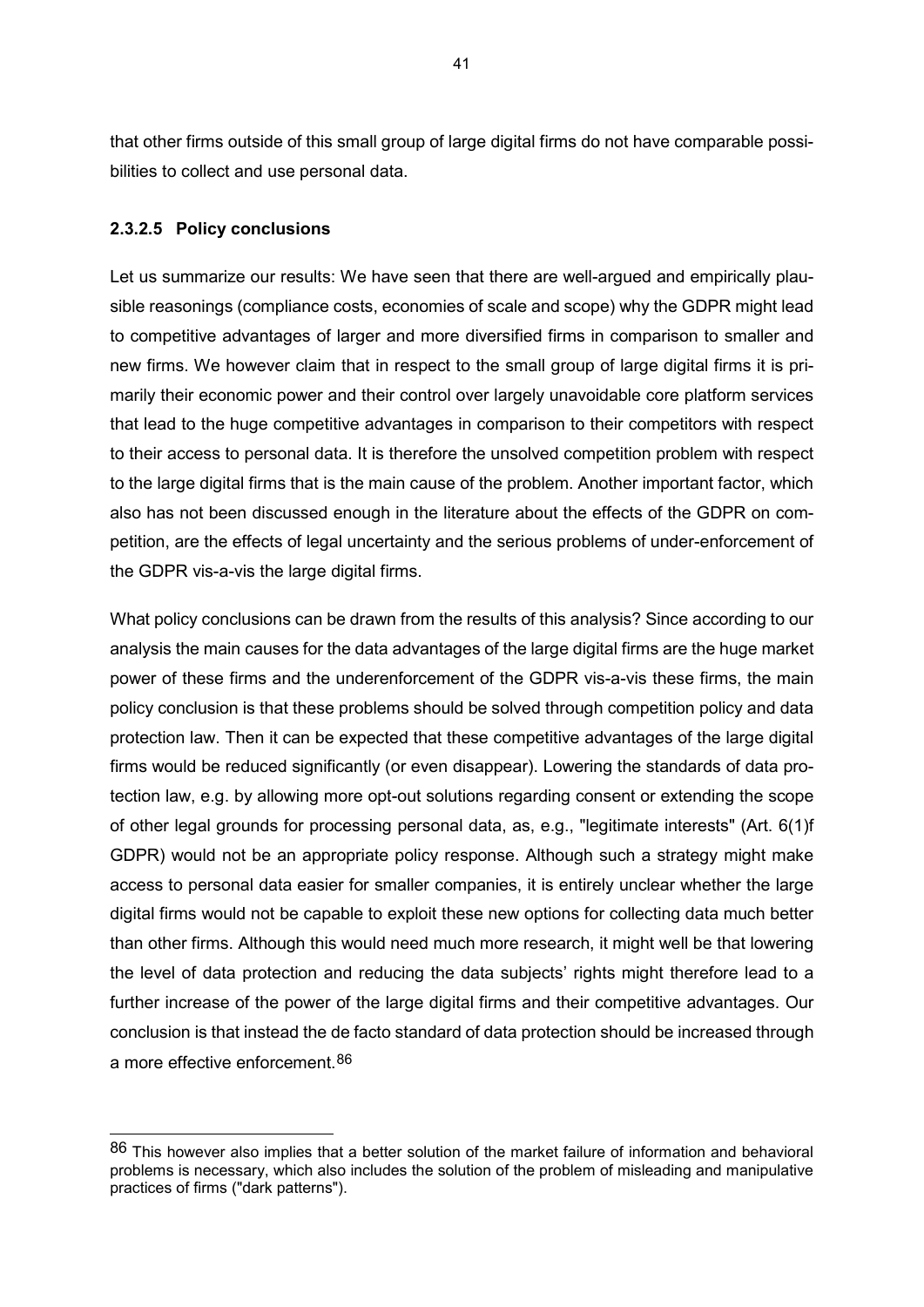that other firms outside of this small group of large digital firms do not have comparable possibilities to collect and use personal data.

#### 2.3.2.5 Policy conclusions

Let us summarize our results: We have seen that there are well-argued and empirically plausible reasonings (compliance costs, economies of scale and scope) why the GDPR might lead to competitive advantages of larger and more diversified firms in comparison to smaller and new firms. We however claim that in respect to the small group of large digital firms it is primarily their economic power and their control over largely unavoidable core platform services that lead to the huge competitive advantages in comparison to their competitors with respect to their access to personal data. It is therefore the unsolved competition problem with respect to the large digital firms that is the main cause of the problem. Another important factor, which also has not been discussed enough in the literature about the effects of the GDPR on competition, are the effects of legal uncertainty and the serious problems of under-enforcement of the GDPR vis-a-vis the large digital firms.

What policy conclusions can be drawn from the results of this analysis? Since according to our analysis the main causes for the data advantages of the large digital firms are the huge market power of these firms and the underenforcement of the GDPR vis-a-vis these firms, the main policy conclusion is that these problems should be solved through competition policy and data protection law. Then it can be expected that these competitive advantages of the large digital firms would be reduced significantly (or even disappear). Lowering the standards of data protection law, e.g. by allowing more opt-out solutions regarding consent or extending the scope of other legal grounds for processing personal data, as, e.g., "legitimate interests" (Art. 6(1)f GDPR) would not be an appropriate policy response. Although such a strategy might make access to personal data easier for smaller companies, it is entirely unclear whether the large digital firms would not be capable to exploit these new options for collecting data much better than other firms. Although this would need much more research, it might well be that lowering the level of data protection and reducing the data subjects' rights might therefore lead to a further increase of the power of the large digital firms and their competitive advantages. Our conclusion is that instead the de facto standard of data protection should be increased through a more effective enforcement.[86]

---

[86] This however also implies that a better solution of the market failure of information and behavioral problems is necessary, which also includes the solution of the problem of misleading and manipulative practices of firms ("dark patterns").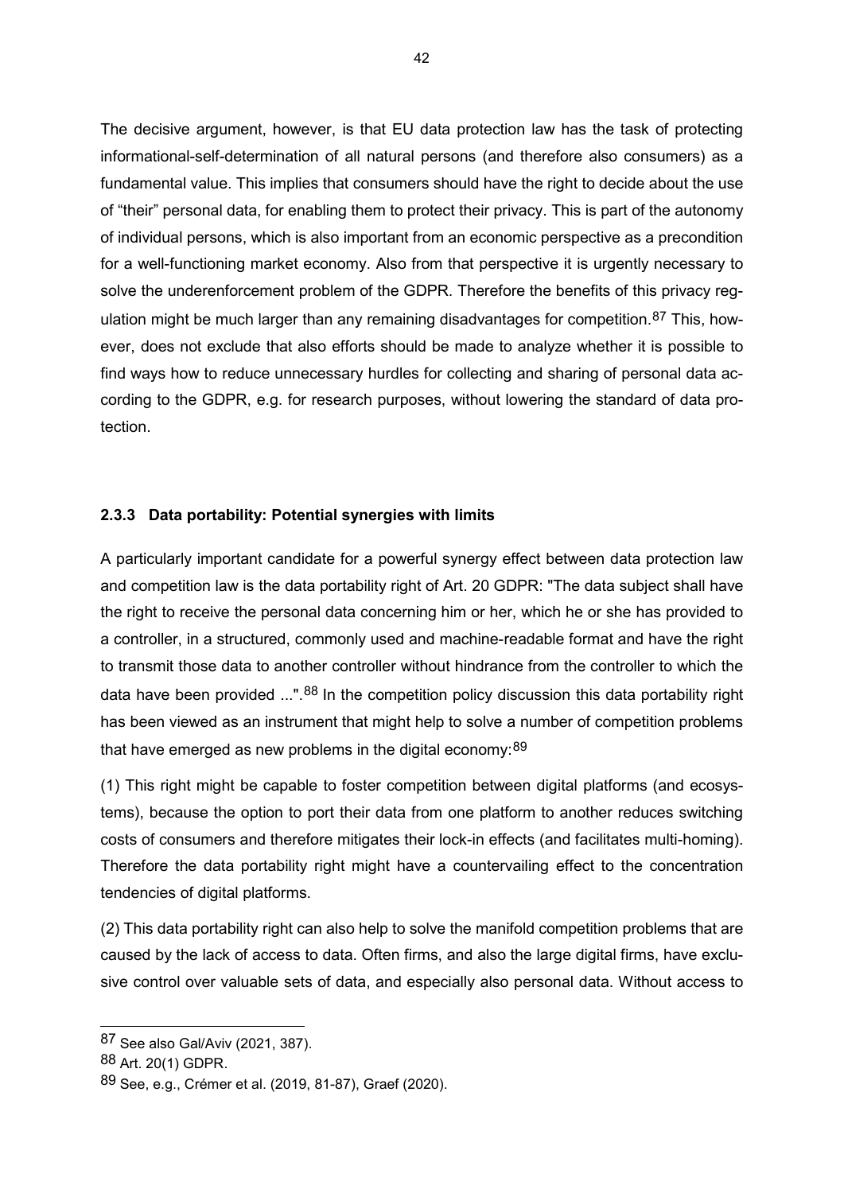The decisive argument, however, is that EU data protection law has the task of protecting informational-self-determination of all natural persons (and therefore also consumers) as a fundamental value. This implies that consumers should have the right to decide about the use of "their" personal data, for enabling them to protect their privacy. This is part of the autonomy of individual persons, which is also important from an economic perspective as a precondition for a well-functioning market economy. Also from that perspective it is urgently necessary to solve the underenforcement problem of the GDPR. Therefore the benefits of this privacy regulation might be much larger than any remaining disadvantages for competition.[87] This, however, does not exclude that also efforts should be made to analyze whether it is possible to find ways how to reduce unnecessary hurdles for collecting and sharing of personal data according to the GDPR, e.g. for research purposes, without lowering the standard of data protection.

### 2.3.3 Data portability: Potential synergies with limits

A particularly important candidate for a powerful synergy effect between data protection law and competition law is the data portability right of Art. 20 GDPR: "The data subject shall have the right to receive the personal data concerning him or her, which he or she has provided to a controller, in a structured, commonly used and machine-readable format and have the right to transmit those data to another controller without hindrance from the controller to which the data have been provided ...".[88] In the competition policy discussion this data portability right has been viewed as an instrument that might help to solve a number of competition problems that have emerged as new problems in the digital economy:[89]

(1) This right might be capable to foster competition between digital platforms (and ecosystems), because the option to port their data from one platform to another reduces switching costs of consumers and therefore mitigates their lock-in effects (and facilitates multi-homing). Therefore the data portability right might have a countervailing effect to the concentration tendencies of digital platforms.

(2) This data portability right can also help to solve the manifold competition problems that are caused by the lack of access to data. Often firms, and also the large digital firms, have exclusive control over valuable sets of data, and especially also personal data. Without access to

---

[87] See also Gal/Aviv (2021, 387).

[88] Art. 20(1) GDPR.

[89] See, e.g., Crémer et al. (2019, 81-87), Graef (2020).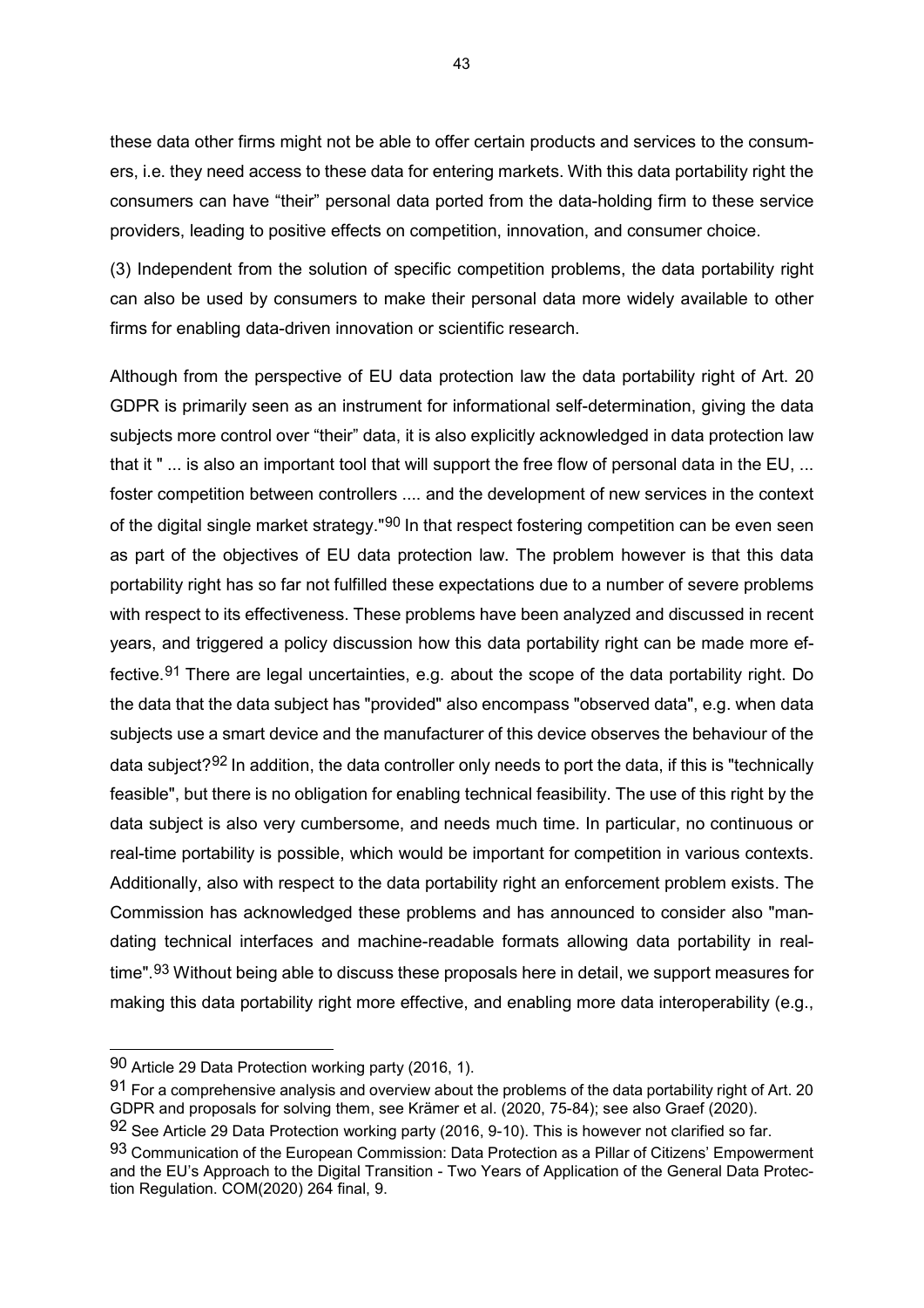these data other firms might not be able to offer certain products and services to the consumers, i.e. they need access to these data for entering markets. With this data portability right the consumers can have "their" personal data ported from the data-holding firm to these service providers, leading to positive effects on competition, innovation, and consumer choice.

(3) Independent from the solution of specific competition problems, the data portability right can also be used by consumers to make their personal data more widely available to other firms for enabling data-driven innovation or scientific research.

Although from the perspective of EU data protection law the data portability right of Art. 20 GDPR is primarily seen as an instrument for informational self-determination, giving the data subjects more control over "their" data, it is also explicitly acknowledged in data protection law that it " ... is also an important tool that will support the free flow of personal data in the EU, ... foster competition between controllers .... and the development of new services in the context of the digital single market strategy."[90] In that respect fostering competition can be even seen as part of the objectives of EU data protection law. The problem however is that this data portability right has so far not fulfilled these expectations due to a number of severe problems with respect to its effectiveness. These problems have been analyzed and discussed in recent years, and triggered a policy discussion how this data portability right can be made more effective.[91] There are legal uncertainties, e.g. about the scope of the data portability right. Do the data that the data subject has "provided" also encompass "observed data", e.g. when data subjects use a smart device and the manufacturer of this device observes the behaviour of the data subject?[92] In addition, the data controller only needs to port the data, if this is "technically feasible", but there is no obligation for enabling technical feasibility. The use of this right by the data subject is also very cumbersome, and needs much time. In particular, no continuous or real-time portability is possible, which would be important for competition in various contexts. Additionally, also with respect to the data portability right an enforcement problem exists. The Commission has acknowledged these problems and has announced to consider also "mandating technical interfaces and machine-readable formats allowing data portability in real-time".[93] Without being able to discuss these proposals here in detail, we support measures for making this data portability right more effective, and enabling more data interoperability (e.g.,

[90] Article 29 Data Protection working party (2016, 1).

[91] For a comprehensive analysis and overview about the problems of the data portability right of Art. 20 GDPR and proposals for solving them, see Krämer et al. (2020, 75-84); see also Graef (2020).

[92] See Article 29 Data Protection working party (2016, 9-10). This is however not clarified so far.

[93] Communication of the European Commission: Data Protection as a Pillar of Citizens' Empowerment and the EU's Approach to the Digital Transition - Two Years of Application of the General Data Protection Regulation. COM(2020) 264 final, 9.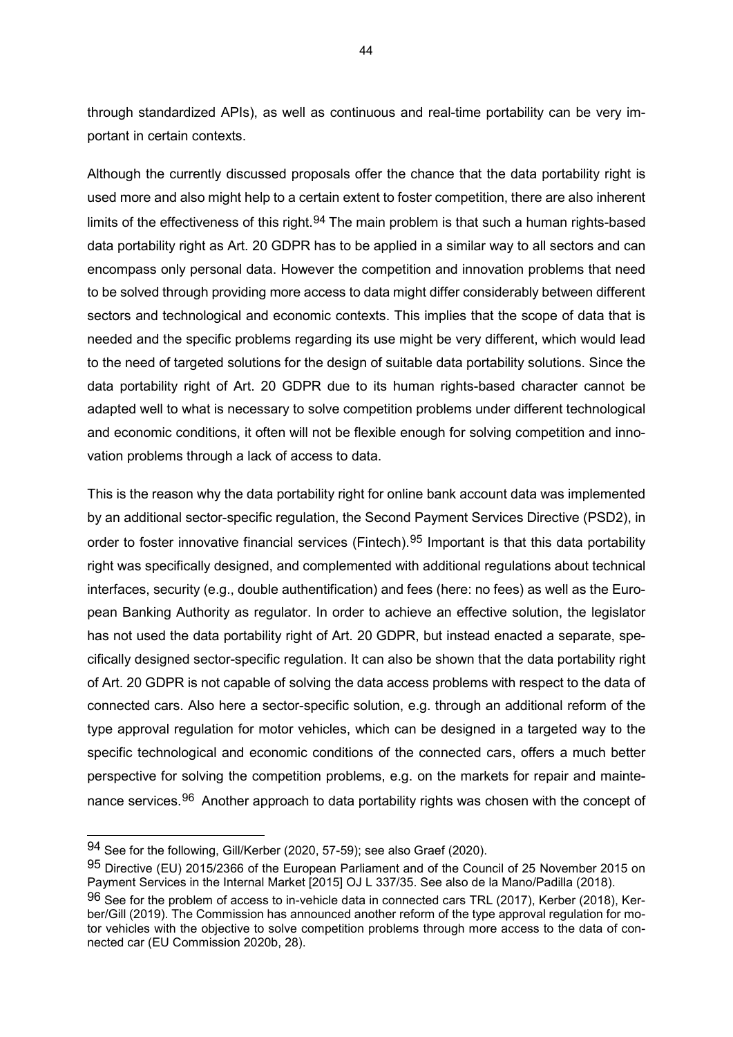through standardized APIs), as well as continuous and real-time portability can be very important in certain contexts.

Although the currently discussed proposals offer the chance that the data portability right is used more and also might help to a certain extent to foster competition, there are also inherent limits of the effectiveness of this right.[94] The main problem is that such a human rights-based data portability right as Art. 20 GDPR has to be applied in a similar way to all sectors and can encompass only personal data. However the competition and innovation problems that need to be solved through providing more access to data might differ considerably between different sectors and technological and economic contexts. This implies that the scope of data that is needed and the specific problems regarding its use might be very different, which would lead to the need of targeted solutions for the design of suitable data portability solutions. Since the data portability right of Art. 20 GDPR due to its human rights-based character cannot be adapted well to what is necessary to solve competition problems under different technological and economic conditions, it often will not be flexible enough for solving competition and innovation problems through a lack of access to data.

This is the reason why the data portability right for online bank account data was implemented by an additional sector-specific regulation, the Second Payment Services Directive (PSD2), in order to foster innovative financial services (Fintech).[95] Important is that this data portability right was specifically designed, and complemented with additional regulations about technical interfaces, security (e.g., double authentification) and fees (here: no fees) as well as the European Banking Authority as regulator. In order to achieve an effective solution, the legislator has not used the data portability right of Art. 20 GDPR, but instead enacted a separate, specifically designed sector-specific regulation. It can also be shown that the data portability right of Art. 20 GDPR is not capable of solving the data access problems with respect to the data of connected cars. Also here a sector-specific solution, e.g. through an additional reform of the type approval regulation for motor vehicles, which can be designed in a targeted way to the specific technological and economic conditions of the connected cars, offers a much better perspective for solving the competition problems, e.g. on the markets for repair and maintenance services.[96] Another approach to data portability rights was chosen with the concept of

---

[94] See for the following, Gill/Kerber (2020, 57-59); see also Graef (2020).

[95] Directive (EU) 2015/2366 of the European Parliament and of the Council of 25 November 2015 on Payment Services in the Internal Market [2015] OJ L 337/35. See also de la Mano/Padilla (2018).

[96] See for the problem of access to in-vehicle data in connected cars TRL (2017), Kerber (2018), Kerber/Gill (2019). The Commission has announced another reform of the type approval regulation for motor vehicles with the objective to solve competition problems through more access to the data of connected car (EU Commission 2020b, 28).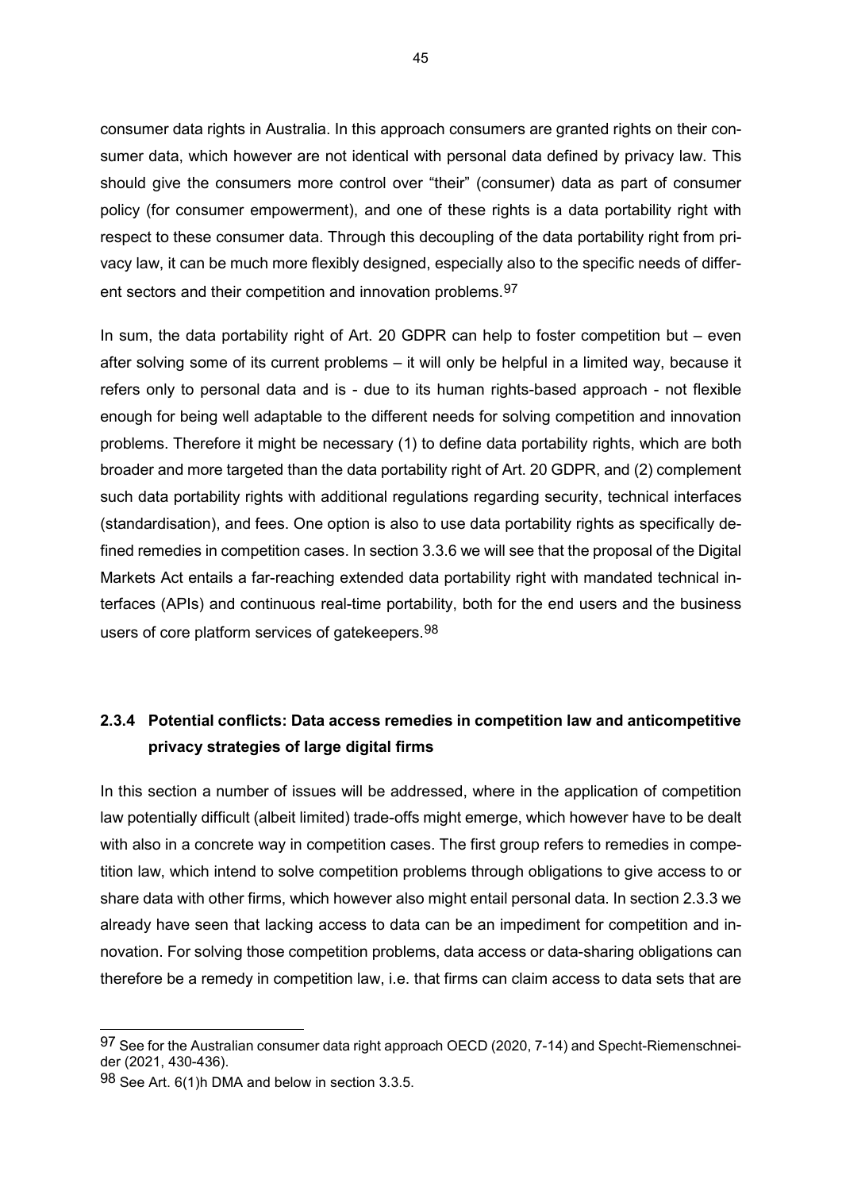consumer data rights in Australia. In this approach consumers are granted rights on their consumer data, which however are not identical with personal data defined by privacy law. This should give the consumers more control over "their" (consumer) data as part of consumer policy (for consumer empowerment), and one of these rights is a data portability right with respect to these consumer data. Through this decoupling of the data portability right from privacy law, it can be much more flexibly designed, especially also to the specific needs of different sectors and their competition and innovation problems.[97]

In sum, the data portability right of Art. 20 GDPR can help to foster competition but – even after solving some of its current problems – it will only be helpful in a limited way, because it refers only to personal data and is - due to its human rights-based approach - not flexible enough for being well adaptable to the different needs for solving competition and innovation problems. Therefore it might be necessary (1) to define data portability rights, which are both broader and more targeted than the data portability right of Art. 20 GDPR, and (2) complement such data portability rights with additional regulations regarding security, technical interfaces (standardisation), and fees. One option is also to use data portability rights as specifically defined remedies in competition cases. In section 3.3.6 we will see that the proposal of the Digital Markets Act entails a far-reaching extended data portability right with mandated technical interfaces (APIs) and continuous real-time portability, both for the end users and the business users of core platform services of gatekeepers.[98]

### 2.3.4 Potential conflicts: Data access remedies in competition law and anticompetitive privacy strategies of large digital firms

In this section a number of issues will be addressed, where in the application of competition law potentially difficult (albeit limited) trade-offs might emerge, which however have to be dealt with also in a concrete way in competition cases. The first group refers to remedies in competition law, which intend to solve competition problems through obligations to give access to or share data with other firms, which however also might entail personal data. In section 2.3.3 we already have seen that lacking access to data can be an impediment for competition and innovation. For solving those competition problems, data access or data-sharing obligations can therefore be a remedy in competition law, i.e. that firms can claim access to data sets that are

---

[97] See for the Australian consumer data right approach OECD (2020, 7-14) and Specht-Riemenschneider (2021, 430-436).

[98] See Art. 6(1)h DMA and below in section 3.3.5.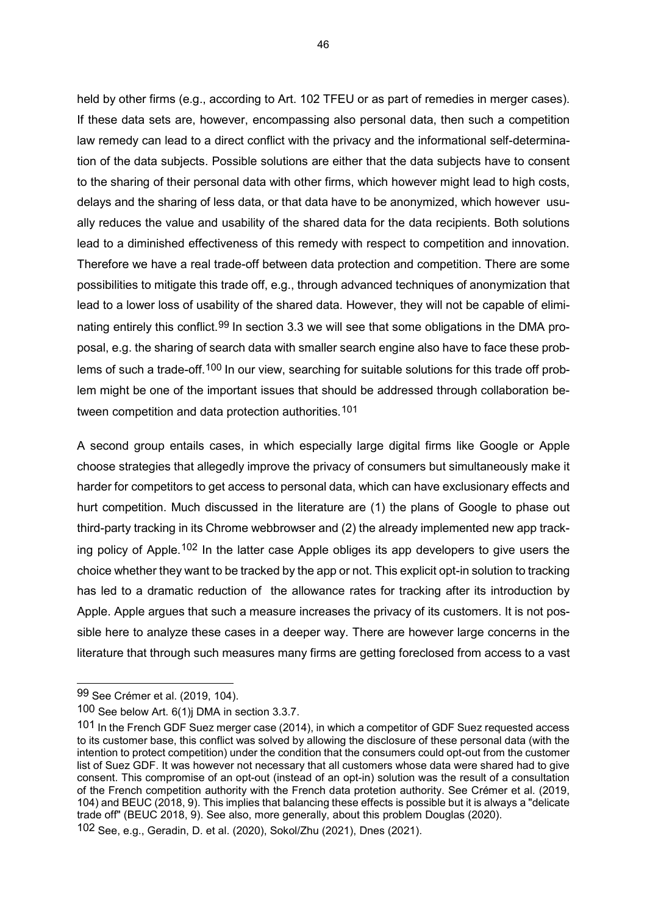held by other firms (e.g., according to Art. 102 TFEU or as part of remedies in merger cases). If these data sets are, however, encompassing also personal data, then such a competition law remedy can lead to a direct conflict with the privacy and the informational self-determination of the data subjects. Possible solutions are either that the data subjects have to consent to the sharing of their personal data with other firms, which however might lead to high costs, delays and the sharing of less data, or that data have to be anonymized, which however usually reduces the value and usability of the shared data for the data recipients. Both solutions lead to a diminished effectiveness of this remedy with respect to competition and innovation. Therefore we have a real trade-off between data protection and competition. There are some possibilities to mitigate this trade off, e.g., through advanced techniques of anonymization that lead to a lower loss of usability of the shared data. However, they will not be capable of eliminating entirely this conflict.[99] In section 3.3 we will see that some obligations in the DMA proposal, e.g. the sharing of search data with smaller search engine also have to face these problems of such a trade-off.[100] In our view, searching for suitable solutions for this trade off problem might be one of the important issues that should be addressed through collaboration between competition and data protection authorities.[101]

A second group entails cases, in which especially large digital firms like Google or Apple choose strategies that allegedly improve the privacy of consumers but simultaneously make it harder for competitors to get access to personal data, which can have exclusionary effects and hurt competition. Much discussed in the literature are (1) the plans of Google to phase out third-party tracking in its Chrome webbrowser and (2) the already implemented new app tracking policy of Apple.[102] In the latter case Apple obliges its app developers to give users the choice whether they want to be tracked by the app or not. This explicit opt-in solution to tracking has led to a dramatic reduction of the allowance rates for tracking after its introduction by Apple. Apple argues that such a measure increases the privacy of its customers. It is not possible here to analyze these cases in a deeper way. There are however large concerns in the literature that through such measures many firms are getting foreclosed from access to a vast

---

[99] See Crémer et al. (2019, 104).

[100] See below Art. 6(1)j DMA in section 3.3.7.

[101] In the French GDF Suez merger case (2014), in which a competitor of GDF Suez requested access to its customer base, this conflict was solved by allowing the disclosure of these personal data (with the intention to protect competition) under the condition that the consumers could opt-out from the customer list of Suez GDF. It was however not necessary that all customers whose data were shared had to give consent. This compromise of an opt-out (instead of an opt-in) solution was the result of a consultation of the French competition authority with the French data protetion authority. See Crémer et al. (2019, 104) and BEUC (2018, 9). This implies that balancing these effects is possible but it is always a "delicate trade off" (BEUC 2018, 9). See also, more generally, about this problem Douglas (2020).

[102] See, e.g., Geradin, D. et al. (2020), Sokol/Zhu (2021), Dnes (2021).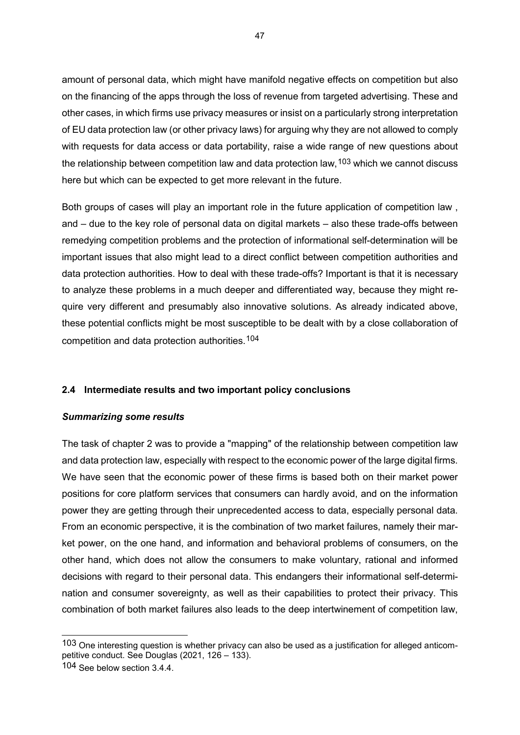amount of personal data, which might have manifold negative effects on competition but also on the financing of the apps through the loss of revenue from targeted advertising. These and other cases, in which firms use privacy measures or insist on a particularly strong interpretation of EU data protection law (or other privacy laws) for arguing why they are not allowed to comply with requests for data access or data portability, raise a wide range of new questions about the relationship between competition law and data protection law,[103] which we cannot discuss here but which can be expected to get more relevant in the future.

Both groups of cases will play an important role in the future application of competition law , and – due to the key role of personal data on digital markets – also these trade-offs between remedying competition problems and the protection of informational self-determination will be important issues that also might lead to a direct conflict between competition authorities and data protection authorities. How to deal with these trade-offs? Important is that it is necessary to analyze these problems in a much deeper and differentiated way, because they might require very different and presumably also innovative solutions. As already indicated above, these potential conflicts might be most susceptible to be dealt with by a close collaboration of competition and data protection authorities.[104]

### 2.4 Intermediate results and two important policy conclusions

***Summarizing some results***

The task of chapter 2 was to provide a "mapping" of the relationship between competition law and data protection law, especially with respect to the economic power of the large digital firms. We have seen that the economic power of these firms is based both on their market power positions for core platform services that consumers can hardly avoid, and on the information power they are getting through their unprecedented access to data, especially personal data. From an economic perspective, it is the combination of two market failures, namely their market power, on the one hand, and information and behavioral problems of consumers, on the other hand, which does not allow the consumers to make voluntary, rational and informed decisions with regard to their personal data. This endangers their informational self-determination and consumer sovereignty, as well as their capabilities to protect their privacy. This combination of both market failures also leads to the deep intertwinement of competition law,

[103] One interesting question is whether privacy can also be used as a justification for alleged anticompetitive conduct. See Douglas (2021, 126 – 133).

[104] See below section 3.4.4.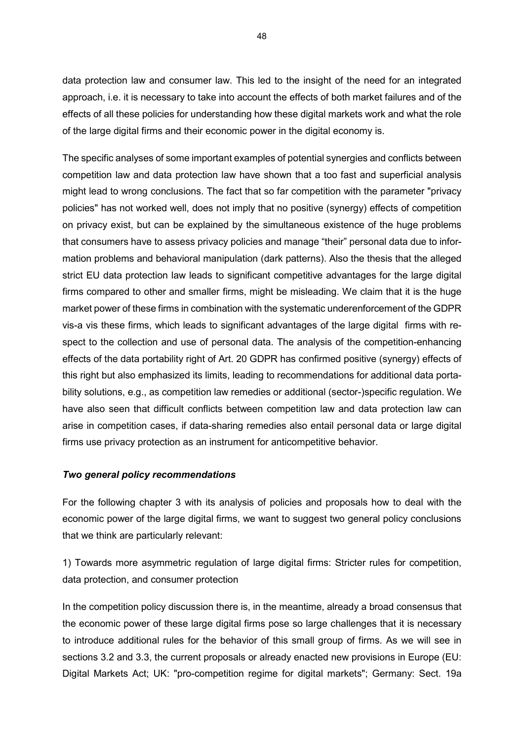data protection law and consumer law. This led to the insight of the need for an integrated approach, i.e. it is necessary to take into account the effects of both market failures and of the effects of all these policies for understanding how these digital markets work and what the role of the large digital firms and their economic power in the digital economy is.

The specific analyses of some important examples of potential synergies and conflicts between competition law and data protection law have shown that a too fast and superficial analysis might lead to wrong conclusions. The fact that so far competition with the parameter "privacy policies" has not worked well, does not imply that no positive (synergy) effects of competition on privacy exist, but can be explained by the simultaneous existence of the huge problems that consumers have to assess privacy policies and manage "their" personal data due to information problems and behavioral manipulation (dark patterns). Also the thesis that the alleged strict EU data protection law leads to significant competitive advantages for the large digital firms compared to other and smaller firms, might be misleading. We claim that it is the huge market power of these firms in combination with the systematic underenforcement of the GDPR vis-a vis these firms, which leads to significant advantages of the large digital firms with respect to the collection and use of personal data. The analysis of the competition-enhancing effects of the data portability right of Art. 20 GDPR has confirmed positive (synergy) effects of this right but also emphasized its limits, leading to recommendations for additional data portability solutions, e.g., as competition law remedies or additional (sector-)specific regulation. We have also seen that difficult conflicts between competition law and data protection law can arise in competition cases, if data-sharing remedies also entail personal data or large digital firms use privacy protection as an instrument for anticompetitive behavior.

***Two general policy recommendations***

For the following chapter 3 with its analysis of policies and proposals how to deal with the economic power of the large digital firms, we want to suggest two general policy conclusions that we think are particularly relevant:

1) Towards more asymmetric regulation of large digital firms: Stricter rules for competition, data protection, and consumer protection

In the competition policy discussion there is, in the meantime, already a broad consensus that the economic power of these large digital firms pose so large challenges that it is necessary to introduce additional rules for the behavior of this small group of firms. As we will see in sections 3.2 and 3.3, the current proposals or already enacted new provisions in Europe (EU: Digital Markets Act; UK: "pro-competition regime for digital markets"; Germany: Sect. 19a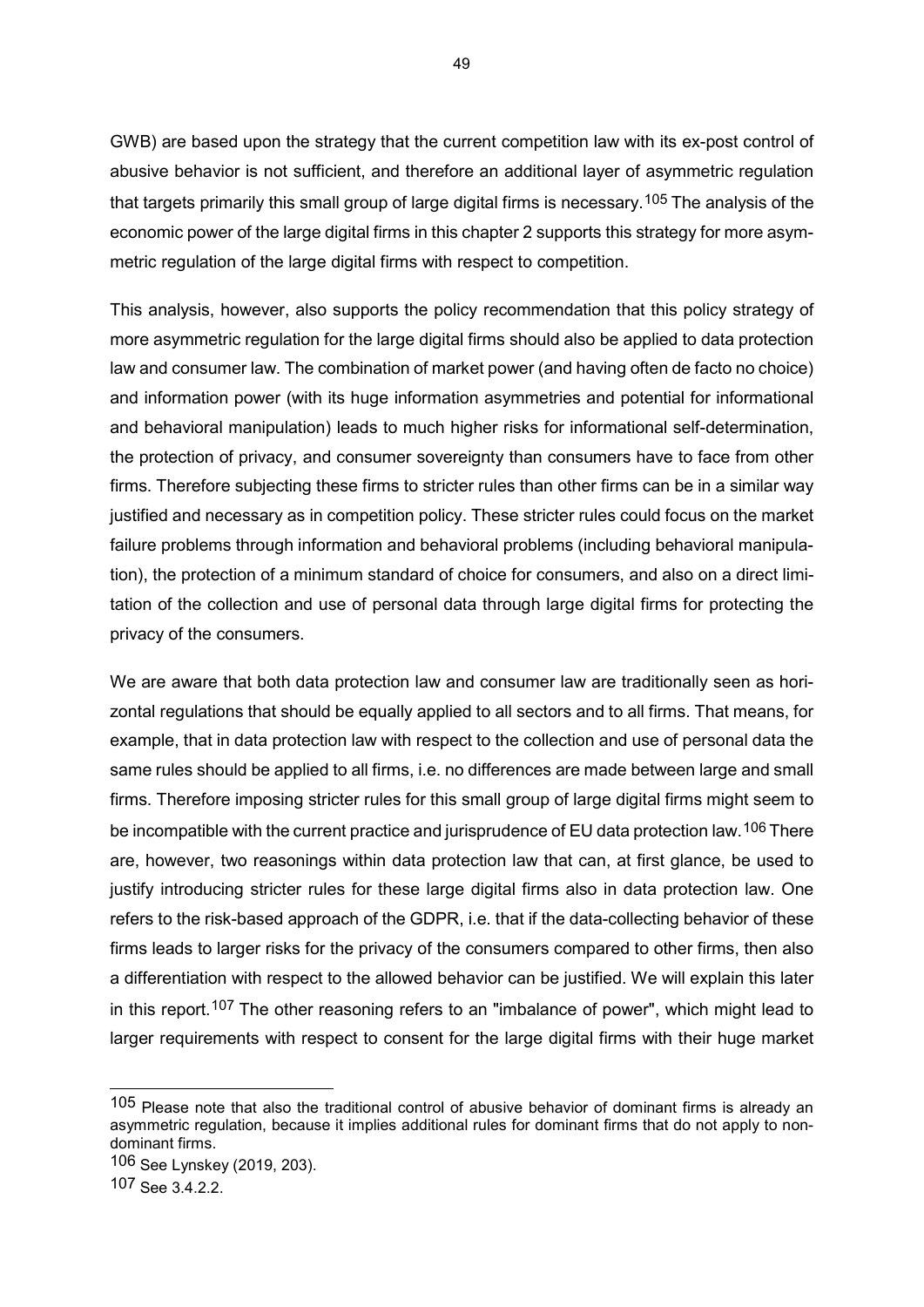GWB) are based upon the strategy that the current competition law with its ex-post control of abusive behavior is not sufficient, and therefore an additional layer of asymmetric regulation that targets primarily this small group of large digital firms is necessary.[105] The analysis of the economic power of the large digital firms in this chapter 2 supports this strategy for more asymmetric regulation of the large digital firms with respect to competition.

This analysis, however, also supports the policy recommendation that this policy strategy of more asymmetric regulation for the large digital firms should also be applied to data protection law and consumer law. The combination of market power (and having often de facto no choice) and information power (with its huge information asymmetries and potential for informational and behavioral manipulation) leads to much higher risks for informational self-determination, the protection of privacy, and consumer sovereignty than consumers have to face from other firms. Therefore subjecting these firms to stricter rules than other firms can be in a similar way justified and necessary as in competition policy. These stricter rules could focus on the market failure problems through information and behavioral problems (including behavioral manipulation), the protection of a minimum standard of choice for consumers, and also on a direct limitation of the collection and use of personal data through large digital firms for protecting the privacy of the consumers.

We are aware that both data protection law and consumer law are traditionally seen as horizontal regulations that should be equally applied to all sectors and to all firms. That means, for example, that in data protection law with respect to the collection and use of personal data the same rules should be applied to all firms, i.e. no differences are made between large and small firms. Therefore imposing stricter rules for this small group of large digital firms might seem to be incompatible with the current practice and jurisprudence of EU data protection law.[106] There are, however, two reasonings within data protection law that can, at first glance, be used to justify introducing stricter rules for these large digital firms also in data protection law. One refers to the risk-based approach of the GDPR, i.e. that if the data-collecting behavior of these firms leads to larger risks for the privacy of the consumers compared to other firms, then also a differentiation with respect to the allowed behavior can be justified. We will explain this later in this report.[107] The other reasoning refers to an "imbalance of power", which might lead to larger requirements with respect to consent for the large digital firms with their huge market

---

[105] Please note that also the traditional control of abusive behavior of dominant firms is already an asymmetric regulation, because it implies additional rules for dominant firms that do not apply to non-dominant firms.

[106] See Lynskey (2019, 203).

[107] See 3.4.2.2.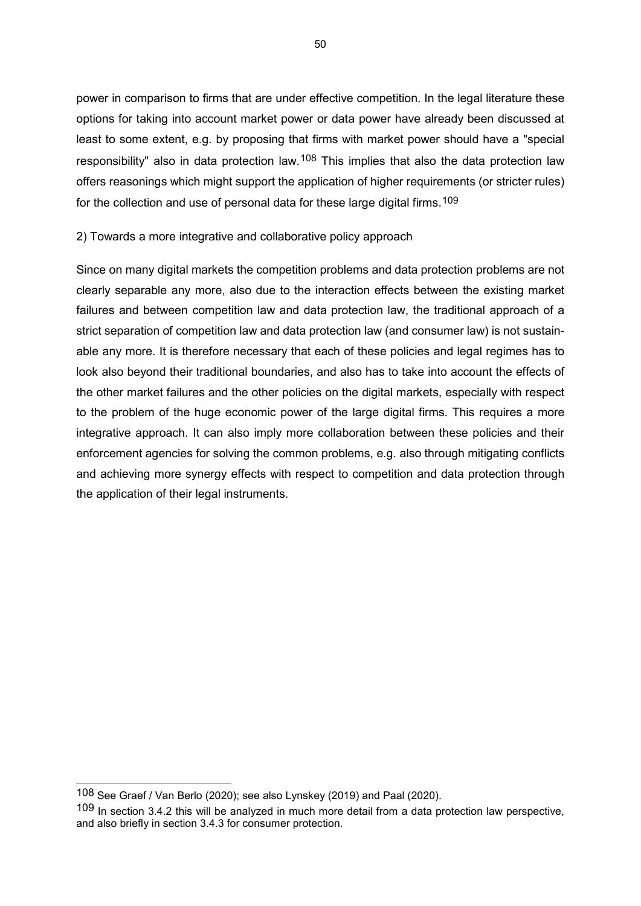power in comparison to firms that are under effective competition. In the legal literature these options for taking into account market power or data power have already been discussed at least to some extent, e.g. by proposing that firms with market power should have a "special responsibility" also in data protection law.[108] This implies that also the data protection law offers reasonings which might support the application of higher requirements (or stricter rules) for the collection and use of personal data for these large digital firms.[109]

2) Towards a more integrative and collaborative policy approach

Since on many digital markets the competition problems and data protection problems are not clearly separable any more, also due to the interaction effects between the existing market failures and between competition law and data protection law, the traditional approach of a strict separation of competition law and data protection law (and consumer law) is not sustainable any more. It is therefore necessary that each of these policies and legal regimes has to look also beyond their traditional boundaries, and also has to take into account the effects of the other market failures and the other policies on the digital markets, especially with respect to the problem of the huge economic power of the large digital firms. This requires a more integrative approach. It can also imply more collaboration between these policies and their enforcement agencies for solving the common problems, e.g. also through mitigating conflicts and achieving more synergy effects with respect to competition and data protection through the application of their legal instruments.

---

[108] See Graef / Van Berlo (2020); see also Lynskey (2019) and Paal (2020).

[109] In section 3.4.2 this will be analyzed in much more detail from a data protection law perspective, and also briefly in section 3.4.3 for consumer protection.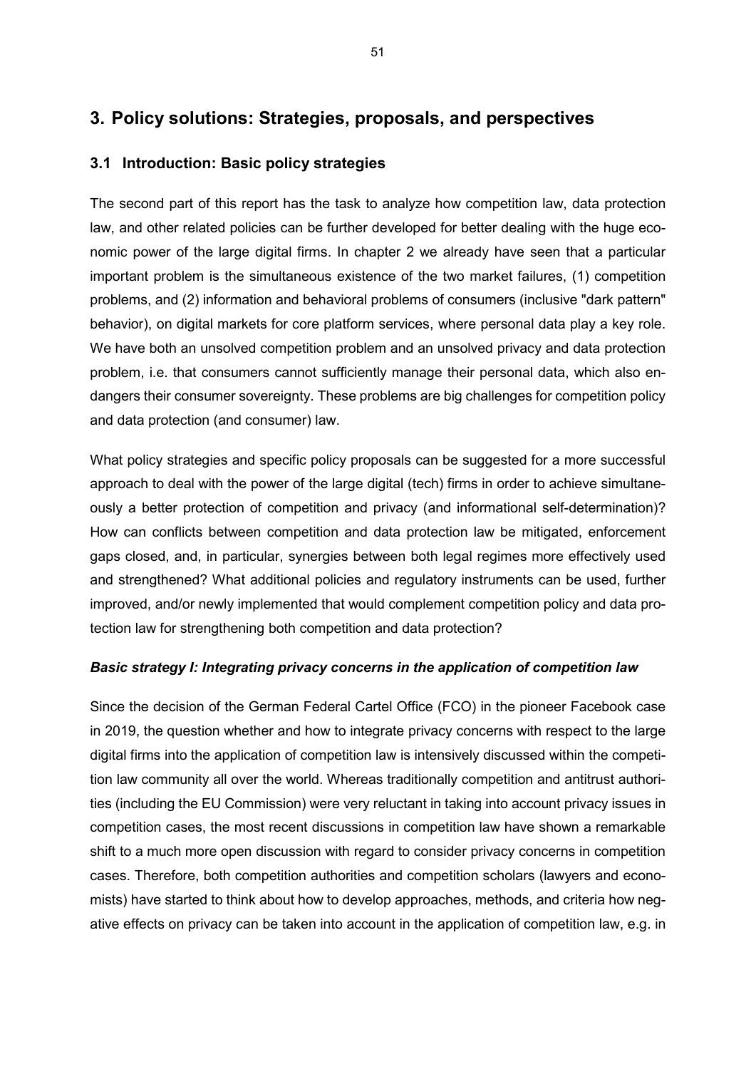# 3. Policy solutions: Strategies, proposals, and perspectives

## 3.1 Introduction: Basic policy strategies

The second part of this report has the task to analyze how competition law, data protection law, and other related policies can be further developed for better dealing with the huge economic power of the large digital firms. In chapter 2 we already have seen that a particular important problem is the simultaneous existence of the two market failures, (1) competition problems, and (2) information and behavioral problems of consumers (inclusive "dark pattern" behavior), on digital markets for core platform services, where personal data play a key role. We have both an unsolved competition problem and an unsolved privacy and data protection problem, i.e. that consumers cannot sufficiently manage their personal data, which also endangers their consumer sovereignty. These problems are big challenges for competition policy and data protection (and consumer) law.

What policy strategies and specific policy proposals can be suggested for a more successful approach to deal with the power of the large digital (tech) firms in order to achieve simultaneously a better protection of competition and privacy (and informational self-determination)? How can conflicts between competition and data protection law be mitigated, enforcement gaps closed, and, in particular, synergies between both legal regimes more effectively used and strengthened? What additional policies and regulatory instruments can be used, further improved, and/or newly implemented that would complement competition policy and data protection law for strengthening both competition and data protection?

***Basic strategy I: Integrating privacy concerns in the application of competition law***

Since the decision of the German Federal Cartel Office (FCO) in the pioneer Facebook case in 2019, the question whether and how to integrate privacy concerns with respect to the large digital firms into the application of competition law is intensively discussed within the competition law community all over the world. Whereas traditionally competition and antitrust authorities (including the EU Commission) were very reluctant in taking into account privacy issues in competition cases, the most recent discussions in competition law have shown a remarkable shift to a much more open discussion with regard to consider privacy concerns in competition cases. Therefore, both competition authorities and competition scholars (lawyers and economists) have started to think about how to develop approaches, methods, and criteria how negative effects on privacy can be taken into account in the application of competition law, e.g. in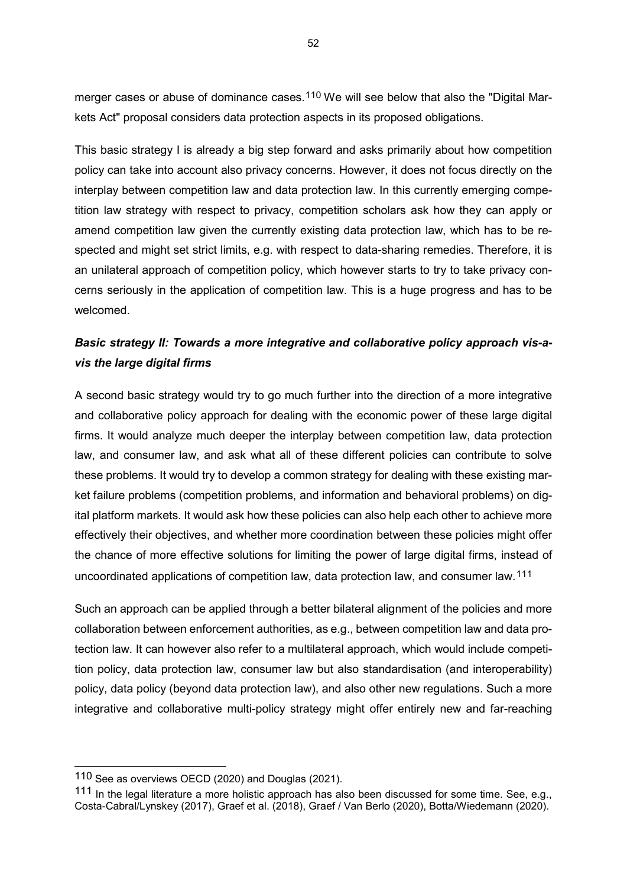merger cases or abuse of dominance cases.[110] We will see below that also the "Digital Markets Act" proposal considers data protection aspects in its proposed obligations.

This basic strategy I is already a big step forward and asks primarily about how competition policy can take into account also privacy concerns. However, it does not focus directly on the interplay between competition law and data protection law. In this currently emerging competition law strategy with respect to privacy, competition scholars ask how they can apply or amend competition law given the currently existing data protection law, which has to be respected and might set strict limits, e.g. with respect to data-sharing remedies. Therefore, it is an unilateral approach of competition policy, which however starts to try to take privacy concerns seriously in the application of competition law. This is a huge progress and has to be welcomed.

***Basic strategy II: Towards a more integrative and collaborative policy approach vis-a-vis the large digital firms***

A second basic strategy would try to go much further into the direction of a more integrative and collaborative policy approach for dealing with the economic power of these large digital firms. It would analyze much deeper the interplay between competition law, data protection law, and consumer law, and ask what all of these different policies can contribute to solve these problems. It would try to develop a common strategy for dealing with these existing market failure problems (competition problems, and information and behavioral problems) on digital platform markets. It would ask how these policies can also help each other to achieve more effectively their objectives, and whether more coordination between these policies might offer the chance of more effective solutions for limiting the power of large digital firms, instead of uncoordinated applications of competition law, data protection law, and consumer law.[111]

Such an approach can be applied through a better bilateral alignment of the policies and more collaboration between enforcement authorities, as e.g., between competition law and data protection law. It can however also refer to a multilateral approach, which would include competition policy, data protection law, consumer law but also standardisation (and interoperability) policy, data policy (beyond data protection law), and also other new regulations. Such a more integrative and collaborative multi-policy strategy might offer entirely new and far-reaching

---

[110] See as overviews OECD (2020) and Douglas (2021).

[111] In the legal literature a more holistic approach has also been discussed for some time. See, e.g., Costa-Cabral/Lynskey (2017), Graef et al. (2018), Graef / Van Berlo (2020), Botta/Wiedemann (2020).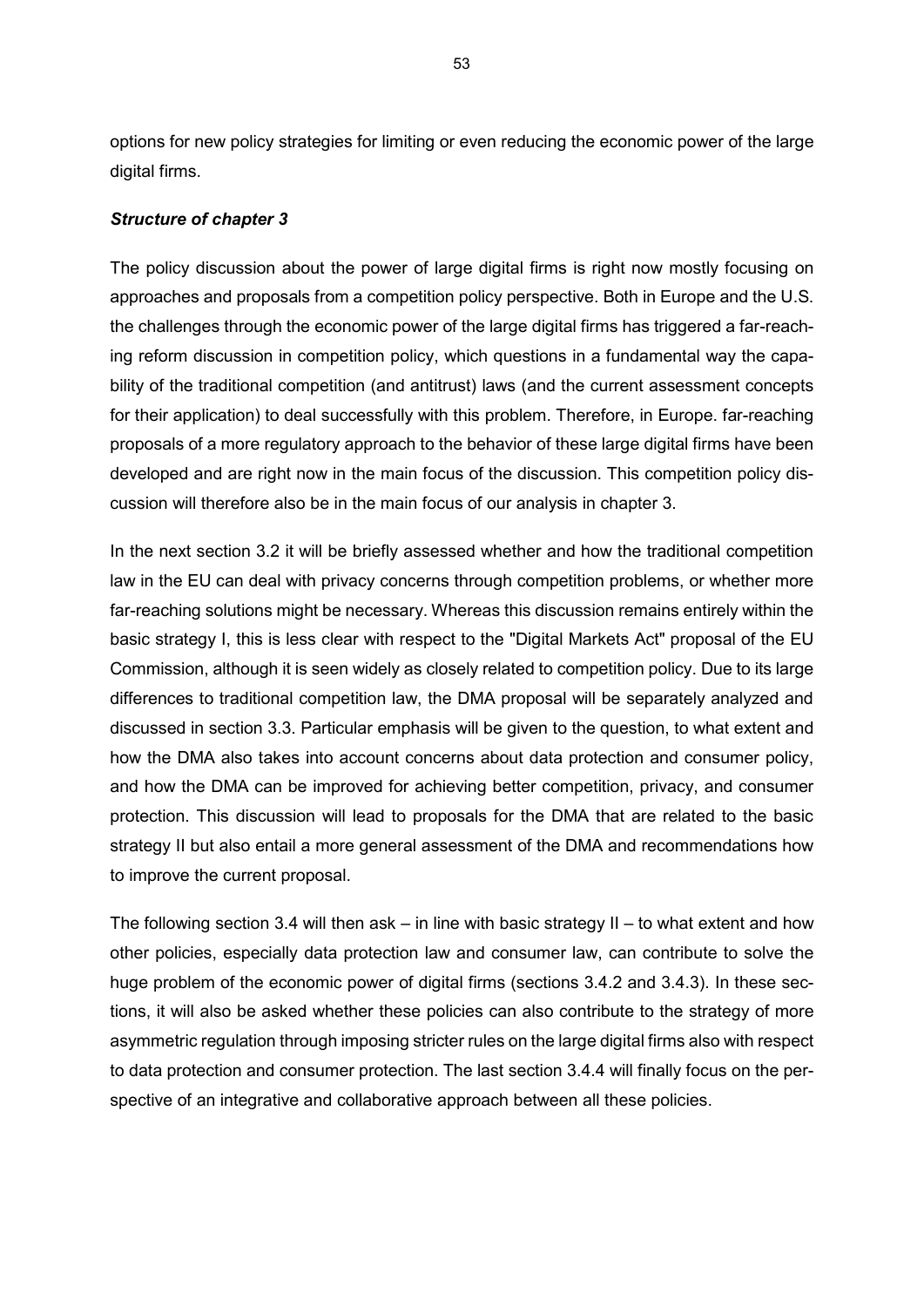options for new policy strategies for limiting or even reducing the economic power of the large digital firms.

***Structure of chapter 3***

The policy discussion about the power of large digital firms is right now mostly focusing on approaches and proposals from a competition policy perspective. Both in Europe and the U.S. the challenges through the economic power of the large digital firms has triggered a far-reaching reform discussion in competition policy, which questions in a fundamental way the capability of the traditional competition (and antitrust) laws (and the current assessment concepts for their application) to deal successfully with this problem. Therefore, in Europe. far-reaching proposals of a more regulatory approach to the behavior of these large digital firms have been developed and are right now in the main focus of the discussion. This competition policy discussion will therefore also be in the main focus of our analysis in chapter 3.

In the next section 3.2 it will be briefly assessed whether and how the traditional competition law in the EU can deal with privacy concerns through competition problems, or whether more far-reaching solutions might be necessary. Whereas this discussion remains entirely within the basic strategy I, this is less clear with respect to the "Digital Markets Act" proposal of the EU Commission, although it is seen widely as closely related to competition policy. Due to its large differences to traditional competition law, the DMA proposal will be separately analyzed and discussed in section 3.3. Particular emphasis will be given to the question, to what extent and how the DMA also takes into account concerns about data protection and consumer policy, and how the DMA can be improved for achieving better competition, privacy, and consumer protection. This discussion will lead to proposals for the DMA that are related to the basic strategy II but also entail a more general assessment of the DMA and recommendations how to improve the current proposal.

The following section 3.4 will then ask – in line with basic strategy II – to what extent and how other policies, especially data protection law and consumer law, can contribute to solve the huge problem of the economic power of digital firms (sections 3.4.2 and 3.4.3). In these sections, it will also be asked whether these policies can also contribute to the strategy of more asymmetric regulation through imposing stricter rules on the large digital firms also with respect to data protection and consumer protection. The last section 3.4.4 will finally focus on the perspective of an integrative and collaborative approach between all these policies.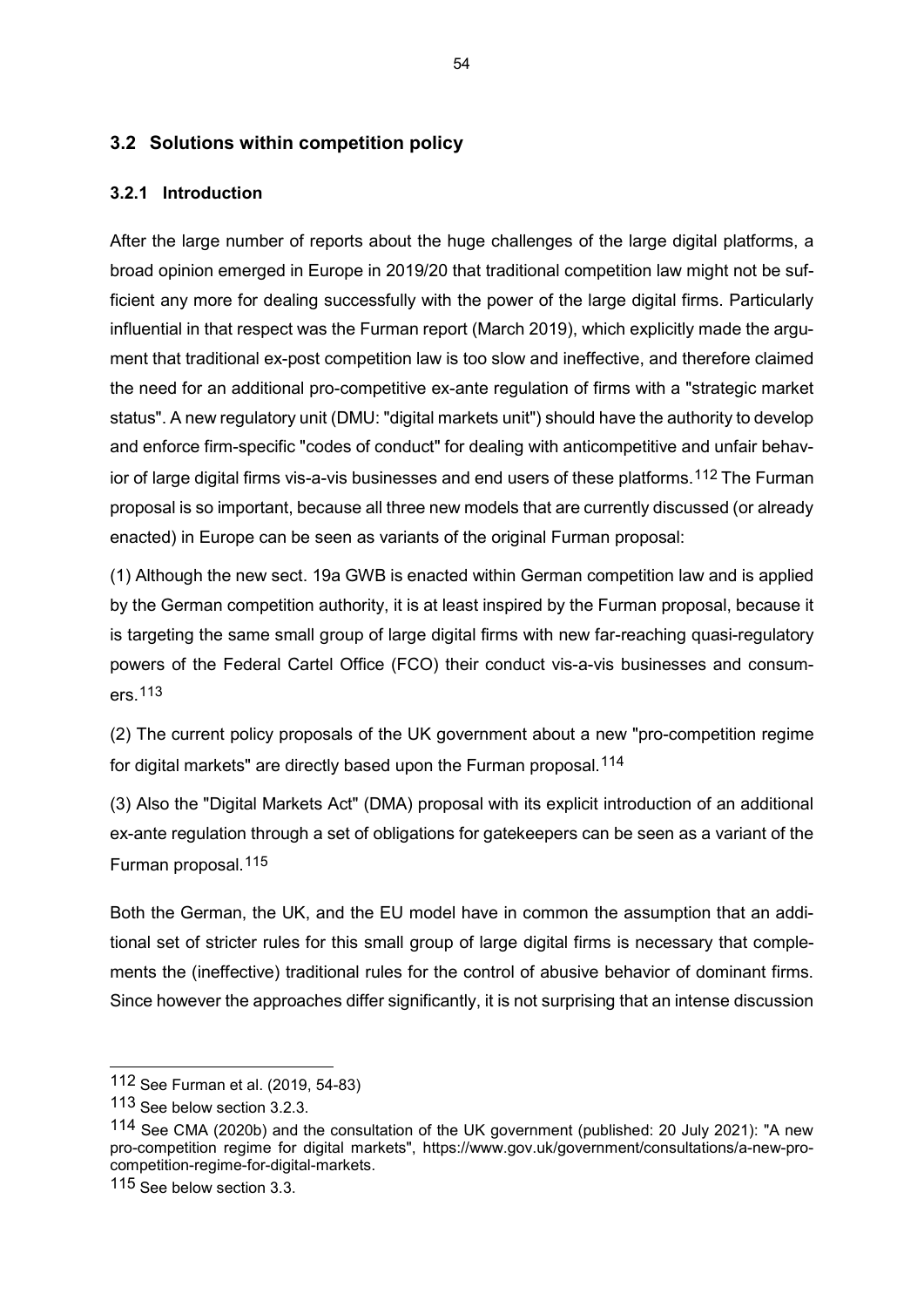## 3.2 Solutions within competition policy

### 3.2.1 Introduction

After the large number of reports about the huge challenges of the large digital platforms, a broad opinion emerged in Europe in 2019/20 that traditional competition law might not be sufficient any more for dealing successfully with the power of the large digital firms. Particularly influential in that respect was the Furman report (March 2019), which explicitly made the argument that traditional ex-post competition law is too slow and ineffective, and therefore claimed the need for an additional pro-competitive ex-ante regulation of firms with a "strategic market status". A new regulatory unit (DMU: "digital markets unit") should have the authority to develop and enforce firm-specific "codes of conduct" for dealing with anticompetitive and unfair behavior of large digital firms vis-a-vis businesses and end users of these platforms.[112] The Furman proposal is so important, because all three new models that are currently discussed (or already enacted) in Europe can be seen as variants of the original Furman proposal:

(1) Although the new sect. 19a GWB is enacted within German competition law and is applied by the German competition authority, it is at least inspired by the Furman proposal, because it is targeting the same small group of large digital firms with new far-reaching quasi-regulatory powers of the Federal Cartel Office (FCO) their conduct vis-a-vis businesses and consumers.[113]

(2) The current policy proposals of the UK government about a new "pro-competition regime for digital markets" are directly based upon the Furman proposal.[114]

(3) Also the "Digital Markets Act" (DMA) proposal with its explicit introduction of an additional ex-ante regulation through a set of obligations for gatekeepers can be seen as a variant of the Furman proposal.[115]

Both the German, the UK, and the EU model have in common the assumption that an additional set of stricter rules for this small group of large digital firms is necessary that complements the (ineffective) traditional rules for the control of abusive behavior of dominant firms. Since however the approaches differ significantly, it is not surprising that an intense discussion

---

[112] See Furman et al. (2019, 54-83)

[113] See below section 3.2.3.

[114] See CMA (2020b) and the consultation of the UK government (published: 20 July 2021): "A new pro-competition regime for digital markets", https://www.gov.uk/government/consultations/a-new-pro-competition-regime-for-digital-markets.

[115] See below section 3.3.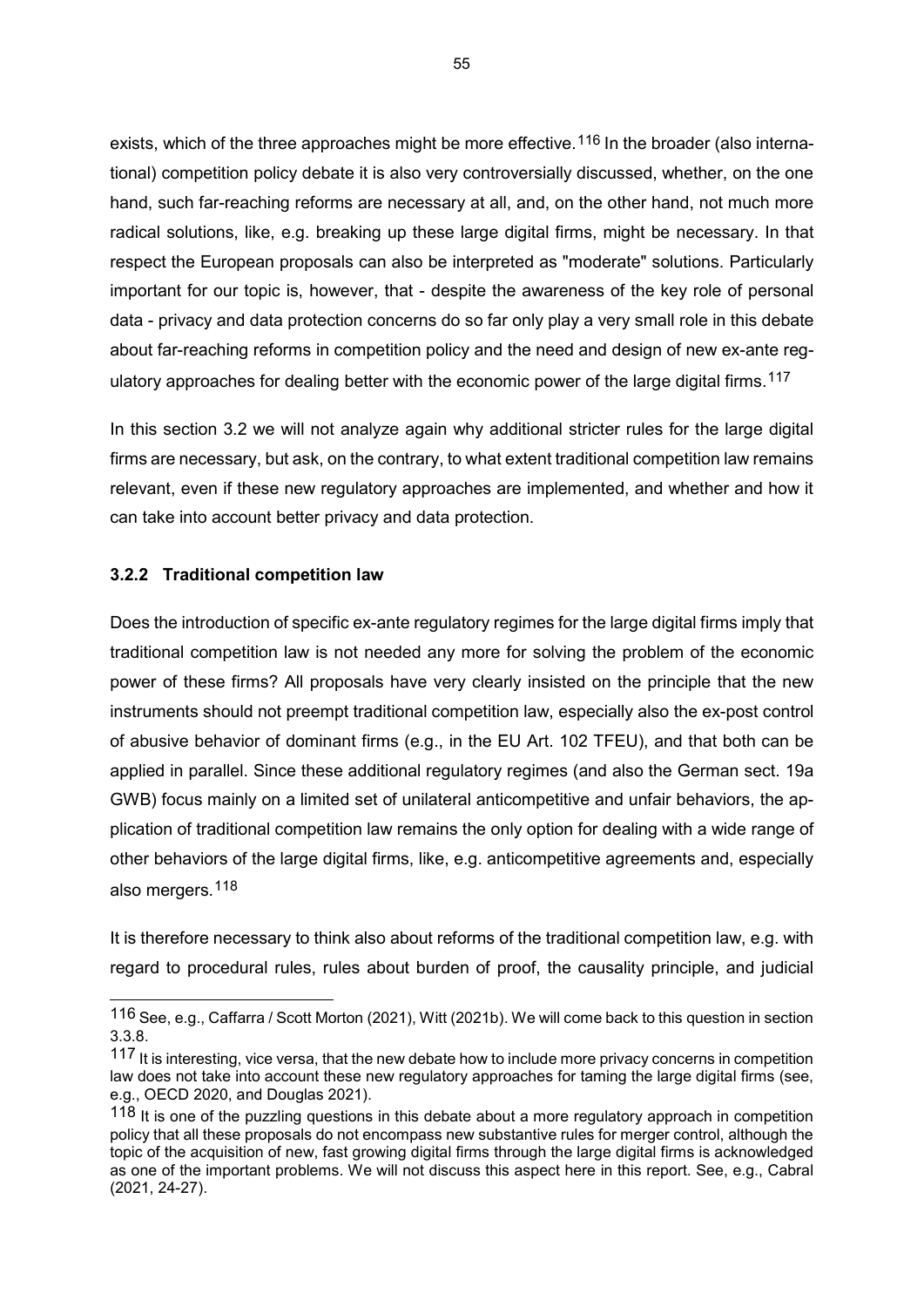exists, which of the three approaches might be more effective.[116] In the broader (also international) competition policy debate it is also very controversially discussed, whether, on the one hand, such far-reaching reforms are necessary at all, and, on the other hand, not much more radical solutions, like, e.g. breaking up these large digital firms, might be necessary. In that respect the European proposals can also be interpreted as "moderate" solutions. Particularly important for our topic is, however, that - despite the awareness of the key role of personal data - privacy and data protection concerns do so far only play a very small role in this debate about far-reaching reforms in competition policy and the need and design of new ex-ante regulatory approaches for dealing better with the economic power of the large digital firms.[117]

In this section 3.2 we will not analyze again why additional stricter rules for the large digital firms are necessary, but ask, on the contrary, to what extent traditional competition law remains relevant, even if these new regulatory approaches are implemented, and whether and how it can take into account better privacy and data protection.

### 3.2.2 Traditional competition law

Does the introduction of specific ex-ante regulatory regimes for the large digital firms imply that traditional competition law is not needed any more for solving the problem of the economic power of these firms? All proposals have very clearly insisted on the principle that the new instruments should not preempt traditional competition law, especially also the ex-post control of abusive behavior of dominant firms (e.g., in the EU Art. 102 TFEU), and that both can be applied in parallel. Since these additional regulatory regimes (and also the German sect. 19a GWB) focus mainly on a limited set of unilateral anticompetitive and unfair behaviors, the application of traditional competition law remains the only option for dealing with a wide range of other behaviors of the large digital firms, like, e.g. anticompetitive agreements and, especially also mergers.[118]

It is therefore necessary to think also about reforms of the traditional competition law, e.g. with regard to procedural rules, rules about burden of proof, the causality principle, and judicial

---

[116] See, e.g., Caffarra / Scott Morton (2021), Witt (2021b). We will come back to this question in section 3.3.8.

[117] It is interesting, vice versa, that the new debate how to include more privacy concerns in competition law does not take into account these new regulatory approaches for taming the large digital firms (see, e.g., OECD 2020, and Douglas 2021).

[118] It is one of the puzzling questions in this debate about a more regulatory approach in competition policy that all these proposals do not encompass new substantive rules for merger control, although the topic of the acquisition of new, fast growing digital firms through the large digital firms is acknowledged as one of the important problems. We will not discuss this aspect here in this report. See, e.g., Cabral (2021, 24-27).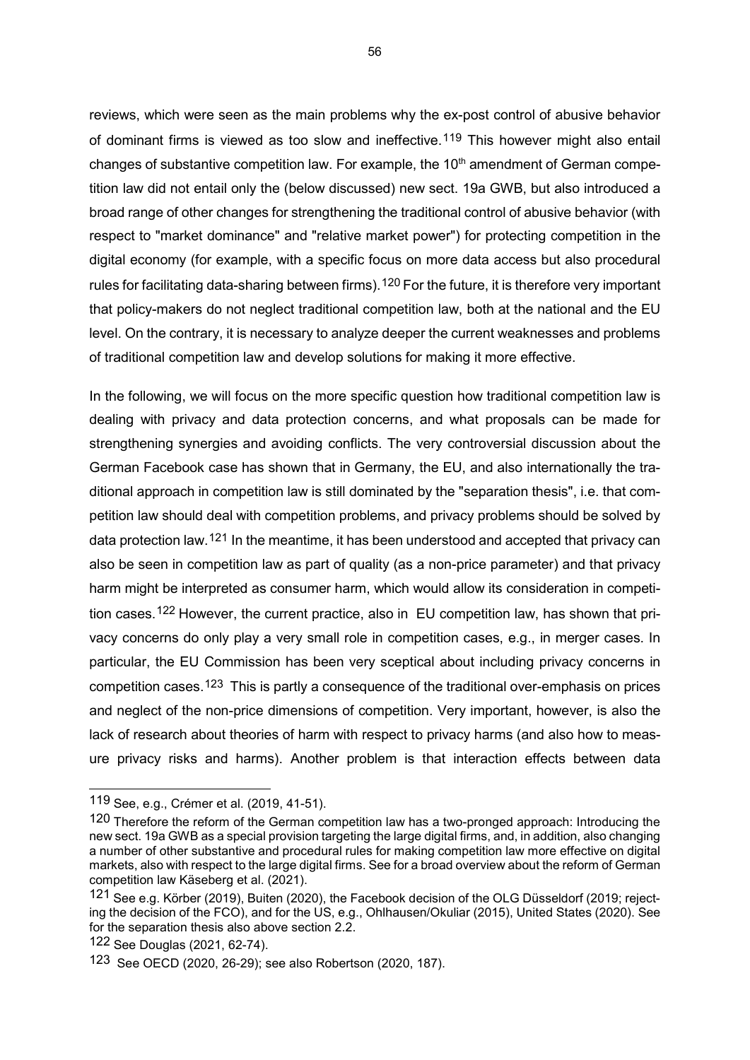reviews, which were seen as the main problems why the ex-post control of abusive behavior of dominant firms is viewed as too slow and ineffective.[119] This however might also entail changes of substantive competition law. For example, the 10th amendment of German competition law did not entail only the (below discussed) new sect. 19a GWB, but also introduced a broad range of other changes for strengthening the traditional control of abusive behavior (with respect to "market dominance" and "relative market power") for protecting competition in the digital economy (for example, with a specific focus on more data access but also procedural rules for facilitating data-sharing between firms).[120] For the future, it is therefore very important that policy-makers do not neglect traditional competition law, both at the national and the EU level. On the contrary, it is necessary to analyze deeper the current weaknesses and problems of traditional competition law and develop solutions for making it more effective.

In the following, we will focus on the more specific question how traditional competition law is dealing with privacy and data protection concerns, and what proposals can be made for strengthening synergies and avoiding conflicts. The very controversial discussion about the German Facebook case has shown that in Germany, the EU, and also internationally the traditional approach in competition law is still dominated by the "separation thesis", i.e. that competition law should deal with competition problems, and privacy problems should be solved by data protection law.[121] In the meantime, it has been understood and accepted that privacy can also be seen in competition law as part of quality (as a non-price parameter) and that privacy harm might be interpreted as consumer harm, which would allow its consideration in competition cases.[122] However, the current practice, also in EU competition law, has shown that privacy concerns do only play a very small role in competition cases, e.g., in merger cases. In particular, the EU Commission has been very sceptical about including privacy concerns in competition cases.[123] This is partly a consequence of the traditional over-emphasis on prices and neglect of the non-price dimensions of competition. Very important, however, is also the lack of research about theories of harm with respect to privacy harms (and also how to measure privacy risks and harms). Another problem is that interaction effects between data

---

[119] See, e.g., Crémer et al. (2019, 41-51).

[120] Therefore the reform of the German competition law has a two-pronged approach: Introducing the new sect. 19a GWB as a special provision targeting the large digital firms, and, in addition, also changing a number of other substantive and procedural rules for making competition law more effective on digital markets, also with respect to the large digital firms. See for a broad overview about the reform of German competition law Käseberg et al. (2021).

[121] See e.g. Körber (2019), Buiten (2020), the Facebook decision of the OLG Düsseldorf (2019; rejecting the decision of the FCO), and for the US, e.g., Ohlhausen/Okuliar (2015), United States (2020). See for the separation thesis also above section 2.2.

[122] See Douglas (2021, 62-74).

[123] See OECD (2020, 26-29); see also Robertson (2020, 187).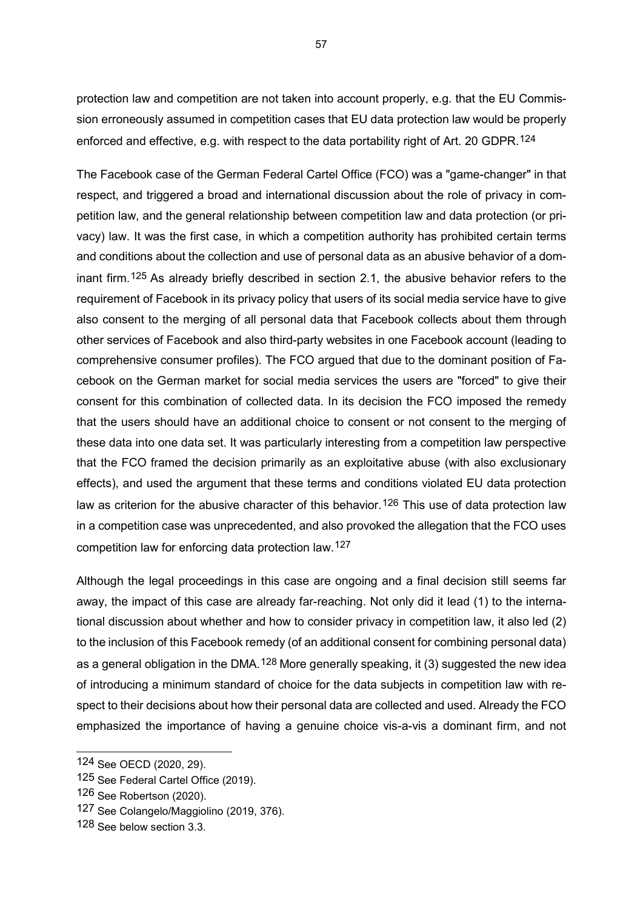protection law and competition are not taken into account properly, e.g. that the EU Commission erroneously assumed in competition cases that EU data protection law would be properly enforced and effective, e.g. with respect to the data portability right of Art. 20 GDPR.[124]

The Facebook case of the German Federal Cartel Office (FCO) was a "game-changer" in that respect, and triggered a broad and international discussion about the role of privacy in competition law, and the general relationship between competition law and data protection (or privacy) law. It was the first case, in which a competition authority has prohibited certain terms and conditions about the collection and use of personal data as an abusive behavior of a dominant firm.[125] As already briefly described in section 2.1, the abusive behavior refers to the requirement of Facebook in its privacy policy that users of its social media service have to give also consent to the merging of all personal data that Facebook collects about them through other services of Facebook and also third-party websites in one Facebook account (leading to comprehensive consumer profiles). The FCO argued that due to the dominant position of Facebook on the German market for social media services the users are "forced" to give their consent for this combination of collected data. In its decision the FCO imposed the remedy that the users should have an additional choice to consent or not consent to the merging of these data into one data set. It was particularly interesting from a competition law perspective that the FCO framed the decision primarily as an exploitative abuse (with also exclusionary effects), and used the argument that these terms and conditions violated EU data protection law as criterion for the abusive character of this behavior.[126] This use of data protection law in a competition case was unprecedented, and also provoked the allegation that the FCO uses competition law for enforcing data protection law.[127]

Although the legal proceedings in this case are ongoing and a final decision still seems far away, the impact of this case are already far-reaching. Not only did it lead (1) to the international discussion about whether and how to consider privacy in competition law, it also led (2) to the inclusion of this Facebook remedy (of an additional consent for combining personal data) as a general obligation in the DMA.[128] More generally speaking, it (3) suggested the new idea of introducing a minimum standard of choice for the data subjects in competition law with respect to their decisions about how their personal data are collected and used. Already the FCO emphasized the importance of having a genuine choice vis-a-vis a dominant firm, and not

[124] See OECD (2020, 29).

[125] See Federal Cartel Office (2019).

[126] See Robertson (2020).

[127] See Colangelo/Maggiolino (2019, 376).

[128] See below section 3.3.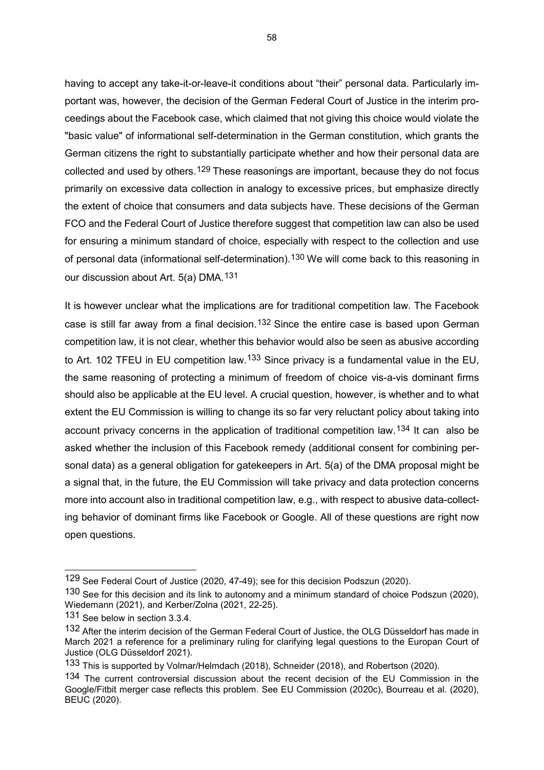having to accept any take-it-or-leave-it conditions about "their" personal data. Particularly important was, however, the decision of the German Federal Court of Justice in the interim proceedings about the Facebook case, which claimed that not giving this choice would violate the "basic value" of informational self-determination in the German constitution, which grants the German citizens the right to substantially participate whether and how their personal data are collected and used by others.[129] These reasonings are important, because they do not focus primarily on excessive data collection in analogy to excessive prices, but emphasize directly the extent of choice that consumers and data subjects have. These decisions of the German FCO and the Federal Court of Justice therefore suggest that competition law can also be used for ensuring a minimum standard of choice, especially with respect to the collection and use of personal data (informational self-determination).[130] We will come back to this reasoning in our discussion about Art. 5(a) DMA.[131]

It is however unclear what the implications are for traditional competition law. The Facebook case is still far away from a final decision.[132] Since the entire case is based upon German competition law, it is not clear, whether this behavior would also be seen as abusive according to Art. 102 TFEU in EU competition law.[133] Since privacy is a fundamental value in the EU, the same reasoning of protecting a minimum of freedom of choice vis-a-vis dominant firms should also be applicable at the EU level. A crucial question, however, is whether and to what extent the EU Commission is willing to change its so far very reluctant policy about taking into account privacy concerns in the application of traditional competition law.[134] It can also be asked whether the inclusion of this Facebook remedy (additional consent for combining personal data) as a general obligation for gatekeepers in Art. 5(a) of the DMA proposal might be a signal that, in the future, the EU Commission will take privacy and data protection concerns more into account also in traditional competition law, e.g., with respect to abusive data-collecting behavior of dominant firms like Facebook or Google. All of these questions are right now open questions.

---

[129] See Federal Court of Justice (2020, 47-49); see for this decision Podszun (2020).

[130] See for this decision and its link to autonomy and a minimum standard of choice Podszun (2020), Wiedemann (2021), and Kerber/Zolna (2021, 22-25).

[131] See below in section 3.3.4.

[132] After the interim decision of the German Federal Court of Justice, the OLG Düsseldorf has made in March 2021 a reference for a preliminary ruling for clarifying legal questions to the Europan Court of Justice (OLG Düsseldorf 2021).

[133] This is supported by Volmar/Helmdach (2018), Schneider (2018), and Robertson (2020).

[134] The current controversial discussion about the recent decision of the EU Commission in the Google/Fitbit merger case reflects this problem. See EU Commission (2020c), Bourreau et al. (2020), BEUC (2020).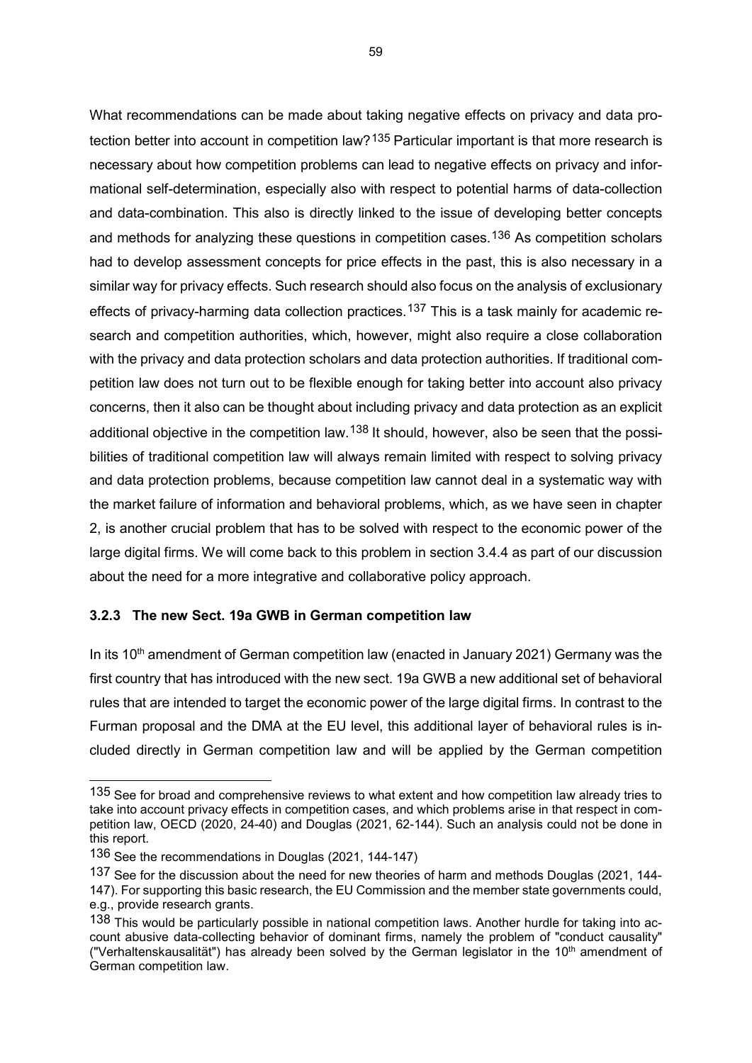What recommendations can be made about taking negative effects on privacy and data protection better into account in competition law?[135] Particular important is that more research is necessary about how competition problems can lead to negative effects on privacy and informational self-determination, especially also with respect to potential harms of data-collection and data-combination. This also is directly linked to the issue of developing better concepts and methods for analyzing these questions in competition cases.[136] As competition scholars had to develop assessment concepts for price effects in the past, this is also necessary in a similar way for privacy effects. Such research should also focus on the analysis of exclusionary effects of privacy-harming data collection practices.[137] This is a task mainly for academic research and competition authorities, which, however, might also require a close collaboration with the privacy and data protection scholars and data protection authorities. If traditional competition law does not turn out to be flexible enough for taking better into account also privacy concerns, then it also can be thought about including privacy and data protection as an explicit additional objective in the competition law.[138] It should, however, also be seen that the possibilities of traditional competition law will always remain limited with respect to solving privacy and data protection problems, because competition law cannot deal in a systematic way with the market failure of information and behavioral problems, which, as we have seen in chapter 2, is another crucial problem that has to be solved with respect to the economic power of the large digital firms. We will come back to this problem in section 3.4.4 as part of our discussion about the need for a more integrative and collaborative policy approach.

### 3.2.3 The new Sect. 19a GWB in German competition law

In its 10th amendment of German competition law (enacted in January 2021) Germany was the first country that has introduced with the new sect. 19a GWB a new additional set of behavioral rules that are intended to target the economic power of the large digital firms. In contrast to the Furman proposal and the DMA at the EU level, this additional layer of behavioral rules is included directly in German competition law and will be applied by the German competition

---

[135] See for broad and comprehensive reviews to what extent and how competition law already tries to take into account privacy effects in competition cases, and which problems arise in that respect in competition law, OECD (2020, 24-40) and Douglas (2021, 62-144). Such an analysis could not be done in this report.

[136] See the recommendations in Douglas (2021, 144-147)

[137] See for the discussion about the need for new theories of harm and methods Douglas (2021, 144-147). For supporting this basic research, the EU Commission and the member state governments could, e.g., provide research grants.

[138] This would be particularly possible in national competition laws. Another hurdle for taking into account abusive data-collecting behavior of dominant firms, namely the problem of "conduct causality" ("Verhaltenskausalität") has already been solved by the German legislator in the 10th amendment of German competition law.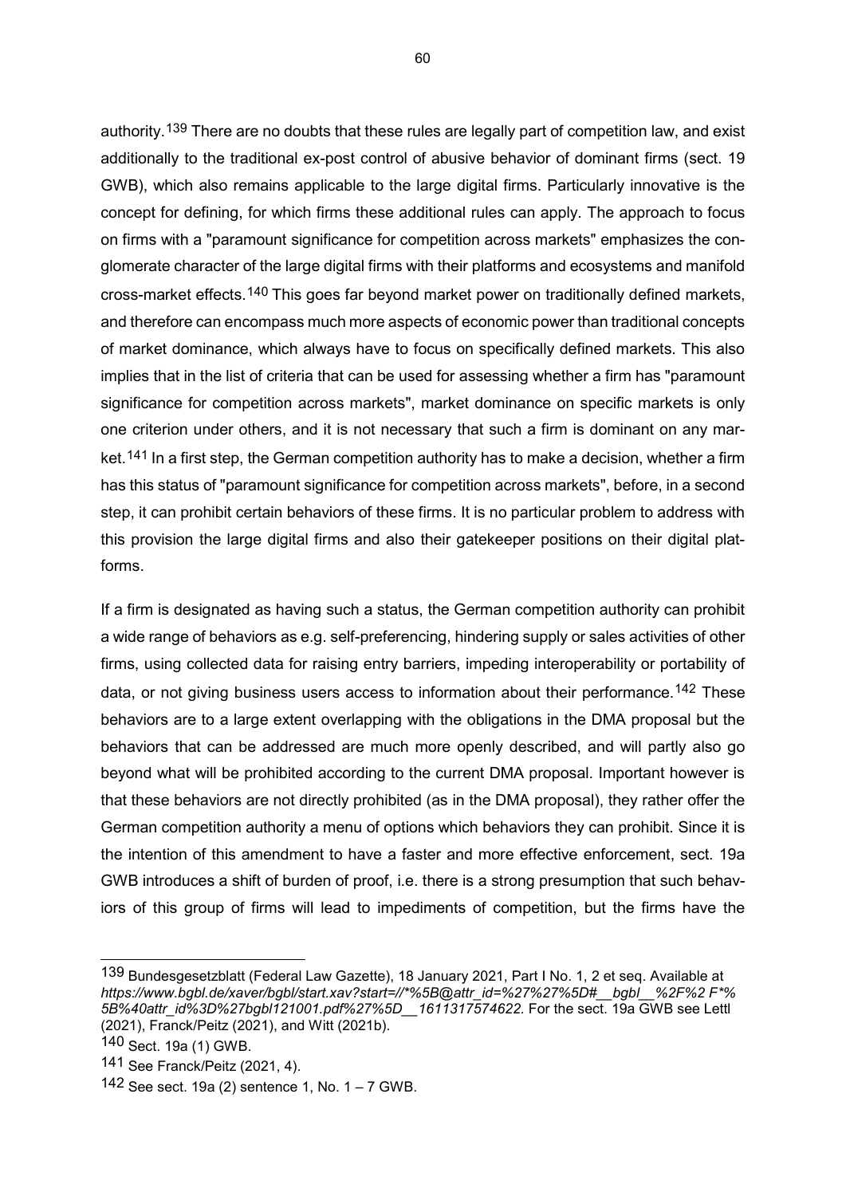authority.[139] There are no doubts that these rules are legally part of competition law, and exist additionally to the traditional ex-post control of abusive behavior of dominant firms (sect. 19 GWB), which also remains applicable to the large digital firms. Particularly innovative is the concept for defining, for which firms these additional rules can apply. The approach to focus on firms with a "paramount significance for competition across markets" emphasizes the conglomerate character of the large digital firms with their platforms and ecosystems and manifold cross-market effects.[140] This goes far beyond market power on traditionally defined markets, and therefore can encompass much more aspects of economic power than traditional concepts of market dominance, which always have to focus on specifically defined markets. This also implies that in the list of criteria that can be used for assessing whether a firm has "paramount significance for competition across markets", market dominance on specific markets is only one criterion under others, and it is not necessary that such a firm is dominant on any market.[141] In a first step, the German competition authority has to make a decision, whether a firm has this status of "paramount significance for competition across markets", before, in a second step, it can prohibit certain behaviors of these firms. It is no particular problem to address with this provision the large digital firms and also their gatekeeper positions on their digital platforms.

If a firm is designated as having such a status, the German competition authority can prohibit a wide range of behaviors as e.g. self-preferencing, hindering supply or sales activities of other firms, using collected data for raising entry barriers, impeding interoperability or portability of data, or not giving business users access to information about their performance.[142] These behaviors are to a large extent overlapping with the obligations in the DMA proposal but the behaviors that can be addressed are much more openly described, and will partly also go beyond what will be prohibited according to the current DMA proposal. Important however is that these behaviors are not directly prohibited (as in the DMA proposal), they rather offer the German competition authority a menu of options which behaviors they can prohibit. Since it is the intention of this amendment to have a faster and more effective enforcement, sect. 19a GWB introduces a shift of burden of proof, i.e. there is a strong presumption that such behaviors of this group of firms will lead to impediments of competition, but the firms have the

---

[139] Bundesgesetzblatt (Federal Law Gazette), 18 January 2021, Part I No. 1, 2 et seq. Available at *https://www.bgbl.de/xaver/bgbl/start.xav?start=//*%5B@attr_id=%27%27%5D#__bgbl__%2F%2 F*%5B%40attr_id%3D%27bgbl121001.pdf%27%5D__1611317574622.* For the sect. 19a GWB see Lettl (2021), Franck/Peitz (2021), and Witt (2021b).

[140] Sect. 19a (1) GWB.

[141] See Franck/Peitz (2021, 4).

[142] See sect. 19a (2) sentence 1, No. 1 – 7 GWB.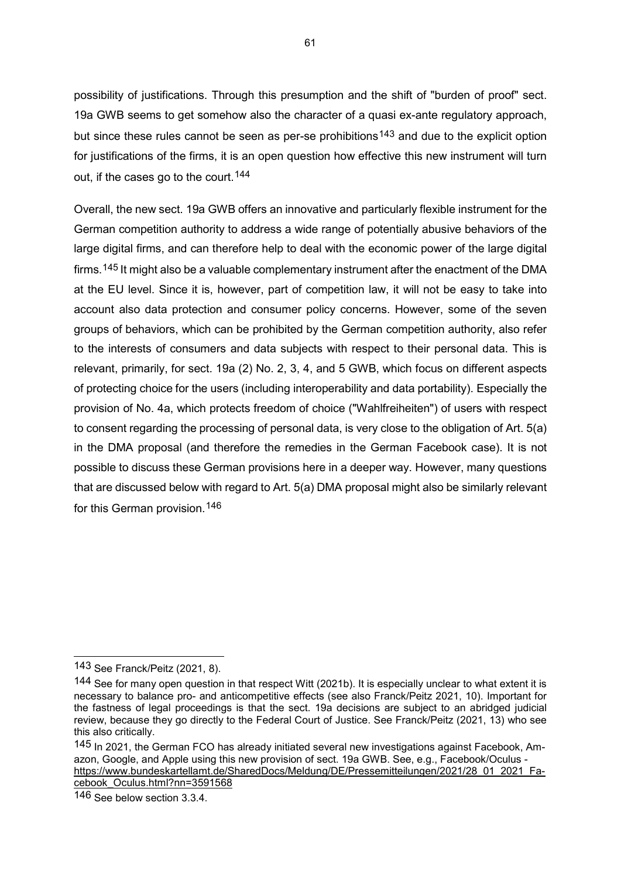possibility of justifications. Through this presumption and the shift of "burden of proof" sect. 19a GWB seems to get somehow also the character of a quasi ex-ante regulatory approach, but since these rules cannot be seen as per-se prohibitions[143] and due to the explicit option for justifications of the firms, it is an open question how effective this new instrument will turn out, if the cases go to the court.[144]

Overall, the new sect. 19a GWB offers an innovative and particularly flexible instrument for the German competition authority to address a wide range of potentially abusive behaviors of the large digital firms, and can therefore help to deal with the economic power of the large digital firms.[145] It might also be a valuable complementary instrument after the enactment of the DMA at the EU level. Since it is, however, part of competition law, it will not be easy to take into account also data protection and consumer policy concerns. However, some of the seven groups of behaviors, which can be prohibited by the German competition authority, also refer to the interests of consumers and data subjects with respect to their personal data. This is relevant, primarily, for sect. 19a (2) No. 2, 3, 4, and 5 GWB, which focus on different aspects of protecting choice for the users (including interoperability and data portability). Especially the provision of No. 4a, which protects freedom of choice ("Wahlfreiheiten") of users with respect to consent regarding the processing of personal data, is very close to the obligation of Art. 5(a) in the DMA proposal (and therefore the remedies in the German Facebook case). It is not possible to discuss these German provisions here in a deeper way. However, many questions that are discussed below with regard to Art. 5(a) DMA proposal might also be similarly relevant for this German provision.[146]

---

[143] See Franck/Peitz (2021, 8).

[144] See for many open question in that respect Witt (2021b). It is especially unclear to what extent it is necessary to balance pro- and anticompetitive effects (see also Franck/Peitz 2021, 10). Important for the fastness of legal proceedings is that the sect. 19a decisions are subject to an abridged judicial review, because they go directly to the Federal Court of Justice. See Franck/Peitz (2021, 13) who see this also critically.

[145] In 2021, the German FCO has already initiated several new investigations against Facebook, Amazon, Google, and Apple using this new provision of sect. 19a GWB. See, e.g., Facebook/Oculus - https://www.bundeskartellamt.de/SharedDocs/Meldung/DE/Pressemitteilungen/2021/28_01_2021_Facebook_Oculus.html?nn=3591568

[146] See below section 3.3.4.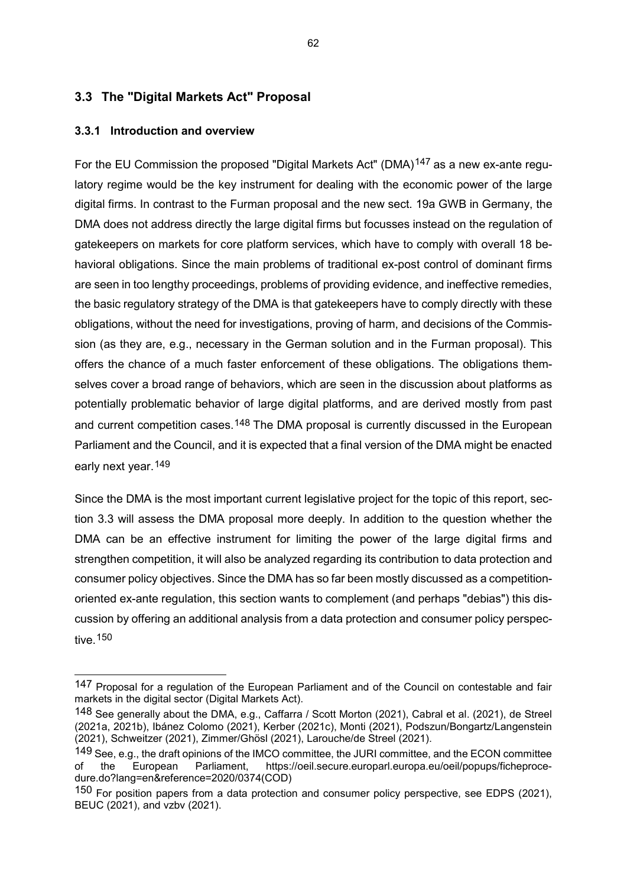## 3.3 The "Digital Markets Act" Proposal

### 3.3.1 Introduction and overview

For the EU Commission the proposed "Digital Markets Act" (DMA)[147] as a new ex-ante regulatory regime would be the key instrument for dealing with the economic power of the large digital firms. In contrast to the Furman proposal and the new sect. 19a GWB in Germany, the DMA does not address directly the large digital firms but focusses instead on the regulation of gatekeepers on markets for core platform services, which have to comply with overall 18 behavioral obligations. Since the main problems of traditional ex-post control of dominant firms are seen in too lengthy proceedings, problems of providing evidence, and ineffective remedies, the basic regulatory strategy of the DMA is that gatekeepers have to comply directly with these obligations, without the need for investigations, proving of harm, and decisions of the Commission (as they are, e.g., necessary in the German solution and in the Furman proposal). This offers the chance of a much faster enforcement of these obligations. The obligations themselves cover a broad range of behaviors, which are seen in the discussion about platforms as potentially problematic behavior of large digital platforms, and are derived mostly from past and current competition cases.[148] The DMA proposal is currently discussed in the European Parliament and the Council, and it is expected that a final version of the DMA might be enacted early next year.[149]

Since the DMA is the most important current legislative project for the topic of this report, section 3.3 will assess the DMA proposal more deeply. In addition to the question whether the DMA can be an effective instrument for limiting the power of the large digital firms and strengthen competition, it will also be analyzed regarding its contribution to data protection and consumer policy objectives. Since the DMA has so far been mostly discussed as a competition-oriented ex-ante regulation, this section wants to complement (and perhaps "debias") this discussion by offering an additional analysis from a data protection and consumer policy perspective.[150]

---

[147] Proposal for a regulation of the European Parliament and of the Council on contestable and fair markets in the digital sector (Digital Markets Act).

[148] See generally about the DMA, e.g., Caffarra / Scott Morton (2021), Cabral et al. (2021), de Streel (2021a, 2021b), Ibánez Colomo (2021), Kerber (2021c), Monti (2021), Podszun/Bongartz/Langenstein (2021), Schweitzer (2021), Zimmer/Ghösl (2021), Larouche/de Streel (2021).

[149] See, e.g., the draft opinions of the IMCO committee, the JURI committee, and the ECON committee of the European Parliament, https://oeil.secure.europarl.europa.eu/oeil/popups/ficheprocedure.do?lang=en&reference=2020/0374(COD)

[150] For position papers from a data protection and consumer policy perspective, see EDPS (2021), BEUC (2021), and vzbv (2021).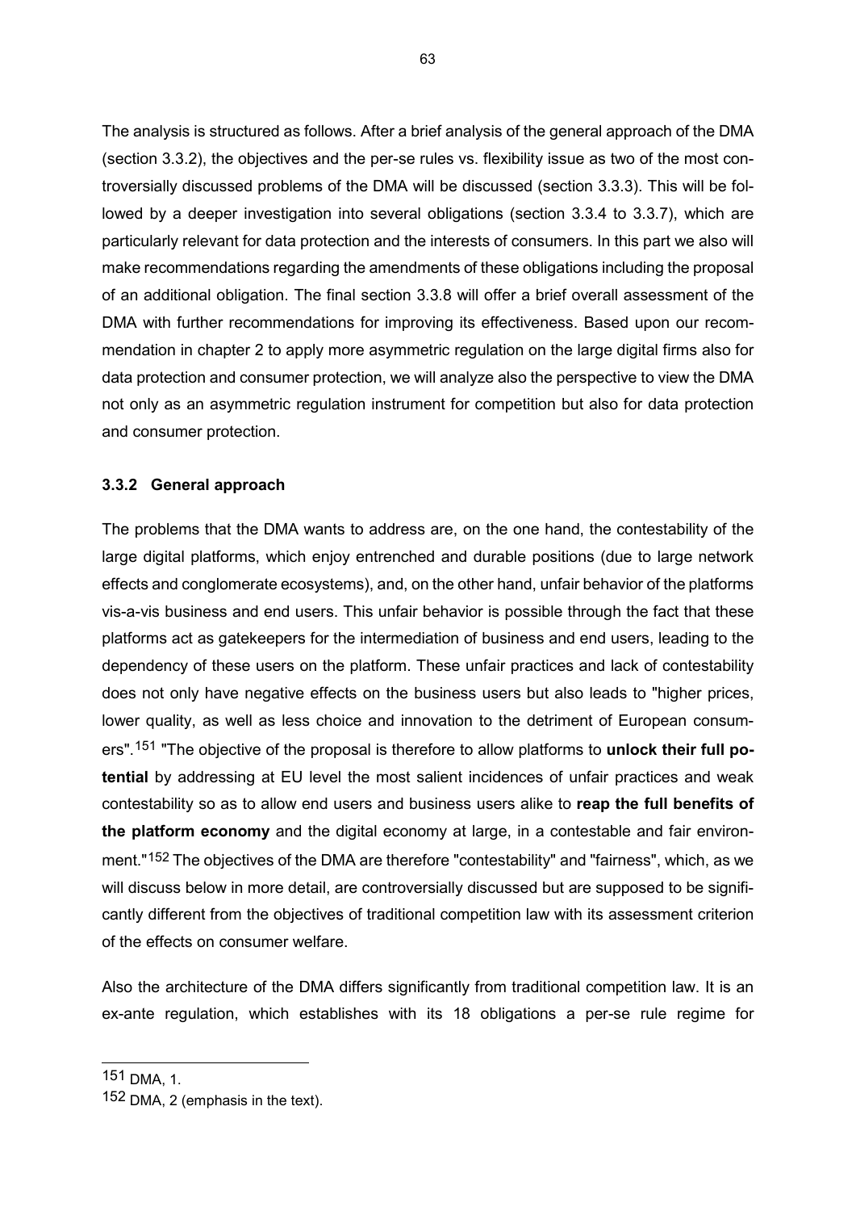The analysis is structured as follows. After a brief analysis of the general approach of the DMA (section 3.3.2), the objectives and the per-se rules vs. flexibility issue as two of the most controversially discussed problems of the DMA will be discussed (section 3.3.3). This will be followed by a deeper investigation into several obligations (section 3.3.4 to 3.3.7), which are particularly relevant for data protection and the interests of consumers. In this part we also will make recommendations regarding the amendments of these obligations including the proposal of an additional obligation. The final section 3.3.8 will offer a brief overall assessment of the DMA with further recommendations for improving its effectiveness. Based upon our recommendation in chapter 2 to apply more asymmetric regulation on the large digital firms also for data protection and consumer protection, we will analyze also the perspective to view the DMA not only as an asymmetric regulation instrument for competition but also for data protection and consumer protection.

### 3.3.2 General approach

The problems that the DMA wants to address are, on the one hand, the contestability of the large digital platforms, which enjoy entrenched and durable positions (due to large network effects and conglomerate ecosystems), and, on the other hand, unfair behavior of the platforms vis-a-vis business and end users. This unfair behavior is possible through the fact that these platforms act as gatekeepers for the intermediation of business and end users, leading to the dependency of these users on the platform. These unfair practices and lack of contestability does not only have negative effects on the business users but also leads to "higher prices, lower quality, as well as less choice and innovation to the detriment of European consumers".[151] "The objective of the proposal is therefore to allow platforms to **unlock their full potential** by addressing at EU level the most salient incidences of unfair practices and weak contestability so as to allow end users and business users alike to **reap the full benefits of the platform economy** and the digital economy at large, in a contestable and fair environment."[152] The objectives of the DMA are therefore "contestability" and "fairness", which, as we will discuss below in more detail, are controversially discussed but are supposed to be significantly different from the objectives of traditional competition law with its assessment criterion of the effects on consumer welfare.

Also the architecture of the DMA differs significantly from traditional competition law. It is an ex-ante regulation, which establishes with its 18 obligations a per-se rule regime for

---

151 DMA, 1.

152 DMA, 2 (emphasis in the text).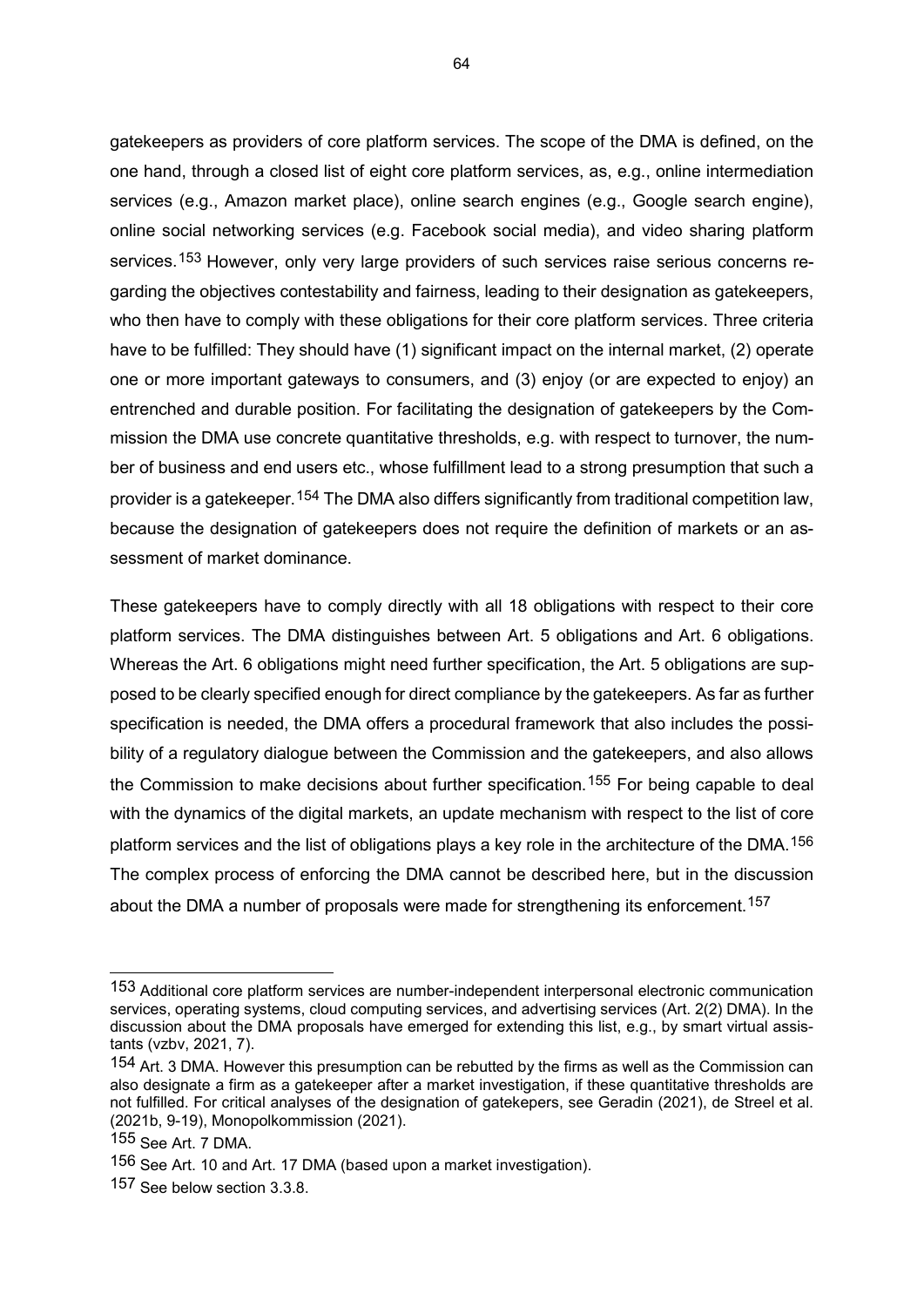gatekeepers as providers of core platform services. The scope of the DMA is defined, on the one hand, through a closed list of eight core platform services, as, e.g., online intermediation services (e.g., Amazon market place), online search engines (e.g., Google search engine), online social networking services (e.g. Facebook social media), and video sharing platform services.[153] However, only very large providers of such services raise serious concerns regarding the objectives contestability and fairness, leading to their designation as gatekeepers, who then have to comply with these obligations for their core platform services. Three criteria have to be fulfilled: They should have (1) significant impact on the internal market, (2) operate one or more important gateways to consumers, and (3) enjoy (or are expected to enjoy) an entrenched and durable position. For facilitating the designation of gatekeepers by the Commission the DMA use concrete quantitative thresholds, e.g. with respect to turnover, the number of business and end users etc., whose fulfillment lead to a strong presumption that such a provider is a gatekeeper.[154] The DMA also differs significantly from traditional competition law, because the designation of gatekeepers does not require the definition of markets or an assessment of market dominance.

These gatekeepers have to comply directly with all 18 obligations with respect to their core platform services. The DMA distinguishes between Art. 5 obligations and Art. 6 obligations. Whereas the Art. 6 obligations might need further specification, the Art. 5 obligations are supposed to be clearly specified enough for direct compliance by the gatekeepers. As far as further specification is needed, the DMA offers a procedural framework that also includes the possibility of a regulatory dialogue between the Commission and the gatekeepers, and also allows the Commission to make decisions about further specification.[155] For being capable to deal with the dynamics of the digital markets, an update mechanism with respect to the list of core platform services and the list of obligations plays a key role in the architecture of the DMA.[156] The complex process of enforcing the DMA cannot be described here, but in the discussion about the DMA a number of proposals were made for strengthening its enforcement.[157]

---

[153] Additional core platform services are number-independent interpersonal electronic communication services, operating systems, cloud computing services, and advertising services (Art. 2(2) DMA). In the discussion about the DMA proposals have emerged for extending this list, e.g., by smart virtual assistants (vzbv, 2021, 7).

[154] Art. 3 DMA. However this presumption can be rebutted by the firms as well as the Commission can also designate a firm as a gatekeeper after a market investigation, if these quantitative thresholds are not fulfilled. For critical analyses of the designation of gatekepers, see Geradin (2021), de Streel et al. (2021b, 9-19), Monopolkommission (2021).

[155] See Art. 7 DMA.

[156] See Art. 10 and Art. 17 DMA (based upon a market investigation).

[157] See below section 3.3.8.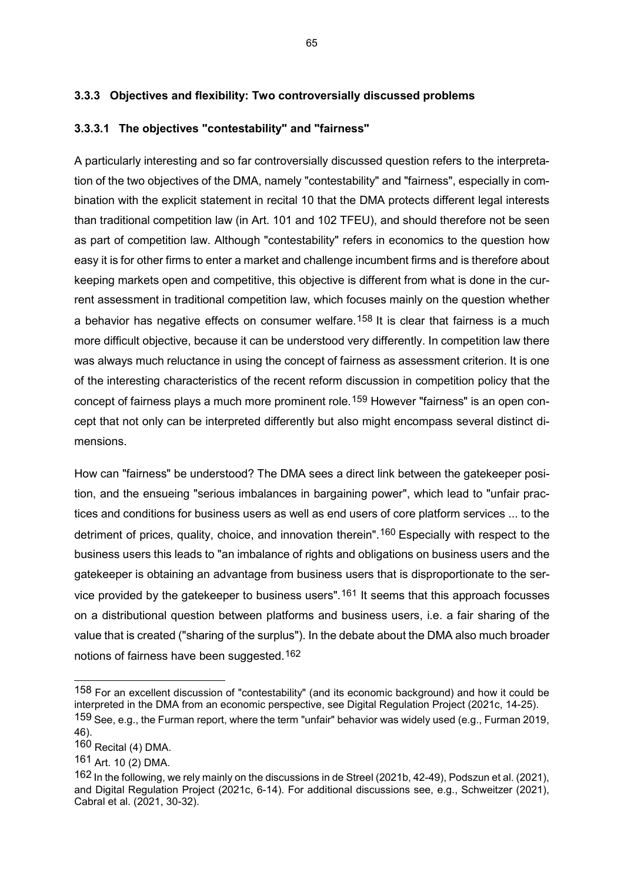### 3.3.3 Objectives and flexibility: Two controversially discussed problems

#### 3.3.3.1 The objectives "contestability" and "fairness"

A particularly interesting and so far controversially discussed question refers to the interpretation of the two objectives of the DMA, namely "contestability" and "fairness", especially in combination with the explicit statement in recital 10 that the DMA protects different legal interests than traditional competition law (in Art. 101 and 102 TFEU), and should therefore not be seen as part of competition law. Although "contestability" refers in economics to the question how easy it is for other firms to enter a market and challenge incumbent firms and is therefore about keeping markets open and competitive, this objective is different from what is done in the current assessment in traditional competition law, which focuses mainly on the question whether a behavior has negative effects on consumer welfare.[158] It is clear that fairness is a much more difficult objective, because it can be understood very differently. In competition law there was always much reluctance in using the concept of fairness as assessment criterion. It is one of the interesting characteristics of the recent reform discussion in competition policy that the concept of fairness plays a much more prominent role.[159] However "fairness" is an open concept that not only can be interpreted differently but also might encompass several distinct dimensions.

How can "fairness" be understood? The DMA sees a direct link between the gatekeeper position, and the ensueing "serious imbalances in bargaining power", which lead to "unfair practices and conditions for business users as well as end users of core platform services ... to the detriment of prices, quality, choice, and innovation therein".[160] Especially with respect to the business users this leads to "an imbalance of rights and obligations on business users and the gatekeeper is obtaining an advantage from business users that is disproportionate to the service provided by the gatekeeper to business users".[161] It seems that this approach focusses on a distributional question between platforms and business users, i.e. a fair sharing of the value that is created ("sharing of the surplus"). In the debate about the DMA also much broader notions of fairness have been suggested.[162]

---

158 For an excellent discussion of "contestability" (and its economic background) and how it could be interpreted in the DMA from an economic perspective, see Digital Regulation Project (2021c, 14-25).

159 See, e.g., the Furman report, where the term "unfair" behavior was widely used (e.g., Furman 2019, 46).

160 Recital (4) DMA.

161 Art. 10 (2) DMA.

162 In the following, we rely mainly on the discussions in de Streel (2021b, 42-49), Podszun et al. (2021), and Digital Regulation Project (2021c, 6-14). For additional discussions see, e.g., Schweitzer (2021), Cabral et al. (2021, 30-32).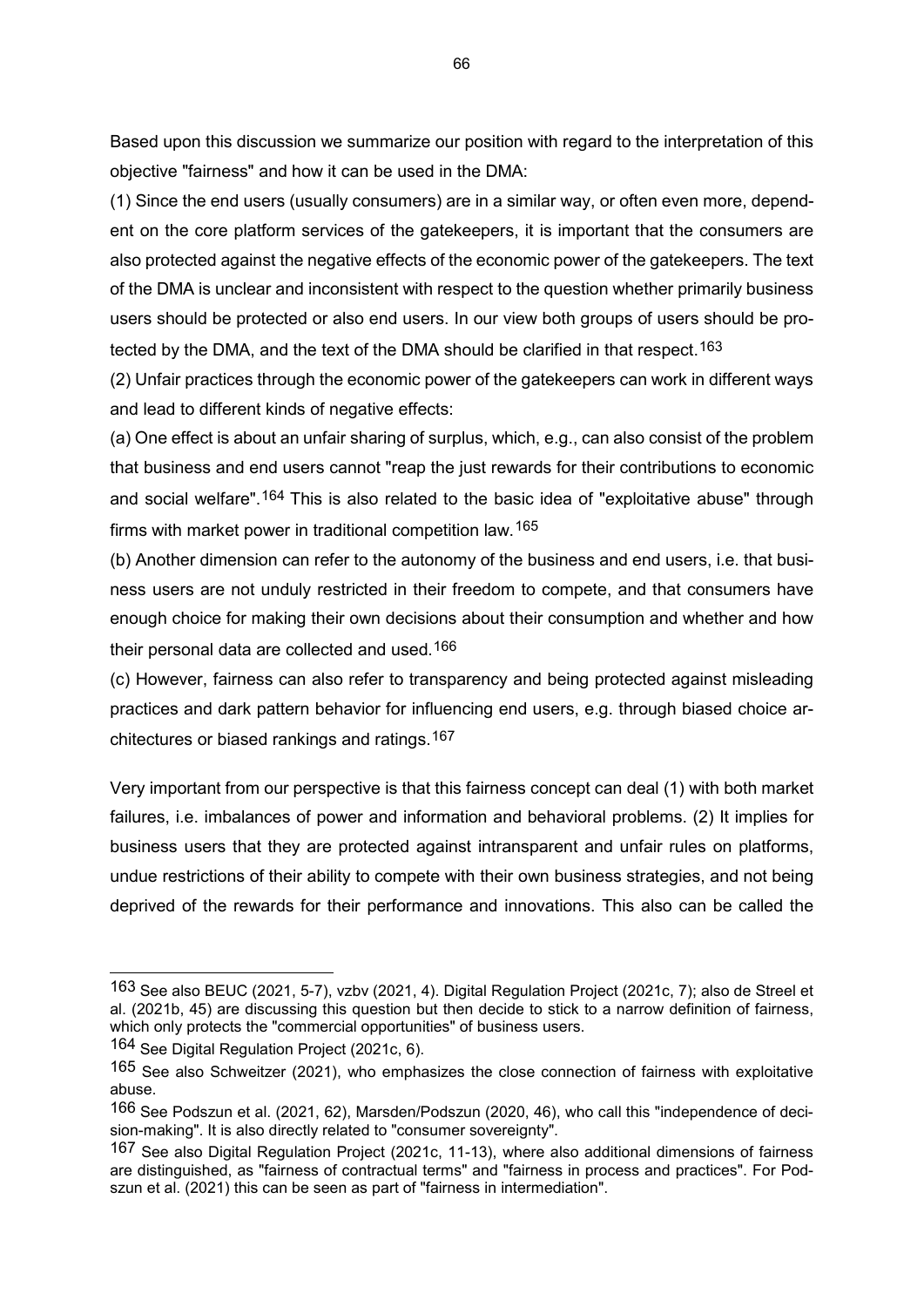Based upon this discussion we summarize our position with regard to the interpretation of this objective "fairness" and how it can be used in the DMA:

(1) Since the end users (usually consumers) are in a similar way, or often even more, dependent on the core platform services of the gatekeepers, it is important that the consumers are also protected against the negative effects of the economic power of the gatekeepers. The text of the DMA is unclear and inconsistent with respect to the question whether primarily business users should be protected or also end users. In our view both groups of users should be protected by the DMA, and the text of the DMA should be clarified in that respect.[163]

(2) Unfair practices through the economic power of the gatekeepers can work in different ways and lead to different kinds of negative effects:

(a) One effect is about an unfair sharing of surplus, which, e.g., can also consist of the problem that business and end users cannot "reap the just rewards for their contributions to economic and social welfare".[164] This is also related to the basic idea of "exploitative abuse" through firms with market power in traditional competition law.[165]

(b) Another dimension can refer to the autonomy of the business and end users, i.e. that business users are not unduly restricted in their freedom to compete, and that consumers have enough choice for making their own decisions about their consumption and whether and how their personal data are collected and used.[166]

(c) However, fairness can also refer to transparency and being protected against misleading practices and dark pattern behavior for influencing end users, e.g. through biased choice architectures or biased rankings and ratings.[167]

Very important from our perspective is that this fairness concept can deal (1) with both market failures, i.e. imbalances of power and information and behavioral problems. (2) It implies for business users that they are protected against intransparent and unfair rules on platforms, undue restrictions of their ability to compete with their own business strategies, and not being deprived of the rewards for their performance and innovations. This also can be called the

---

[163] See also BEUC (2021, 5-7), vzbv (2021, 4). Digital Regulation Project (2021c, 7); also de Streel et al. (2021b, 45) are discussing this question but then decide to stick to a narrow definition of fairness, which only protects the "commercial opportunities" of business users.

[164] See Digital Regulation Project (2021c, 6).

[165] See also Schweitzer (2021), who emphasizes the close connection of fairness with exploitative abuse.

[166] See Podszun et al. (2021, 62), Marsden/Podszun (2020, 46), who call this "independence of decision-making". It is also directly related to "consumer sovereignty".

[167] See also Digital Regulation Project (2021c, 11-13), where also additional dimensions of fairness are distinguished, as "fairness of contractual terms" and "fairness in process and practices". For Podszun et al. (2021) this can be seen as part of "fairness in intermediation".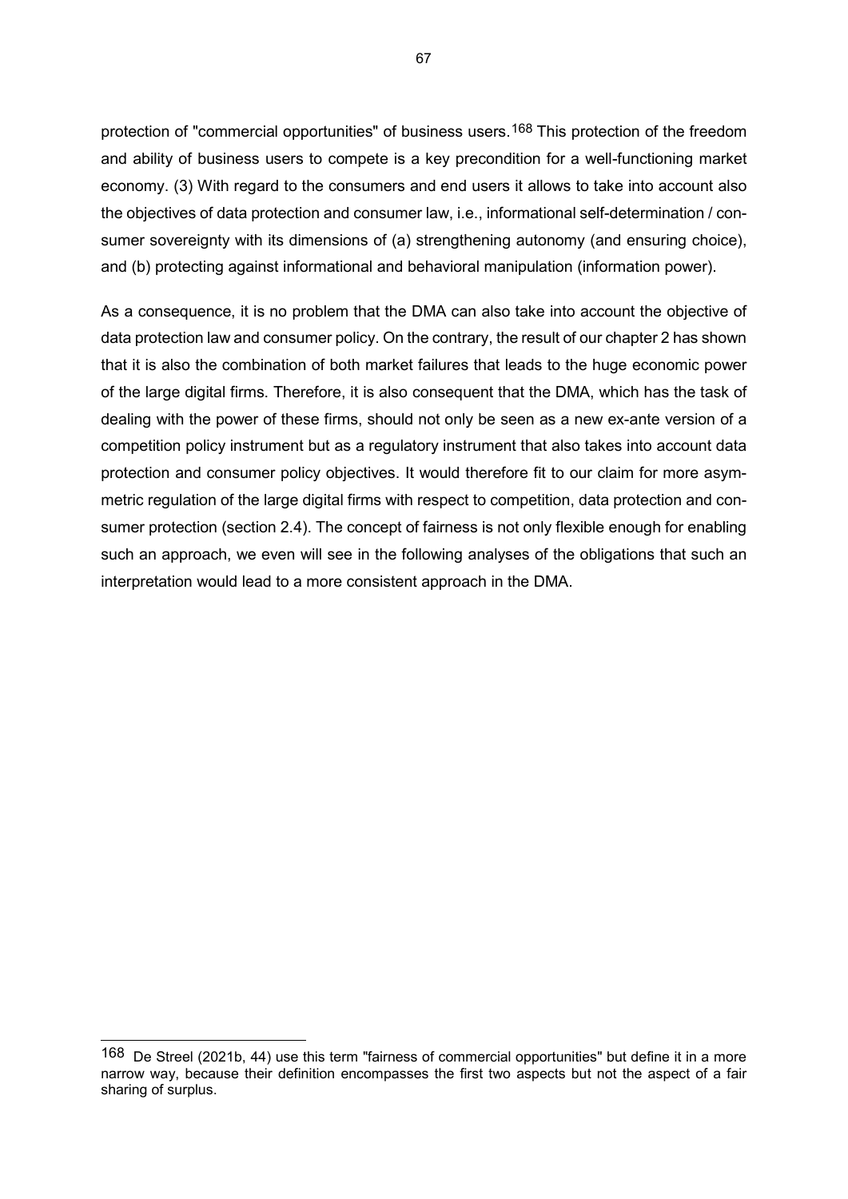protection of "commercial opportunities" of business users.[168] This protection of the freedom and ability of business users to compete is a key precondition for a well-functioning market economy. (3) With regard to the consumers and end users it allows to take into account also the objectives of data protection and consumer law, i.e., informational self-determination / consumer sovereignty with its dimensions of (a) strengthening autonomy (and ensuring choice), and (b) protecting against informational and behavioral manipulation (information power).

As a consequence, it is no problem that the DMA can also take into account the objective of data protection law and consumer policy. On the contrary, the result of our chapter 2 has shown that it is also the combination of both market failures that leads to the huge economic power of the large digital firms. Therefore, it is also consequent that the DMA, which has the task of dealing with the power of these firms, should not only be seen as a new ex-ante version of a competition policy instrument but as a regulatory instrument that also takes into account data protection and consumer policy objectives. It would therefore fit to our claim for more asymmetric regulation of the large digital firms with respect to competition, data protection and consumer protection (section 2.4). The concept of fairness is not only flexible enough for enabling such an approach, we even will see in the following analyses of the obligations that such an interpretation would lead to a more consistent approach in the DMA.

---

[168] De Streel (2021b, 44) use this term "fairness of commercial opportunities" but define it in a more narrow way, because their definition encompasses the first two aspects but not the aspect of a fair sharing of surplus.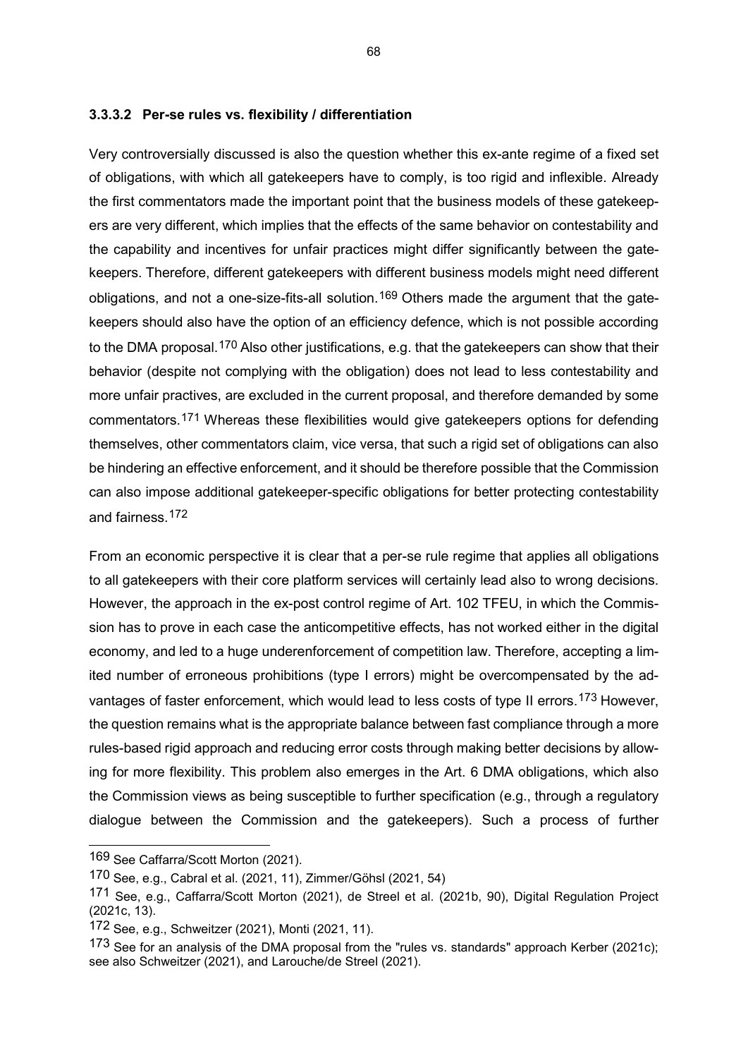#### 3.3.3.2 Per-se rules vs. flexibility / differentiation

Very controversially discussed is also the question whether this ex-ante regime of a fixed set of obligations, with which all gatekeepers have to comply, is too rigid and inflexible. Already the first commentators made the important point that the business models of these gatekeepers are very different, which implies that the effects of the same behavior on contestability and the capability and incentives for unfair practices might differ significantly between the gatekeepers. Therefore, different gatekeepers with different business models might need different obligations, and not a one-size-fits-all solution.[169] Others made the argument that the gatekeepers should also have the option of an efficiency defence, which is not possible according to the DMA proposal.[170] Also other justifications, e.g. that the gatekeepers can show that their behavior (despite not complying with the obligation) does not lead to less contestability and more unfair practives, are excluded in the current proposal, and therefore demanded by some commentators.[171] Whereas these flexibilities would give gatekeepers options for defending themselves, other commentators claim, vice versa, that such a rigid set of obligations can also be hindering an effective enforcement, and it should be therefore possible that the Commission can also impose additional gatekeeper-specific obligations for better protecting contestability and fairness.[172]

From an economic perspective it is clear that a per-se rule regime that applies all obligations to all gatekeepers with their core platform services will certainly lead also to wrong decisions. However, the approach in the ex-post control regime of Art. 102 TFEU, in which the Commission has to prove in each case the anticompetitive effects, has not worked either in the digital economy, and led to a huge underenforcement of competition law. Therefore, accepting a limited number of erroneous prohibitions (type I errors) might be overcompensated by the advantages of faster enforcement, which would lead to less costs of type II errors.[173] However, the question remains what is the appropriate balance between fast compliance through a more rules-based rigid approach and reducing error costs through making better decisions by allowing for more flexibility. This problem also emerges in the Art. 6 DMA obligations, which also the Commission views as being susceptible to further specification (e.g., through a regulatory dialogue between the Commission and the gatekeepers). Such a process of further

---

169 See Caffarra/Scott Morton (2021).

170 See, e.g., Cabral et al. (2021, 11), Zimmer/Göhsl (2021, 54)

171 See, e.g., Caffarra/Scott Morton (2021), de Streel et al. (2021b, 90), Digital Regulation Project (2021c, 13).

172 See, e.g., Schweitzer (2021), Monti (2021, 11).

173 See for an analysis of the DMA proposal from the "rules vs. standards" approach Kerber (2021c); see also Schweitzer (2021), and Larouche/de Streel (2021).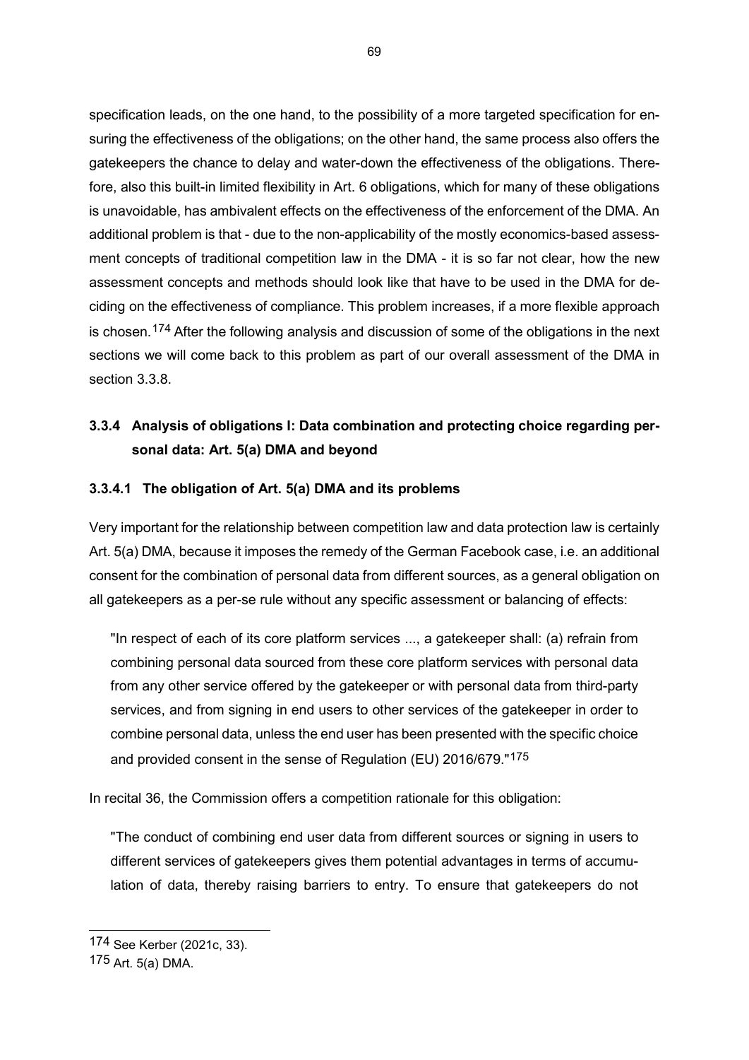specification leads, on the one hand, to the possibility of a more targeted specification for ensuring the effectiveness of the obligations; on the other hand, the same process also offers the gatekeepers the chance to delay and water-down the effectiveness of the obligations. Therefore, also this built-in limited flexibility in Art. 6 obligations, which for many of these obligations is unavoidable, has ambivalent effects on the effectiveness of the enforcement of the DMA. An additional problem is that - due to the non-applicability of the mostly economics-based assessment concepts of traditional competition law in the DMA - it is so far not clear, how the new assessment concepts and methods should look like that have to be used in the DMA for deciding on the effectiveness of compliance. This problem increases, if a more flexible approach is chosen.[174] After the following analysis and discussion of some of the obligations in the next sections we will come back to this problem as part of our overall assessment of the DMA in section 3.3.8.

### 3.3.4 Analysis of obligations I: Data combination and protecting choice regarding personal data: Art. 5(a) DMA and beyond

#### 3.3.4.1 The obligation of Art. 5(a) DMA and its problems

Very important for the relationship between competition law and data protection law is certainly Art. 5(a) DMA, because it imposes the remedy of the German Facebook case, i.e. an additional consent for the combination of personal data from different sources, as a general obligation on all gatekeepers as a per-se rule without any specific assessment or balancing of effects:

> "In respect of each of its core platform services ..., a gatekeeper shall: (a) refrain from combining personal data sourced from these core platform services with personal data from any other service offered by the gatekeeper or with personal data from third-party services, and from signing in end users to other services of the gatekeeper in order to combine personal data, unless the end user has been presented with the specific choice and provided consent in the sense of Regulation (EU) 2016/679."[175]

In recital 36, the Commission offers a competition rationale for this obligation:

> "The conduct of combining end user data from different sources or signing in users to different services of gatekeepers gives them potential advantages in terms of accumulation of data, thereby raising barriers to entry. To ensure that gatekeepers do not

---

174 See Kerber (2021c, 33).

175 Art. 5(a) DMA.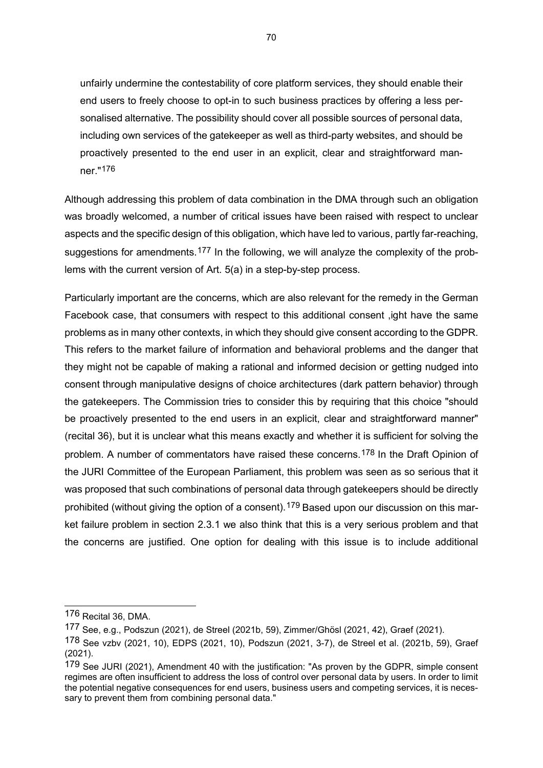unfairly undermine the contestability of core platform services, they should enable their end users to freely choose to opt-in to such business practices by offering a less personalised alternative. The possibility should cover all possible sources of personal data, including own services of the gatekeeper as well as third-party websites, and should be proactively presented to the end user in an explicit, clear and straightforward manner."[176]

Although addressing this problem of data combination in the DMA through such an obligation was broadly welcomed, a number of critical issues have been raised with respect to unclear aspects and the specific design of this obligation, which have led to various, partly far-reaching, suggestions for amendments.[177] In the following, we will analyze the complexity of the problems with the current version of Art. 5(a) in a step-by-step process.

Particularly important are the concerns, which are also relevant for the remedy in the German Facebook case, that consumers with respect to this additional consent ,ight have the same problems as in many other contexts, in which they should give consent according to the GDPR. This refers to the market failure of information and behavioral problems and the danger that they might not be capable of making a rational and informed decision or getting nudged into consent through manipulative designs of choice architectures (dark pattern behavior) through the gatekeepers. The Commission tries to consider this by requiring that this choice "should be proactively presented to the end users in an explicit, clear and straightforward manner" (recital 36), but it is unclear what this means exactly and whether it is sufficient for solving the problem. A number of commentators have raised these concerns.[178] In the Draft Opinion of the JURI Committee of the European Parliament, this problem was seen as so serious that it was proposed that such combinations of personal data through gatekeepers should be directly prohibited (without giving the option of a consent).[179] Based upon our discussion on this market failure problem in section 2.3.1 we also think that this is a very serious problem and that the concerns are justified. One option for dealing with this issue is to include additional

---

[176] Recital 36, DMA.

[177] See, e.g., Podszun (2021), de Streel (2021b, 59), Zimmer/Ghösl (2021, 42), Graef (2021).

[178] See vzbv (2021, 10), EDPS (2021, 10), Podszun (2021, 3-7), de Streel et al. (2021b, 59), Graef (2021).

[179] See JURI (2021), Amendment 40 with the justification: "As proven by the GDPR, simple consent regimes are often insufficient to address the loss of control over personal data by users. In order to limit the potential negative consequences for end users, business users and competing services, it is necessary to prevent them from combining personal data."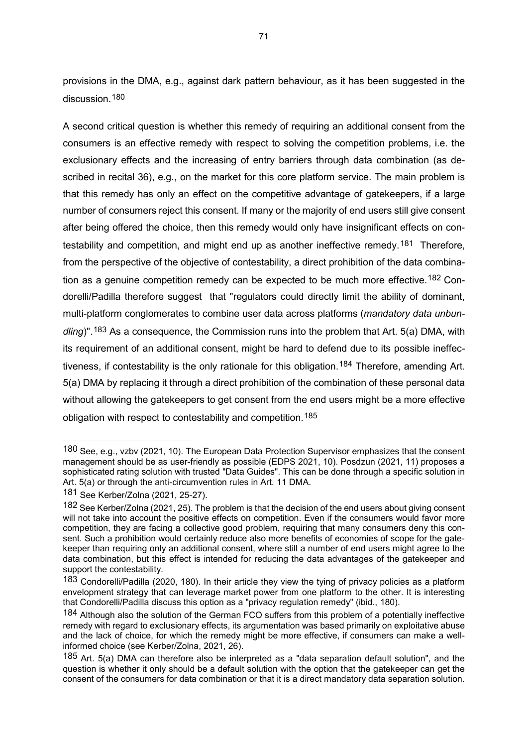provisions in the DMA, e.g., against dark pattern behaviour, as it has been suggested in the discussion.[180]

A second critical question is whether this remedy of requiring an additional consent from the consumers is an effective remedy with respect to solving the competition problems, i.e. the exclusionary effects and the increasing of entry barriers through data combination (as described in recital 36), e.g., on the market for this core platform service. The main problem is that this remedy has only an effect on the competitive advantage of gatekeepers, if a large number of consumers reject this consent. If many or the majority of end users still give consent after being offered the choice, then this remedy would only have insignificant effects on contestability and competition, and might end up as another ineffective remedy.[181] Therefore, from the perspective of the objective of contestability, a direct prohibition of the data combination as a genuine competition remedy can be expected to be much more effective.[182] Condorelli/Padilla therefore suggest that "regulators could directly limit the ability of dominant, multi-platform conglomerates to combine user data across platforms (*mandatory data unbundling*)".[183] As a consequence, the Commission runs into the problem that Art. 5(a) DMA, with its requirement of an additional consent, might be hard to defend due to its possible ineffectiveness, if contestability is the only rationale for this obligation.[184] Therefore, amending Art. 5(a) DMA by replacing it through a direct prohibition of the combination of these personal data without allowing the gatekeepers to get consent from the end users might be a more effective obligation with respect to contestability and competition.[185]

---

[180] See, e.g., vzbv (2021, 10). The European Data Protection Supervisor emphasizes that the consent management should be as user-friendly as possible (EDPS 2021, 10). Posdzun (2021, 11) proposes a sophisticated rating solution with trusted "Data Guides". This can be done through a specific solution in Art. 5(a) or through the anti-circumvention rules in Art. 11 DMA.

[181] See Kerber/Zolna (2021, 25-27).

[182] See Kerber/Zolna (2021, 25). The problem is that the decision of the end users about giving consent will not take into account the positive effects on competition. Even if the consumers would favor more competition, they are facing a collective good problem, requiring that many consumers deny this consent. Such a prohibition would certainly reduce also more benefits of economies of scope for the gatekeeper than requiring only an additional consent, where still a number of end users might agree to the data combination, but this effect is intended for reducing the data advantages of the gatekeeper and support the contestability.

[183] Condorelli/Padilla (2020, 180). In their article they view the tying of privacy policies as a platform envelopment strategy that can leverage market power from one platform to the other. It is interesting that Condorelli/Padilla discuss this option as a "privacy regulation remedy" (ibid., 180).

[184] Although also the solution of the German FCO suffers from this problem of a potentially ineffective remedy with regard to exclusionary effects, its argumentation was based primarily on exploitative abuse and the lack of choice, for which the remedy might be more effective, if consumers can make a well-informed choice (see Kerber/Zolna, 2021, 26).

[185] Art. 5(a) DMA can therefore also be interpreted as a "data separation default solution", and the question is whether it only should be a default solution with the option that the gatekeeper can get the consent of the consumers for data combination or that it is a direct mandatory data separation solution.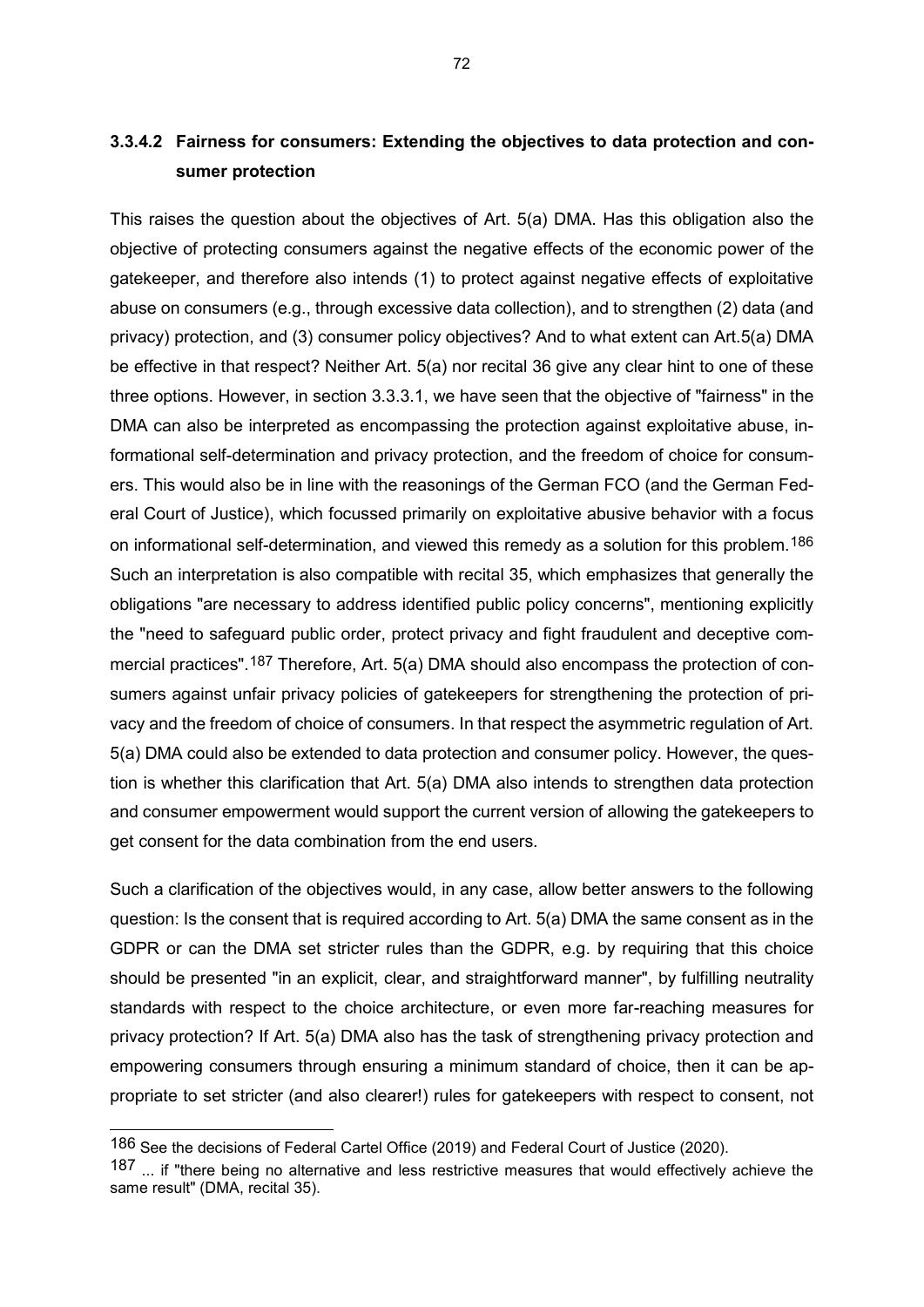### 3.3.4.2 Fairness for consumers: Extending the objectives to data protection and consumer protection

This raises the question about the objectives of Art. 5(a) DMA. Has this obligation also the objective of protecting consumers against the negative effects of the economic power of the gatekeeper, and therefore also intends (1) to protect against negative effects of exploitative abuse on consumers (e.g., through excessive data collection), and to strengthen (2) data (and privacy) protection, and (3) consumer policy objectives? And to what extent can Art.5(a) DMA be effective in that respect? Neither Art. 5(a) nor recital 36 give any clear hint to one of these three options. However, in section 3.3.3.1, we have seen that the objective of "fairness" in the DMA can also be interpreted as encompassing the protection against exploitative abuse, informational self-determination and privacy protection, and the freedom of choice for consumers. This would also be in line with the reasonings of the German FCO (and the German Federal Court of Justice), which focussed primarily on exploitative abusive behavior with a focus on informational self-determination, and viewed this remedy as a solution for this problem.[186] Such an interpretation is also compatible with recital 35, which emphasizes that generally the obligations "are necessary to address identified public policy concerns", mentioning explicitly the "need to safeguard public order, protect privacy and fight fraudulent and deceptive commercial practices".[187] Therefore, Art. 5(a) DMA should also encompass the protection of consumers against unfair privacy policies of gatekeepers for strengthening the protection of privacy and the freedom of choice of consumers. In that respect the asymmetric regulation of Art. 5(a) DMA could also be extended to data protection and consumer policy. However, the question is whether this clarification that Art. 5(a) DMA also intends to strengthen data protection and consumer empowerment would support the current version of allowing the gatekeepers to get consent for the data combination from the end users.

Such a clarification of the objectives would, in any case, allow better answers to the following question: Is the consent that is required according to Art. 5(a) DMA the same consent as in the GDPR or can the DMA set stricter rules than the GDPR, e.g. by requiring that this choice should be presented "in an explicit, clear, and straightforward manner", by fulfilling neutrality standards with respect to the choice architecture, or even more far-reaching measures for privacy protection? If Art. 5(a) DMA also has the task of strengthening privacy protection and empowering consumers through ensuring a minimum standard of choice, then it can be appropriate to set stricter (and also clearer!) rules for gatekeepers with respect to consent, not

---

[186] See the decisions of Federal Cartel Office (2019) and Federal Court of Justice (2020).

[187] ... if "there being no alternative and less restrictive measures that would effectively achieve the same result" (DMA, recital 35).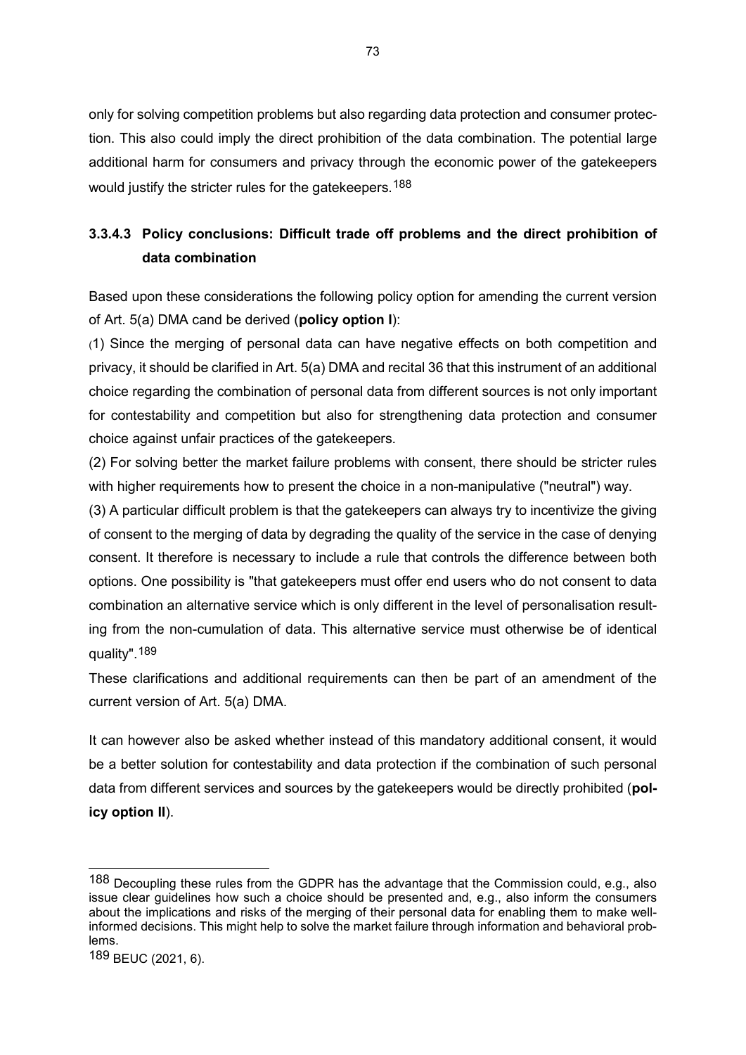only for solving competition problems but also regarding data protection and consumer protection. This also could imply the direct prohibition of the data combination. The potential large additional harm for consumers and privacy through the economic power of the gatekeepers would justify the stricter rules for the gatekeepers.[188]

### 3.3.4.3 Policy conclusions: Difficult trade off problems and the direct prohibition of data combination

Based upon these considerations the following policy option for amending the current version of Art. 5(a) DMA cand be derived (**policy option I**):

(1) Since the merging of personal data can have negative effects on both competition and privacy, it should be clarified in Art. 5(a) DMA and recital 36 that this instrument of an additional choice regarding the combination of personal data from different sources is not only important for contestability and competition but also for strengthening data protection and consumer choice against unfair practices of the gatekeepers.

(2) For solving better the market failure problems with consent, there should be stricter rules with higher requirements how to present the choice in a non-manipulative ("neutral") way.

(3) A particular difficult problem is that the gatekeepers can always try to incentivize the giving of consent to the merging of data by degrading the quality of the service in the case of denying consent. It therefore is necessary to include a rule that controls the difference between both options. One possibility is "that gatekeepers must offer end users who do not consent to data combination an alternative service which is only different in the level of personalisation resulting from the non-cumulation of data. This alternative service must otherwise be of identical quality".[189]

These clarifications and additional requirements can then be part of an amendment of the current version of Art. 5(a) DMA.

It can however also be asked whether instead of this mandatory additional consent, it would be a better solution for contestability and data protection if the combination of such personal data from different services and sources by the gatekeepers would be directly prohibited (**policy option II**).

---

[188] Decoupling these rules from the GDPR has the advantage that the Commission could, e.g., also issue clear guidelines how such a choice should be presented and, e.g., also inform the consumers about the implications and risks of the merging of their personal data for enabling them to make well-informed decisions. This might help to solve the market failure through information and behavioral problems.

[189] BEUC (2021, 6).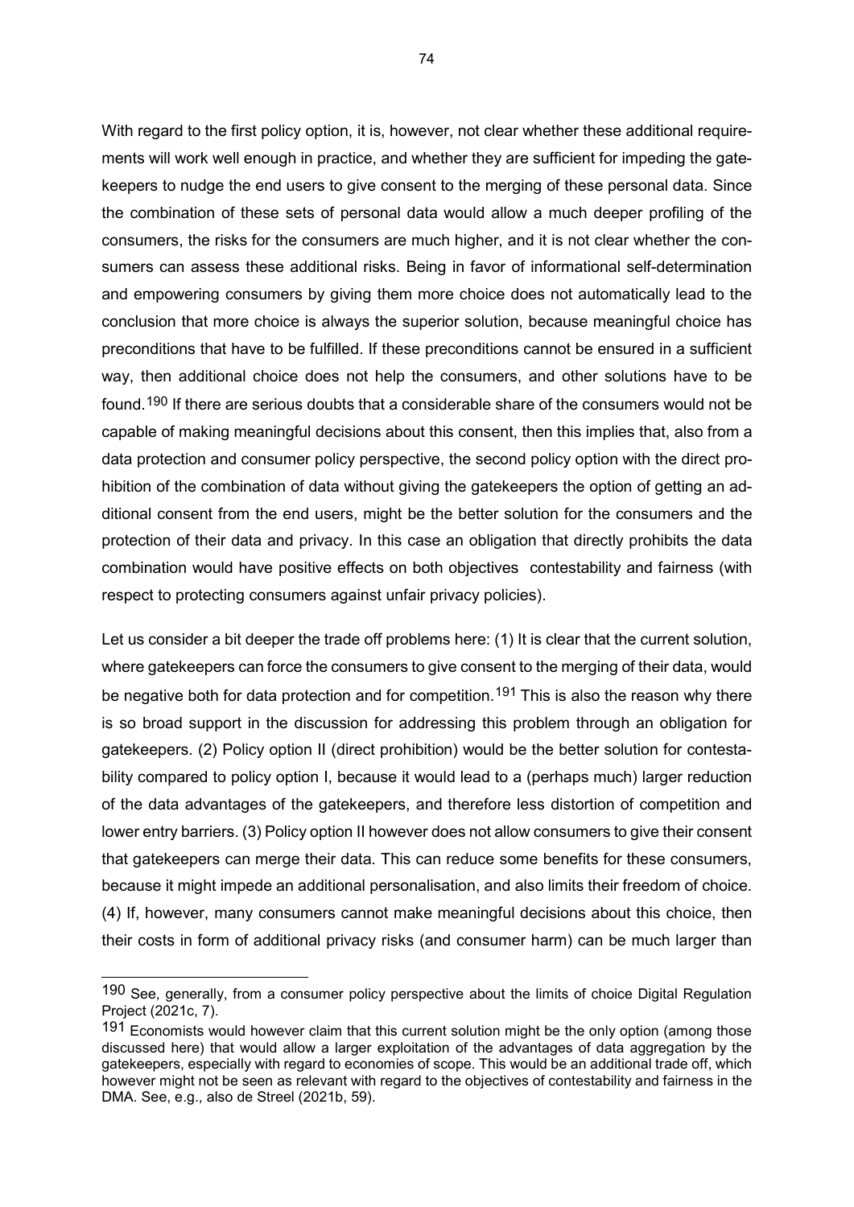With regard to the first policy option, it is, however, not clear whether these additional requirements will work well enough in practice, and whether they are sufficient for impeding the gatekeepers to nudge the end users to give consent to the merging of these personal data. Since the combination of these sets of personal data would allow a much deeper profiling of the consumers, the risks for the consumers are much higher, and it is not clear whether the consumers can assess these additional risks. Being in favor of informational self-determination and empowering consumers by giving them more choice does not automatically lead to the conclusion that more choice is always the superior solution, because meaningful choice has preconditions that have to be fulfilled. If these preconditions cannot be ensured in a sufficient way, then additional choice does not help the consumers, and other solutions have to be found.[190] If there are serious doubts that a considerable share of the consumers would not be capable of making meaningful decisions about this consent, then this implies that, also from a data protection and consumer policy perspective, the second policy option with the direct prohibition of the combination of data without giving the gatekeepers the option of getting an additional consent from the end users, might be the better solution for the consumers and the protection of their data and privacy. In this case an obligation that directly prohibits the data combination would have positive effects on both objectives contestability and fairness (with respect to protecting consumers against unfair privacy policies).

Let us consider a bit deeper the trade off problems here: (1) It is clear that the current solution, where gatekeepers can force the consumers to give consent to the merging of their data, would be negative both for data protection and for competition.[191] This is also the reason why there is so broad support in the discussion for addressing this problem through an obligation for gatekeepers. (2) Policy option II (direct prohibition) would be the better solution for contestability compared to policy option I, because it would lead to a (perhaps much) larger reduction of the data advantages of the gatekeepers, and therefore less distortion of competition and lower entry barriers. (3) Policy option II however does not allow consumers to give their consent that gatekeepers can merge their data. This can reduce some benefits for these consumers, because it might impede an additional personalisation, and also limits their freedom of choice. (4) If, however, many consumers cannot make meaningful decisions about this choice, then their costs in form of additional privacy risks (and consumer harm) can be much larger than

---

[190] See, generally, from a consumer policy perspective about the limits of choice Digital Regulation Project (2021c, 7).

[191] Economists would however claim that this current solution might be the only option (among those discussed here) that would allow a larger exploitation of the advantages of data aggregation by the gatekeepers, especially with regard to economies of scope. This would be an additional trade off, which however might not be seen as relevant with regard to the objectives of contestability and fairness in the DMA. See, e.g., also de Streel (2021b, 59).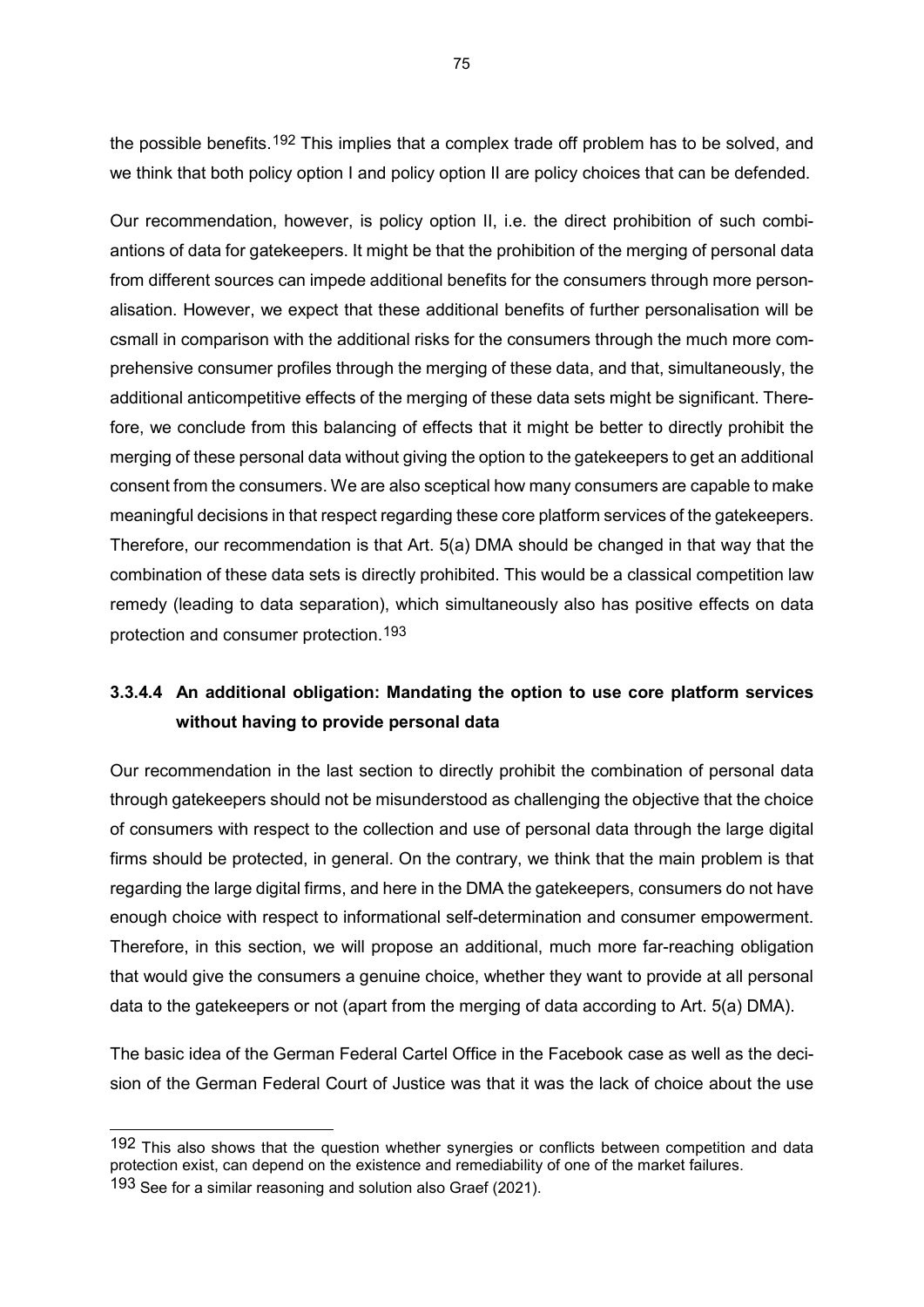the possible benefits.[192] This implies that a complex trade off problem has to be solved, and we think that both policy option I and policy option II are policy choices that can be defended.

Our recommendation, however, is policy option II, i.e. the direct prohibition of such combiantions of data for gatekeepers. It might be that the prohibition of the merging of personal data from different sources can impede additional benefits for the consumers through more personalisation. However, we expect that these additional benefits of further personalisation will be csmall in comparison with the additional risks for the consumers through the much more comprehensive consumer profiles through the merging of these data, and that, simultaneously, the additional anticompetitive effects of the merging of these data sets might be significant. Therefore, we conclude from this balancing of effects that it might be better to directly prohibit the merging of these personal data without giving the option to the gatekeepers to get an additional consent from the consumers. We are also sceptical how many consumers are capable to make meaningful decisions in that respect regarding these core platform services of the gatekeepers. Therefore, our recommendation is that Art. 5(a) DMA should be changed in that way that the combination of these data sets is directly prohibited. This would be a classical competition law remedy (leading to data separation), which simultaneously also has positive effects on data protection and consumer protection.[193]

#### 3.3.4.4 An additional obligation: Mandating the option to use core platform services without having to provide personal data

Our recommendation in the last section to directly prohibit the combination of personal data through gatekeepers should not be misunderstood as challenging the objective that the choice of consumers with respect to the collection and use of personal data through the large digital firms should be protected, in general. On the contrary, we think that the main problem is that regarding the large digital firms, and here in the DMA the gatekeepers, consumers do not have enough choice with respect to informational self-determination and consumer empowerment. Therefore, in this section, we will propose an additional, much more far-reaching obligation that would give the consumers a genuine choice, whether they want to provide at all personal data to the gatekeepers or not (apart from the merging of data according to Art. 5(a) DMA).

The basic idea of the German Federal Cartel Office in the Facebook case as well as the decision of the German Federal Court of Justice was that it was the lack of choice about the use

---

[192] This also shows that the question whether synergies or conflicts between competition and data protection exist, can depend on the existence and remediability of one of the market failures.

[193] See for a similar reasoning and solution also Graef (2021).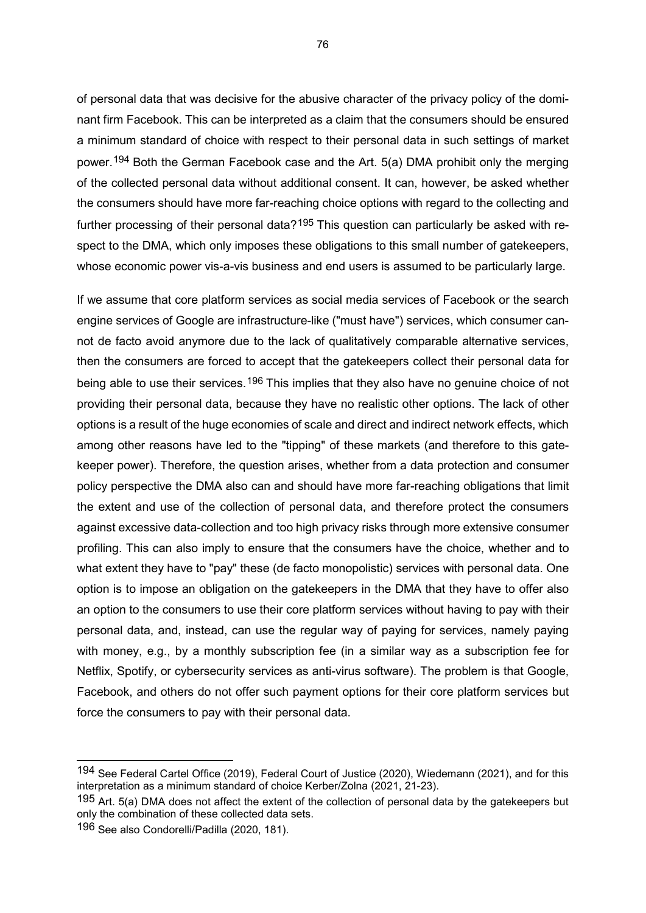of personal data that was decisive for the abusive character of the privacy policy of the dominant firm Facebook. This can be interpreted as a claim that the consumers should be ensured a minimum standard of choice with respect to their personal data in such settings of market power.[194] Both the German Facebook case and the Art. 5(a) DMA prohibit only the merging of the collected personal data without additional consent. It can, however, be asked whether the consumers should have more far-reaching choice options with regard to the collecting and further processing of their personal data?[195] This question can particularly be asked with respect to the DMA, which only imposes these obligations to this small number of gatekeepers, whose economic power vis-a-vis business and end users is assumed to be particularly large.

If we assume that core platform services as social media services of Facebook or the search engine services of Google are infrastructure-like ("must have") services, which consumer cannot de facto avoid anymore due to the lack of qualitatively comparable alternative services, then the consumers are forced to accept that the gatekeepers collect their personal data for being able to use their services.[196] This implies that they also have no genuine choice of not providing their personal data, because they have no realistic other options. The lack of other options is a result of the huge economies of scale and direct and indirect network effects, which among other reasons have led to the "tipping" of these markets (and therefore to this gatekeeper power). Therefore, the question arises, whether from a data protection and consumer policy perspective the DMA also can and should have more far-reaching obligations that limit the extent and use of the collection of personal data, and therefore protect the consumers against excessive data-collection and too high privacy risks through more extensive consumer profiling. This can also imply to ensure that the consumers have the choice, whether and to what extent they have to "pay" these (de facto monopolistic) services with personal data. One option is to impose an obligation on the gatekeepers in the DMA that they have to offer also an option to the consumers to use their core platform services without having to pay with their personal data, and, instead, can use the regular way of paying for services, namely paying with money, e.g., by a monthly subscription fee (in a similar way as a subscription fee for Netflix, Spotify, or cybersecurity services as anti-virus software). The problem is that Google, Facebook, and others do not offer such payment options for their core platform services but force the consumers to pay with their personal data.

---

[194] See Federal Cartel Office (2019), Federal Court of Justice (2020), Wiedemann (2021), and for this interpretation as a minimum standard of choice Kerber/Zolna (2021, 21-23).

[195] Art. 5(a) DMA does not affect the extent of the collection of personal data by the gatekeepers but only the combination of these collected data sets.

[196] See also Condorelli/Padilla (2020, 181).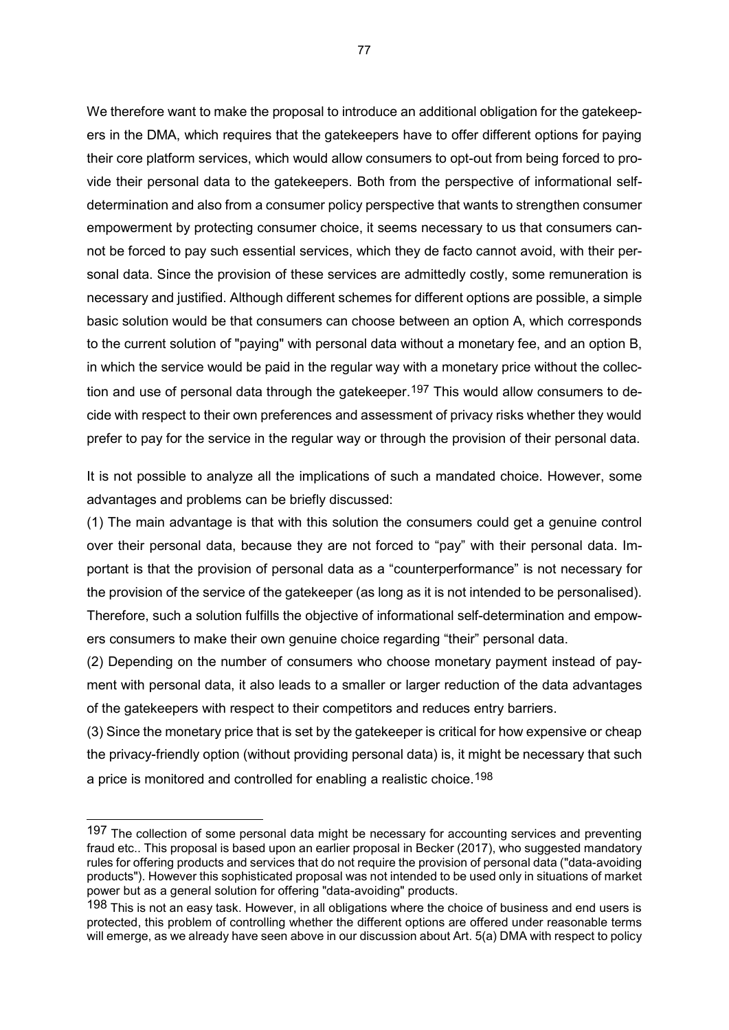We therefore want to make the proposal to introduce an additional obligation for the gatekeepers in the DMA, which requires that the gatekeepers have to offer different options for paying their core platform services, which would allow consumers to opt-out from being forced to provide their personal data to the gatekeepers. Both from the perspective of informational self-determination and also from a consumer policy perspective that wants to strengthen consumer empowerment by protecting consumer choice, it seems necessary to us that consumers cannot be forced to pay such essential services, which they de facto cannot avoid, with their personal data. Since the provision of these services are admittedly costly, some remuneration is necessary and justified. Although different schemes for different options are possible, a simple basic solution would be that consumers can choose between an option A, which corresponds to the current solution of "paying" with personal data without a monetary fee, and an option B, in which the service would be paid in the regular way with a monetary price without the collection and use of personal data through the gatekeeper.[197] This would allow consumers to decide with respect to their own preferences and assessment of privacy risks whether they would prefer to pay for the service in the regular way or through the provision of their personal data.

It is not possible to analyze all the implications of such a mandated choice. However, some advantages and problems can be briefly discussed:

(1) The main advantage is that with this solution the consumers could get a genuine control over their personal data, because they are not forced to "pay" with their personal data. Important is that the provision of personal data as a "counterperformance" is not necessary for the provision of the service of the gatekeeper (as long as it is not intended to be personalised). Therefore, such a solution fulfills the objective of informational self-determination and empowers consumers to make their own genuine choice regarding "their" personal data.

(2) Depending on the number of consumers who choose monetary payment instead of payment with personal data, it also leads to a smaller or larger reduction of the data advantages of the gatekeepers with respect to their competitors and reduces entry barriers.

(3) Since the monetary price that is set by the gatekeeper is critical for how expensive or cheap the privacy-friendly option (without providing personal data) is, it might be necessary that such a price is monitored and controlled for enabling a realistic choice.[198]

---

[197] The collection of some personal data might be necessary for accounting services and preventing fraud etc.. This proposal is based upon an earlier proposal in Becker (2017), who suggested mandatory rules for offering products and services that do not require the provision of personal data ("data-avoiding products"). However this sophisticated proposal was not intended to be used only in situations of market power but as a general solution for offering "data-avoiding" products.

[198] This is not an easy task. However, in all obligations where the choice of business and end users is protected, this problem of controlling whether the different options are offered under reasonable terms will emerge, as we already have seen above in our discussion about Art. 5(a) DMA with respect to policy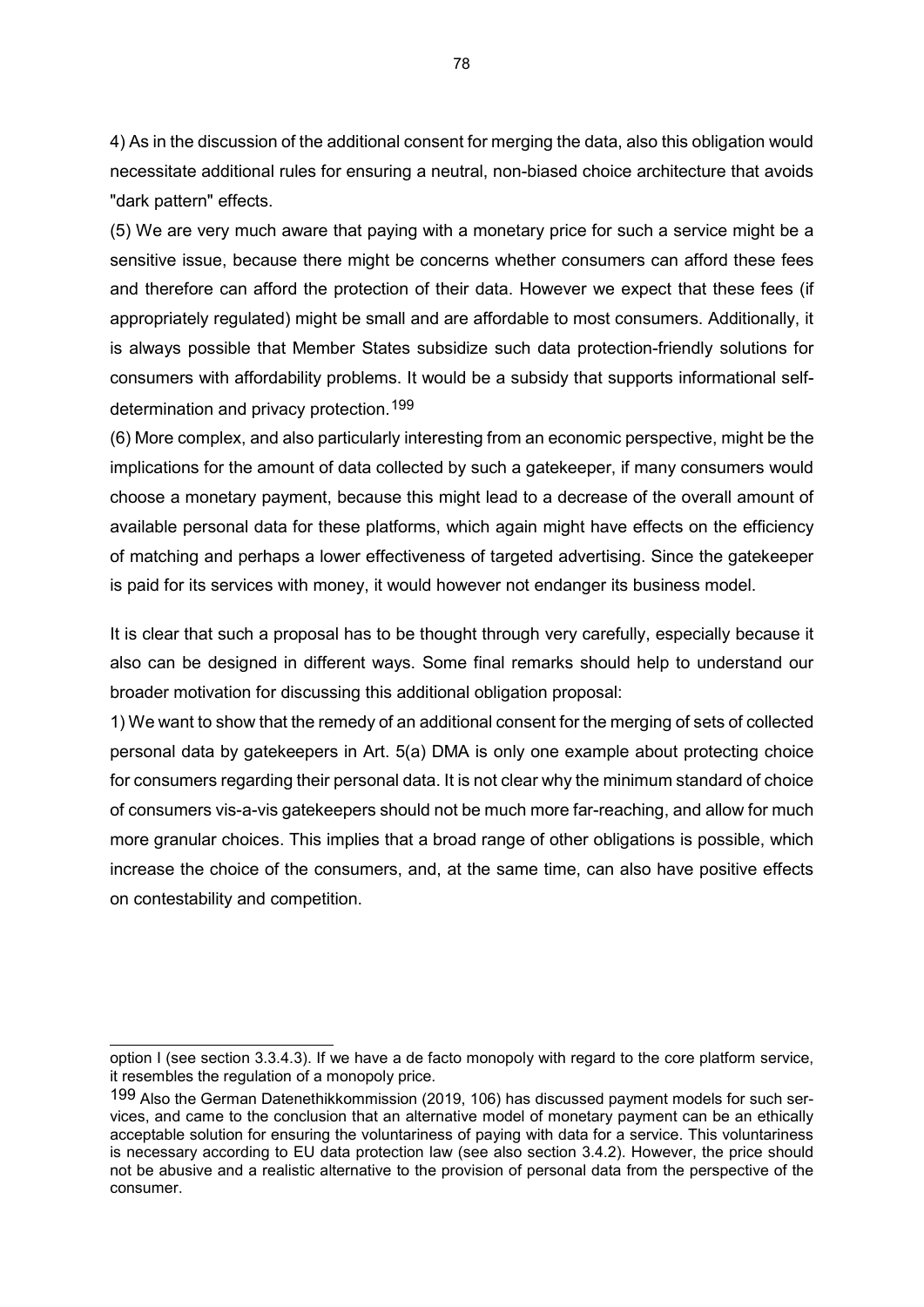4) As in the discussion of the additional consent for merging the data, also this obligation would necessitate additional rules for ensuring a neutral, non-biased choice architecture that avoids "dark pattern" effects.

(5) We are very much aware that paying with a monetary price for such a service might be a sensitive issue, because there might be concerns whether consumers can afford these fees and therefore can afford the protection of their data. However we expect that these fees (if appropriately regulated) might be small and are affordable to most consumers. Additionally, it is always possible that Member States subsidize such data protection-friendly solutions for consumers with affordability problems. It would be a subsidy that supports informational self-determination and privacy protection.[199]

(6) More complex, and also particularly interesting from an economic perspective, might be the implications for the amount of data collected by such a gatekeeper, if many consumers would choose a monetary payment, because this might lead to a decrease of the overall amount of available personal data for these platforms, which again might have effects on the efficiency of matching and perhaps a lower effectiveness of targeted advertising. Since the gatekeeper is paid for its services with money, it would however not endanger its business model.

It is clear that such a proposal has to be thought through very carefully, especially because it also can be designed in different ways. Some final remarks should help to understand our broader motivation for discussing this additional obligation proposal:

1) We want to show that the remedy of an additional consent for the merging of sets of collected personal data by gatekeepers in Art. 5(a) DMA is only one example about protecting choice for consumers regarding their personal data. It is not clear why the minimum standard of choice of consumers vis-a-vis gatekeepers should not be much more far-reaching, and allow for much more granular choices. This implies that a broad range of other obligations is possible, which increase the choice of the consumers, and, at the same time, can also have positive effects on contestability and competition.

---

option I (see section 3.3.4.3). If we have a de facto monopoly with regard to the core platform service, it resembles the regulation of a monopoly price.

[199] Also the German Datenethikkommission (2019, 106) has discussed payment models for such services, and came to the conclusion that an alternative model of monetary payment can be an ethically acceptable solution for ensuring the voluntariness of paying with data for a service. This voluntariness is necessary according to EU data protection law (see also section 3.4.2). However, the price should not be abusive and a realistic alternative to the provision of personal data from the perspective of the consumer.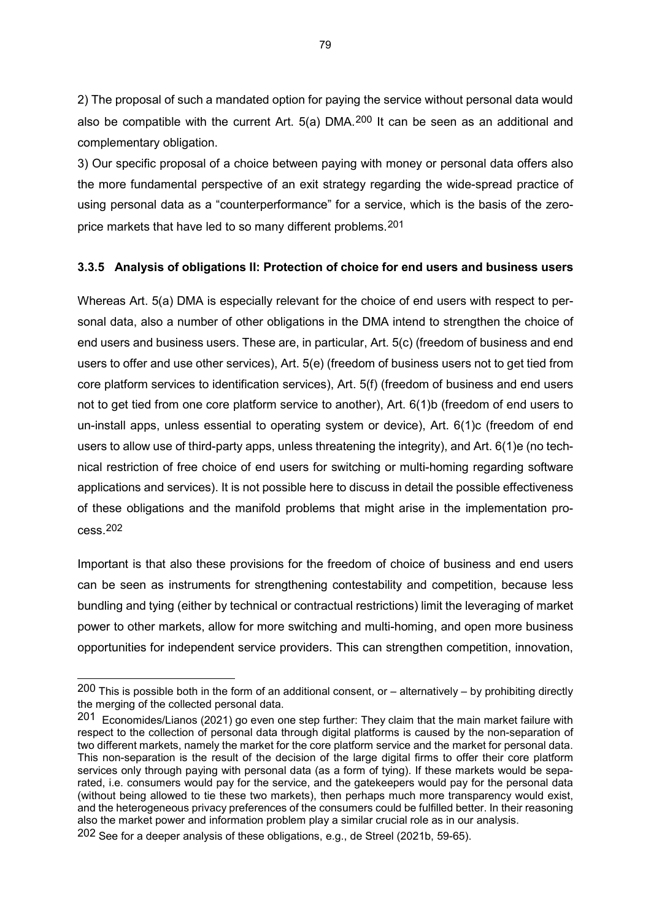2) The proposal of such a mandated option for paying the service without personal data would also be compatible with the current Art. 5(a) DMA.[200] It can be seen as an additional and complementary obligation.

3) Our specific proposal of a choice between paying with money or personal data offers also the more fundamental perspective of an exit strategy regarding the wide-spread practice of using personal data as a "counterperformance" for a service, which is the basis of the zero-price markets that have led to so many different problems.[201]

### 3.3.5 Analysis of obligations II: Protection of choice for end users and business users

Whereas Art. 5(a) DMA is especially relevant for the choice of end users with respect to personal data, also a number of other obligations in the DMA intend to strengthen the choice of end users and business users. These are, in particular, Art. 5(c) (freedom of business and end users to offer and use other services), Art. 5(e) (freedom of business users not to get tied from core platform services to identification services), Art. 5(f) (freedom of business and end users not to get tied from one core platform service to another), Art. 6(1)b (freedom of end users to un-install apps, unless essential to operating system or device), Art. 6(1)c (freedom of end users to allow use of third-party apps, unless threatening the integrity), and Art. 6(1)e (no technical restriction of free choice of end users for switching or multi-homing regarding software applications and services). It is not possible here to discuss in detail the possible effectiveness of these obligations and the manifold problems that might arise in the implementation process.[202]

Important is that also these provisions for the freedom of choice of business and end users can be seen as instruments for strengthening contestability and competition, because less bundling and tying (either by technical or contractual restrictions) limit the leveraging of market power to other markets, allow for more switching and multi-homing, and open more business opportunities for independent service providers. This can strengthen competition, innovation,

---

[200] This is possible both in the form of an additional consent, or – alternatively – by prohibiting directly the merging of the collected personal data.

[201] Economides/Lianos (2021) go even one step further: They claim that the main market failure with respect to the collection of personal data through digital platforms is caused by the non-separation of two different markets, namely the market for the core platform service and the market for personal data. This non-separation is the result of the decision of the large digital firms to offer their core platform services only through paying with personal data (as a form of tying). If these markets would be separated, i.e. consumers would pay for the service, and the gatekeepers would pay for the personal data (without being allowed to tie these two markets), then perhaps much more transparency would exist, and the heterogeneous privacy preferences of the consumers could be fulfilled better. In their reasoning also the market power and information problem play a similar crucial role as in our analysis.

[202] See for a deeper analysis of these obligations, e.g., de Streel (2021b, 59-65).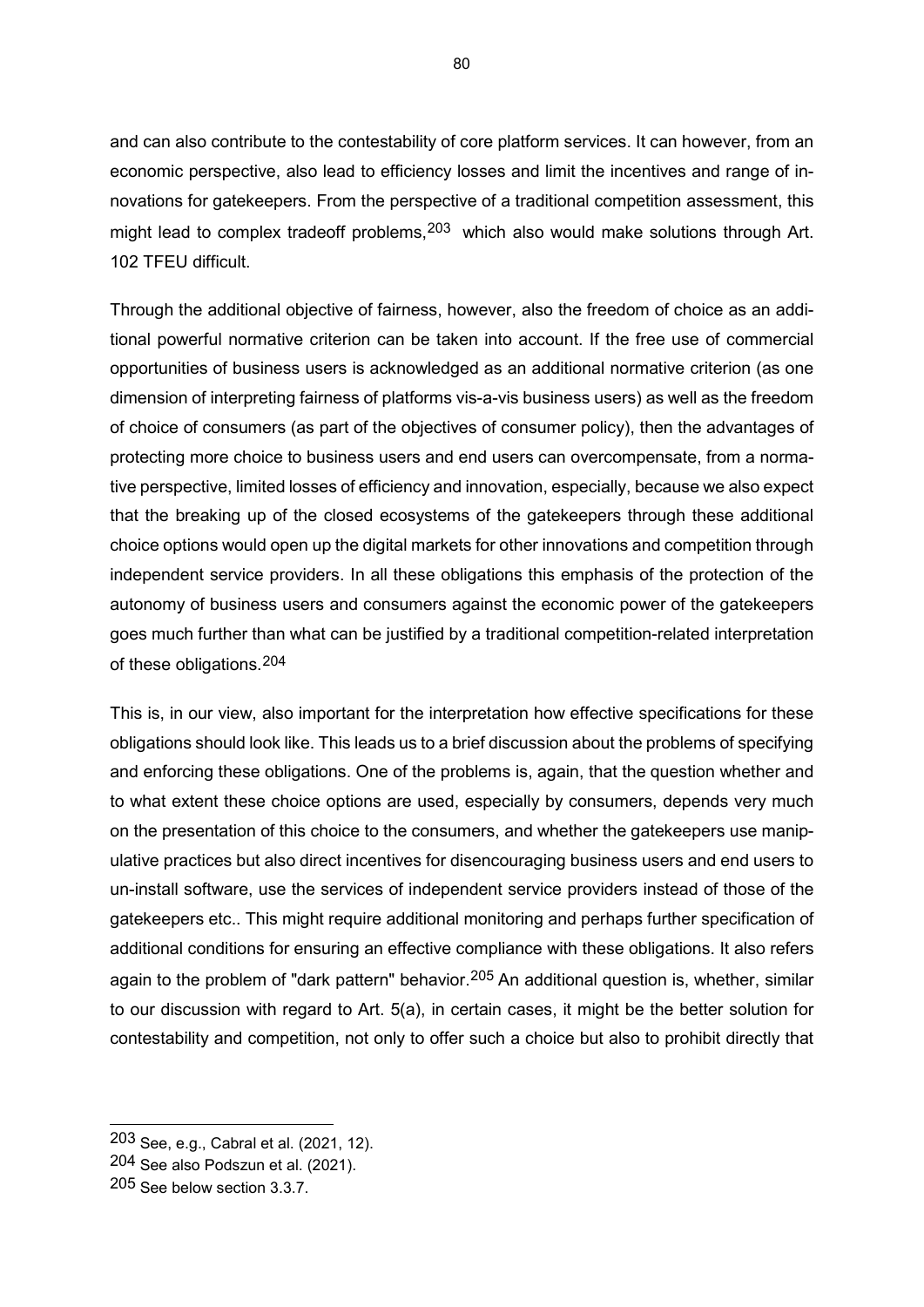and can also contribute to the contestability of core platform services. It can however, from an economic perspective, also lead to efficiency losses and limit the incentives and range of innovations for gatekeepers. From the perspective of a traditional competition assessment, this might lead to complex tradeoff problems,[203] which also would make solutions through Art. 102 TFEU difficult.

Through the additional objective of fairness, however, also the freedom of choice as an additional powerful normative criterion can be taken into account. If the free use of commercial opportunities of business users is acknowledged as an additional normative criterion (as one dimension of interpreting fairness of platforms vis-a-vis business users) as well as the freedom of choice of consumers (as part of the objectives of consumer policy), then the advantages of protecting more choice to business users and end users can overcompensate, from a normative perspective, limited losses of efficiency and innovation, especially, because we also expect that the breaking up of the closed ecosystems of the gatekeepers through these additional choice options would open up the digital markets for other innovations and competition through independent service providers. In all these obligations this emphasis of the protection of the autonomy of business users and consumers against the economic power of the gatekeepers goes much further than what can be justified by a traditional competition-related interpretation of these obligations.[204]

This is, in our view, also important for the interpretation how effective specifications for these obligations should look like. This leads us to a brief discussion about the problems of specifying and enforcing these obligations. One of the problems is, again, that the question whether and to what extent these choice options are used, especially by consumers, depends very much on the presentation of this choice to the consumers, and whether the gatekeepers use manipulative practices but also direct incentives for disencouraging business users and end users to un-install software, use the services of independent service providers instead of those of the gatekeepers etc.. This might require additional monitoring and perhaps further specification of additional conditions for ensuring an effective compliance with these obligations. It also refers again to the problem of "dark pattern" behavior.[205] An additional question is, whether, similar to our discussion with regard to Art. 5(a), in certain cases, it might be the better solution for contestability and competition, not only to offer such a choice but also to prohibit directly that

---

[203] See, e.g., Cabral et al. (2021, 12).

[204] See also Podszun et al. (2021).

[205] See below section 3.3.7.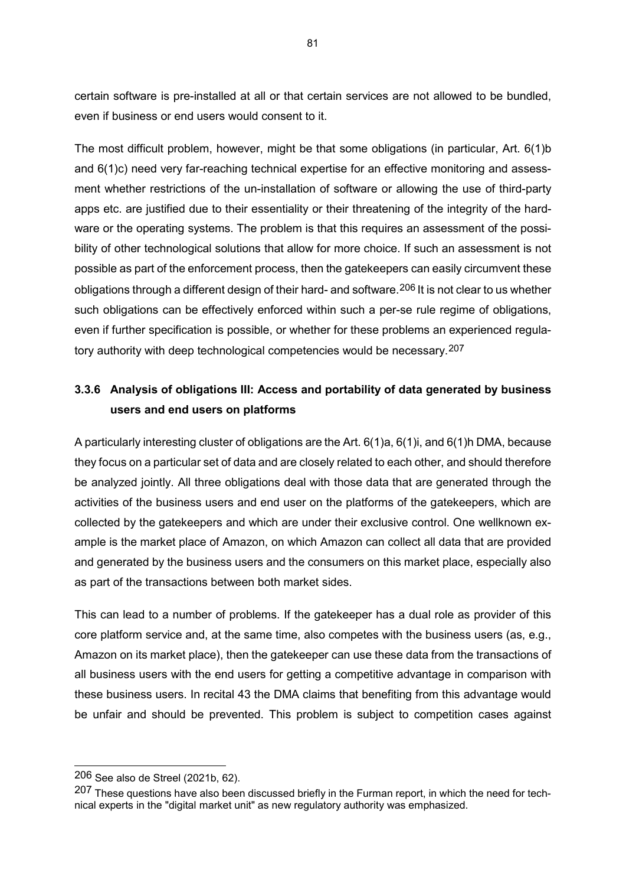certain software is pre-installed at all or that certain services are not allowed to be bundled, even if business or end users would consent to it.

The most difficult problem, however, might be that some obligations (in particular, Art. 6(1)b and 6(1)c) need very far-reaching technical expertise for an effective monitoring and assessment whether restrictions of the un-installation of software or allowing the use of third-party apps etc. are justified due to their essentiality or their threatening of the integrity of the hardware or the operating systems. The problem is that this requires an assessment of the possibility of other technological solutions that allow for more choice. If such an assessment is not possible as part of the enforcement process, then the gatekeepers can easily circumvent these obligations through a different design of their hard- and software.[206] It is not clear to us whether such obligations can be effectively enforced within such a per-se rule regime of obligations, even if further specification is possible, or whether for these problems an experienced regulatory authority with deep technological competencies would be necessary.[207]

### 3.3.6 Analysis of obligations III: Access and portability of data generated by business users and end users on platforms

A particularly interesting cluster of obligations are the Art. 6(1)a, 6(1)i, and 6(1)h DMA, because they focus on a particular set of data and are closely related to each other, and should therefore be analyzed jointly. All three obligations deal with those data that are generated through the activities of the business users and end user on the platforms of the gatekeepers, which are collected by the gatekeepers and which are under their exclusive control. One wellknown example is the market place of Amazon, on which Amazon can collect all data that are provided and generated by the business users and the consumers on this market place, especially also as part of the transactions between both market sides.

This can lead to a number of problems. If the gatekeeper has a dual role as provider of this core platform service and, at the same time, also competes with the business users (as, e.g., Amazon on its market place), then the gatekeeper can use these data from the transactions of all business users with the end users for getting a competitive advantage in comparison with these business users. In recital 43 the DMA claims that benefiting from this advantage would be unfair and should be prevented. This problem is subject to competition cases against

---

[206] See also de Streel (2021b, 62).

[207] These questions have also been discussed briefly in the Furman report, in which the need for technical experts in the "digital market unit" as new regulatory authority was emphasized.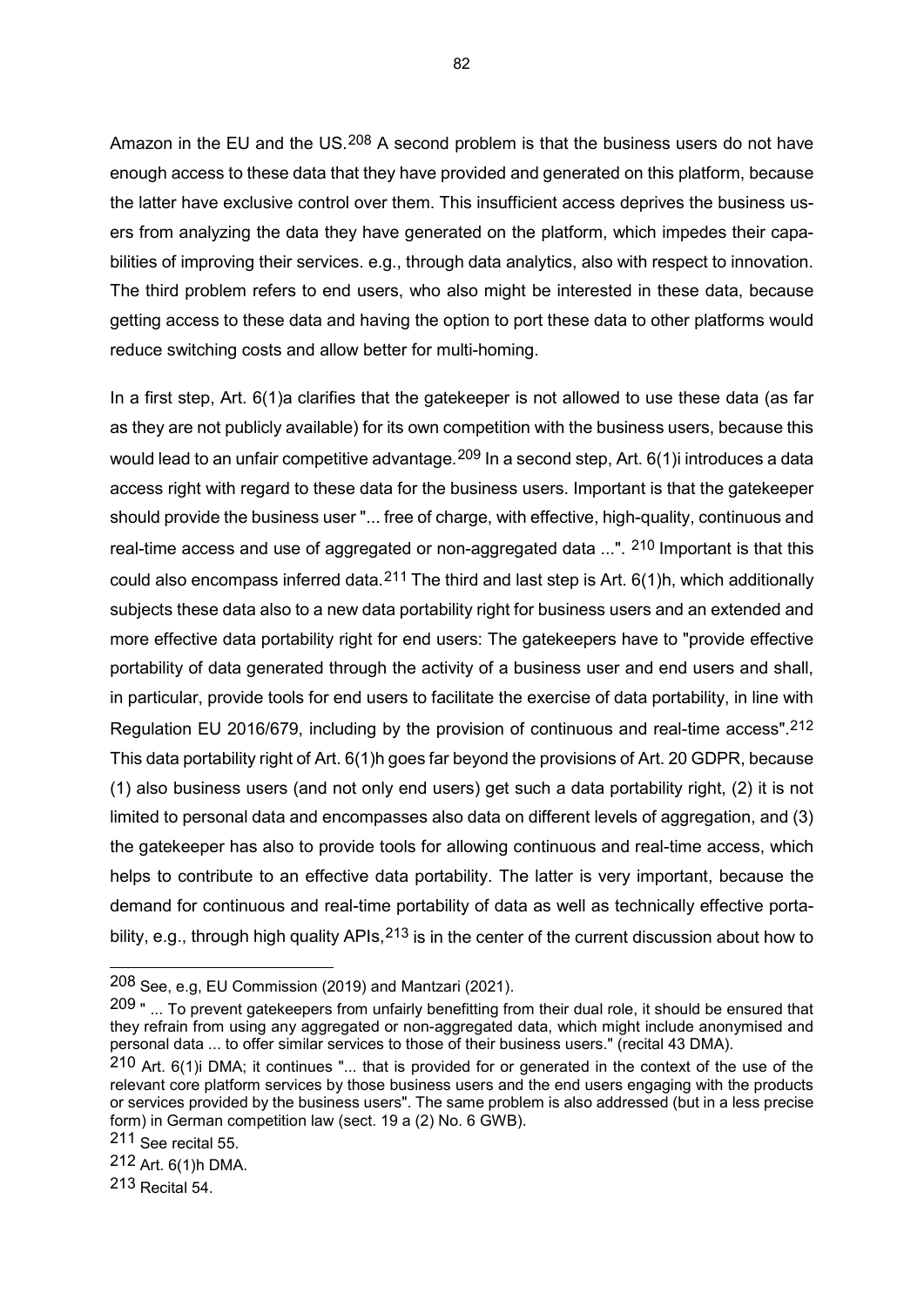Amazon in the EU and the US.[208] A second problem is that the business users do not have enough access to these data that they have provided and generated on this platform, because the latter have exclusive control over them. This insufficient access deprives the business users from analyzing the data they have generated on the platform, which impedes their capabilities of improving their services. e.g., through data analytics, also with respect to innovation. The third problem refers to end users, who also might be interested in these data, because getting access to these data and having the option to port these data to other platforms would reduce switching costs and allow better for multi-homing.

In a first step, Art. 6(1)a clarifies that the gatekeeper is not allowed to use these data (as far as they are not publicly available) for its own competition with the business users, because this would lead to an unfair competitive advantage.[209] In a second step, Art. 6(1)i introduces a data access right with regard to these data for the business users. Important is that the gatekeeper should provide the business user "... free of charge, with effective, high-quality, continuous and real-time access and use of aggregated or non-aggregated data ...". [210] Important is that this could also encompass inferred data.[211] The third and last step is Art. 6(1)h, which additionally subjects these data also to a new data portability right for business users and an extended and more effective data portability right for end users: The gatekeepers have to "provide effective portability of data generated through the activity of a business user and end users and shall, in particular, provide tools for end users to facilitate the exercise of data portability, in line with Regulation EU 2016/679, including by the provision of continuous and real-time access".[212] This data portability right of Art. 6(1)h goes far beyond the provisions of Art. 20 GDPR, because (1) also business users (and not only end users) get such a data portability right, (2) it is not limited to personal data and encompasses also data on different levels of aggregation, and (3) the gatekeeper has also to provide tools for allowing continuous and real-time access, which helps to contribute to an effective data portability. The latter is very important, because the demand for continuous and real-time portability of data as well as technically effective portability, e.g., through high quality APIs,[213] is in the center of the current discussion about how to

---

[208] See, e.g, EU Commission (2019) and Mantzari (2021).

[209] " ... To prevent gatekeepers from unfairly benefitting from their dual role, it should be ensured that they refrain from using any aggregated or non-aggregated data, which might include anonymised and personal data ... to offer similar services to those of their business users." (recital 43 DMA).

[210] Art. 6(1)i DMA; it continues "... that is provided for or generated in the context of the use of the relevant core platform services by those business users and the end users engaging with the products or services provided by the business users". The same problem is also addressed (but in a less precise form) in German competition law (sect. 19 a (2) No. 6 GWB).

[211] See recital 55.

[212] Art. 6(1)h DMA.

[213] Recital 54.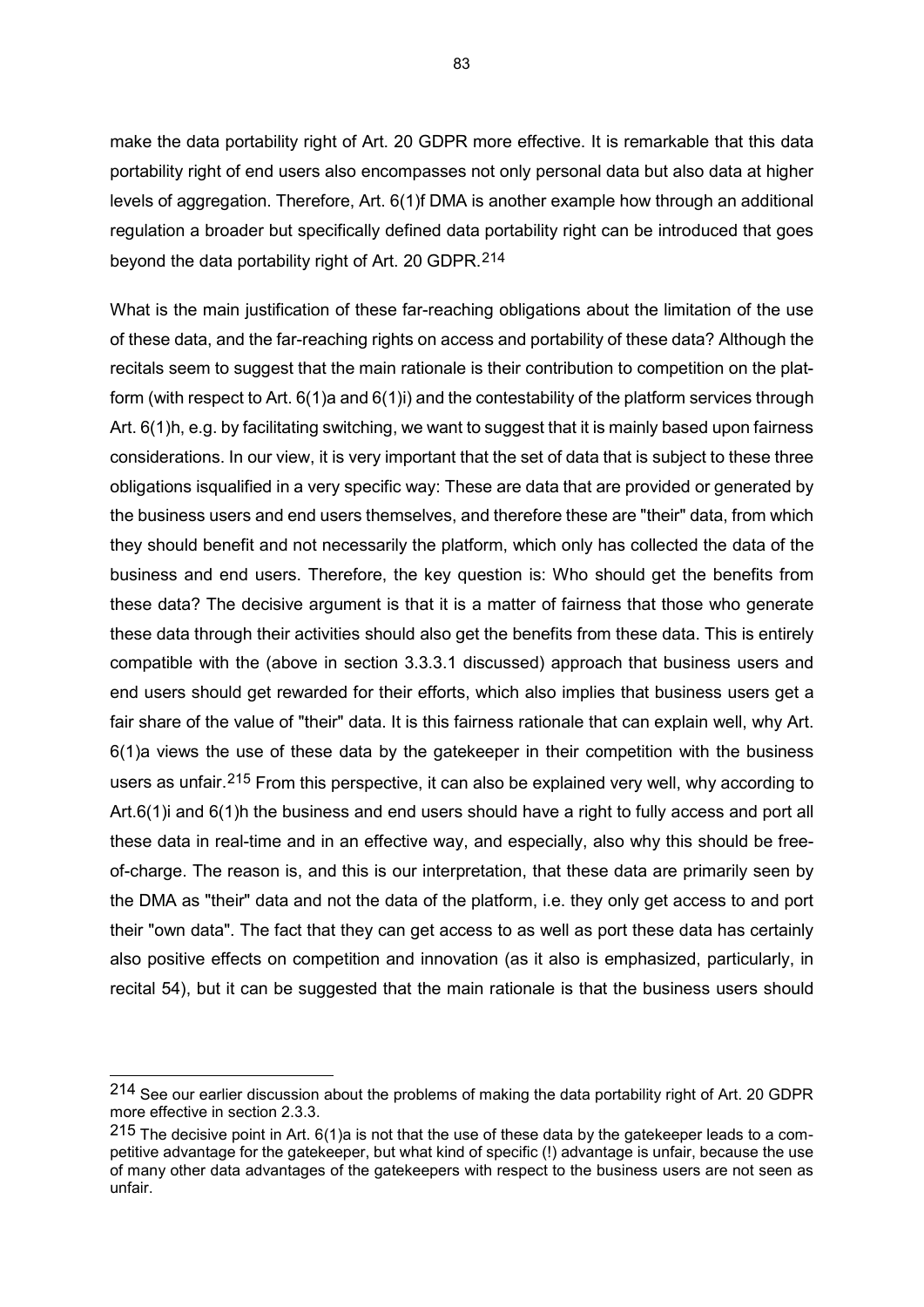make the data portability right of Art. 20 GDPR more effective. It is remarkable that this data portability right of end users also encompasses not only personal data but also data at higher levels of aggregation. Therefore, Art. 6(1)f DMA is another example how through an additional regulation a broader but specifically defined data portability right can be introduced that goes beyond the data portability right of Art. 20 GDPR.[214]

What is the main justification of these far-reaching obligations about the limitation of the use of these data, and the far-reaching rights on access and portability of these data? Although the recitals seem to suggest that the main rationale is their contribution to competition on the platform (with respect to Art. 6(1)a and 6(1)i) and the contestability of the platform services through Art. 6(1)h, e.g. by facilitating switching, we want to suggest that it is mainly based upon fairness considerations. In our view, it is very important that the set of data that is subject to these three obligations isqualified in a very specific way: These are data that are provided or generated by the business users and end users themselves, and therefore these are "their" data, from which they should benefit and not necessarily the platform, which only has collected the data of the business and end users. Therefore, the key question is: Who should get the benefits from these data? The decisive argument is that it is a matter of fairness that those who generate these data through their activities should also get the benefits from these data. This is entirely compatible with the (above in section 3.3.3.1 discussed) approach that business users and end users should get rewarded for their efforts, which also implies that business users get a fair share of the value of "their" data. It is this fairness rationale that can explain well, why Art. 6(1)a views the use of these data by the gatekeeper in their competition with the business users as unfair.[215] From this perspective, it can also be explained very well, why according to Art.6(1)i and 6(1)h the business and end users should have a right to fully access and port all these data in real-time and in an effective way, and especially, also why this should be free-of-charge. The reason is, and this is our interpretation, that these data are primarily seen by the DMA as "their" data and not the data of the platform, i.e. they only get access to and port their "own data". The fact that they can get access to as well as port these data has certainly also positive effects on competition and innovation (as it also is emphasized, particularly, in recital 54), but it can be suggested that the main rationale is that the business users should

---

[214] See our earlier discussion about the problems of making the data portability right of Art. 20 GDPR more effective in section 2.3.3.

[215] The decisive point in Art. 6(1)a is not that the use of these data by the gatekeeper leads to a competitive advantage for the gatekeeper, but what kind of specific (!) advantage is unfair, because the use of many other data advantages of the gatekeepers with respect to the business users are not seen as unfair.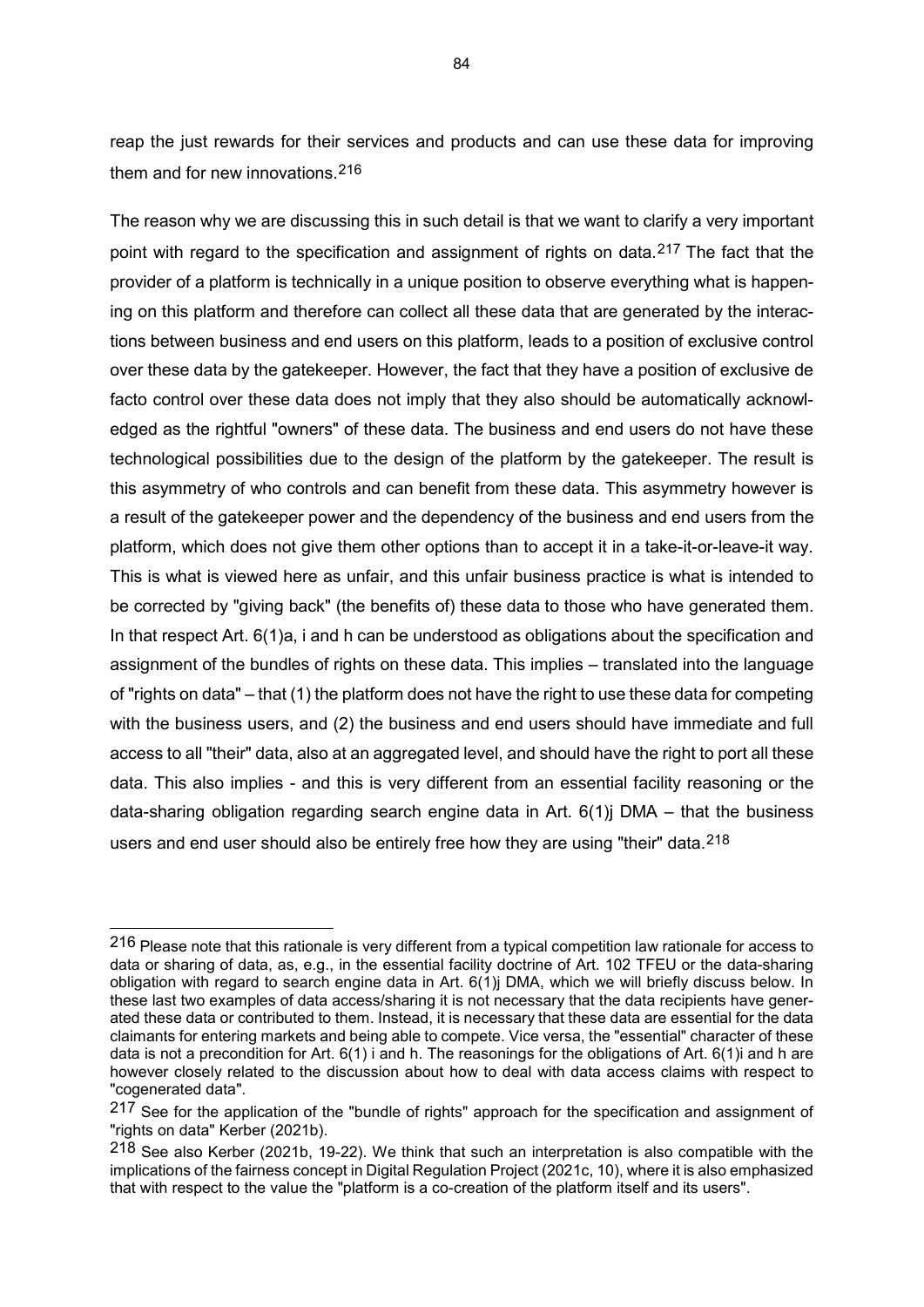reap the just rewards for their services and products and can use these data for improving them and for new innovations.[216]

The reason why we are discussing this in such detail is that we want to clarify a very important point with regard to the specification and assignment of rights on data.[217] The fact that the provider of a platform is technically in a unique position to observe everything what is happening on this platform and therefore can collect all these data that are generated by the interactions between business and end users on this platform, leads to a position of exclusive control over these data by the gatekeeper. However, the fact that they have a position of exclusive de facto control over these data does not imply that they also should be automatically acknowledged as the rightful "owners" of these data. The business and end users do not have these technological possibilities due to the design of the platform by the gatekeeper. The result is this asymmetry of who controls and can benefit from these data. This asymmetry however is a result of the gatekeeper power and the dependency of the business and end users from the platform, which does not give them other options than to accept it in a take-it-or-leave-it way. This is what is viewed here as unfair, and this unfair business practice is what is intended to be corrected by "giving back" (the benefits of) these data to those who have generated them. In that respect Art. 6(1)a, i and h can be understood as obligations about the specification and assignment of the bundles of rights on these data. This implies – translated into the language of "rights on data" – that (1) the platform does not have the right to use these data for competing with the business users, and (2) the business and end users should have immediate and full access to all "their" data, also at an aggregated level, and should have the right to port all these data. This also implies - and this is very different from an essential facility reasoning or the data-sharing obligation regarding search engine data in Art. 6(1)j DMA – that the business users and end user should also be entirely free how they are using "their" data.[218]

---

[216] Please note that this rationale is very different from a typical competition law rationale for access to data or sharing of data, as, e.g., in the essential facility doctrine of Art. 102 TFEU or the data-sharing obligation with regard to search engine data in Art. 6(1)j DMA, which we will briefly discuss below. In these last two examples of data access/sharing it is not necessary that the data recipients have generated these data or contributed to them. Instead, it is necessary that these data are essential for the data claimants for entering markets and being able to compete. Vice versa, the "essential" character of these data is not a precondition for Art. 6(1) i and h. The reasonings for the obligations of Art. 6(1)i and h are however closely related to the discussion about how to deal with data access claims with respect to "cogenerated data".

[217] See for the application of the "bundle of rights" approach for the specification and assignment of "rights on data" Kerber (2021b).

[218] See also Kerber (2021b, 19-22). We think that such an interpretation is also compatible with the implications of the fairness concept in Digital Regulation Project (2021c, 10), where it is also emphasized that with respect to the value the "platform is a co-creation of the platform itself and its users".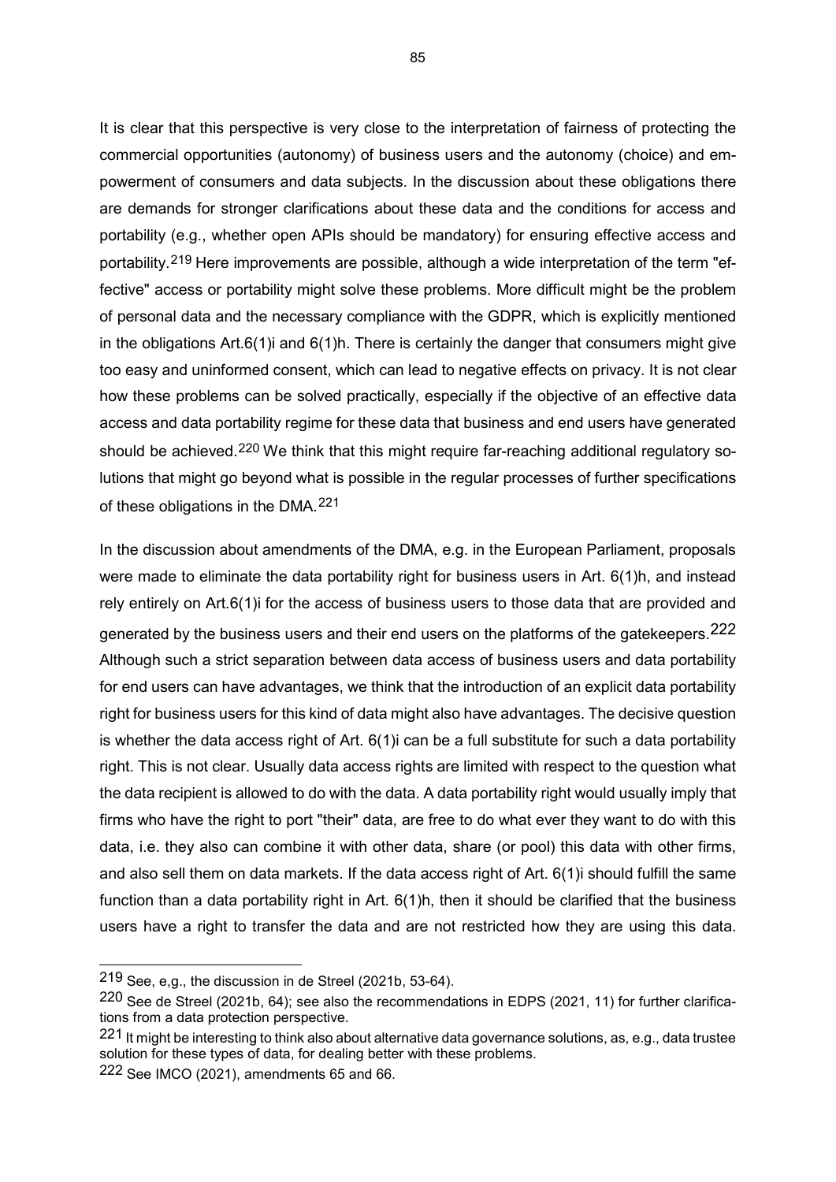It is clear that this perspective is very close to the interpretation of fairness of protecting the commercial opportunities (autonomy) of business users and the autonomy (choice) and empowerment of consumers and data subjects. In the discussion about these obligations there are demands for stronger clarifications about these data and the conditions for access and portability (e.g., whether open APIs should be mandatory) for ensuring effective access and portability.[219] Here improvements are possible, although a wide interpretation of the term "effective" access or portability might solve these problems. More difficult might be the problem of personal data and the necessary compliance with the GDPR, which is explicitly mentioned in the obligations Art.6(1)i and 6(1)h. There is certainly the danger that consumers might give too easy and uninformed consent, which can lead to negative effects on privacy. It is not clear how these problems can be solved practically, especially if the objective of an effective data access and data portability regime for these data that business and end users have generated should be achieved.[220] We think that this might require far-reaching additional regulatory solutions that might go beyond what is possible in the regular processes of further specifications of these obligations in the DMA.[221]

In the discussion about amendments of the DMA, e.g. in the European Parliament, proposals were made to eliminate the data portability right for business users in Art. 6(1)h, and instead rely entirely on Art.6(1)i for the access of business users to those data that are provided and generated by the business users and their end users on the platforms of the gatekeepers.[222] Although such a strict separation between data access of business users and data portability for end users can have advantages, we think that the introduction of an explicit data portability right for business users for this kind of data might also have advantages. The decisive question is whether the data access right of Art. 6(1)i can be a full substitute for such a data portability right. This is not clear. Usually data access rights are limited with respect to the question what the data recipient is allowed to do with the data. A data portability right would usually imply that firms who have the right to port "their" data, are free to do what ever they want to do with this data, i.e. they also can combine it with other data, share (or pool) this data with other firms, and also sell them on data markets. If the data access right of Art. 6(1)i should fulfill the same function than a data portability right in Art. 6(1)h, then it should be clarified that the business users have a right to transfer the data and are not restricted how they are using this data.

---

[219] See, e,g., the discussion in de Streel (2021b, 53-64).

[220] See de Streel (2021b, 64); see also the recommendations in EDPS (2021, 11) for further clarifications from a data protection perspective.

[221] It might be interesting to think also about alternative data governance solutions, as, e.g., data trustee solution for these types of data, for dealing better with these problems.

[222] See IMCO (2021), amendments 65 and 66.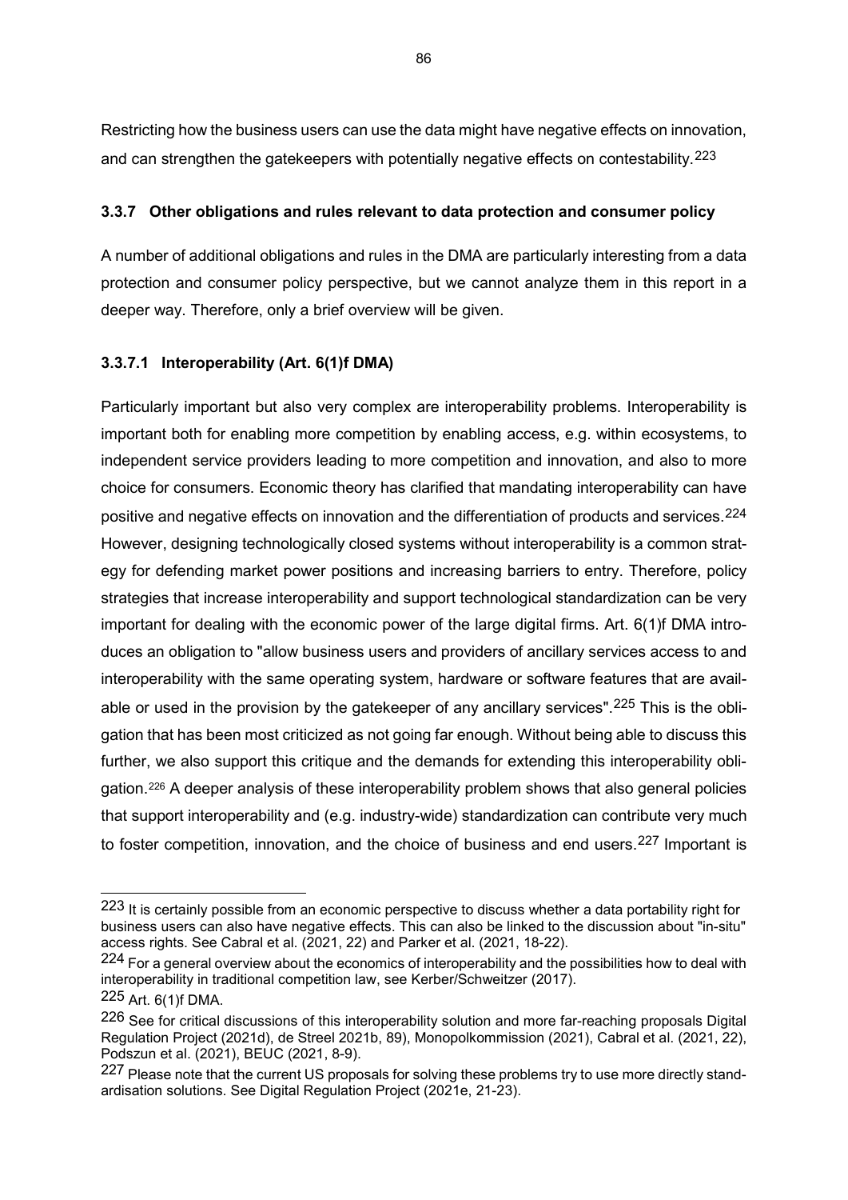Restricting how the business users can use the data might have negative effects on innovation, and can strengthen the gatekeepers with potentially negative effects on contestability.[223]

### 3.3.7 Other obligations and rules relevant to data protection and consumer policy

A number of additional obligations and rules in the DMA are particularly interesting from a data protection and consumer policy perspective, but we cannot analyze them in this report in a deeper way. Therefore, only a brief overview will be given.

#### 3.3.7.1 Interoperability (Art. 6(1)f DMA)

Particularly important but also very complex are interoperability problems. Interoperability is important both for enabling more competition by enabling access, e.g. within ecosystems, to independent service providers leading to more competition and innovation, and also to more choice for consumers. Economic theory has clarified that mandating interoperability can have positive and negative effects on innovation and the differentiation of products and services.[224] However, designing technologically closed systems without interoperability is a common strategy for defending market power positions and increasing barriers to entry. Therefore, policy strategies that increase interoperability and support technological standardization can be very important for dealing with the economic power of the large digital firms. Art. 6(1)f DMA introduces an obligation to "allow business users and providers of ancillary services access to and interoperability with the same operating system, hardware or software features that are available or used in the provision by the gatekeeper of any ancillary services".[225] This is the obligation that has been most criticized as not going far enough. Without being able to discuss this further, we also support this critique and the demands for extending this interoperability obligation.[226] A deeper analysis of these interoperability problem shows that also general policies that support interoperability and (e.g. industry-wide) standardization can contribute very much to foster competition, innovation, and the choice of business and end users.[227] Important is

---

[223] It is certainly possible from an economic perspective to discuss whether a data portability right for business users can also have negative effects. This can also be linked to the discussion about "in-situ" access rights. See Cabral et al. (2021, 22) and Parker et al. (2021, 18-22).

[224] For a general overview about the economics of interoperability and the possibilities how to deal with interoperability in traditional competition law, see Kerber/Schweitzer (2017).

[225] Art. 6(1)f DMA.

[226] See for critical discussions of this interoperability solution and more far-reaching proposals Digital Regulation Project (2021d), de Streel 2021b, 89), Monopolkommission (2021), Cabral et al. (2021, 22), Podszun et al. (2021), BEUC (2021, 8-9).

[227] Please note that the current US proposals for solving these problems try to use more directly standardisation solutions. See Digital Regulation Project (2021e, 21-23).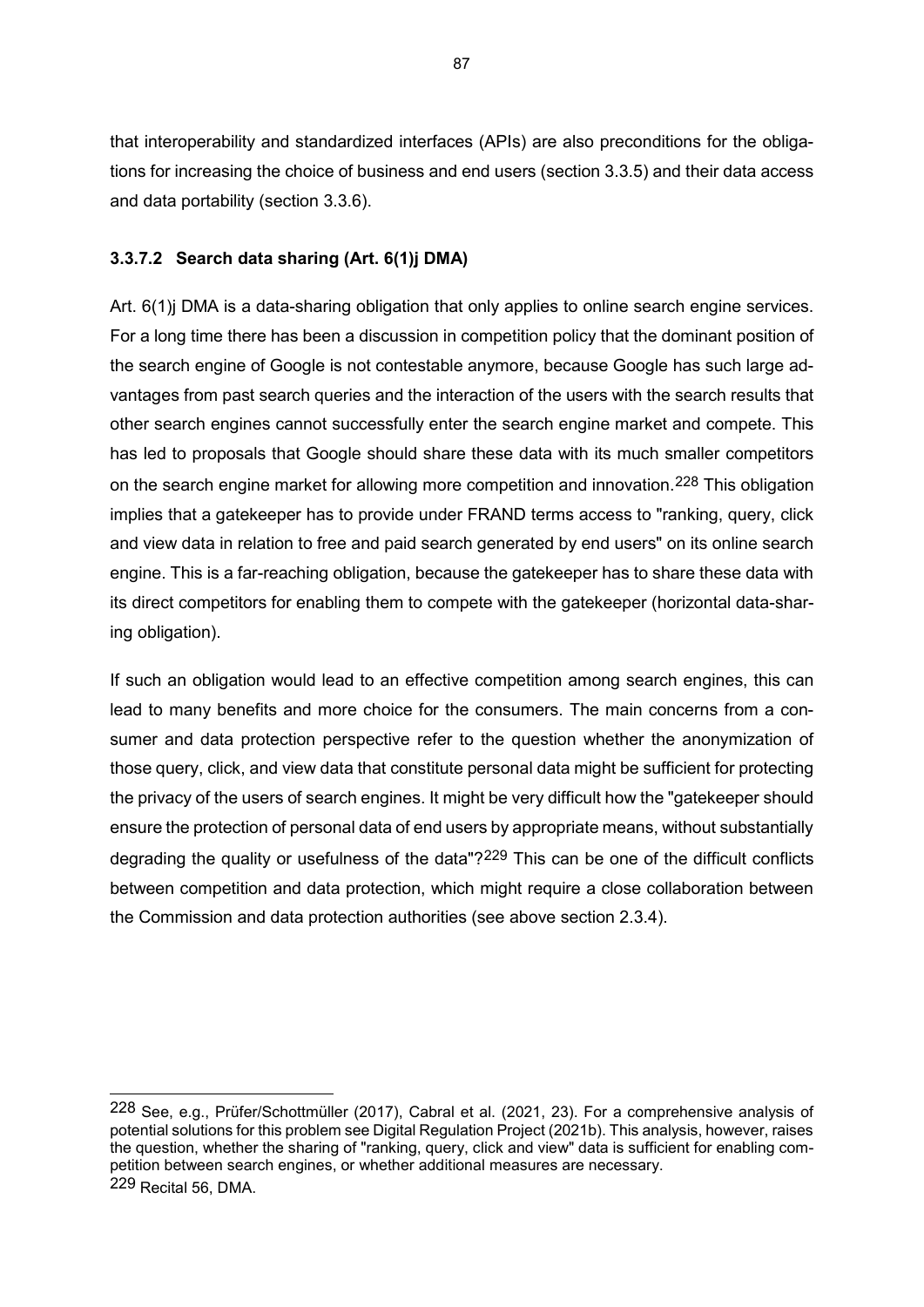that interoperability and standardized interfaces (APIs) are also preconditions for the obligations for increasing the choice of business and end users (section 3.3.5) and their data access and data portability (section 3.3.6).

### 3.3.7.2 Search data sharing (Art. 6(1)j DMA)

Art. 6(1)j DMA is a data-sharing obligation that only applies to online search engine services. For a long time there has been a discussion in competition policy that the dominant position of the search engine of Google is not contestable anymore, because Google has such large advantages from past search queries and the interaction of the users with the search results that other search engines cannot successfully enter the search engine market and compete. This has led to proposals that Google should share these data with its much smaller competitors on the search engine market for allowing more competition and innovation.[228] This obligation implies that a gatekeeper has to provide under FRAND terms access to "ranking, query, click and view data in relation to free and paid search generated by end users" on its online search engine. This is a far-reaching obligation, because the gatekeeper has to share these data with its direct competitors for enabling them to compete with the gatekeeper (horizontal data-sharing obligation).

If such an obligation would lead to an effective competition among search engines, this can lead to many benefits and more choice for the consumers. The main concerns from a consumer and data protection perspective refer to the question whether the anonymization of those query, click, and view data that constitute personal data might be sufficient for protecting the privacy of the users of search engines. It might be very difficult how the "gatekeeper should ensure the protection of personal data of end users by appropriate means, without substantially degrading the quality or usefulness of the data"?[229] This can be one of the difficult conflicts between competition and data protection, which might require a close collaboration between the Commission and data protection authorities (see above section 2.3.4).

---

[228] See, e.g., Prüfer/Schottmüller (2017), Cabral et al. (2021, 23). For a comprehensive analysis of potential solutions for this problem see Digital Regulation Project (2021b). This analysis, however, raises the question, whether the sharing of "ranking, query, click and view" data is sufficient for enabling competition between search engines, or whether additional measures are necessary.

[229] Recital 56, DMA.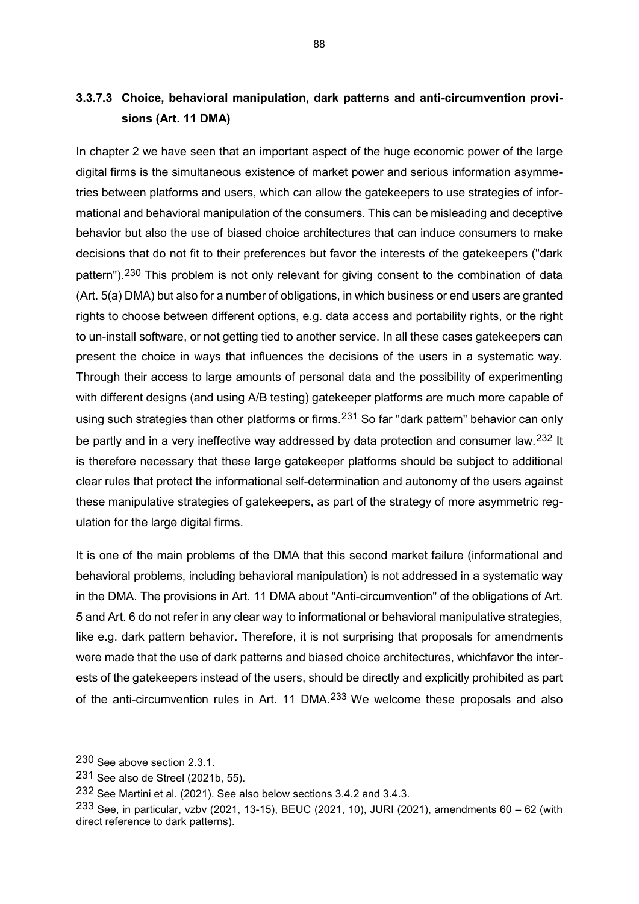### 3.3.7.3 Choice, behavioral manipulation, dark patterns and anti-circumvention provisions (Art. 11 DMA)

In chapter 2 we have seen that an important aspect of the huge economic power of the large digital firms is the simultaneous existence of market power and serious information asymmetries between platforms and users, which can allow the gatekeepers to use strategies of informational and behavioral manipulation of the consumers. This can be misleading and deceptive behavior but also the use of biased choice architectures that can induce consumers to make decisions that do not fit to their preferences but favor the interests of the gatekeepers ("dark pattern").[230] This problem is not only relevant for giving consent to the combination of data (Art. 5(a) DMA) but also for a number of obligations, in which business or end users are granted rights to choose between different options, e.g. data access and portability rights, or the right to un-install software, or not getting tied to another service. In all these cases gatekeepers can present the choice in ways that influences the decisions of the users in a systematic way. Through their access to large amounts of personal data and the possibility of experimenting with different designs (and using A/B testing) gatekeeper platforms are much more capable of using such strategies than other platforms or firms.[231] So far "dark pattern" behavior can only be partly and in a very ineffective way addressed by data protection and consumer law.[232] It is therefore necessary that these large gatekeeper platforms should be subject to additional clear rules that protect the informational self-determination and autonomy of the users against these manipulative strategies of gatekeepers, as part of the strategy of more asymmetric regulation for the large digital firms.

It is one of the main problems of the DMA that this second market failure (informational and behavioral problems, including behavioral manipulation) is not addressed in a systematic way in the DMA. The provisions in Art. 11 DMA about "Anti-circumvention" of the obligations of Art. 5 and Art. 6 do not refer in any clear way to informational or behavioral manipulative strategies, like e.g. dark pattern behavior. Therefore, it is not surprising that proposals for amendments were made that the use of dark patterns and biased choice architectures, whichfavor the interests of the gatekeepers instead of the users, should be directly and explicitly prohibited as part of the anti-circumvention rules in Art. 11 DMA.[233] We welcome these proposals and also

---

[230] See above section 2.3.1.

[231] See also de Streel (2021b, 55).

[232] See Martini et al. (2021). See also below sections 3.4.2 and 3.4.3.

[233] See, in particular, vzbv (2021, 13-15), BEUC (2021, 10), JURI (2021), amendments 60 – 62 (with direct reference to dark patterns).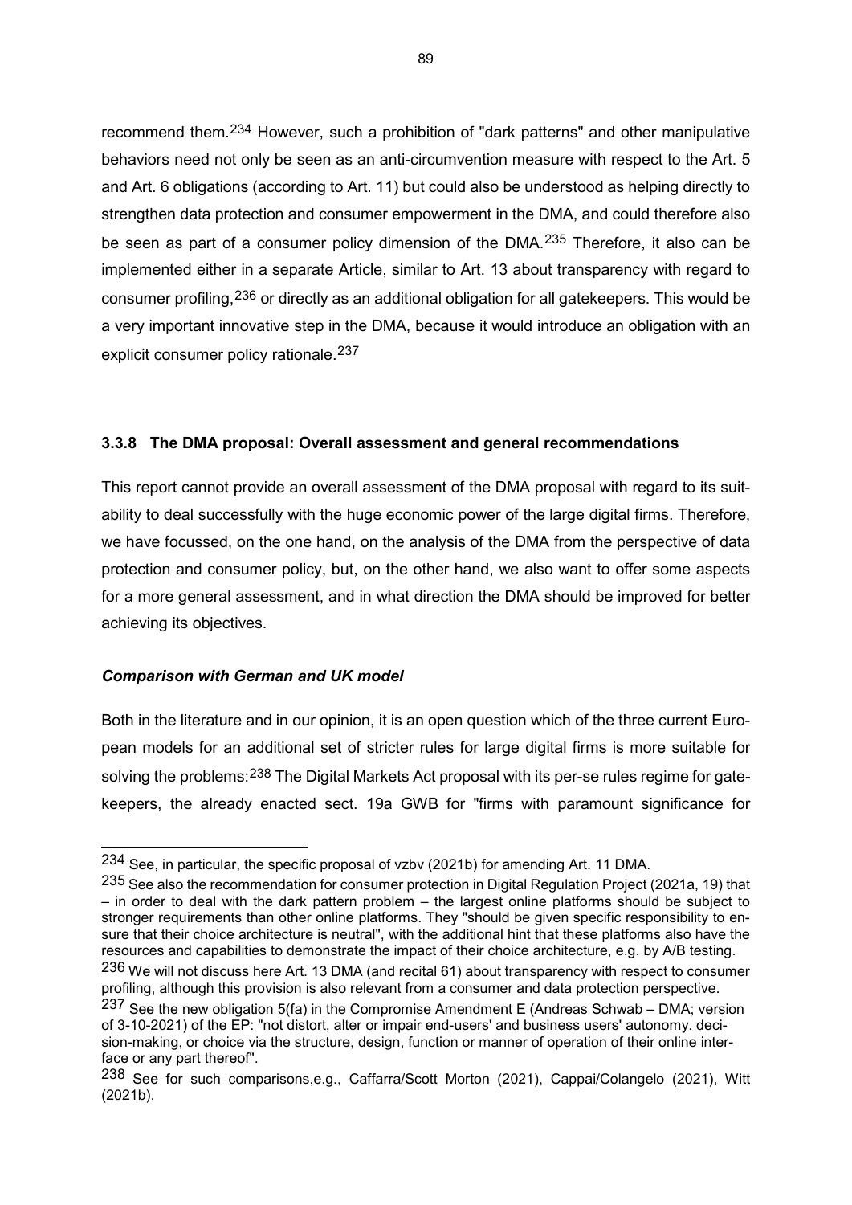recommend them.[234] However, such a prohibition of "dark patterns" and other manipulative behaviors need not only be seen as an anti-circumvention measure with respect to the Art. 5 and Art. 6 obligations (according to Art. 11) but could also be understood as helping directly to strengthen data protection and consumer empowerment in the DMA, and could therefore also be seen as part of a consumer policy dimension of the DMA.[235] Therefore, it also can be implemented either in a separate Article, similar to Art. 13 about transparency with regard to consumer profiling,[236] or directly as an additional obligation for all gatekeepers. This would be a very important innovative step in the DMA, because it would introduce an obligation with an explicit consumer policy rationale.[237]

### 3.3.8 The DMA proposal: Overall assessment and general recommendations

This report cannot provide an overall assessment of the DMA proposal with regard to its suitability to deal successfully with the huge economic power of the large digital firms. Therefore, we have focussed, on the one hand, on the analysis of the DMA from the perspective of data protection and consumer policy, but, on the other hand, we also want to offer some aspects for a more general assessment, and in what direction the DMA should be improved for better achieving its objectives.

***Comparison with German and UK model***

Both in the literature and in our opinion, it is an open question which of the three current European models for an additional set of stricter rules for large digital firms is more suitable for solving the problems:[238] The Digital Markets Act proposal with its per-se rules regime for gatekeepers, the already enacted sect. 19a GWB for "firms with paramount significance for

---

[234] See, in particular, the specific proposal of vzbv (2021b) for amending Art. 11 DMA.

[235] See also the recommendation for consumer protection in Digital Regulation Project (2021a, 19) that – in order to deal with the dark pattern problem – the largest online platforms should be subject to stronger requirements than other online platforms. They "should be given specific responsibility to ensure that their choice architecture is neutral", with the additional hint that these platforms also have the resources and capabilities to demonstrate the impact of their choice architecture, e.g. by A/B testing.

[236] We will not discuss here Art. 13 DMA (and recital 61) about transparency with respect to consumer profiling, although this provision is also relevant from a consumer and data protection perspective.

[237] See the new obligation 5(fa) in the Compromise Amendment E (Andreas Schwab – DMA; version of 3-10-2021) of the EP: "not distort, alter or impair end-users' and business users' autonomy. decision-making, or choice via the structure, design, function or manner of operation of their online interface or any part thereof".

[238] See for such comparisons,e.g., Caffarra/Scott Morton (2021), Cappai/Colangelo (2021), Witt (2021b).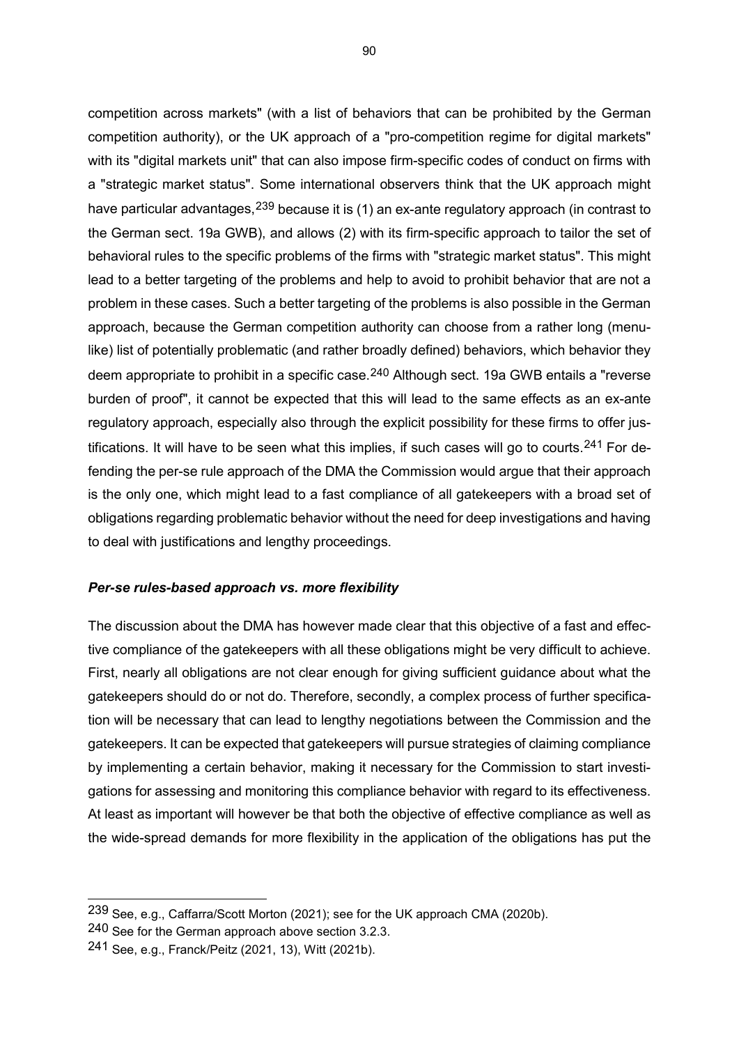competition across markets" (with a list of behaviors that can be prohibited by the German competition authority), or the UK approach of a "pro-competition regime for digital markets" with its "digital markets unit" that can also impose firm-specific codes of conduct on firms with a "strategic market status". Some international observers think that the UK approach might have particular advantages,[239] because it is (1) an ex-ante regulatory approach (in contrast to the German sect. 19a GWB), and allows (2) with its firm-specific approach to tailor the set of behavioral rules to the specific problems of the firms with "strategic market status". This might lead to a better targeting of the problems and help to avoid to prohibit behavior that are not a problem in these cases. Such a better targeting of the problems is also possible in the German approach, because the German competition authority can choose from a rather long (menu-like) list of potentially problematic (and rather broadly defined) behaviors, which behavior they deem appropriate to prohibit in a specific case.[240] Although sect. 19a GWB entails a "reverse burden of proof", it cannot be expected that this will lead to the same effects as an ex-ante regulatory approach, especially also through the explicit possibility for these firms to offer justifications. It will have to be seen what this implies, if such cases will go to courts.[241] For defending the per-se rule approach of the DMA the Commission would argue that their approach is the only one, which might lead to a fast compliance of all gatekeepers with a broad set of obligations regarding problematic behavior without the need for deep investigations and having to deal with justifications and lengthy proceedings.

### *Per-se rules-based approach vs. more flexibility*

The discussion about the DMA has however made clear that this objective of a fast and effective compliance of the gatekeepers with all these obligations might be very difficult to achieve. First, nearly all obligations are not clear enough for giving sufficient guidance about what the gatekeepers should do or not do. Therefore, secondly, a complex process of further specification will be necessary that can lead to lengthy negotiations between the Commission and the gatekeepers. It can be expected that gatekeepers will pursue strategies of claiming compliance by implementing a certain behavior, making it necessary for the Commission to start investigations for assessing and monitoring this compliance behavior with regard to its effectiveness. At least as important will however be that both the objective of effective compliance as well as the wide-spread demands for more flexibility in the application of the obligations has put the

---

[239] See, e.g., Caffarra/Scott Morton (2021); see for the UK approach CMA (2020b).

[240] See for the German approach above section 3.2.3.

[241] See, e.g., Franck/Peitz (2021, 13), Witt (2021b).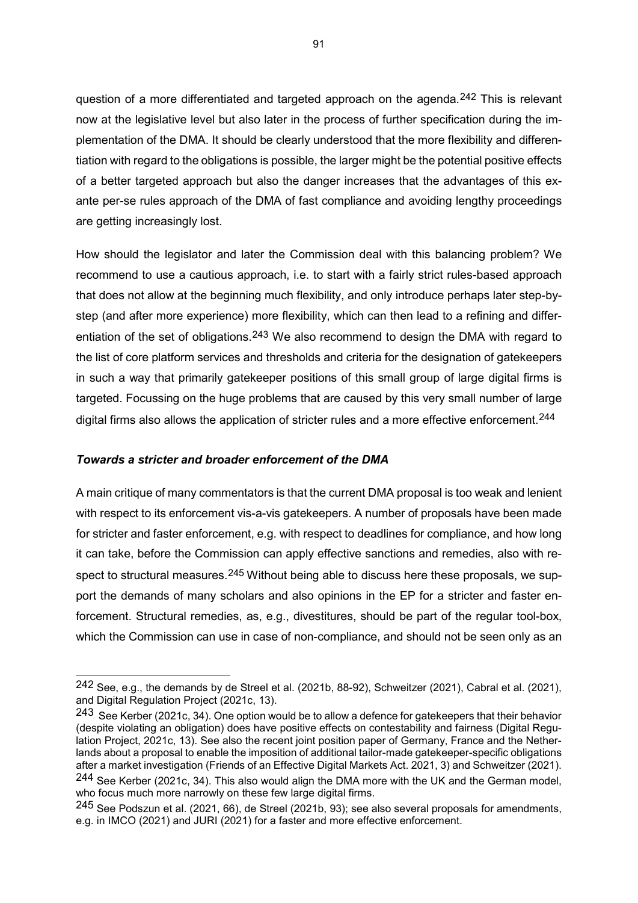question of a more differentiated and targeted approach on the agenda.[242] This is relevant now at the legislative level but also later in the process of further specification during the implementation of the DMA. It should be clearly understood that the more flexibility and differentiation with regard to the obligations is possible, the larger might be the potential positive effects of a better targeted approach but also the danger increases that the advantages of this ex-ante per-se rules approach of the DMA of fast compliance and avoiding lengthy proceedings are getting increasingly lost.

How should the legislator and later the Commission deal with this balancing problem? We recommend to use a cautious approach, i.e. to start with a fairly strict rules-based approach that does not allow at the beginning much flexibility, and only introduce perhaps later step-by-step (and after more experience) more flexibility, which can then lead to a refining and differentiation of the set of obligations.[243] We also recommend to design the DMA with regard to the list of core platform services and thresholds and criteria for the designation of gatekeepers in such a way that primarily gatekeeper positions of this small group of large digital firms is targeted. Focussing on the huge problems that are caused by this very small number of large digital firms also allows the application of stricter rules and a more effective enforcement.[244]

### *Towards a stricter and broader enforcement of the DMA*

A main critique of many commentators is that the current DMA proposal is too weak and lenient with respect to its enforcement vis-a-vis gatekeepers. A number of proposals have been made for stricter and faster enforcement, e.g. with respect to deadlines for compliance, and how long it can take, before the Commission can apply effective sanctions and remedies, also with respect to structural measures.[245] Without being able to discuss here these proposals, we support the demands of many scholars and also opinions in the EP for a stricter and faster enforcement. Structural remedies, as, e.g., divestitures, should be part of the regular tool-box, which the Commission can use in case of non-compliance, and should not be seen only as an

---

[242] See, e.g., the demands by de Streel et al. (2021b, 88-92), Schweitzer (2021), Cabral et al. (2021), and Digital Regulation Project (2021c, 13).

[243] See Kerber (2021c, 34). One option would be to allow a defence for gatekeepers that their behavior (despite violating an obligation) does have positive effects on contestability and fairness (Digital Regulation Project, 2021c, 13). See also the recent joint position paper of Germany, France and the Netherlands about a proposal to enable the imposition of additional tailor-made gatekeeper-specific obligations after a market investigation (Friends of an Effective Digital Markets Act. 2021, 3) and Schweitzer (2021).

[244] See Kerber (2021c, 34). This also would align the DMA more with the UK and the German model, who focus much more narrowly on these few large digital firms.

[245] See Podszun et al. (2021, 66), de Streel (2021b, 93); see also several proposals for amendments, e.g. in IMCO (2021) and JURI (2021) for a faster and more effective enforcement.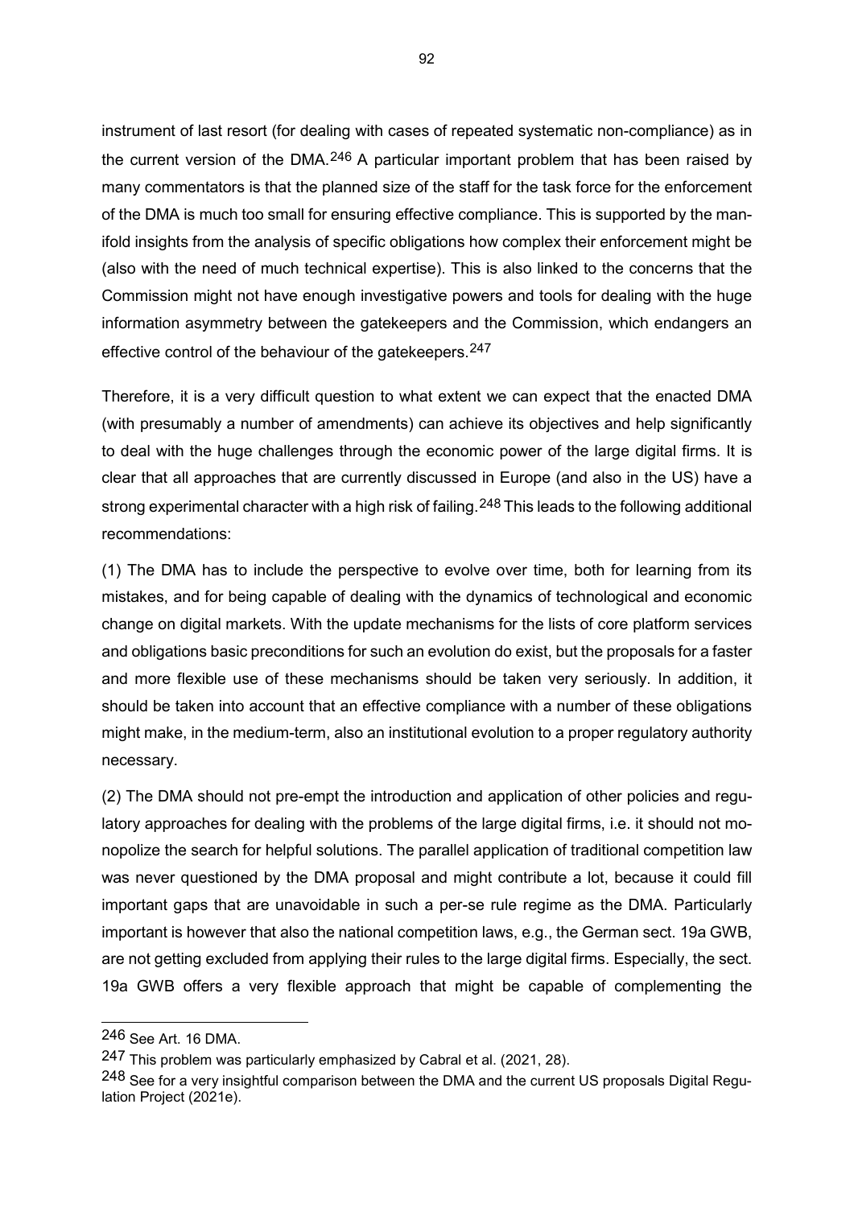instrument of last resort (for dealing with cases of repeated systematic non-compliance) as in the current version of the DMA.[246] A particular important problem that has been raised by many commentators is that the planned size of the staff for the task force for the enforcement of the DMA is much too small for ensuring effective compliance. This is supported by the manifold insights from the analysis of specific obligations how complex their enforcement might be (also with the need of much technical expertise). This is also linked to the concerns that the Commission might not have enough investigative powers and tools for dealing with the huge information asymmetry between the gatekeepers and the Commission, which endangers an effective control of the behaviour of the gatekeepers.[247]

Therefore, it is a very difficult question to what extent we can expect that the enacted DMA (with presumably a number of amendments) can achieve its objectives and help significantly to deal with the huge challenges through the economic power of the large digital firms. It is clear that all approaches that are currently discussed in Europe (and also in the US) have a strong experimental character with a high risk of failing.[248] This leads to the following additional recommendations:

(1) The DMA has to include the perspective to evolve over time, both for learning from its mistakes, and for being capable of dealing with the dynamics of technological and economic change on digital markets. With the update mechanisms for the lists of core platform services and obligations basic preconditions for such an evolution do exist, but the proposals for a faster and more flexible use of these mechanisms should be taken very seriously. In addition, it should be taken into account that an effective compliance with a number of these obligations might make, in the medium-term, also an institutional evolution to a proper regulatory authority necessary.

(2) The DMA should not pre-empt the introduction and application of other policies and regulatory approaches for dealing with the problems of the large digital firms, i.e. it should not monopolize the search for helpful solutions. The parallel application of traditional competition law was never questioned by the DMA proposal and might contribute a lot, because it could fill important gaps that are unavoidable in such a per-se rule regime as the DMA. Particularly important is however that also the national competition laws, e.g., the German sect. 19a GWB, are not getting excluded from applying their rules to the large digital firms. Especially, the sect. 19a GWB offers a very flexible approach that might be capable of complementing the

---

[246] See Art. 16 DMA.

[247] This problem was particularly emphasized by Cabral et al. (2021, 28).

[248] See for a very insightful comparison between the DMA and the current US proposals Digital Regulation Project (2021e).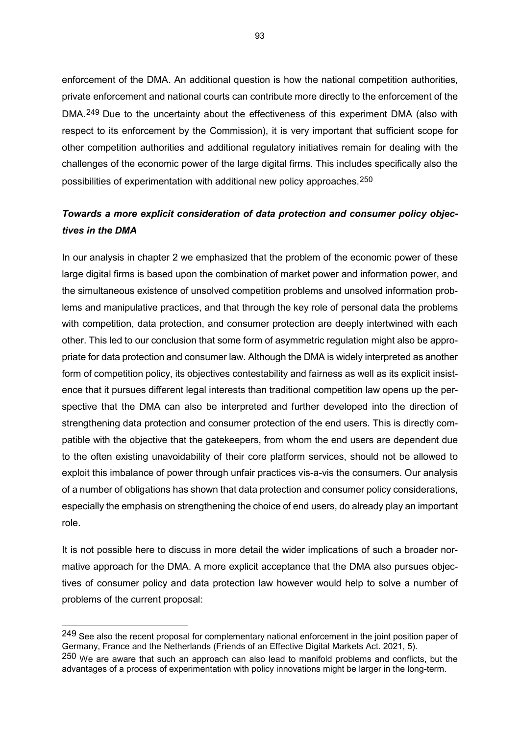enforcement of the DMA. An additional question is how the national competition authorities, private enforcement and national courts can contribute more directly to the enforcement of the DMA.[249] Due to the uncertainty about the effectiveness of this experiment DMA (also with respect to its enforcement by the Commission), it is very important that sufficient scope for other competition authorities and additional regulatory initiatives remain for dealing with the challenges of the economic power of the large digital firms. This includes specifically also the possibilities of experimentation with additional new policy approaches.[250]

***Towards a more explicit consideration of data protection and consumer policy objectives in the DMA***

In our analysis in chapter 2 we emphasized that the problem of the economic power of these large digital firms is based upon the combination of market power and information power, and the simultaneous existence of unsolved competition problems and unsolved information problems and manipulative practices, and that through the key role of personal data the problems with competition, data protection, and consumer protection are deeply intertwined with each other. This led to our conclusion that some form of asymmetric regulation might also be appropriate for data protection and consumer law. Although the DMA is widely interpreted as another form of competition policy, its objectives contestability and fairness as well as its explicit insistence that it pursues different legal interests than traditional competition law opens up the perspective that the DMA can also be interpreted and further developed into the direction of strengthening data protection and consumer protection of the end users. This is directly compatible with the objective that the gatekeepers, from whom the end users are dependent due to the often existing unavoidability of their core platform services, should not be allowed to exploit this imbalance of power through unfair practices vis-a-vis the consumers. Our analysis of a number of obligations has shown that data protection and consumer policy considerations, especially the emphasis on strengthening the choice of end users, do already play an important role.

It is not possible here to discuss in more detail the wider implications of such a broader normative approach for the DMA. A more explicit acceptance that the DMA also pursues objectives of consumer policy and data protection law however would help to solve a number of problems of the current proposal:

---

[249] See also the recent proposal for complementary national enforcement in the joint position paper of Germany, France and the Netherlands (Friends of an Effective Digital Markets Act. 2021, 5).

[250] We are aware that such an approach can also lead to manifold problems and conflicts, but the advantages of a process of experimentation with policy innovations might be larger in the long-term.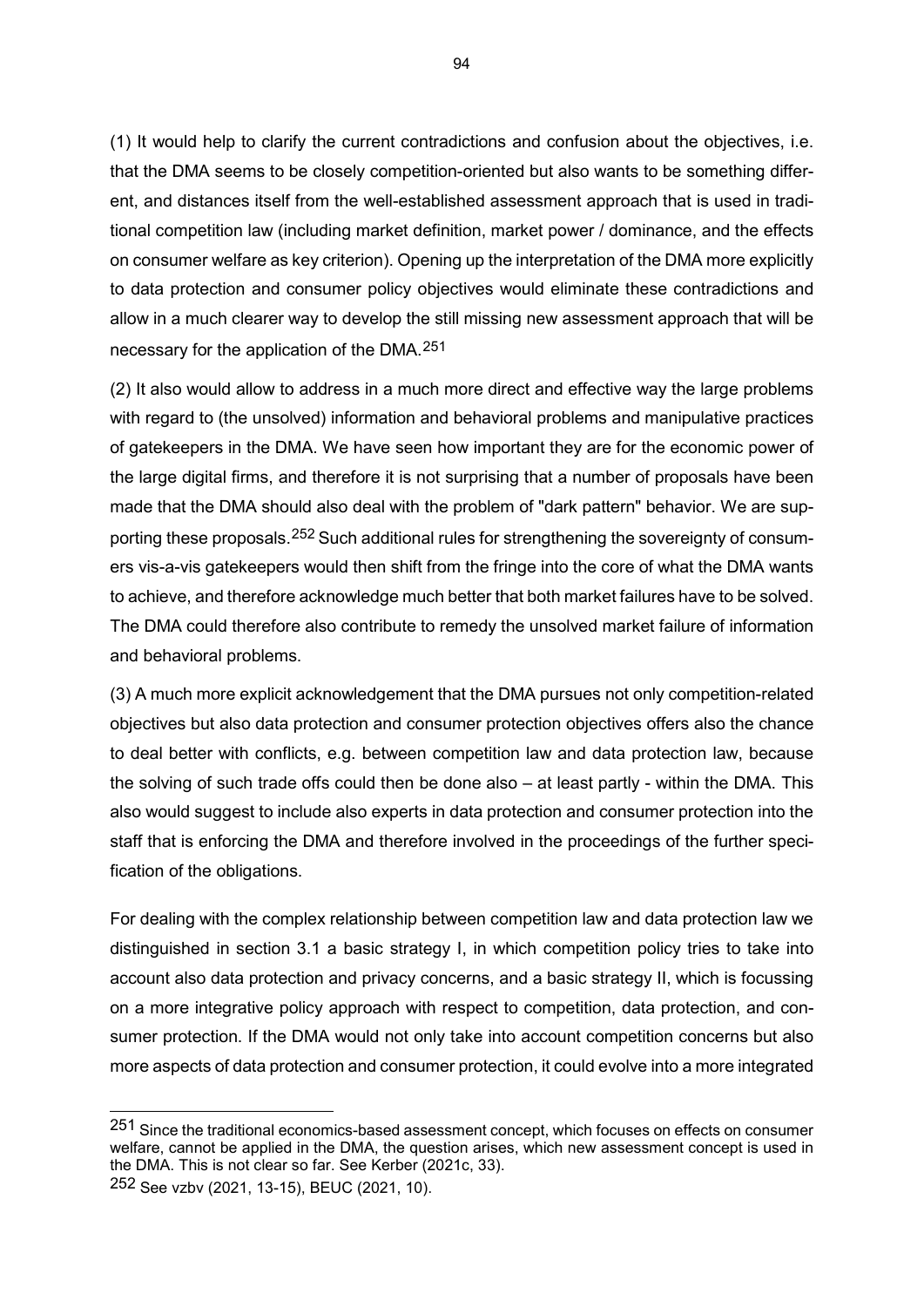(1) It would help to clarify the current contradictions and confusion about the objectives, i.e. that the DMA seems to be closely competition-oriented but also wants to be something different, and distances itself from the well-established assessment approach that is used in traditional competition law (including market definition, market power / dominance, and the effects on consumer welfare as key criterion). Opening up the interpretation of the DMA more explicitly to data protection and consumer policy objectives would eliminate these contradictions and allow in a much clearer way to develop the still missing new assessment approach that will be necessary for the application of the DMA.[251]

(2) It also would allow to address in a much more direct and effective way the large problems with regard to (the unsolved) information and behavioral problems and manipulative practices of gatekeepers in the DMA. We have seen how important they are for the economic power of the large digital firms, and therefore it is not surprising that a number of proposals have been made that the DMA should also deal with the problem of "dark pattern" behavior. We are supporting these proposals.[252] Such additional rules for strengthening the sovereignty of consumers vis-a-vis gatekeepers would then shift from the fringe into the core of what the DMA wants to achieve, and therefore acknowledge much better that both market failures have to be solved. The DMA could therefore also contribute to remedy the unsolved market failure of information and behavioral problems.

(3) A much more explicit acknowledgement that the DMA pursues not only competition-related objectives but also data protection and consumer protection objectives offers also the chance to deal better with conflicts, e.g. between competition law and data protection law, because the solving of such trade offs could then be done also – at least partly - within the DMA. This also would suggest to include also experts in data protection and consumer protection into the staff that is enforcing the DMA and therefore involved in the proceedings of the further specification of the obligations.

For dealing with the complex relationship between competition law and data protection law we distinguished in section 3.1 a basic strategy I, in which competition policy tries to take into account also data protection and privacy concerns, and a basic strategy II, which is focussing on a more integrative policy approach with respect to competition, data protection, and consumer protection. If the DMA would not only take into account competition concerns but also more aspects of data protection and consumer protection, it could evolve into a more integrated

---

[251] Since the traditional economics-based assessment concept, which focuses on effects on consumer welfare, cannot be applied in the DMA, the question arises, which new assessment concept is used in the DMA. This is not clear so far. See Kerber (2021c, 33).

[252] See vzbv (2021, 13-15), BEUC (2021, 10).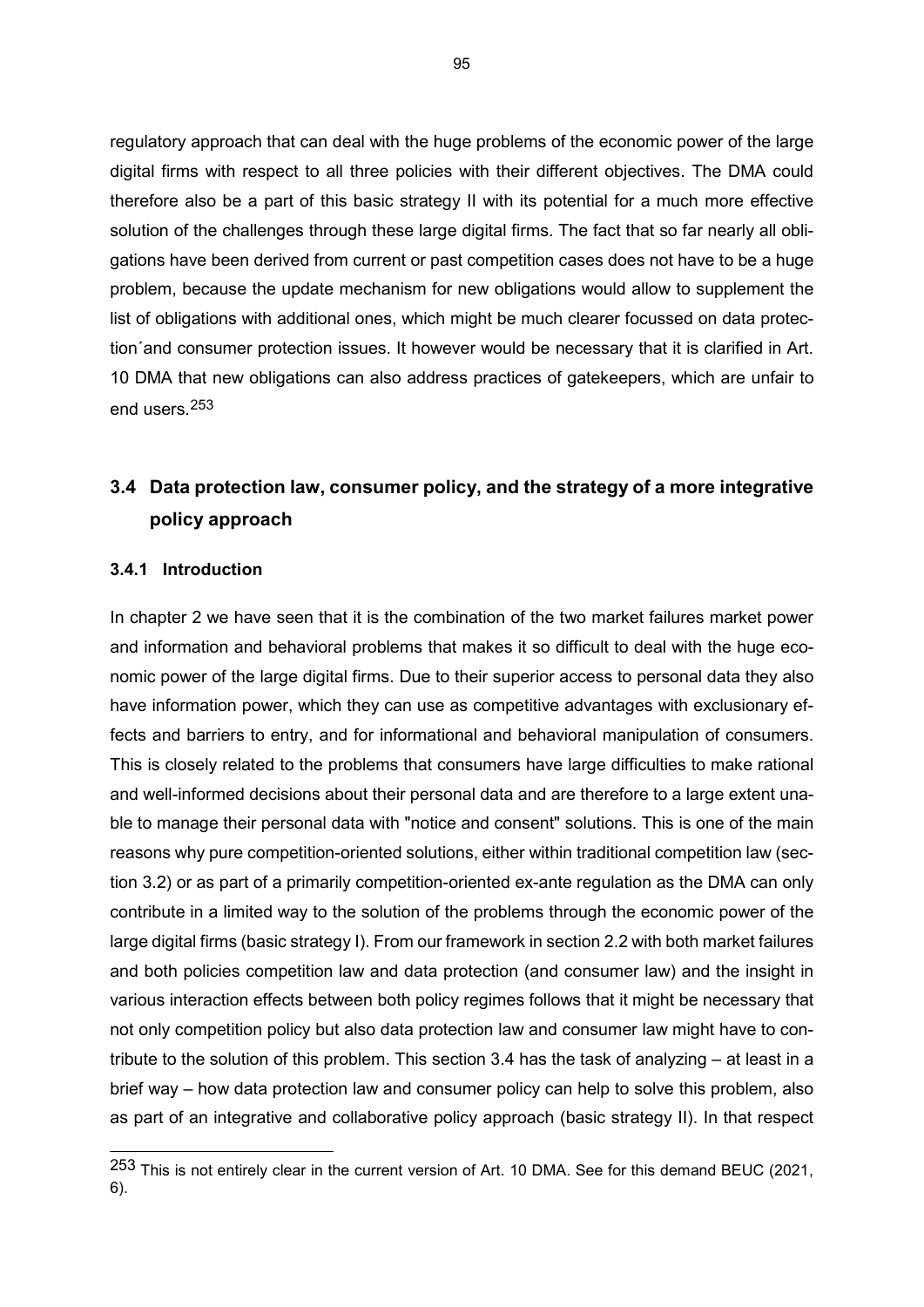regulatory approach that can deal with the huge problems of the economic power of the large digital firms with respect to all three policies with their different objectives. The DMA could therefore also be a part of this basic strategy II with its potential for a much more effective solution of the challenges through these large digital firms. The fact that so far nearly all obligations have been derived from current or past competition cases does not have to be a huge problem, because the update mechanism for new obligations would allow to supplement the list of obligations with additional ones, which might be much clearer focussed on data protection´and consumer protection issues. It however would be necessary that it is clarified in Art. 10 DMA that new obligations can also address practices of gatekeepers, which are unfair to end users.[253]

## 3.4 Data protection law, consumer policy, and the strategy of a more integrative policy approach

### 3.4.1 Introduction

In chapter 2 we have seen that it is the combination of the two market failures market power and information and behavioral problems that makes it so difficult to deal with the huge economic power of the large digital firms. Due to their superior access to personal data they also have information power, which they can use as competitive advantages with exclusionary effects and barriers to entry, and for informational and behavioral manipulation of consumers. This is closely related to the problems that consumers have large difficulties to make rational and well-informed decisions about their personal data and are therefore to a large extent unable to manage their personal data with "notice and consent" solutions. This is one of the main reasons why pure competition-oriented solutions, either within traditional competition law (section 3.2) or as part of a primarily competition-oriented ex-ante regulation as the DMA can only contribute in a limited way to the solution of the problems through the economic power of the large digital firms (basic strategy I). From our framework in section 2.2 with both market failures and both policies competition law and data protection (and consumer law) and the insight in various interaction effects between both policy regimes follows that it might be necessary that not only competition policy but also data protection law and consumer law might have to contribute to the solution of this problem. This section 3.4 has the task of analyzing – at least in a brief way – how data protection law and consumer policy can help to solve this problem, also as part of an integrative and collaborative policy approach (basic strategy II). In that respect

---

[253] This is not entirely clear in the current version of Art. 10 DMA. See for this demand BEUC (2021, 6).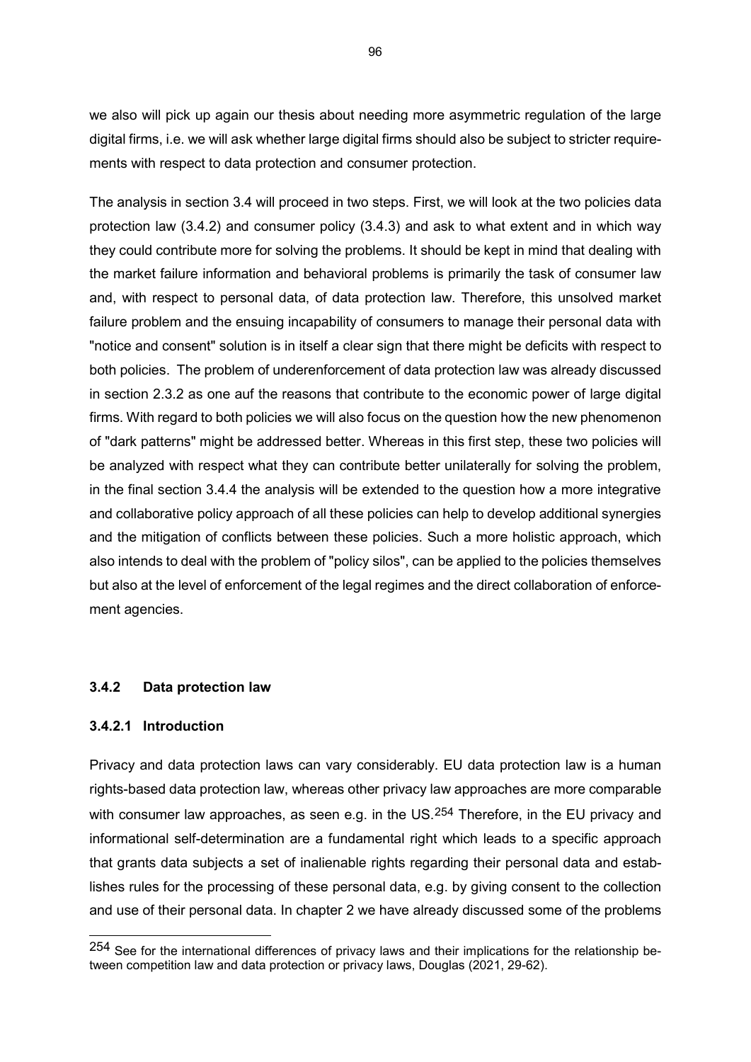we also will pick up again our thesis about needing more asymmetric regulation of the large digital firms, i.e. we will ask whether large digital firms should also be subject to stricter requirements with respect to data protection and consumer protection.

The analysis in section 3.4 will proceed in two steps. First, we will look at the two policies data protection law (3.4.2) and consumer policy (3.4.3) and ask to what extent and in which way they could contribute more for solving the problems. It should be kept in mind that dealing with the market failure information and behavioral problems is primarily the task of consumer law and, with respect to personal data, of data protection law. Therefore, this unsolved market failure problem and the ensuing incapability of consumers to manage their personal data with "notice and consent" solution is in itself a clear sign that there might be deficits with respect to both policies. The problem of underenforcement of data protection law was already discussed in section 2.3.2 as one auf the reasons that contribute to the economic power of large digital firms. With regard to both policies we will also focus on the question how the new phenomenon of "dark patterns" might be addressed better. Whereas in this first step, these two policies will be analyzed with respect what they can contribute better unilaterally for solving the problem, in the final section 3.4.4 the analysis will be extended to the question how a more integrative and collaborative policy approach of all these policies can help to develop additional synergies and the mitigation of conflicts between these policies. Such a more holistic approach, which also intends to deal with the problem of "policy silos", can be applied to the policies themselves but also at the level of enforcement of the legal regimes and the direct collaboration of enforcement agencies.

### 3.4.2 Data protection law

#### 3.4.2.1 Introduction

Privacy and data protection laws can vary considerably. EU data protection law is a human rights-based data protection law, whereas other privacy law approaches are more comparable with consumer law approaches, as seen e.g. in the US.[254] Therefore, in the EU privacy and informational self-determination are a fundamental right which leads to a specific approach that grants data subjects a set of inalienable rights regarding their personal data and establishes rules for the processing of these personal data, e.g. by giving consent to the collection and use of their personal data. In chapter 2 we have already discussed some of the problems

---

[254] See for the international differences of privacy laws and their implications for the relationship between competition law and data protection or privacy laws, Douglas (2021, 29-62).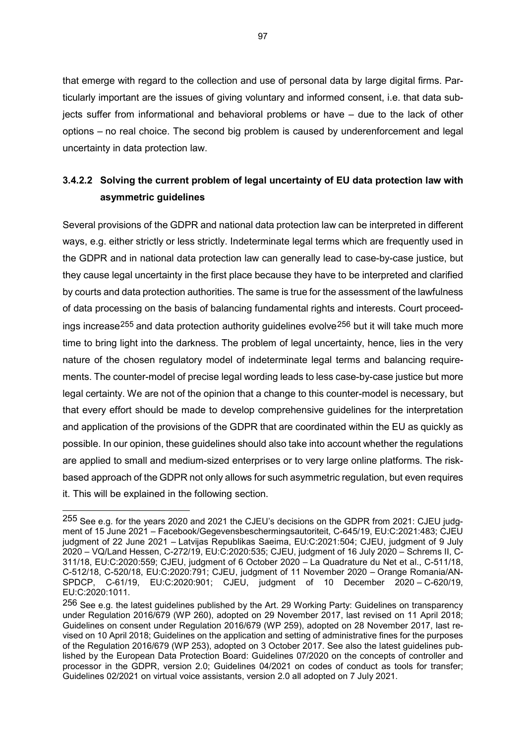that emerge with regard to the collection and use of personal data by large digital firms. Particularly important are the issues of giving voluntary and informed consent, i.e. that data subjects suffer from informational and behavioral problems or have – due to the lack of other options – no real choice. The second big problem is caused by underenforcement and legal uncertainty in data protection law.

#### 3.4.2.2 Solving the current problem of legal uncertainty of EU data protection law with asymmetric guidelines

Several provisions of the GDPR and national data protection law can be interpreted in different ways, e.g. either strictly or less strictly. Indeterminate legal terms which are frequently used in the GDPR and in national data protection law can generally lead to case-by-case justice, but they cause legal uncertainty in the first place because they have to be interpreted and clarified by courts and data protection authorities. The same is true for the assessment of the lawfulness of data processing on the basis of balancing fundamental rights and interests. Court proceedings increase[255] and data protection authority guidelines evolve[256] but it will take much more time to bring light into the darkness. The problem of legal uncertainty, hence, lies in the very nature of the chosen regulatory model of indeterminate legal terms and balancing requirements. The counter-model of precise legal wording leads to less case-by-case justice but more legal certainty. We are not of the opinion that a change to this counter-model is necessary, but that every effort should be made to develop comprehensive guidelines for the interpretation and application of the provisions of the GDPR that are coordinated within the EU as quickly as possible. In our opinion, these guidelines should also take into account whether the regulations are applied to small and medium-sized enterprises or to very large online platforms. The risk-based approach of the GDPR not only allows for such asymmetric regulation, but even requires it. This will be explained in the following section.

---

[255] See e.g. for the years 2020 and 2021 the CJEU's decisions on the GDPR from 2021: CJEU judgment of 15 June 2021 – Facebook/Gegevensbeschermingsautoriteit, C-645/19, EU:C:2021:483; CJEU judgment of 22 June 2021 – Latvijas Republikas Saeima, EU:C:2021:504; CJEU, judgment of 9 July 2020 – VQ/Land Hessen, C-272/19, EU:C:2020:535; CJEU, judgment of 16 July 2020 – Schrems II, C-311/18, EU:C:2020:559; CJEU, judgment of 6 October 2020 – La Quadrature du Net et al., C-511/18, C-512/18, C-520/18, EU:C:2020:791; CJEU, judgment of 11 November 2020 – Orange Romania/ANSPDCP, C-61/19, EU:C:2020:901; CJEU, judgment of 10 December 2020 – C-620/19, EU:C:2020:1011.

[256] See e.g. the latest guidelines published by the Art. 29 Working Party: Guidelines on transparency under Regulation 2016/679 (WP 260), adopted on 29 November 2017, last revised on 11 April 2018; Guidelines on consent under Regulation 2016/679 (WP 259), adopted on 28 November 2017, last revised on 10 April 2018; Guidelines on the application and setting of administrative fines for the purposes of the Regulation 2016/679 (WP 253), adopted on 3 October 2017. See also the latest guidelines published by the European Data Protection Board: Guidelines 07/2020 on the concepts of controller and processor in the GDPR, version 2.0; Guidelines 04/2021 on codes of conduct as tools for transfer; Guidelines 02/2021 on virtual voice assistants, version 2.0 all adopted on 7 July 2021.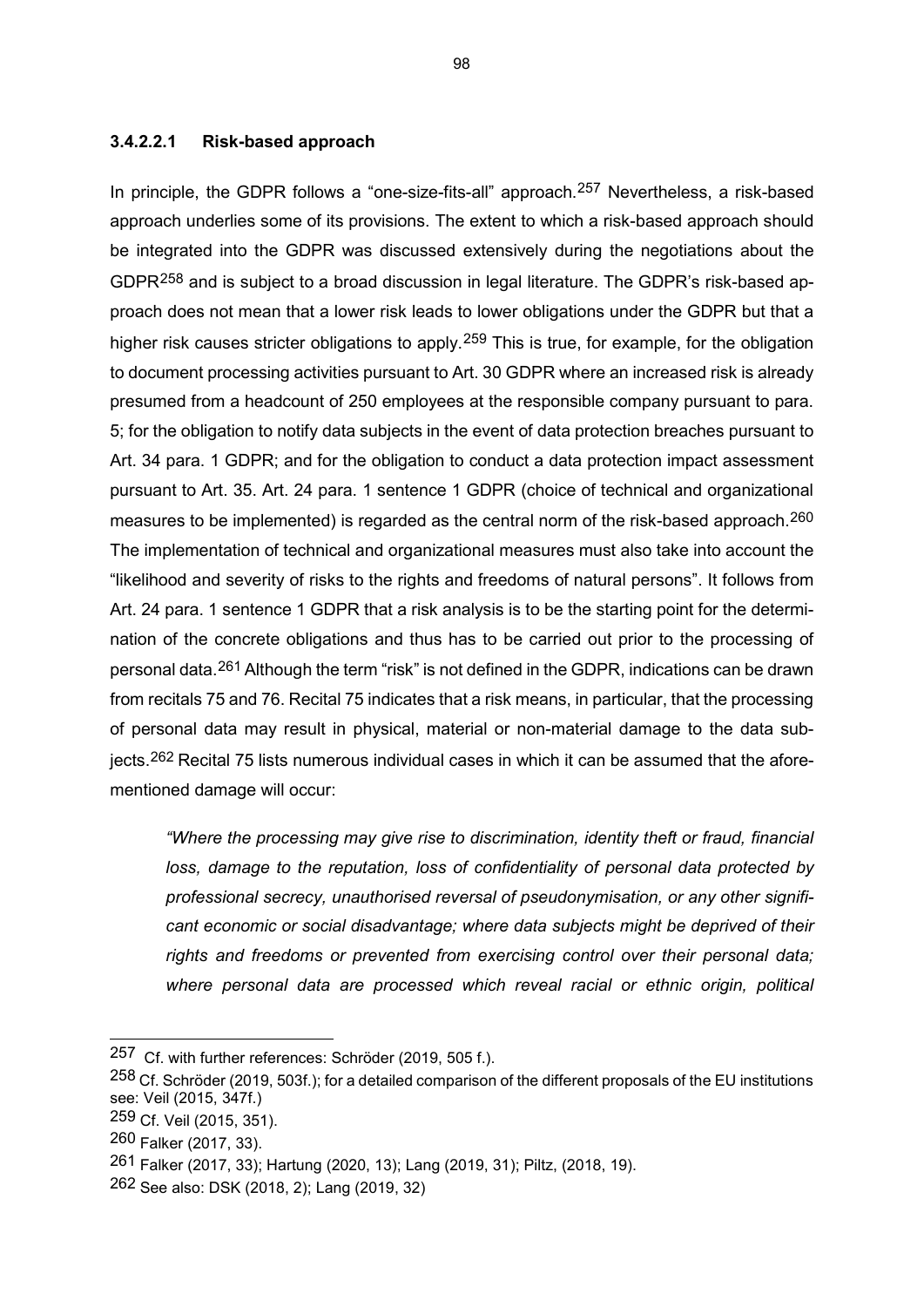#### 3.4.2.2.1 Risk-based approach

In principle, the GDPR follows a "one-size-fits-all" approach.[257] Nevertheless, a risk-based approach underlies some of its provisions. The extent to which a risk-based approach should be integrated into the GDPR was discussed extensively during the negotiations about the GDPR[258] and is subject to a broad discussion in legal literature. The GDPR's risk-based approach does not mean that a lower risk leads to lower obligations under the GDPR but that a higher risk causes stricter obligations to apply.[259] This is true, for example, for the obligation to document processing activities pursuant to Art. 30 GDPR where an increased risk is already presumed from a headcount of 250 employees at the responsible company pursuant to para. 5; for the obligation to notify data subjects in the event of data protection breaches pursuant to Art. 34 para. 1 GDPR; and for the obligation to conduct a data protection impact assessment pursuant to Art. 35. Art. 24 para. 1 sentence 1 GDPR (choice of technical and organizational measures to be implemented) is regarded as the central norm of the risk-based approach.[260] The implementation of technical and organizational measures must also take into account the "likelihood and severity of risks to the rights and freedoms of natural persons". It follows from Art. 24 para. 1 sentence 1 GDPR that a risk analysis is to be the starting point for the determination of the concrete obligations and thus has to be carried out prior to the processing of personal data.[261] Although the term "risk" is not defined in the GDPR, indications can be drawn from recitals 75 and 76. Recital 75 indicates that a risk means, in particular, that the processing of personal data may result in physical, material or non-material damage to the data subjects.[262] Recital 75 lists numerous individual cases in which it can be assumed that the aforementioned damage will occur:

> *"Where the processing may give rise to discrimination, identity theft or fraud, financial loss, damage to the reputation, loss of confidentiality of personal data protected by professional secrecy, unauthorised reversal of pseudonymisation, or any other significant economic or social disadvantage; where data subjects might be deprived of their rights and freedoms or prevented from exercising control over their personal data; where personal data are processed which reveal racial or ethnic origin, political*

---

[257] Cf. with further references: Schröder (2019, 505 f.).

[258] Cf. Schröder (2019, 503f.); for a detailed comparison of the different proposals of the EU institutions see: Veil (2015, 347f.)

[259] Cf. Veil (2015, 351).

[260] Falker (2017, 33).

[261] Falker (2017, 33); Hartung (2020, 13); Lang (2019, 31); Piltz, (2018, 19).

[262] See also: DSK (2018, 2); Lang (2019, 32)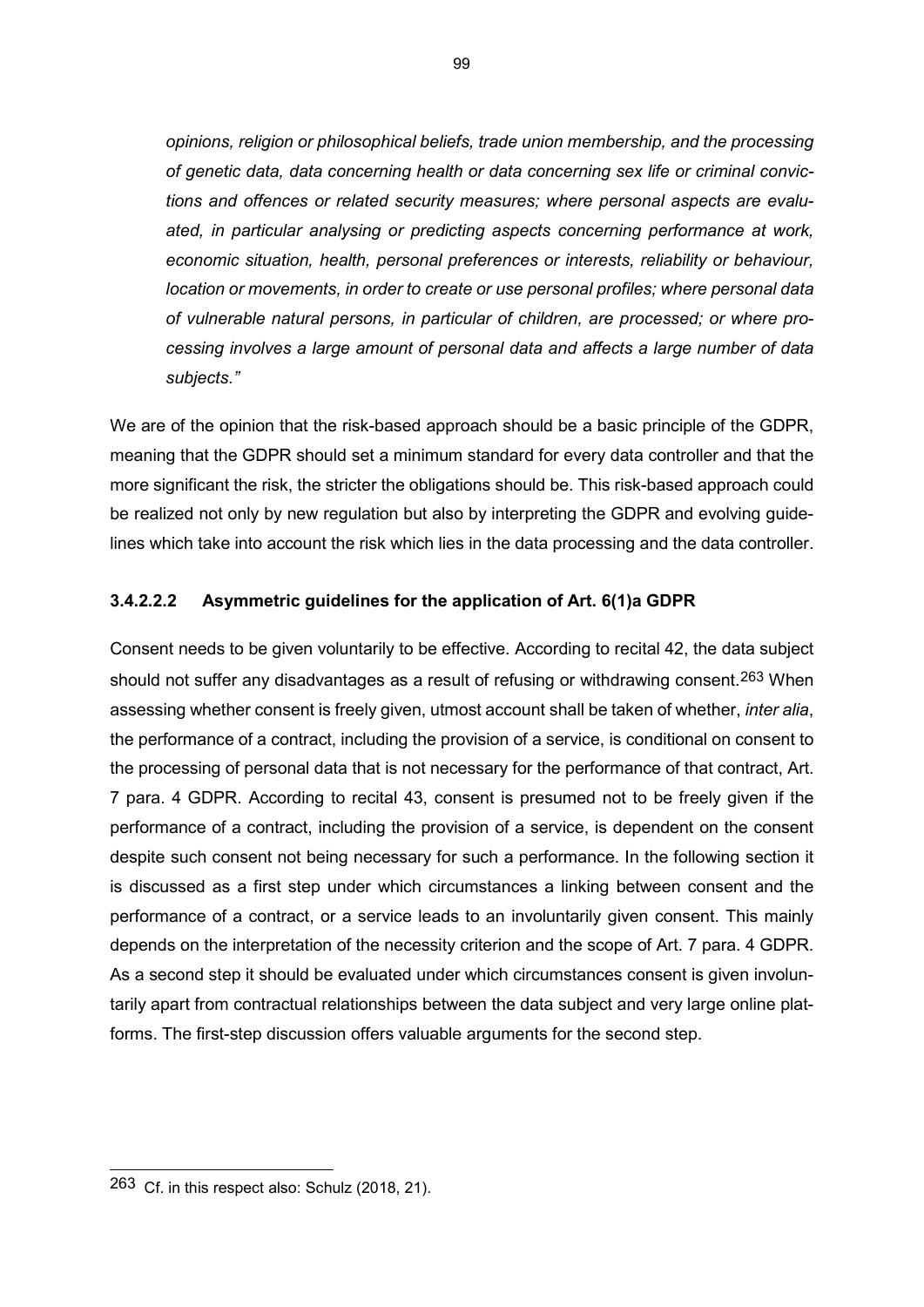*opinions, religion or philosophical beliefs, trade union membership, and the processing of genetic data, data concerning health or data concerning sex life or criminal convictions and offences or related security measures; where personal aspects are evaluated, in particular analysing or predicting aspects concerning performance at work, economic situation, health, personal preferences or interests, reliability or behaviour, location or movements, in order to create or use personal profiles; where personal data of vulnerable natural persons, in particular of children, are processed; or where processing involves a large amount of personal data and affects a large number of data subjects."*

We are of the opinion that the risk-based approach should be a basic principle of the GDPR, meaning that the GDPR should set a minimum standard for every data controller and that the more significant the risk, the stricter the obligations should be. This risk-based approach could be realized not only by new regulation but also by interpreting the GDPR and evolving guidelines which take into account the risk which lies in the data processing and the data controller.

#### 3.4.2.2.2 Asymmetric guidelines for the application of Art. 6(1)a GDPR

Consent needs to be given voluntarily to be effective. According to recital 42, the data subject should not suffer any disadvantages as a result of refusing or withdrawing consent.[263] When assessing whether consent is freely given, utmost account shall be taken of whether, *inter alia*, the performance of a contract, including the provision of a service, is conditional on consent to the processing of personal data that is not necessary for the performance of that contract, Art. 7 para. 4 GDPR. According to recital 43, consent is presumed not to be freely given if the performance of a contract, including the provision of a service, is dependent on the consent despite such consent not being necessary for such a performance. In the following section it is discussed as a first step under which circumstances a linking between consent and the performance of a contract, or a service leads to an involuntarily given consent. This mainly depends on the interpretation of the necessity criterion and the scope of Art. 7 para. 4 GDPR. As a second step it should be evaluated under which circumstances consent is given involuntarily apart from contractual relationships between the data subject and very large online platforms. The first-step discussion offers valuable arguments for the second step.

[263] Cf. in this respect also: Schulz (2018, 21).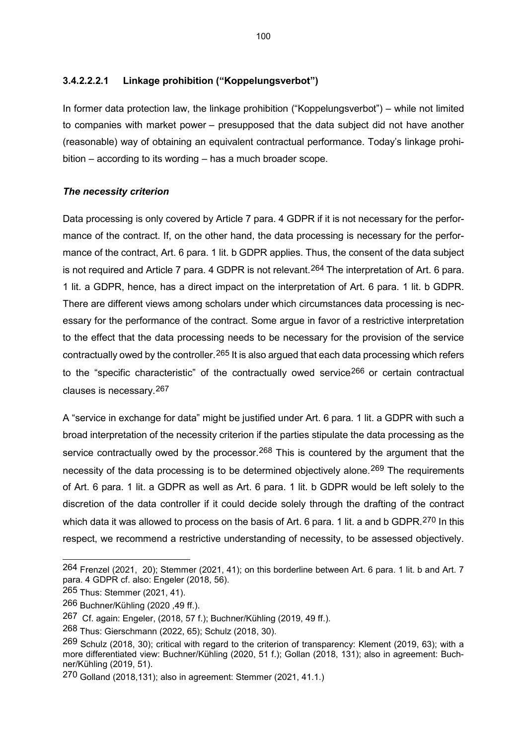### 3.4.2.2.2.1 Linkage prohibition ("Koppelungsverbot")

In former data protection law, the linkage prohibition ("Koppelungsverbot") – while not limited to companies with market power – presupposed that the data subject did not have another (reasonable) way of obtaining an equivalent contractual performance. Today's linkage prohibition – according to its wording – has a much broader scope.

***The necessity criterion***

Data processing is only covered by Article 7 para. 4 GDPR if it is not necessary for the performance of the contract. If, on the other hand, the data processing is necessary for the performance of the contract, Art. 6 para. 1 lit. b GDPR applies. Thus, the consent of the data subject is not required and Article 7 para. 4 GDPR is not relevant.[264] The interpretation of Art. 6 para. 1 lit. a GDPR, hence, has a direct impact on the interpretation of Art. 6 para. 1 lit. b GDPR. There are different views among scholars under which circumstances data processing is necessary for the performance of the contract. Some argue in favor of a restrictive interpretation to the effect that the data processing needs to be necessary for the provision of the service contractually owed by the controller.[265] It is also argued that each data processing which refers to the "specific characteristic" of the contractually owed service[266] or certain contractual clauses is necessary.[267]

A "service in exchange for data" might be justified under Art. 6 para. 1 lit. a GDPR with such a broad interpretation of the necessity criterion if the parties stipulate the data processing as the service contractually owed by the processor.[268] This is countered by the argument that the necessity of the data processing is to be determined objectively alone.[269] The requirements of Art. 6 para. 1 lit. a GDPR as well as Art. 6 para. 1 lit. b GDPR would be left solely to the discretion of the data controller if it could decide solely through the drafting of the contract which data it was allowed to process on the basis of Art. 6 para. 1 lit. a and b GDPR.[270] In this respect, we recommend a restrictive understanding of necessity, to be assessed objectively.

---

[264] Frenzel (2021, 20); Stemmer (2021, 41); on this borderline between Art. 6 para. 1 lit. b and Art. 7 para. 4 GDPR cf. also: Engeler (2018, 56).

[265] Thus: Stemmer (2021, 41).

[266] Buchner/Kühling (2020 ,49 ff.).

[267] Cf. again: Engeler, (2018, 57 f.); Buchner/Kühling (2019, 49 ff.).

[268] Thus: Gierschmann (2022, 65); Schulz (2018, 30).

[269] Schulz (2018, 30); critical with regard to the criterion of transparency: Klement (2019, 63); with a more differentiated view: Buchner/Kühling (2020, 51 f.); Gollan (2018, 131); also in agreement: Buchner/Kühling (2019, 51).

[270] Golland (2018,131); also in agreement: Stemmer (2021, 41.1.)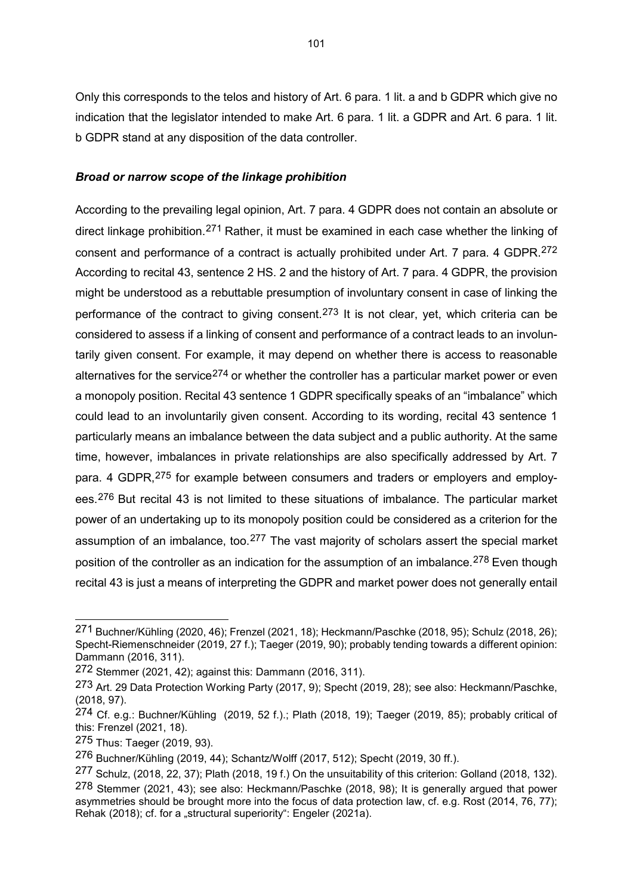Only this corresponds to the telos and history of Art. 6 para. 1 lit. a and b GDPR which give no indication that the legislator intended to make Art. 6 para. 1 lit. a GDPR and Art. 6 para. 1 lit. b GDPR stand at any disposition of the data controller.

***Broad or narrow scope of the linkage prohibition***

According to the prevailing legal opinion, Art. 7 para. 4 GDPR does not contain an absolute or direct linkage prohibition.[271] Rather, it must be examined in each case whether the linking of consent and performance of a contract is actually prohibited under Art. 7 para. 4 GDPR.[272] According to recital 43, sentence 2 HS. 2 and the history of Art. 7 para. 4 GDPR, the provision might be understood as a rebuttable presumption of involuntary consent in case of linking the performance of the contract to giving consent.[273] It is not clear, yet, which criteria can be considered to assess if a linking of consent and performance of a contract leads to an involuntarily given consent. For example, it may depend on whether there is access to reasonable alternatives for the service[274] or whether the controller has a particular market power or even a monopoly position. Recital 43 sentence 1 GDPR specifically speaks of an "imbalance" which could lead to an involuntarily given consent. According to its wording, recital 43 sentence 1 particularly means an imbalance between the data subject and a public authority. At the same time, however, imbalances in private relationships are also specifically addressed by Art. 7 para. 4 GDPR,[275] for example between consumers and traders or employers and employees.[276] But recital 43 is not limited to these situations of imbalance. The particular market power of an undertaking up to its monopoly position could be considered as a criterion for the assumption of an imbalance, too.[277] The vast majority of scholars assert the special market position of the controller as an indication for the assumption of an imbalance.[278] Even though recital 43 is just a means of interpreting the GDPR and market power does not generally entail

---

[271] Buchner/Kühling (2020, 46); Frenzel (2021, 18); Heckmann/Paschke (2018, 95); Schulz (2018, 26); Specht-Riemenschneider (2019, 27 f.); Taeger (2019, 90); probably tending towards a different opinion: Dammann (2016, 311).

[272] Stemmer (2021, 42); against this: Dammann (2016, 311).

[273] Art. 29 Data Protection Working Party (2017, 9); Specht (2019, 28); see also: Heckmann/Paschke, (2018, 97).

[274] Cf. e.g.: Buchner/Kühling (2019, 52 f.).; Plath (2018, 19); Taeger (2019, 85); probably critical of this: Frenzel (2021, 18).

[275] Thus: Taeger (2019, 93).

[276] Buchner/Kühling (2019, 44); Schantz/Wolff (2017, 512); Specht (2019, 30 ff.).

[277] Schulz, (2018, 22, 37); Plath (2018, 19 f.) On the unsuitability of this criterion: Golland (2018, 132).

[278] Stemmer (2021, 43); see also: Heckmann/Paschke (2018, 98); It is generally argued that power asymmetries should be brought more into the focus of data protection law, cf. e.g. Rost (2014, 76, 77); Rehak (2018); cf. for a „structural superiority": Engeler (2021a).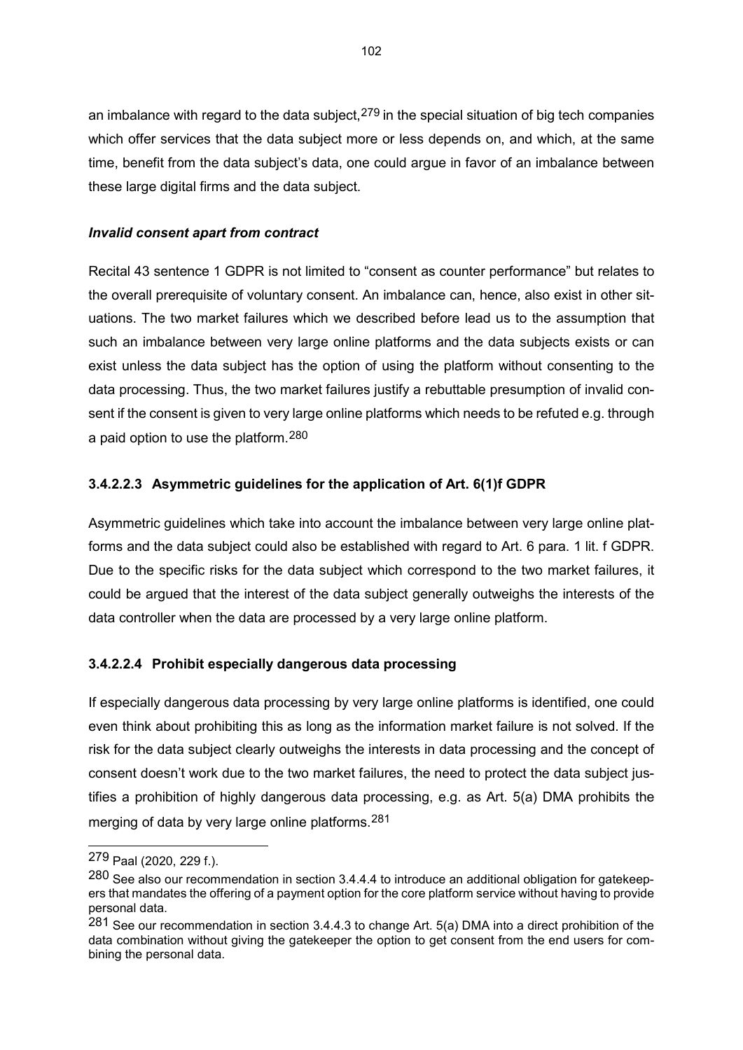an imbalance with regard to the data subject,[279] in the special situation of big tech companies which offer services that the data subject more or less depends on, and which, at the same time, benefit from the data subject's data, one could argue in favor of an imbalance between these large digital firms and the data subject.

***Invalid consent apart from contract***

Recital 43 sentence 1 GDPR is not limited to "consent as counter performance" but relates to the overall prerequisite of voluntary consent. An imbalance can, hence, also exist in other situations. The two market failures which we described before lead us to the assumption that such an imbalance between very large online platforms and the data subjects exists or can exist unless the data subject has the option of using the platform without consenting to the data processing. Thus, the two market failures justify a rebuttable presumption of invalid consent if the consent is given to very large online platforms which needs to be refuted e.g. through a paid option to use the platform.[280]

#### 3.4.2.2.3 Asymmetric guidelines for the application of Art. 6(1)f GDPR

Asymmetric guidelines which take into account the imbalance between very large online platforms and the data subject could also be established with regard to Art. 6 para. 1 lit. f GDPR. Due to the specific risks for the data subject which correspond to the two market failures, it could be argued that the interest of the data subject generally outweighs the interests of the data controller when the data are processed by a very large online platform.

#### 3.4.2.2.4 Prohibit especially dangerous data processing

If especially dangerous data processing by very large online platforms is identified, one could even think about prohibiting this as long as the information market failure is not solved. If the risk for the data subject clearly outweighs the interests in data processing and the concept of consent doesn't work due to the two market failures, the need to protect the data subject justifies a prohibition of highly dangerous data processing, e.g. as Art. 5(a) DMA prohibits the merging of data by very large online platforms.[281]

---

[279] Paal (2020, 229 f.).

[280] See also our recommendation in section 3.4.4.4 to introduce an additional obligation for gatekeepers that mandates the offering of a payment option for the core platform service without having to provide personal data.

[281] See our recommendation in section 3.4.4.3 to change Art. 5(a) DMA into a direct prohibition of the data combination without giving the gatekeeper the option to get consent from the end users for combining the personal data.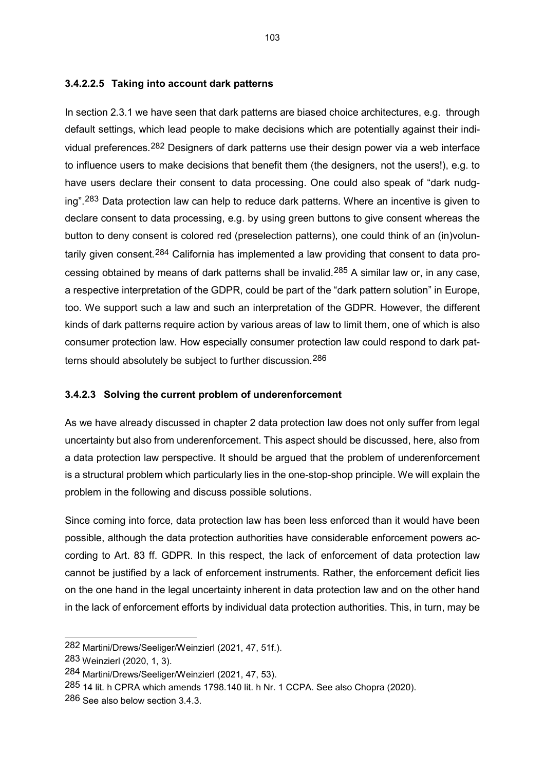#### 3.4.2.2.5 Taking into account dark patterns

In section 2.3.1 we have seen that dark patterns are biased choice architectures, e.g. through default settings, which lead people to make decisions which are potentially against their individual preferences.[282] Designers of dark patterns use their design power via a web interface to influence users to make decisions that benefit them (the designers, not the users!), e.g. to have users declare their consent to data processing. One could also speak of "dark nudging".[283] Data protection law can help to reduce dark patterns. Where an incentive is given to declare consent to data processing, e.g. by using green buttons to give consent whereas the button to deny consent is colored red (preselection patterns), one could think of an (in)voluntarily given consent.[284] California has implemented a law providing that consent to data processing obtained by means of dark patterns shall be invalid.[285] A similar law or, in any case, a respective interpretation of the GDPR, could be part of the "dark pattern solution" in Europe, too. We support such a law and such an interpretation of the GDPR. However, the different kinds of dark patterns require action by various areas of law to limit them, one of which is also consumer protection law. How especially consumer protection law could respond to dark patterns should absolutely be subject to further discussion.[286]

#### 3.4.2.3 Solving the current problem of underenforcement

As we have already discussed in chapter 2 data protection law does not only suffer from legal uncertainty but also from underenforcement. This aspect should be discussed, here, also from a data protection law perspective. It should be argued that the problem of underenforcement is a structural problem which particularly lies in the one-stop-shop principle. We will explain the problem in the following and discuss possible solutions.

Since coming into force, data protection law has been less enforced than it would have been possible, although the data protection authorities have considerable enforcement powers according to Art. 83 ff. GDPR. In this respect, the lack of enforcement of data protection law cannot be justified by a lack of enforcement instruments. Rather, the enforcement deficit lies on the one hand in the legal uncertainty inherent in data protection law and on the other hand in the lack of enforcement efforts by individual data protection authorities. This, in turn, may be

---

282 Martini/Drews/Seeliger/Weinzierl (2021, 47, 51f.).

283 Weinzierl (2020, 1, 3).

284 Martini/Drews/Seeliger/Weinzierl (2021, 47, 53).

285 14 lit. h CPRA which amends 1798.140 lit. h Nr. 1 CCPA. See also Chopra (2020).

286 See also below section 3.4.3.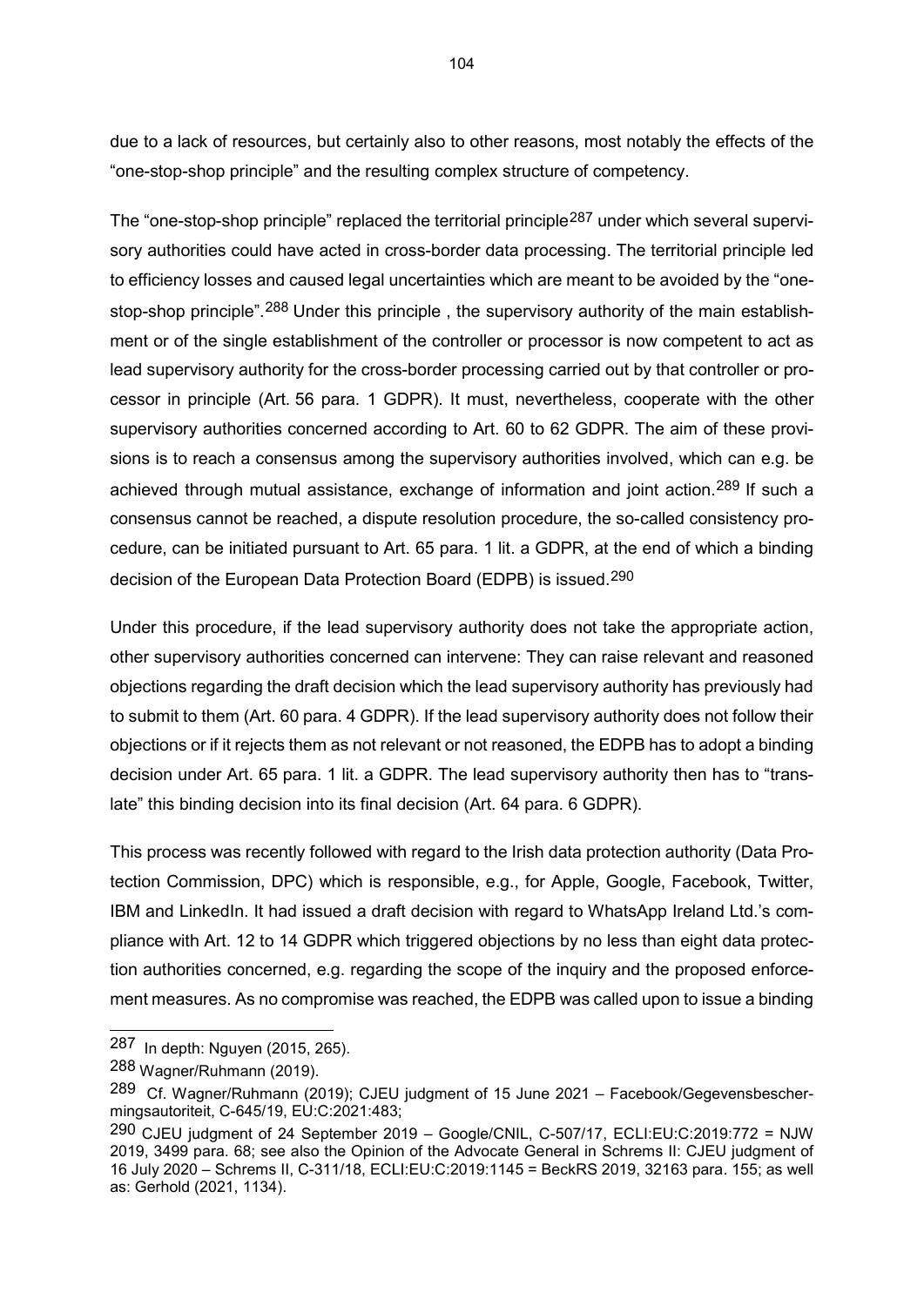due to a lack of resources, but certainly also to other reasons, most notably the effects of the "one-stop-shop principle" and the resulting complex structure of competency.

The "one-stop-shop principle" replaced the territorial principle[287] under which several supervisory authorities could have acted in cross-border data processing. The territorial principle led to efficiency losses and caused legal uncertainties which are meant to be avoided by the "one-stop-shop principle".[288] Under this principle , the supervisory authority of the main establishment or of the single establishment of the controller or processor is now competent to act as lead supervisory authority for the cross-border processing carried out by that controller or processor in principle (Art. 56 para. 1 GDPR). It must, nevertheless, cooperate with the other supervisory authorities concerned according to Art. 60 to 62 GDPR. The aim of these provisions is to reach a consensus among the supervisory authorities involved, which can e.g. be achieved through mutual assistance, exchange of information and joint action.[289] If such a consensus cannot be reached, a dispute resolution procedure, the so-called consistency procedure, can be initiated pursuant to Art. 65 para. 1 lit. a GDPR, at the end of which a binding decision of the European Data Protection Board (EDPB) is issued.[290]

Under this procedure, if the lead supervisory authority does not take the appropriate action, other supervisory authorities concerned can intervene: They can raise relevant and reasoned objections regarding the draft decision which the lead supervisory authority has previously had to submit to them (Art. 60 para. 4 GDPR). If the lead supervisory authority does not follow their objections or if it rejects them as not relevant or not reasoned, the EDPB has to adopt a binding decision under Art. 65 para. 1 lit. a GDPR. The lead supervisory authority then has to "translate" this binding decision into its final decision (Art. 64 para. 6 GDPR).

This process was recently followed with regard to the Irish data protection authority (Data Protection Commission, DPC) which is responsible, e.g., for Apple, Google, Facebook, Twitter, IBM and LinkedIn. It had issued a draft decision with regard to WhatsApp Ireland Ltd.'s compliance with Art. 12 to 14 GDPR which triggered objections by no less than eight data protection authorities concerned, e.g. regarding the scope of the inquiry and the proposed enforcement measures. As no compromise was reached, the EDPB was called upon to issue a binding

---

[287] In depth: Nguyen (2015, 265).

[288] Wagner/Ruhmann (2019).

[289] Cf. Wagner/Ruhmann (2019); CJEU judgment of 15 June 2021 – Facebook/Gegevensbeschermingsautoriteit, C-645/19, EU:C:2021:483;

[290] CJEU judgment of 24 September 2019 – Google/CNIL, C-507/17, ECLI:EU:C:2019:772 = NJW 2019, 3499 para. 68; see also the Opinion of the Advocate General in Schrems II: CJEU judgment of 16 July 2020 – Schrems II, C-311/18, ECLI:EU:C:2019:1145 = BeckRS 2019, 32163 para. 155; as well as: Gerhold (2021, 1134).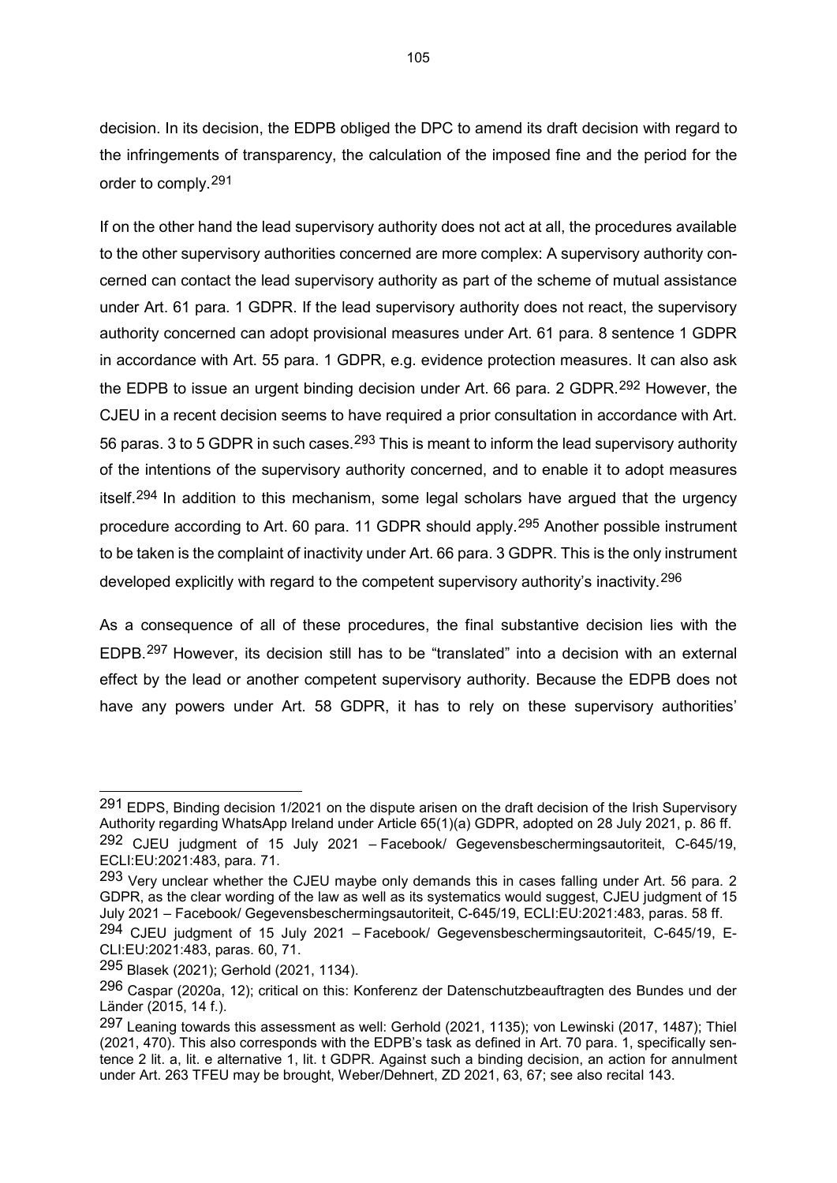decision. In its decision, the EDPB obliged the DPC to amend its draft decision with regard to the infringements of transparency, the calculation of the imposed fine and the period for the order to comply.[291]

If on the other hand the lead supervisory authority does not act at all, the procedures available to the other supervisory authorities concerned are more complex: A supervisory authority concerned can contact the lead supervisory authority as part of the scheme of mutual assistance under Art. 61 para. 1 GDPR. If the lead supervisory authority does not react, the supervisory authority concerned can adopt provisional measures under Art. 61 para. 8 sentence 1 GDPR in accordance with Art. 55 para. 1 GDPR, e.g. evidence protection measures. It can also ask the EDPB to issue an urgent binding decision under Art. 66 para. 2 GDPR.[292] However, the CJEU in a recent decision seems to have required a prior consultation in accordance with Art. 56 paras. 3 to 5 GDPR in such cases.[293] This is meant to inform the lead supervisory authority of the intentions of the supervisory authority concerned, and to enable it to adopt measures itself.[294] In addition to this mechanism, some legal scholars have argued that the urgency procedure according to Art. 60 para. 11 GDPR should apply.[295] Another possible instrument to be taken is the complaint of inactivity under Art. 66 para. 3 GDPR. This is the only instrument developed explicitly with regard to the competent supervisory authority's inactivity.[296]

As a consequence of all of these procedures, the final substantive decision lies with the EDPB.[297] However, its decision still has to be "translated" into a decision with an external effect by the lead or another competent supervisory authority. Because the EDPB does not have any powers under Art. 58 GDPR, it has to rely on these supervisory authorities'

---

[291] EDPS, Binding decision 1/2021 on the dispute arisen on the draft decision of the Irish Supervisory Authority regarding WhatsApp Ireland under Article 65(1)(a) GDPR, adopted on 28 July 2021, p. 86 ff.

[292] CJEU judgment of 15 July 2021 – Facebook/ Gegevensbeschermingsautoriteit, C-645/19, ECLI:EU:2021:483, para. 71.

[293] Very unclear whether the CJEU maybe only demands this in cases falling under Art. 56 para. 2 GDPR, as the clear wording of the law as well as its systematics would suggest, CJEU judgment of 15 July 2021 – Facebook/ Gegevensbeschermingsautoriteit, C-645/19, ECLI:EU:2021:483, paras. 58 ff.

[294] CJEU judgment of 15 July 2021 – Facebook/ Gegevensbeschermingsautoriteit, C-645/19, E-CLI:EU:2021:483, paras. 60, 71.

[295] Blasek (2021); Gerhold (2021, 1134).

[296] Caspar (2020a, 12); critical on this: Konferenz der Datenschutzbeauftragten des Bundes und der Länder (2015, 14 f.).

[297] Leaning towards this assessment as well: Gerhold (2021, 1135); von Lewinski (2017, 1487); Thiel (2021, 470). This also corresponds with the EDPB's task as defined in Art. 70 para. 1, specifically sentence 2 lit. a, lit. e alternative 1, lit. t GDPR. Against such a binding decision, an action for annulment under Art. 263 TFEU may be brought, Weber/Dehnert, ZD 2021, 63, 67; see also recital 143.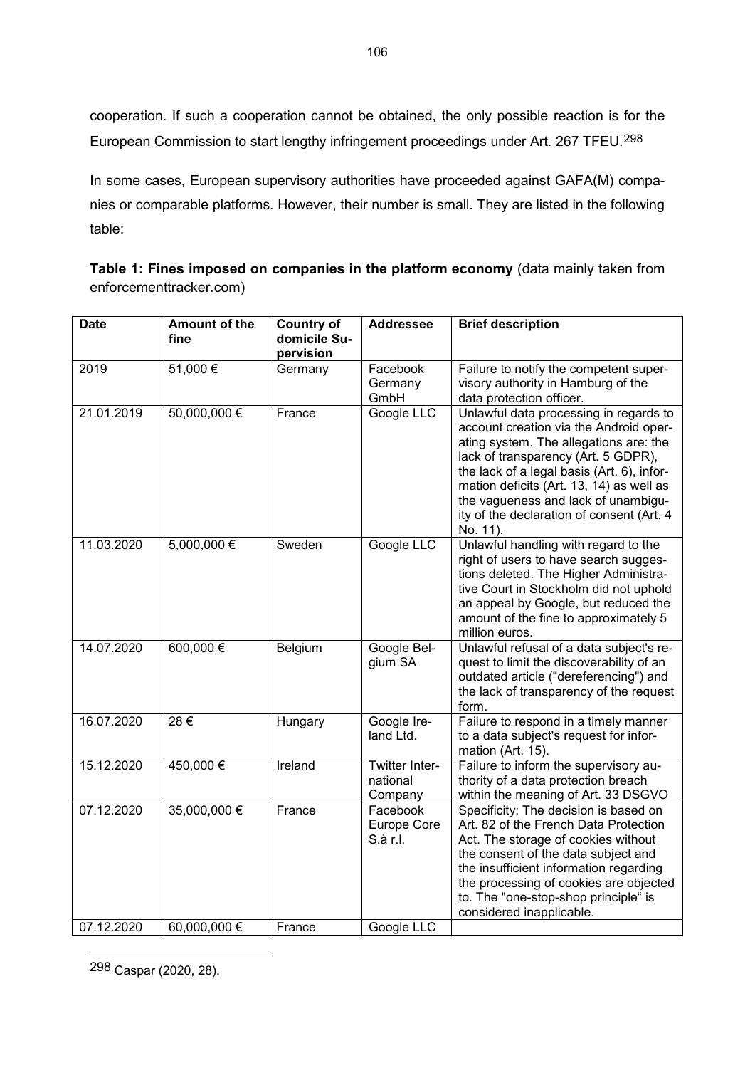cooperation. If such a cooperation cannot be obtained, the only possible reaction is for the European Commission to start lengthy infringement proceedings under Art. 267 TFEU.[298]

In some cases, European supervisory authorities have proceeded against GAFA(M) companies or comparable platforms. However, their number is small. They are listed in the following table:

**Table 1: Fines imposed on companies in the platform economy** (data mainly taken from enforcementtracker.com)

| Date | Amount of the fine | Country of domicile Supervision | Addressee | Brief description |
|---|---|---|---|---|
| 2019 | 51,000 € | Germany | Facebook Germany GmbH | Failure to notify the competent supervisory authority in Hamburg of the data protection officer. |
| 21.01.2019 | 50,000,000 € | France | Google LLC | Unlawful data processing in regards to account creation via the Android operating system. The allegations are: the lack of transparency (Art. 5 GDPR), the lack of a legal basis (Art. 6), information deficits (Art. 13, 14) as well as the vagueness and lack of unambiguity of the declaration of consent (Art. 4 No. 11). |
| 11.03.2020 | 5,000,000 € | Sweden | Google LLC | Unlawful handling with regard to the right of users to have search suggestions deleted. The Higher Administrative Court in Stockholm did not uphold an appeal by Google, but reduced the amount of the fine to approximately 5 million euros. |
| 14.07.2020 | 600,000 € | Belgium | Google Belgium SA | Unlawful refusal of a data subject's request to limit the discoverability of an outdated article ("dereferencing") and the lack of transparency of the request form. |
| 16.07.2020 | 28 € | Hungary | Google Ireland Ltd. | Failure to respond in a timely manner to a data subject's request for information (Art. 15). |
| 15.12.2020 | 450,000 € | Ireland | Twitter International Company | Failure to inform the supervisory authority of a data protection breach within the meaning of Art. 33 DSGVO |
| 07.12.2020 | 35,000,000 € | France | Facebook Europe Core S.à r.l. | Specificity: The decision is based on Art. 82 of the French Data Protection Act. The storage of cookies without the consent of the data subject and the insufficient information regarding the processing of cookies are objected to. The "one-stop-shop principle" is considered inapplicable. |
| 07.12.2020 | 60,000,000 € | France | Google LLC | |

[298] Caspar (2020, 28).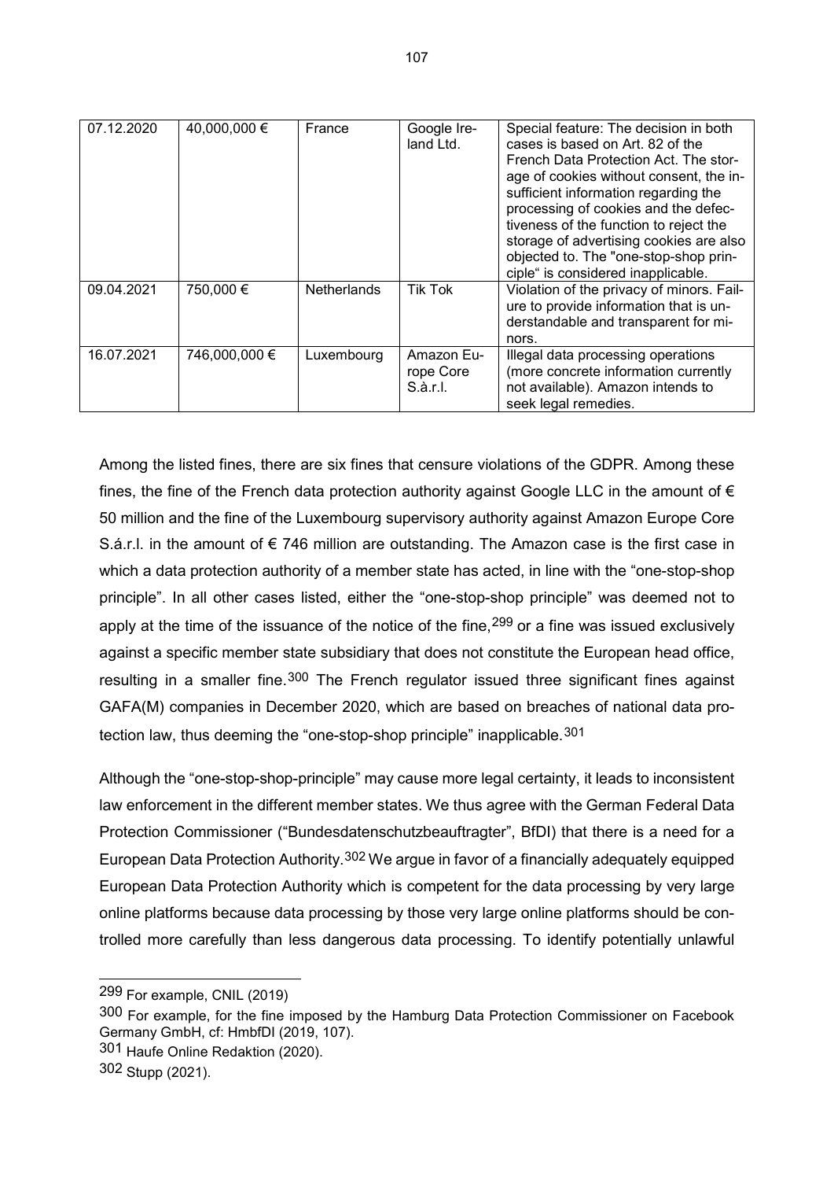| 07.12.2020 | 40,000,000 € | France | Google Ireland Ltd. | Special feature: The decision in both cases is based on Art. 82 of the French Data Protection Act. The storage of cookies without consent, the insufficient information regarding the processing of cookies and the defectiveness of the function to reject the storage of advertising cookies are also objected to. The "one-stop-shop principle" is considered inapplicable. |
|---|---|---|---|---|
| 09.04.2021 | 750,000 € | Netherlands | Tik Tok | Violation of the privacy of minors. Failure to provide information that is understandable and transparent for minors. |
| 16.07.2021 | 746,000,000 € | Luxembourg | Amazon Europe Core S.à.r.l. | Illegal data processing operations (more concrete information currently not available). Amazon intends to seek legal remedies. |

Among the listed fines, there are six fines that censure violations of the GDPR. Among these fines, the fine of the French data protection authority against Google LLC in the amount of € 50 million and the fine of the Luxembourg supervisory authority against Amazon Europe Core S.á.r.l. in the amount of € 746 million are outstanding. The Amazon case is the first case in which a data protection authority of a member state has acted, in line with the "one-stop-shop principle". In all other cases listed, either the "one-stop-shop principle" was deemed not to apply at the time of the issuance of the notice of the fine,[299] or a fine was issued exclusively against a specific member state subsidiary that does not constitute the European head office, resulting in a smaller fine.[300] The French regulator issued three significant fines against GAFA(M) companies in December 2020, which are based on breaches of national data protection law, thus deeming the "one-stop-shop principle" inapplicable.[301]

Although the "one-stop-shop-principle" may cause more legal certainty, it leads to inconsistent law enforcement in the different member states. We thus agree with the German Federal Data Protection Commissioner ("Bundesdatenschutzbeauftragter", BfDI) that there is a need for a European Data Protection Authority.[302] We argue in favor of a financially adequately equipped European Data Protection Authority which is competent for the data processing by very large online platforms because data processing by those very large online platforms should be controlled more carefully than less dangerous data processing. To identify potentially unlawful

[299] For example, CNIL (2019)

[300] For example, for the fine imposed by the Hamburg Data Protection Commissioner on Facebook Germany GmbH, cf: HmbfDI (2019, 107).

[301] Haufe Online Redaktion (2020).

[302] Stupp (2021).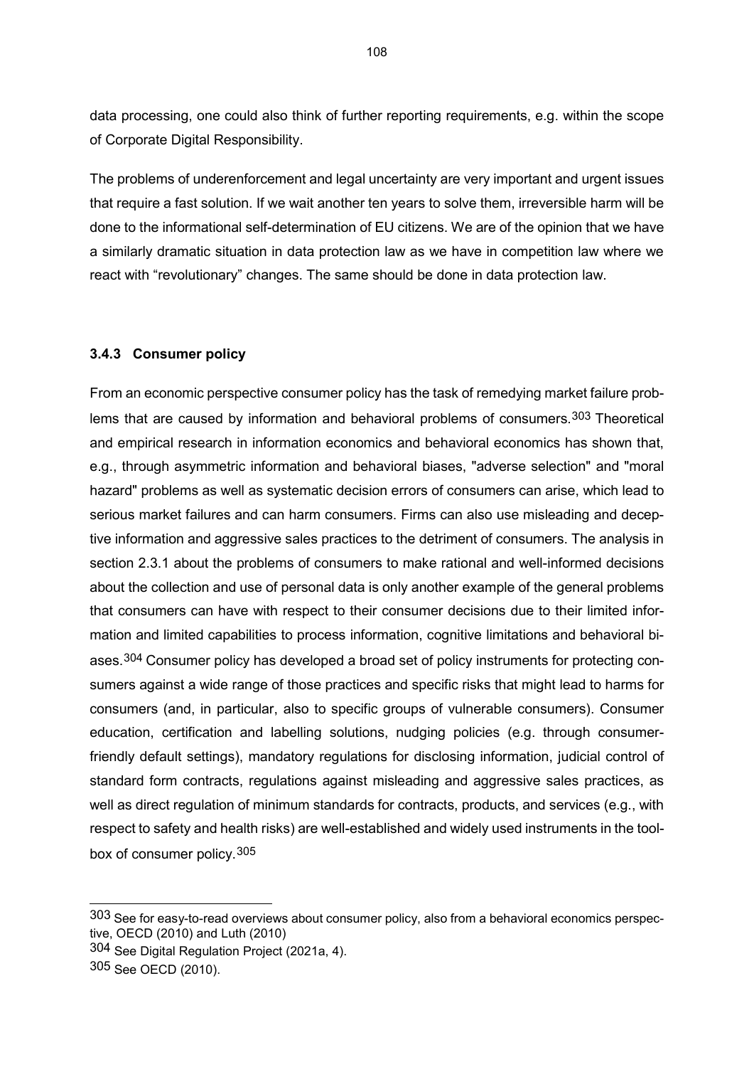data processing, one could also think of further reporting requirements, e.g. within the scope of Corporate Digital Responsibility.

The problems of underenforcement and legal uncertainty are very important and urgent issues that require a fast solution. If we wait another ten years to solve them, irreversible harm will be done to the informational self-determination of EU citizens. We are of the opinion that we have a similarly dramatic situation in data protection law as we have in competition law where we react with "revolutionary" changes. The same should be done in data protection law.

### 3.4.3 Consumer policy

From an economic perspective consumer policy has the task of remedying market failure problems that are caused by information and behavioral problems of consumers.[303] Theoretical and empirical research in information economics and behavioral economics has shown that, e.g., through asymmetric information and behavioral biases, "adverse selection" and "moral hazard" problems as well as systematic decision errors of consumers can arise, which lead to serious market failures and can harm consumers. Firms can also use misleading and deceptive information and aggressive sales practices to the detriment of consumers. The analysis in section 2.3.1 about the problems of consumers to make rational and well-informed decisions about the collection and use of personal data is only another example of the general problems that consumers can have with respect to their consumer decisions due to their limited information and limited capabilities to process information, cognitive limitations and behavioral biases.[304] Consumer policy has developed a broad set of policy instruments for protecting consumers against a wide range of those practices and specific risks that might lead to harms for consumers (and, in particular, also to specific groups of vulnerable consumers). Consumer education, certification and labelling solutions, nudging policies (e.g. through consumer-friendly default settings), mandatory regulations for disclosing information, judicial control of standard form contracts, regulations against misleading and aggressive sales practices, as well as direct regulation of minimum standards for contracts, products, and services (e.g., with respect to safety and health risks) are well-established and widely used instruments in the toolbox of consumer policy.[305]

---

[303] See for easy-to-read overviews about consumer policy, also from a behavioral economics perspective, OECD (2010) and Luth (2010)

[304] See Digital Regulation Project (2021a, 4).

[305] See OECD (2010).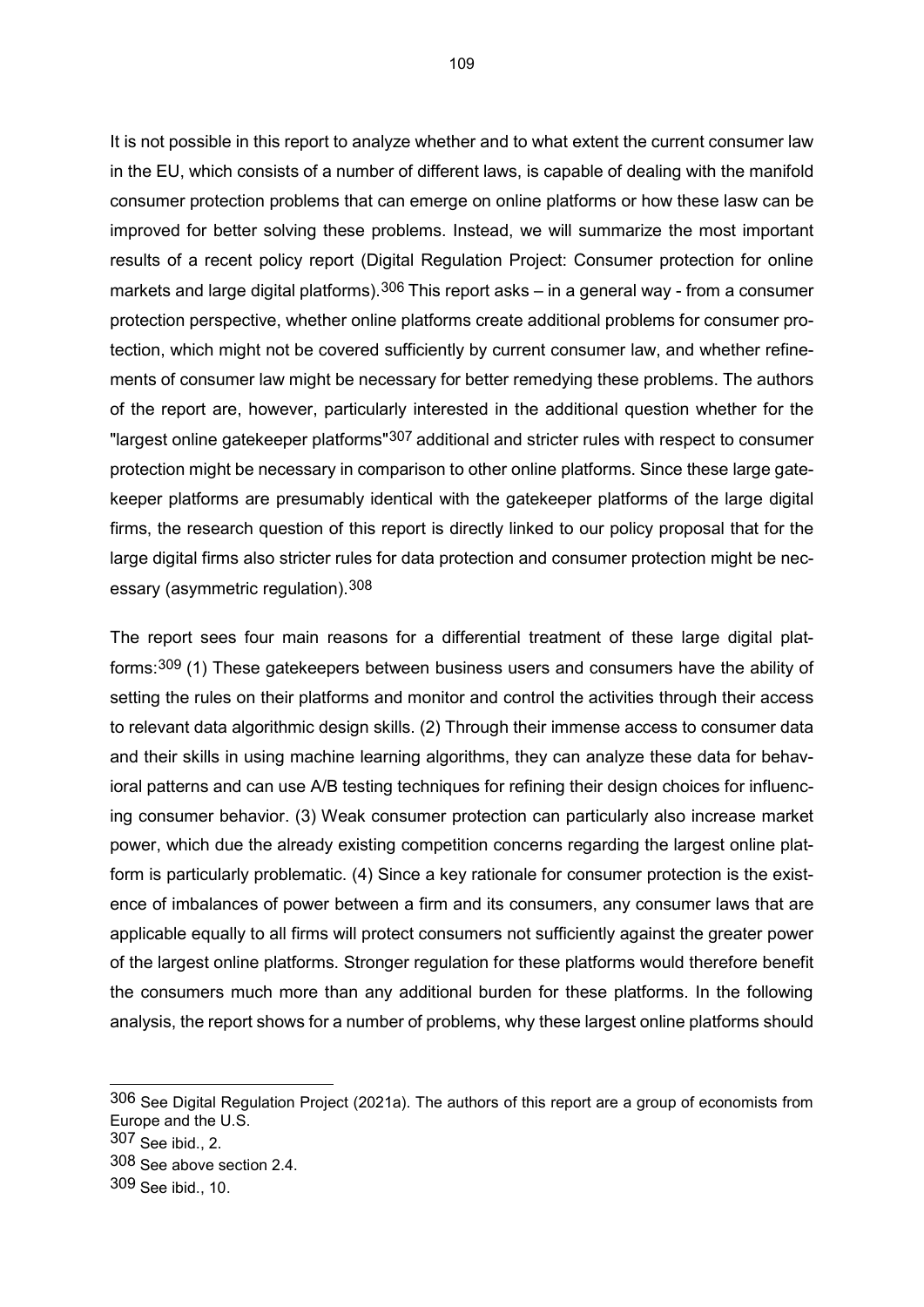It is not possible in this report to analyze whether and to what extent the current consumer law in the EU, which consists of a number of different laws, is capable of dealing with the manifold consumer protection problems that can emerge on online platforms or how these lasw can be improved for better solving these problems. Instead, we will summarize the most important results of a recent policy report (Digital Regulation Project: Consumer protection for online markets and large digital platforms).[306] This report asks – in a general way - from a consumer protection perspective, whether online platforms create additional problems for consumer protection, which might not be covered sufficiently by current consumer law, and whether refinements of consumer law might be necessary for better remedying these problems. The authors of the report are, however, particularly interested in the additional question whether for the "largest online gatekeeper platforms"[307] additional and stricter rules with respect to consumer protection might be necessary in comparison to other online platforms. Since these large gatekeeper platforms are presumably identical with the gatekeeper platforms of the large digital firms, the research question of this report is directly linked to our policy proposal that for the large digital firms also stricter rules for data protection and consumer protection might be necessary (asymmetric regulation).[308]

The report sees four main reasons for a differential treatment of these large digital platforms:[309] (1) These gatekeepers between business users and consumers have the ability of setting the rules on their platforms and monitor and control the activities through their access to relevant data algorithmic design skills. (2) Through their immense access to consumer data and their skills in using machine learning algorithms, they can analyze these data for behavioral patterns and can use A/B testing techniques for refining their design choices for influencing consumer behavior. (3) Weak consumer protection can particularly also increase market power, which due the already existing competition concerns regarding the largest online platform is particularly problematic. (4) Since a key rationale for consumer protection is the existence of imbalances of power between a firm and its consumers, any consumer laws that are applicable equally to all firms will protect consumers not sufficiently against the greater power of the largest online platforms. Stronger regulation for these platforms would therefore benefit the consumers much more than any additional burden for these platforms. In the following analysis, the report shows for a number of problems, why these largest online platforms should

---

306 See Digital Regulation Project (2021a). The authors of this report are a group of economists from Europe and the U.S.

307 See ibid., 2.

308 See above section 2.4.

309 See ibid., 10.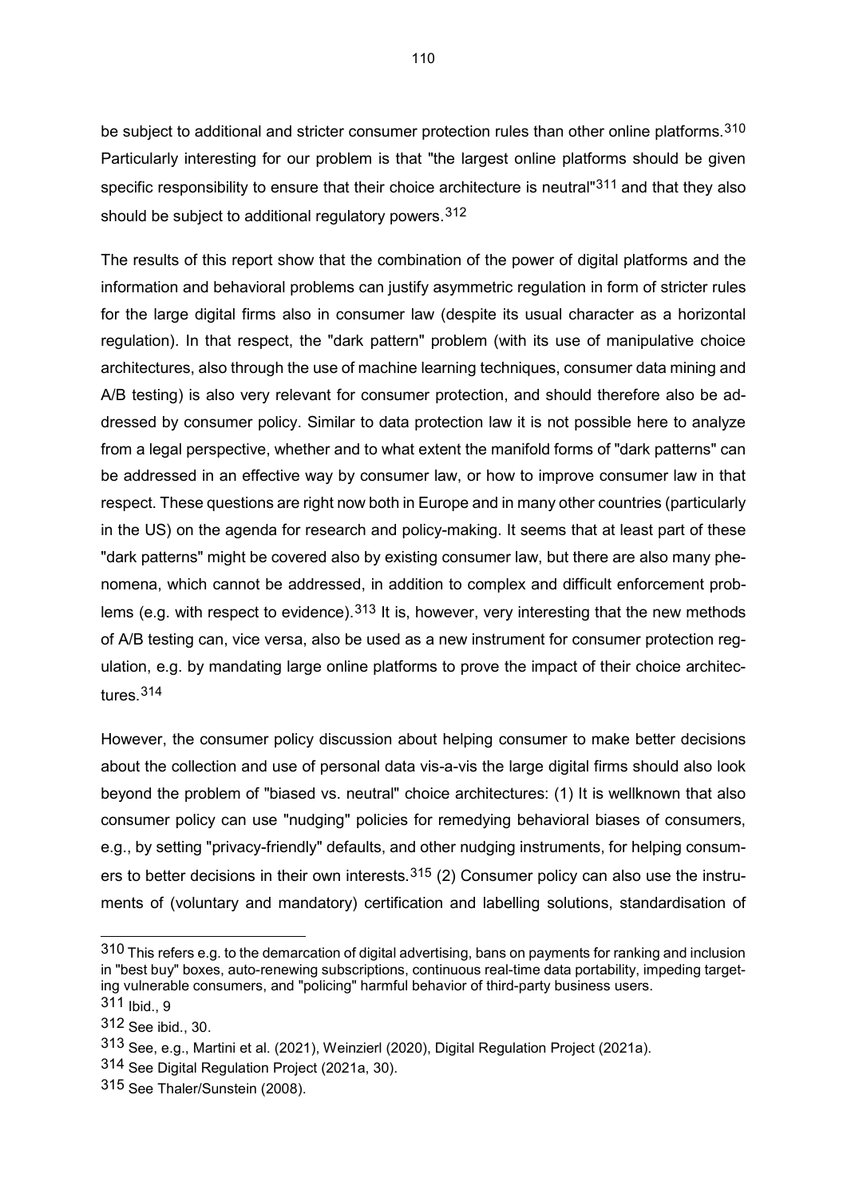be subject to additional and stricter consumer protection rules than other online platforms.[310] Particularly interesting for our problem is that "the largest online platforms should be given specific responsibility to ensure that their choice architecture is neutral"[311] and that they also should be subject to additional regulatory powers.[312]

The results of this report show that the combination of the power of digital platforms and the information and behavioral problems can justify asymmetric regulation in form of stricter rules for the large digital firms also in consumer law (despite its usual character as a horizontal regulation). In that respect, the "dark pattern" problem (with its use of manipulative choice architectures, also through the use of machine learning techniques, consumer data mining and A/B testing) is also very relevant for consumer protection, and should therefore also be addressed by consumer policy. Similar to data protection law it is not possible here to analyze from a legal perspective, whether and to what extent the manifold forms of "dark patterns" can be addressed in an effective way by consumer law, or how to improve consumer law in that respect. These questions are right now both in Europe and in many other countries (particularly in the US) on the agenda for research and policy-making. It seems that at least part of these "dark patterns" might be covered also by existing consumer law, but there are also many phenomena, which cannot be addressed, in addition to complex and difficult enforcement problems (e.g. with respect to evidence).[313] It is, however, very interesting that the new methods of A/B testing can, vice versa, also be used as a new instrument for consumer protection regulation, e.g. by mandating large online platforms to prove the impact of their choice architectures.[314]

However, the consumer policy discussion about helping consumer to make better decisions about the collection and use of personal data vis-a-vis the large digital firms should also look beyond the problem of "biased vs. neutral" choice architectures: (1) It is wellknown that also consumer policy can use "nudging" policies for remedying behavioral biases of consumers, e.g., by setting "privacy-friendly" defaults, and other nudging instruments, for helping consumers to better decisions in their own interests.[315] (2) Consumer policy can also use the instruments of (voluntary and mandatory) certification and labelling solutions, standardisation of

---

[310] This refers e.g. to the demarcation of digital advertising, bans on payments for ranking and inclusion in "best buy" boxes, auto-renewing subscriptions, continuous real-time data portability, impeding targeting vulnerable consumers, and "policing" harmful behavior of third-party business users.

[311] Ibid., 9

[312] See ibid., 30.

[313] See, e.g., Martini et al. (2021), Weinzierl (2020), Digital Regulation Project (2021a).

[314] See Digital Regulation Project (2021a, 30).

[315] See Thaler/Sunstein (2008).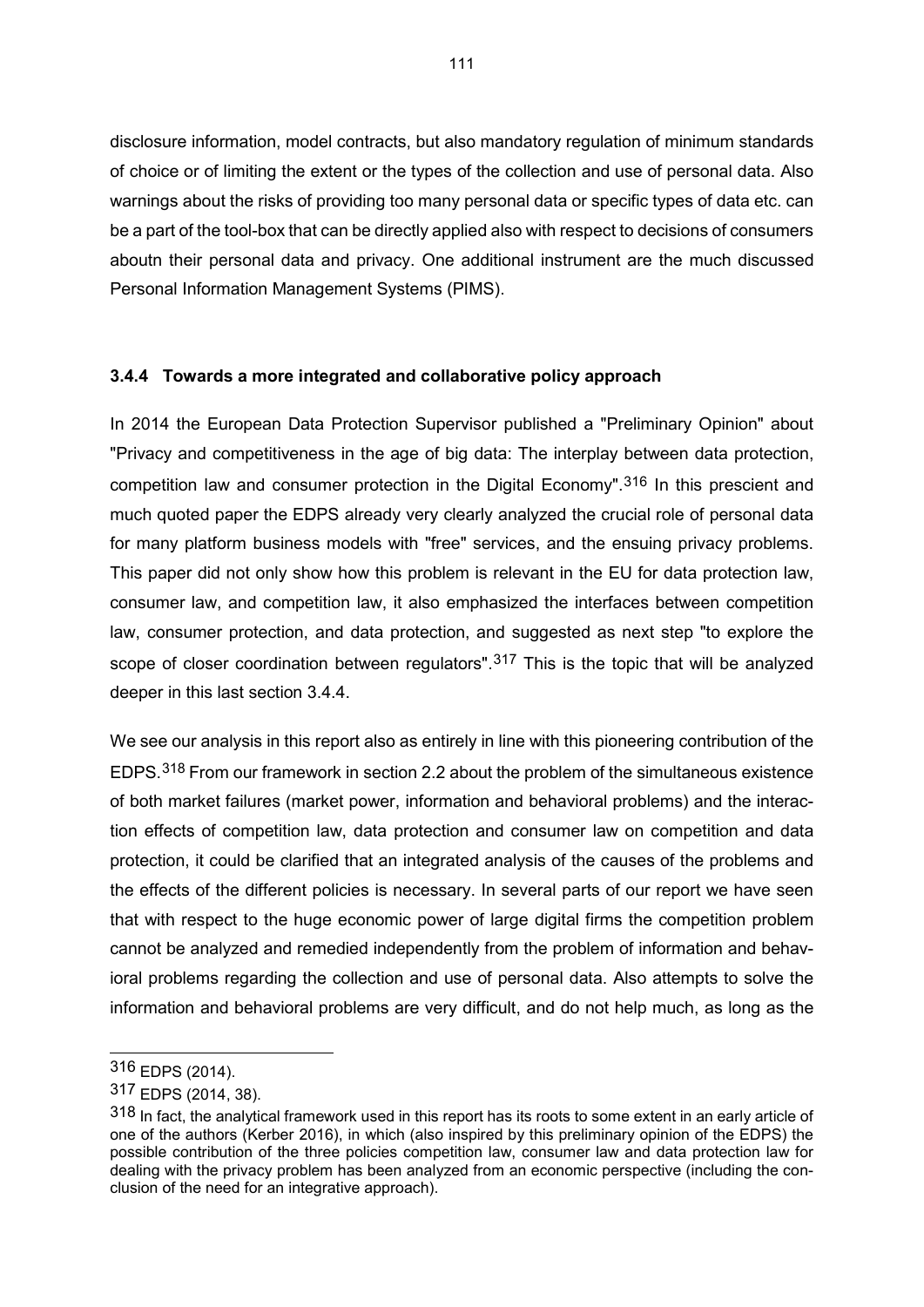disclosure information, model contracts, but also mandatory regulation of minimum standards of choice or of limiting the extent or the types of the collection and use of personal data. Also warnings about the risks of providing too many personal data or specific types of data etc. can be a part of the tool-box that can be directly applied also with respect to decisions of consumers aboutn their personal data and privacy. One additional instrument are the much discussed Personal Information Management Systems (PIMS).

### 3.4.4 Towards a more integrated and collaborative policy approach

In 2014 the European Data Protection Supervisor published a "Preliminary Opinion" about "Privacy and competitiveness in the age of big data: The interplay between data protection, competition law and consumer protection in the Digital Economy".[316] In this prescient and much quoted paper the EDPS already very clearly analyzed the crucial role of personal data for many platform business models with "free" services, and the ensuing privacy problems. This paper did not only show how this problem is relevant in the EU for data protection law, consumer law, and competition law, it also emphasized the interfaces between competition law, consumer protection, and data protection, and suggested as next step "to explore the scope of closer coordination between regulators".[317] This is the topic that will be analyzed deeper in this last section 3.4.4.

We see our analysis in this report also as entirely in line with this pioneering contribution of the EDPS.[318] From our framework in section 2.2 about the problem of the simultaneous existence of both market failures (market power, information and behavioral problems) and the interaction effects of competition law, data protection and consumer law on competition and data protection, it could be clarified that an integrated analysis of the causes of the problems and the effects of the different policies is necessary. In several parts of our report we have seen that with respect to the huge economic power of large digital firms the competition problem cannot be analyzed and remedied independently from the problem of information and behavioral problems regarding the collection and use of personal data. Also attempts to solve the information and behavioral problems are very difficult, and do not help much, as long as the

---

[316] EDPS (2014).

[317] EDPS (2014, 38).

[318] In fact, the analytical framework used in this report has its roots to some extent in an early article of one of the authors (Kerber 2016), in which (also inspired by this preliminary opinion of the EDPS) the possible contribution of the three policies competition law, consumer law and data protection law for dealing with the privacy problem has been analyzed from an economic perspective (including the conclusion of the need for an integrative approach).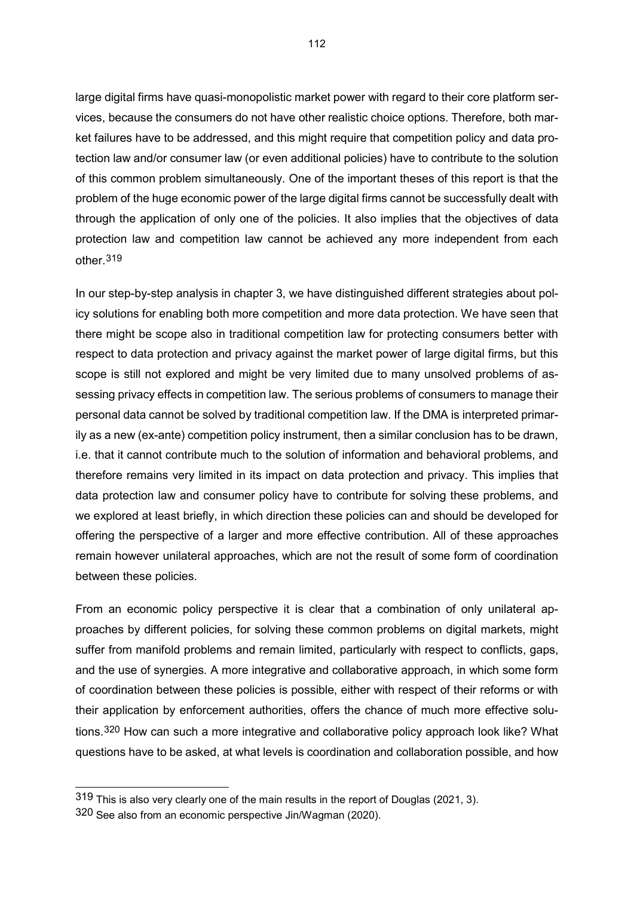large digital firms have quasi-monopolistic market power with regard to their core platform services, because the consumers do not have other realistic choice options. Therefore, both market failures have to be addressed, and this might require that competition policy and data protection law and/or consumer law (or even additional policies) have to contribute to the solution of this common problem simultaneously. One of the important theses of this report is that the problem of the huge economic power of the large digital firms cannot be successfully dealt with through the application of only one of the policies. It also implies that the objectives of data protection law and competition law cannot be achieved any more independent from each other.[319]

In our step-by-step analysis in chapter 3, we have distinguished different strategies about policy solutions for enabling both more competition and more data protection. We have seen that there might be scope also in traditional competition law for protecting consumers better with respect to data protection and privacy against the market power of large digital firms, but this scope is still not explored and might be very limited due to many unsolved problems of assessing privacy effects in competition law. The serious problems of consumers to manage their personal data cannot be solved by traditional competition law. If the DMA is interpreted primarily as a new (ex-ante) competition policy instrument, then a similar conclusion has to be drawn, i.e. that it cannot contribute much to the solution of information and behavioral problems, and therefore remains very limited in its impact on data protection and privacy. This implies that data protection law and consumer policy have to contribute for solving these problems, and we explored at least briefly, in which direction these policies can and should be developed for offering the perspective of a larger and more effective contribution. All of these approaches remain however unilateral approaches, which are not the result of some form of coordination between these policies.

From an economic policy perspective it is clear that a combination of only unilateral approaches by different policies, for solving these common problems on digital markets, might suffer from manifold problems and remain limited, particularly with respect to conflicts, gaps, and the use of synergies. A more integrative and collaborative approach, in which some form of coordination between these policies is possible, either with respect of their reforms or with their application by enforcement authorities, offers the chance of much more effective solutions.[320] How can such a more integrative and collaborative policy approach look like? What questions have to be asked, at what levels is coordination and collaboration possible, and how

---

[319] This is also very clearly one of the main results in the report of Douglas (2021, 3).

[320] See also from an economic perspective Jin/Wagman (2020).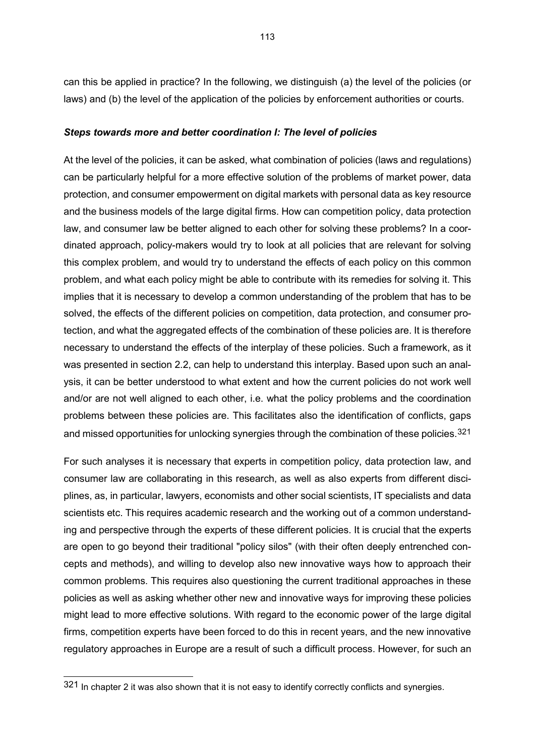can this be applied in practice? In the following, we distinguish (a) the level of the policies (or laws) and (b) the level of the application of the policies by enforcement authorities or courts.

### *Steps towards more and better coordination I: The level of policies*

At the level of the policies, it can be asked, what combination of policies (laws and regulations) can be particularly helpful for a more effective solution of the problems of market power, data protection, and consumer empowerment on digital markets with personal data as key resource and the business models of the large digital firms. How can competition policy, data protection law, and consumer law be better aligned to each other for solving these problems? In a coordinated approach, policy-makers would try to look at all policies that are relevant for solving this complex problem, and would try to understand the effects of each policy on this common problem, and what each policy might be able to contribute with its remedies for solving it. This implies that it is necessary to develop a common understanding of the problem that has to be solved, the effects of the different policies on competition, data protection, and consumer protection, and what the aggregated effects of the combination of these policies are. It is therefore necessary to understand the effects of the interplay of these policies. Such a framework, as it was presented in section 2.2, can help to understand this interplay. Based upon such an analysis, it can be better understood to what extent and how the current policies do not work well and/or are not well aligned to each other, i.e. what the policy problems and the coordination problems between these policies are. This facilitates also the identification of conflicts, gaps and missed opportunities for unlocking synergies through the combination of these policies.[321]

For such analyses it is necessary that experts in competition policy, data protection law, and consumer law are collaborating in this research, as well as also experts from different disciplines, as, in particular, lawyers, economists and other social scientists, IT specialists and data scientists etc. This requires academic research and the working out of a common understanding and perspective through the experts of these different policies. It is crucial that the experts are open to go beyond their traditional "policy silos" (with their often deeply entrenched concepts and methods), and willing to develop also new innovative ways how to approach their common problems. This requires also questioning the current traditional approaches in these policies as well as asking whether other new and innovative ways for improving these policies might lead to more effective solutions. With regard to the economic power of the large digital firms, competition experts have been forced to do this in recent years, and the new innovative regulatory approaches in Europe are a result of such a difficult process. However, for such an

---

[321] In chapter 2 it was also shown that it is not easy to identify correctly conflicts and synergies.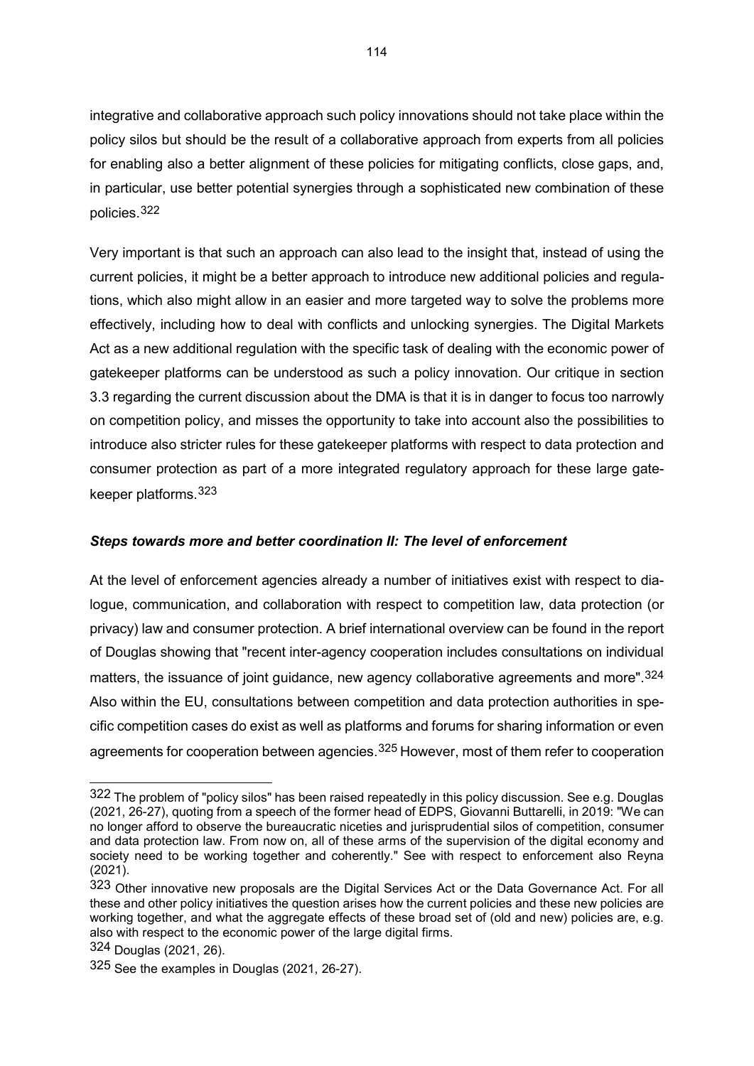integrative and collaborative approach such policy innovations should not take place within the policy silos but should be the result of a collaborative approach from experts from all policies for enabling also a better alignment of these policies for mitigating conflicts, close gaps, and, in particular, use better potential synergies through a sophisticated new combination of these policies.[322]

Very important is that such an approach can also lead to the insight that, instead of using the current policies, it might be a better approach to introduce new additional policies and regulations, which also might allow in an easier and more targeted way to solve the problems more effectively, including how to deal with conflicts and unlocking synergies. The Digital Markets Act as a new additional regulation with the specific task of dealing with the economic power of gatekeeper platforms can be understood as such a policy innovation. Our critique in section 3.3 regarding the current discussion about the DMA is that it is in danger to focus too narrowly on competition policy, and misses the opportunity to take into account also the possibilities to introduce also stricter rules for these gatekeeper platforms with respect to data protection and consumer protection as part of a more integrated regulatory approach for these large gatekeeper platforms.[323]

***Steps towards more and better coordination II: The level of enforcement***

At the level of enforcement agencies already a number of initiatives exist with respect to dialogue, communication, and collaboration with respect to competition law, data protection (or privacy) law and consumer protection. A brief international overview can be found in the report of Douglas showing that "recent inter-agency cooperation includes consultations on individual matters, the issuance of joint guidance, new agency collaborative agreements and more".[324] Also within the EU, consultations between competition and data protection authorities in specific competition cases do exist as well as platforms and forums for sharing information or even agreements for cooperation between agencies.[325] However, most of them refer to cooperation

---

[322] The problem of "policy silos" has been raised repeatedly in this policy discussion. See e.g. Douglas (2021, 26-27), quoting from a speech of the former head of EDPS, Giovanni Buttarelli, in 2019: "We can no longer afford to observe the bureaucratic niceties and jurisprudential silos of competition, consumer and data protection law. From now on, all of these arms of the supervision of the digital economy and society need to be working together and coherently." See with respect to enforcement also Reyna (2021).

[323] Other innovative new proposals are the Digital Services Act or the Data Governance Act. For all these and other policy initiatives the question arises how the current policies and these new policies are working together, and what the aggregate effects of these broad set of (old and new) policies are, e.g. also with respect to the economic power of the large digital firms.

[324] Douglas (2021, 26).

[325] See the examples in Douglas (2021, 26-27).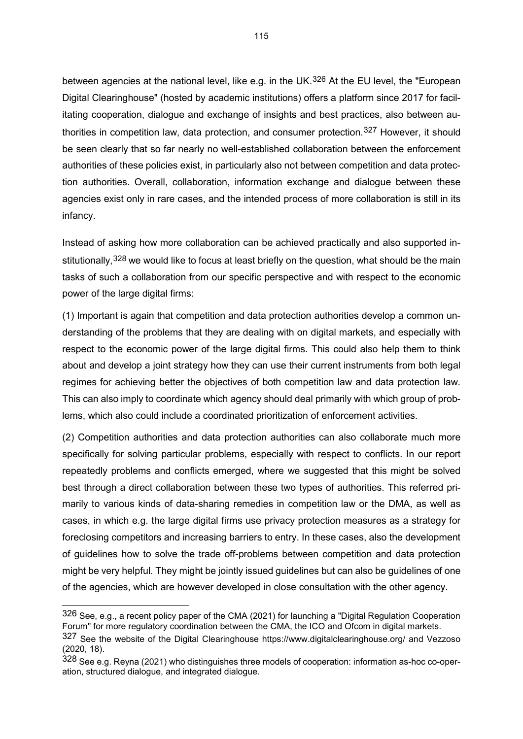between agencies at the national level, like e.g. in the UK.[326] At the EU level, the "European Digital Clearinghouse" (hosted by academic institutions) offers a platform since 2017 for facilitating cooperation, dialogue and exchange of insights and best practices, also between authorities in competition law, data protection, and consumer protection.[327] However, it should be seen clearly that so far nearly no well-established collaboration between the enforcement authorities of these policies exist, in particularly also not between competition and data protection authorities. Overall, collaboration, information exchange and dialogue between these agencies exist only in rare cases, and the intended process of more collaboration is still in its infancy.

Instead of asking how more collaboration can be achieved practically and also supported institutionally,[328] we would like to focus at least briefly on the question, what should be the main tasks of such a collaboration from our specific perspective and with respect to the economic power of the large digital firms:

(1) Important is again that competition and data protection authorities develop a common understanding of the problems that they are dealing with on digital markets, and especially with respect to the economic power of the large digital firms. This could also help them to think about and develop a joint strategy how they can use their current instruments from both legal regimes for achieving better the objectives of both competition law and data protection law. This can also imply to coordinate which agency should deal primarily with which group of problems, which also could include a coordinated prioritization of enforcement activities.

(2) Competition authorities and data protection authorities can also collaborate much more specifically for solving particular problems, especially with respect to conflicts. In our report repeatedly problems and conflicts emerged, where we suggested that this might be solved best through a direct collaboration between these two types of authorities. This referred primarily to various kinds of data-sharing remedies in competition law or the DMA, as well as cases, in which e.g. the large digital firms use privacy protection measures as a strategy for foreclosing competitors and increasing barriers to entry. In these cases, also the development of guidelines how to solve the trade off-problems between competition and data protection might be very helpful. They might be jointly issued guidelines but can also be guidelines of one of the agencies, which are however developed in close consultation with the other agency.

---

[326] See, e.g., a recent policy paper of the CMA (2021) for launching a "Digital Regulation Cooperation Forum" for more regulatory coordination between the CMA, the ICO and Ofcom in digital markets.

[327] See the website of the Digital Clearinghouse https://www.digitalclearinghouse.org/ and Vezzoso (2020, 18).

[328] See e.g. Reyna (2021) who distinguishes three models of cooperation: information as-hoc co-operation, structured dialogue, and integrated dialogue.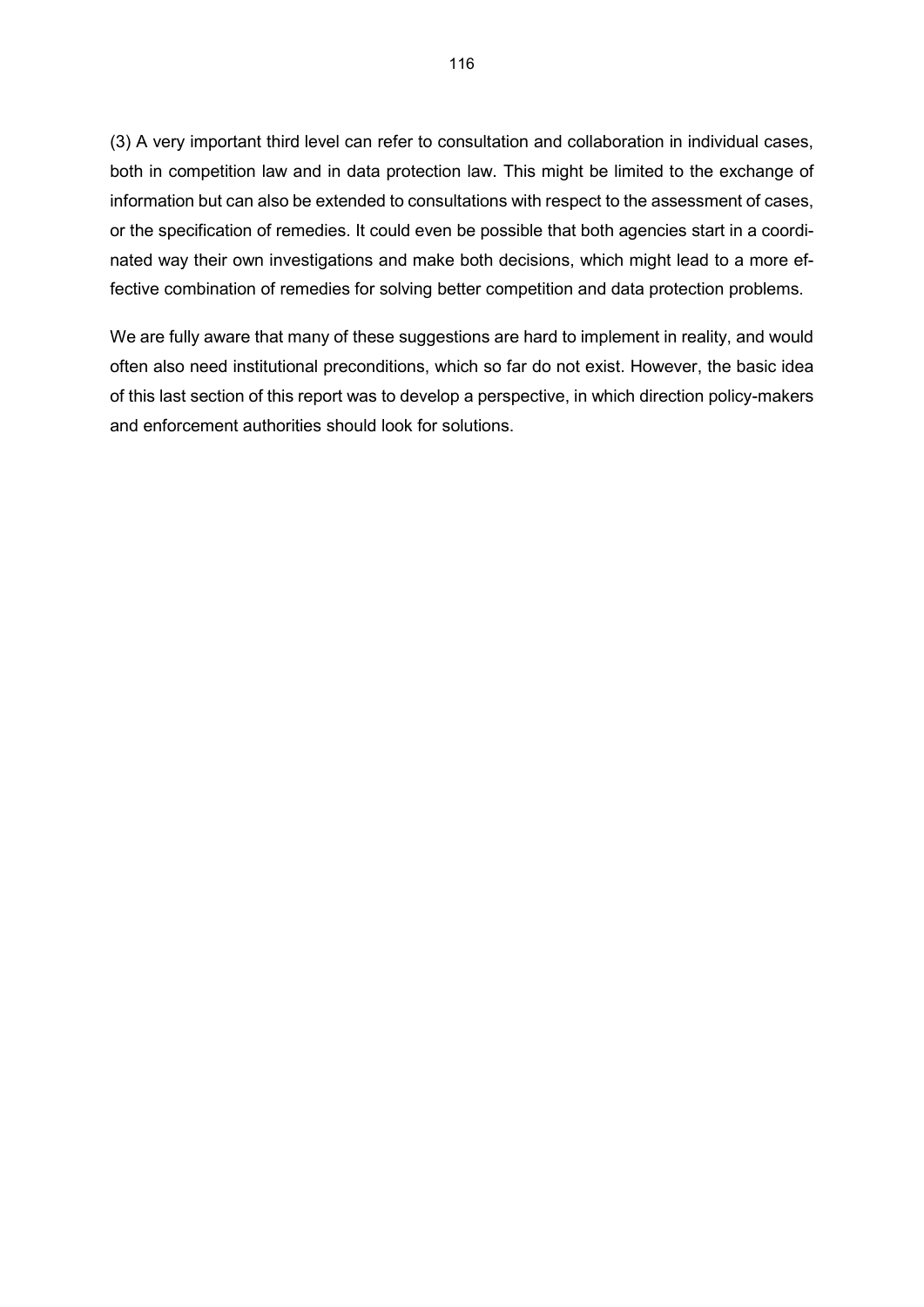(3) A very important third level can refer to consultation and collaboration in individual cases, both in competition law and in data protection law. This might be limited to the exchange of information but can also be extended to consultations with respect to the assessment of cases, or the specification of remedies. It could even be possible that both agencies start in a coordinated way their own investigations and make both decisions, which might lead to a more effective combination of remedies for solving better competition and data protection problems.

We are fully aware that many of these suggestions are hard to implement in reality, and would often also need institutional preconditions, which so far do not exist. However, the basic idea of this last section of this report was to develop a perspective, in which direction policy-makers and enforcement authorities should look for solutions.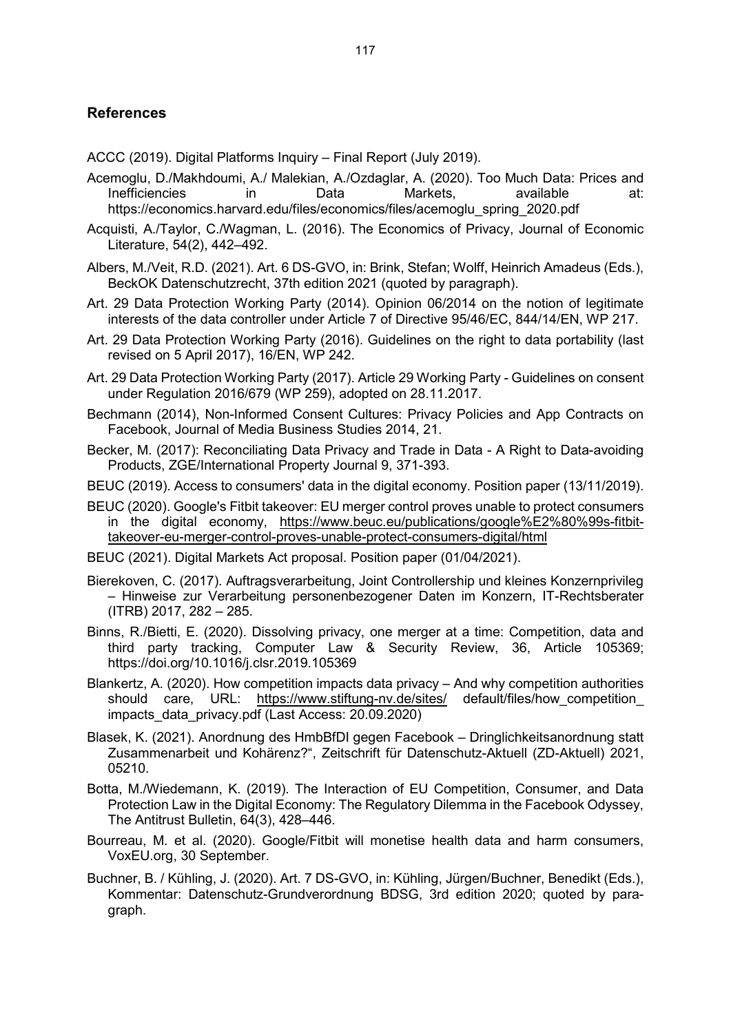## References

ACCC (2019). Digital Platforms Inquiry – Final Report (July 2019).

Acemoglu, D./Makhdoumi, A./ Malekian, A./Ozdaglar, A. (2020). Too Much Data: Prices and Inefficiencies in Data Markets, available at: https://economics.harvard.edu/files/economics/files/acemoglu_spring_2020.pdf

Acquisti, A./Taylor, C./Wagman, L. (2016). The Economics of Privacy, Journal of Economic Literature, 54(2), 442–492.

Albers, M./Veit, R.D. (2021). Art. 6 DS-GVO, in: Brink, Stefan; Wolff, Heinrich Amadeus (Eds.), BeckOK Datenschutzrecht, 37th edition 2021 (quoted by paragraph).

Art. 29 Data Protection Working Party (2014). Opinion 06/2014 on the notion of legitimate interests of the data controller under Article 7 of Directive 95/46/EC, 844/14/EN, WP 217.

Art. 29 Data Protection Working Party (2016). Guidelines on the right to data portability (last revised on 5 April 2017), 16/EN, WP 242.

Art. 29 Data Protection Working Party (2017). Article 29 Working Party - Guidelines on consent under Regulation 2016/679 (WP 259), adopted on 28.11.2017.

Bechmann (2014), Non-Informed Consent Cultures: Privacy Policies and App Contracts on Facebook, Journal of Media Business Studies 2014, 21.

Becker, M. (2017): Reconciliating Data Privacy and Trade in Data - A Right to Data-avoiding Products, ZGE/International Property Journal 9, 371-393.

BEUC (2019). Access to consumers' data in the digital economy. Position paper (13/11/2019).

BEUC (2020). Google's Fitbit takeover: EU merger control proves unable to protect consumers in the digital economy, https://www.beuc.eu/publications/google%E2%80%99s-fitbit-takeover-eu-merger-control-proves-unable-protect-consumers-digital/html

BEUC (2021). Digital Markets Act proposal. Position paper (01/04/2021).

Bierekoven, C. (2017). Auftragsverarbeitung, Joint Controllership und kleines Konzernprivileg – Hinweise zur Verarbeitung personenbezogener Daten im Konzern, IT-Rechtsberater (ITRB) 2017, 282 – 285.

Binns, R./Bietti, E. (2020). Dissolving privacy, one merger at a time: Competition, data and third party tracking, Computer Law & Security Review, 36, Article 105369; https://doi.org/10.1016/j.clsr.2019.105369

Blankertz, A. (2020). How competition impacts data privacy – And why competition authorities should care, URL: https://www.stiftung-nv.de/sites/ default/files/how_competition_ impacts_data_privacy.pdf (Last Access: 20.09.2020)

Blasek, K. (2021). Anordnung des HmbBfDI gegen Facebook – Dringlichkeitsanordnung statt Zusammenarbeit und Kohärenz?“, Zeitschrift für Datenschutz-Aktuell (ZD-Aktuell) 2021, 05210.

Botta, M./Wiedemann, K. (2019). The Interaction of EU Competition, Consumer, and Data Protection Law in the Digital Economy: The Regulatory Dilemma in the Facebook Odyssey, The Antitrust Bulletin, 64(3), 428–446.

Bourreau, M. et al. (2020). Google/Fitbit will monetise health data and harm consumers, VoxEU.org, 30 September.

Buchner, B. / Kühling, J. (2020). Art. 7 DS-GVO, in: Kühling, Jürgen/Buchner, Benedikt (Eds.), Kommentar: Datenschutz-Grundverordnung BDSG, 3rd edition 2020; quoted by paragraph.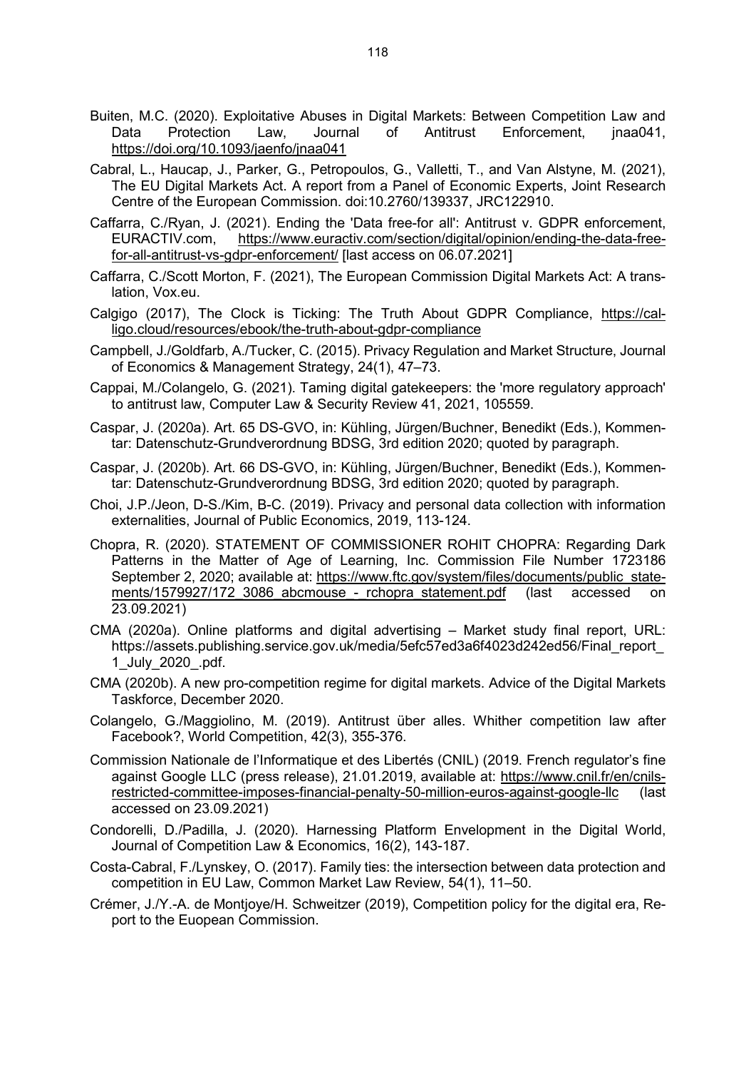Buiten, M.C. (2020). Exploitative Abuses in Digital Markets: Between Competition Law and Data Protection Law, Journal of Antitrust Enforcement, jnaa041, https://doi.org/10.1093/jaenfo/jnaa041

Cabral, L., Haucap, J., Parker, G., Petropoulos, G., Valletti, T., and Van Alstyne, M. (2021), The EU Digital Markets Act. A report from a Panel of Economic Experts, Joint Research Centre of the European Commission. doi:10.2760/139337, JRC122910.

Caffarra, C./Ryan, J. (2021). Ending the 'Data free-for all': Antitrust v. GDPR enforcement, EURACTIV.com, https://www.euractiv.com/section/digital/opinion/ending-the-data-free-for-all-antitrust-vs-gdpr-enforcement/ [last access on 06.07.2021]

Caffarra, C./Scott Morton, F. (2021), The European Commission Digital Markets Act: A translation, Vox.eu.

Calgigo (2017), The Clock is Ticking: The Truth About GDPR Compliance, https://calligo.cloud/resources/ebook/the-truth-about-gdpr-compliance

Campbell, J./Goldfarb, A./Tucker, C. (2015). Privacy Regulation and Market Structure, Journal of Economics & Management Strategy, 24(1), 47–73.

Cappai, M./Colangelo, G. (2021). Taming digital gatekeepers: the 'more regulatory approach' to antitrust law, Computer Law & Security Review 41, 2021, 105559.

Caspar, J. (2020a). Art. 65 DS-GVO, in: Kühling, Jürgen/Buchner, Benedikt (Eds.), Kommentar: Datenschutz-Grundverordnung BDSG, 3rd edition 2020; quoted by paragraph.

Caspar, J. (2020b). Art. 66 DS-GVO, in: Kühling, Jürgen/Buchner, Benedikt (Eds.), Kommentar: Datenschutz-Grundverordnung BDSG, 3rd edition 2020; quoted by paragraph.

Choi, J.P./Jeon, D-S./Kim, B-C. (2019). Privacy and personal data collection with information externalities, Journal of Public Economics, 2019, 113-124.

Chopra, R. (2020). STATEMENT OF COMMISSIONER ROHIT CHOPRA: Regarding Dark Patterns in the Matter of Age of Learning, Inc. Commission File Number 1723186 September 2, 2020; available at: https://www.ftc.gov/system/files/documents/public_statements/1579927/172_3086_abcmouse_-_rchopra_statement.pdf (last accessed on 23.09.2021)

CMA (2020a). Online platforms and digital advertising – Market study final report, URL: https://assets.publishing.service.gov.uk/media/5efc57ed3a6f4023d242ed56/Final_report_1_July_2020_.pdf.

CMA (2020b). A new pro-competition regime for digital markets. Advice of the Digital Markets Taskforce, December 2020.

Colangelo, G./Maggiolino, M. (2019). Antitrust über alles. Whither competition law after Facebook?, World Competition, 42(3), 355-376.

Commission Nationale de l'Informatique et des Libertés (CNIL) (2019. French regulator's fine against Google LLC (press release), 21.01.2019, available at: https://www.cnil.fr/en/cnils-restricted-committee-imposes-financial-penalty-50-million-euros-against-google-llc (last accessed on 23.09.2021)

Condorelli, D./Padilla, J. (2020). Harnessing Platform Envelopment in the Digital World, Journal of Competition Law & Economics, 16(2), 143-187.

Costa-Cabral, F./Lynskey, O. (2017). Family ties: the intersection between data protection and competition in EU Law, Common Market Law Review, 54(1), 11–50.

Crémer, J./Y.-A. de Montjoye/H. Schweitzer (2019), Competition policy for the digital era, Report to the Euopean Commission.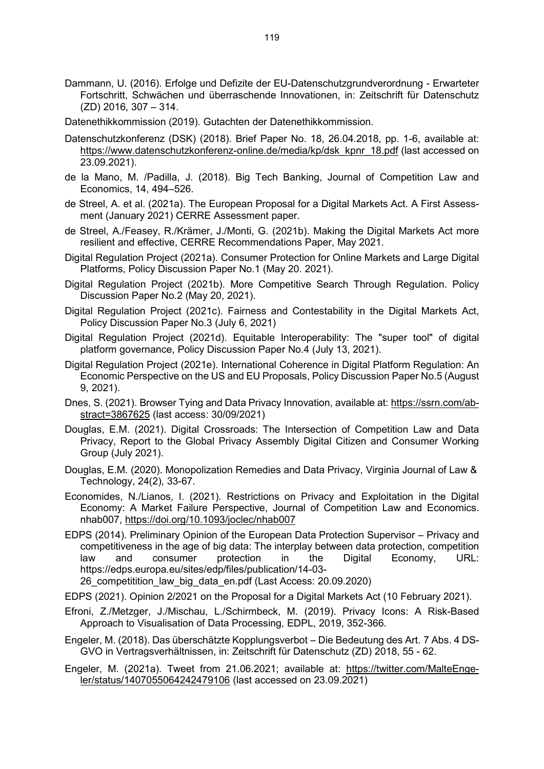Dammann, U. (2016). Erfolge und Defizite der EU-Datenschutzgrundverordnung - Erwarteter Fortschritt, Schwächen und überraschende Innovationen, in: Zeitschrift für Datenschutz (ZD) 2016, 307 – 314.

Datenethikkommission (2019). Gutachten der Datenethikkommission.

Datenschutzkonferenz (DSK) (2018). Brief Paper No. 18, 26.04.2018, pp. 1-6, available at: https://www.datenschutzkonferenz-online.de/media/kp/dsk_kpnr_18.pdf (last accessed on 23.09.2021).

de la Mano, M. /Padilla, J. (2018). Big Tech Banking, Journal of Competition Law and Economics, 14, 494–526.

de Streel, A. et al. (2021a). The European Proposal for a Digital Markets Act. A First Assessment (January 2021) CERRE Assessment paper.

de Streel, A./Feasey, R./Krämer, J./Monti, G. (2021b). Making the Digital Markets Act more resilient and effective, CERRE Recommendations Paper, May 2021.

Digital Regulation Project (2021a). Consumer Protection for Online Markets and Large Digital Platforms, Policy Discussion Paper No.1 (May 20. 2021).

Digital Regulation Project (2021b). More Competitive Search Through Regulation. Policy Discussion Paper No.2 (May 20, 2021).

Digital Regulation Project (2021c). Fairness and Contestability in the Digital Markets Act, Policy Discussion Paper No.3 (July 6, 2021)

Digital Regulation Project (2021d). Equitable Interoperability: The "super tool" of digital platform governance, Policy Discussion Paper No.4 (July 13, 2021).

Digital Regulation Project (2021e). International Coherence in Digital Platform Regulation: An Economic Perspective on the US and EU Proposals, Policy Discussion Paper No.5 (August 9, 2021).

Dnes, S. (2021). Browser Tying and Data Privacy Innovation, available at: https://ssrn.com/abstract=3867625 (last access: 30/09/2021)

Douglas, E.M. (2021). Digital Crossroads: The Intersection of Competition Law and Data Privacy, Report to the Global Privacy Assembly Digital Citizen and Consumer Working Group (July 2021).

Douglas, E.M. (2020). Monopolization Remedies and Data Privacy, Virginia Journal of Law & Technology, 24(2), 33-67.

Economides, N./Lianos, I. (2021). Restrictions on Privacy and Exploitation in the Digital Economy: A Market Failure Perspective, Journal of Competition Law and Economics. nhab007, https://doi.org/10.1093/joclec/nhab007

EDPS (2014). Preliminary Opinion of the European Data Protection Supervisor – Privacy and competitiveness in the age of big data: The interplay between data protection, competition law and consumer protection in the Digital Economy, URL: https://edps.europa.eu/sites/edp/files/publication/14-03-26_competitition_law_big_data_en.pdf (Last Access: 20.09.2020)

EDPS (2021). Opinion 2/2021 on the Proposal for a Digital Markets Act (10 February 2021).

Efroni, Z./Metzger, J./Mischau, L./Schirmbeck, M. (2019). Privacy Icons: A Risk-Based Approach to Visualisation of Data Processing, EDPL, 2019, 352-366.

Engeler, M. (2018). Das überschätzte Kopplungsverbot – Die Bedeutung des Art. 7 Abs. 4 DS-GVO in Vertragsverhältnissen, in: Zeitschrift für Datenschutz (ZD) 2018, 55 - 62.

Engeler, M. (2021a). Tweet from 21.06.2021; available at: https://twitter.com/MalteEngeler/status/1407055064242479106 (last accessed on 23.09.2021)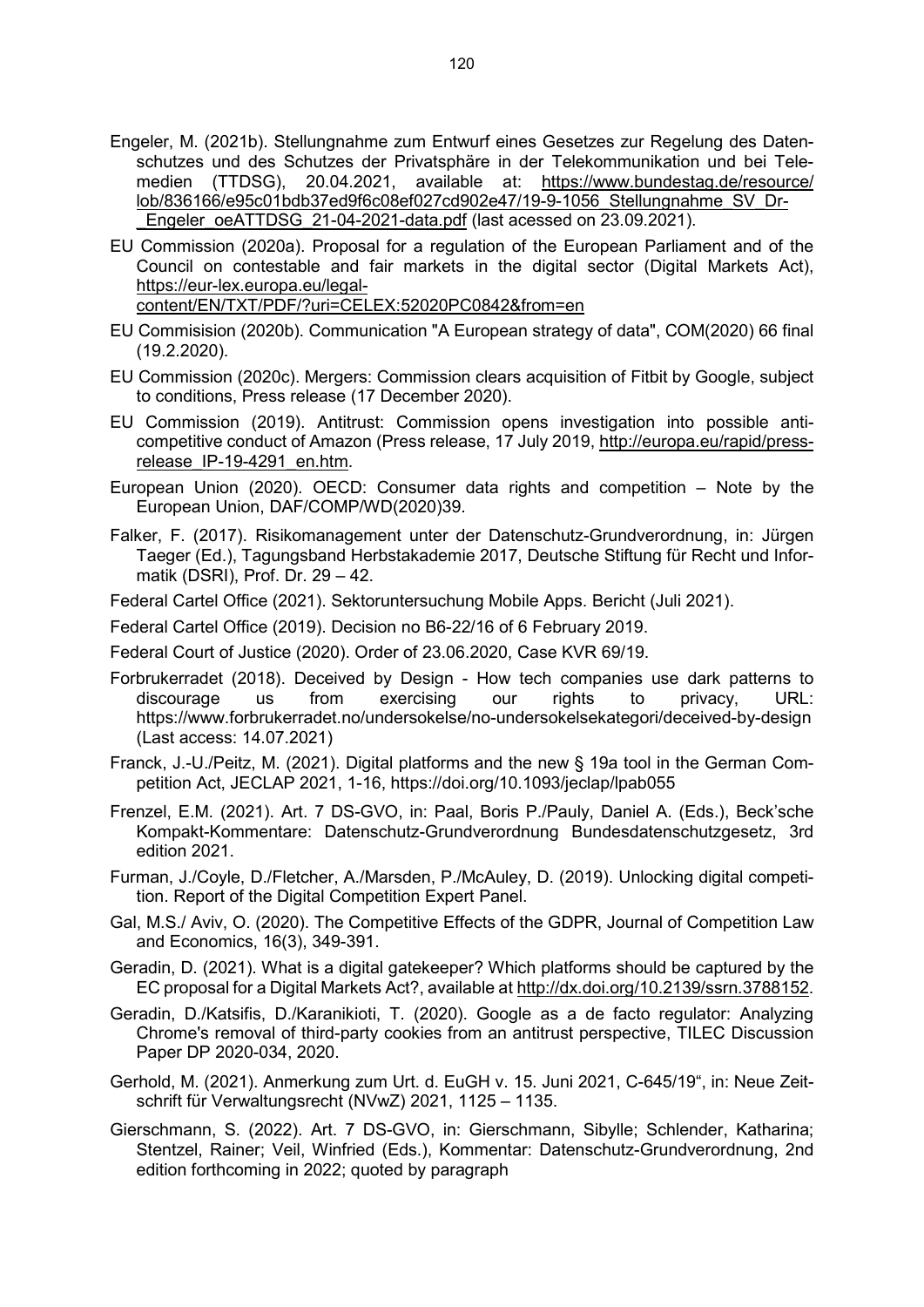Engeler, M. (2021b). Stellungnahme zum Entwurf eines Gesetzes zur Regelung des Datenschutzes und des Schutzes der Privatsphäre in der Telekommunikation und bei Telemedien (TTDSG), 20.04.2021, available at: https://www.bundestag.de/resource/lob/836166/e95c01bdb37ed9f6c08ef027cd902e47/19-9-1056_Stellungnahme_SV_Dr-_Engeler_oeATTDSG_21-04-2021-data.pdf (last acessed on 23.09.2021).

EU Commission (2020a). Proposal for a regulation of the European Parliament and of the Council on contestable and fair markets in the digital sector (Digital Markets Act), https://eur-lex.europa.eu/legal-content/EN/TXT/PDF/?uri=CELEX:52020PC0842&from=en

EU Commisision (2020b). Communication "A European strategy of data", COM(2020) 66 final (19.2.2020).

EU Commission (2020c). Mergers: Commission clears acquisition of Fitbit by Google, subject to conditions, Press release (17 December 2020).

EU Commission (2019). Antitrust: Commission opens investigation into possible anti-competitive conduct of Amazon (Press release, 17 July 2019, http://europa.eu/rapid/press-release_IP-19-4291_en.htm.

European Union (2020). OECD: Consumer data rights and competition – Note by the European Union, DAF/COMP/WD(2020)39.

Falker, F. (2017). Risikomanagement unter der Datenschutz-Grundverordnung, in: Jürgen Taeger (Ed.), Tagungsband Herbstakademie 2017, Deutsche Stiftung für Recht und Informatik (DSRI), Prof. Dr. 29 – 42.

Federal Cartel Office (2021). Sektoruntersuchung Mobile Apps. Bericht (Juli 2021).

Federal Cartel Office (2019). Decision no B6-22/16 of 6 February 2019.

Federal Court of Justice (2020). Order of 23.06.2020, Case KVR 69/19.

Forbrukerradet (2018). Deceived by Design - How tech companies use dark patterns to discourage us from exercising our rights to privacy, URL: https://www.forbrukerradet.no/undersokelse/no-undersokelsekategori/deceived-by-design (Last access: 14.07.2021)

Franck, J.-U./Peitz, M. (2021). Digital platforms and the new § 19a tool in the German Competition Act, JECLAP 2021, 1-16, https://doi.org/10.1093/jeclap/lpab055

Frenzel, E.M. (2021). Art. 7 DS-GVO, in: Paal, Boris P./Pauly, Daniel A. (Eds.), Beck'sche Kompakt-Kommentare: Datenschutz-Grundverordnung Bundesdatenschutzgesetz, 3rd edition 2021.

Furman, J./Coyle, D./Fletcher, A./Marsden, P./McAuley, D. (2019). Unlocking digital competition. Report of the Digital Competition Expert Panel.

Gal, M.S./ Aviv, O. (2020). The Competitive Effects of the GDPR, Journal of Competition Law and Economics, 16(3), 349-391.

Geradin, D. (2021). What is a digital gatekeeper? Which platforms should be captured by the EC proposal for a Digital Markets Act?, available at http://dx.doi.org/10.2139/ssrn.3788152.

Geradin, D./Katsifis, D./Karanikioti, T. (2020). Google as a de facto regulator: Analyzing Chrome's removal of third-party cookies from an antitrust perspective, TILEC Discussion Paper DP 2020-034, 2020.

Gerhold, M. (2021). Anmerkung zum Urt. d. EuGH v. 15. Juni 2021, C-645/19", in: Neue Zeitschrift für Verwaltungsrecht (NVwZ) 2021, 1125 – 1135.

Gierschmann, S. (2022). Art. 7 DS-GVO, in: Gierschmann, Sibylle; Schlender, Katharina; Stentzel, Rainer; Veil, Winfried (Eds.), Kommentar: Datenschutz-Grundverordnung, 2nd edition forthcoming in 2022; quoted by paragraph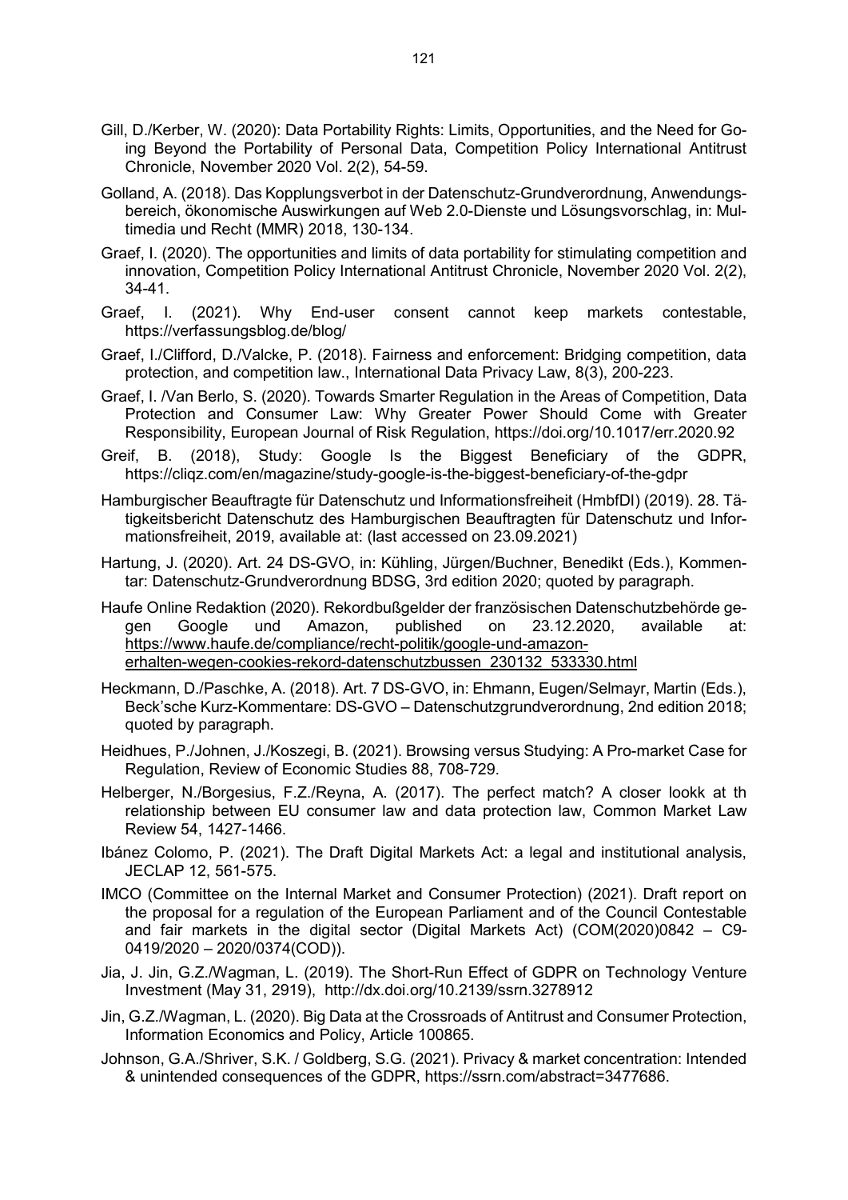Gill, D./Kerber, W. (2020): Data Portability Rights: Limits, Opportunities, and the Need for Going Beyond the Portability of Personal Data, Competition Policy International Antitrust Chronicle, November 2020 Vol. 2(2), 54-59.

Golland, A. (2018). Das Kopplungsverbot in der Datenschutz-Grundverordnung, Anwendungsbereich, ökonomische Auswirkungen auf Web 2.0-Dienste und Lösungsvorschlag, in: Multimedia und Recht (MMR) 2018, 130-134.

Graef, I. (2020). The opportunities and limits of data portability for stimulating competition and innovation, Competition Policy International Antitrust Chronicle, November 2020 Vol. 2(2), 34-41.

Graef, I. (2021). Why End-user consent cannot keep markets contestable, https://verfassungsblog.de/blog/

Graef, I./Clifford, D./Valcke, P. (2018). Fairness and enforcement: Bridging competition, data protection, and competition law., International Data Privacy Law, 8(3), 200-223.

Graef, I. /Van Berlo, S. (2020). Towards Smarter Regulation in the Areas of Competition, Data Protection and Consumer Law: Why Greater Power Should Come with Greater Responsibility, European Journal of Risk Regulation, https://doi.org/10.1017/err.2020.92

Greif, B. (2018), Study: Google Is the Biggest Beneficiary of the GDPR, https://cliqz.com/en/magazine/study-google-is-the-biggest-beneficiary-of-the-gdpr

Hamburgischer Beauftragte für Datenschutz und Informationsfreiheit (HmbfDI) (2019). 28. Tätigkeitsbericht Datenschutz des Hamburgischen Beauftragten für Datenschutz und Informationsfreiheit, 2019, available at: (last accessed on 23.09.2021)

Hartung, J. (2020). Art. 24 DS-GVO, in: Kühling, Jürgen/Buchner, Benedikt (Eds.), Kommentar: Datenschutz-Grundverordnung BDSG, 3rd edition 2020; quoted by paragraph.

Haufe Online Redaktion (2020). Rekordbußgelder der französischen Datenschutzbehörde gegen Google und Amazon, published on 23.12.2020, available at: https://www.haufe.de/compliance/recht-politik/google-und-amazon-erhalten-wegen-cookies-rekord-datenschutzbussen_230132_533330.html

Heckmann, D./Paschke, A. (2018). Art. 7 DS-GVO, in: Ehmann, Eugen/Selmayr, Martin (Eds.), Beck'sche Kurz-Kommentare: DS-GVO – Datenschutzgrundverordnung, 2nd edition 2018; quoted by paragraph.

Heidhues, P./Johnen, J./Koszegi, B. (2021). Browsing versus Studying: A Pro-market Case for Regulation, Review of Economic Studies 88, 708-729.

Helberger, N./Borgesius, F.Z./Reyna, A. (2017). The perfect match? A closer lookk at th relationship between EU consumer law and data protection law, Common Market Law Review 54, 1427-1466.

Ibánez Colomo, P. (2021). The Draft Digital Markets Act: a legal and institutional analysis, JECLAP 12, 561-575.

IMCO (Committee on the Internal Market and Consumer Protection) (2021). Draft report on the proposal for a regulation of the European Parliament and of the Council Contestable and fair markets in the digital sector (Digital Markets Act) (COM(2020)0842 – C9-0419/2020 – 2020/0374(COD)).

Jia, J. Jin, G.Z./Wagman, L. (2019). The Short-Run Effect of GDPR on Technology Venture Investment (May 31, 2919), http://dx.doi.org/10.2139/ssrn.3278912

Jin, G.Z./Wagman, L. (2020). Big Data at the Crossroads of Antitrust and Consumer Protection, Information Economics and Policy, Article 100865.

Johnson, G.A./Shriver, S.K. / Goldberg, S.G. (2021). Privacy & market concentration: Intended & unintended consequences of the GDPR, https://ssrn.com/abstract=3477686.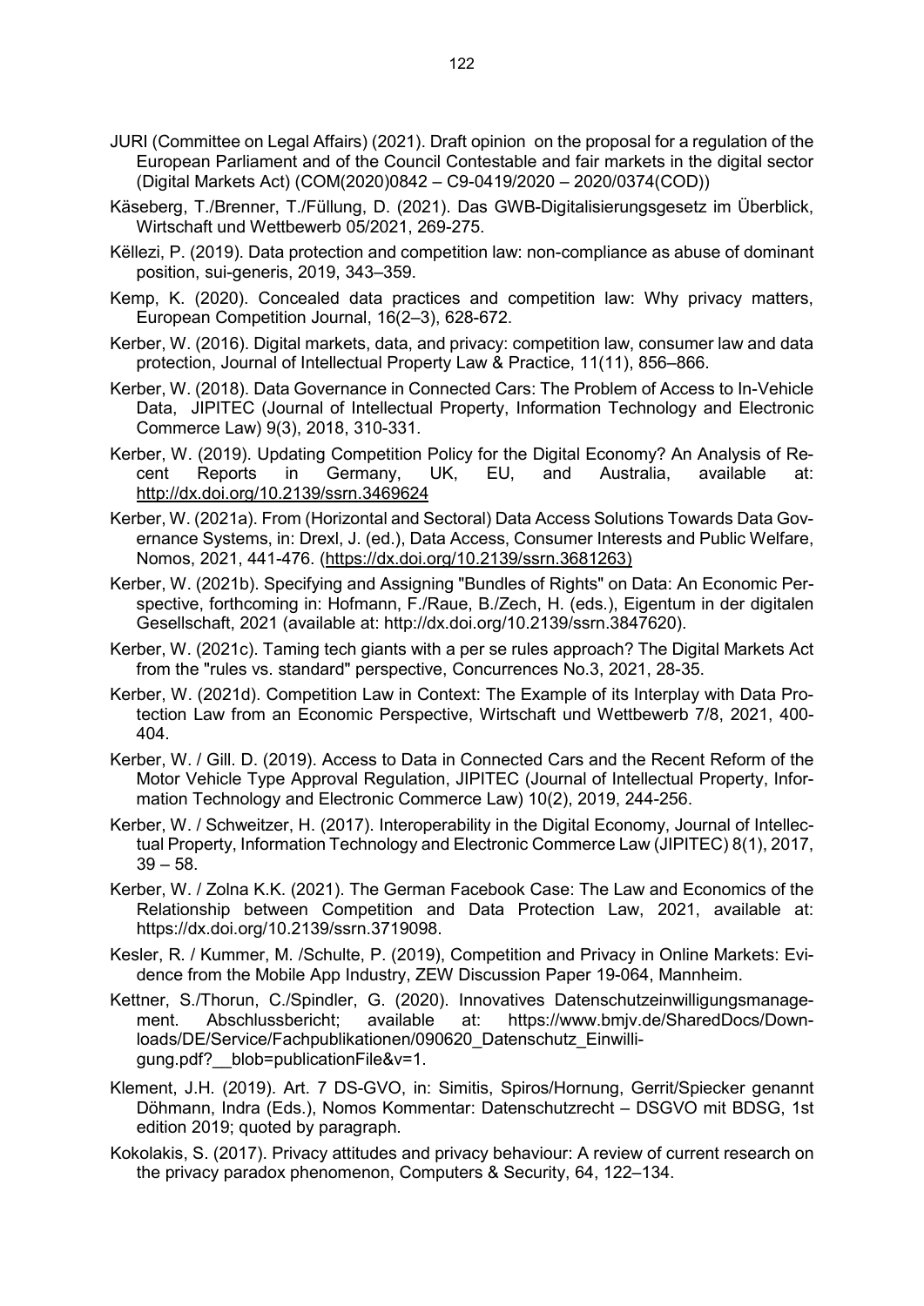JURI (Committee on Legal Affairs) (2021). Draft opinion on the proposal for a regulation of the European Parliament and of the Council Contestable and fair markets in the digital sector (Digital Markets Act) (COM(2020)0842 – C9-0419/2020 – 2020/0374(COD))

Käseberg, T./Brenner, T./Füllung, D. (2021). Das GWB-Digitalisierungsgesetz im Überblick, Wirtschaft und Wettbewerb 05/2021, 269-275.

Këllezi, P. (2019). Data protection and competition law: non-compliance as abuse of dominant position, sui-generis, 2019, 343–359.

Kemp, K. (2020). Concealed data practices and competition law: Why privacy matters, European Competition Journal, 16(2–3), 628-672.

Kerber, W. (2016). Digital markets, data, and privacy: competition law, consumer law and data protection, Journal of Intellectual Property Law & Practice, 11(11), 856–866.

Kerber, W. (2018). Data Governance in Connected Cars: The Problem of Access to In-Vehicle Data, JIPITEC (Journal of Intellectual Property, Information Technology and Electronic Commerce Law) 9(3), 2018, 310-331.

Kerber, W. (2019). Updating Competition Policy for the Digital Economy? An Analysis of Recent Reports in Germany, UK, EU, and Australia, available at: http://dx.doi.org/10.2139/ssrn.3469624

Kerber, W. (2021a). From (Horizontal and Sectoral) Data Access Solutions Towards Data Governance Systems, in: Drexl, J. (ed.), Data Access, Consumer Interests and Public Welfare, Nomos, 2021, 441-476. (https://dx.doi.org/10.2139/ssrn.3681263)

Kerber, W. (2021b). Specifying and Assigning "Bundles of Rights" on Data: An Economic Perspective, forthcoming in: Hofmann, F./Raue, B./Zech, H. (eds.), Eigentum in der digitalen Gesellschaft, 2021 (available at: http://dx.doi.org/10.2139/ssrn.3847620).

Kerber, W. (2021c). Taming tech giants with a per se rules approach? The Digital Markets Act from the "rules vs. standard" perspective, Concurrences No.3, 2021, 28-35.

Kerber, W. (2021d). Competition Law in Context: The Example of its Interplay with Data Protection Law from an Economic Perspective, Wirtschaft und Wettbewerb 7/8, 2021, 400-404.

Kerber, W. / Gill. D. (2019). Access to Data in Connected Cars and the Recent Reform of the Motor Vehicle Type Approval Regulation, JIPITEC (Journal of Intellectual Property, Information Technology and Electronic Commerce Law) 10(2), 2019, 244-256.

Kerber, W. / Schweitzer, H. (2017). Interoperability in the Digital Economy, Journal of Intellectual Property, Information Technology and Electronic Commerce Law (JIPITEC) 8(1), 2017, 39 – 58.

Kerber, W. / Zolna K.K. (2021). The German Facebook Case: The Law and Economics of the Relationship between Competition and Data Protection Law, 2021, available at: https://dx.doi.org/10.2139/ssrn.3719098.

Kesler, R. / Kummer, M. /Schulte, P. (2019), Competition and Privacy in Online Markets: Evidence from the Mobile App Industry, ZEW Discussion Paper 19-064, Mannheim.

Kettner, S./Thorun, C./Spindler, G. (2020). Innovatives Datenschutzeinwilligungsmanagement. Abschlussbericht; available at: https://www.bmjv.de/SharedDocs/Downloads/DE/Service/Fachpublikationen/090620_Datenschutz_Einwilligung.pdf?__blob=publicationFile&v=1.

Klement, J.H. (2019). Art. 7 DS-GVO, in: Simitis, Spiros/Hornung, Gerrit/Spiecker genannt Döhmann, Indra (Eds.), Nomos Kommentar: Datenschutzrecht – DSGVO mit BDSG, 1st edition 2019; quoted by paragraph.

Kokolakis, S. (2017). Privacy attitudes and privacy behaviour: A review of current research on the privacy paradox phenomenon, Computers & Security, 64, 122–134.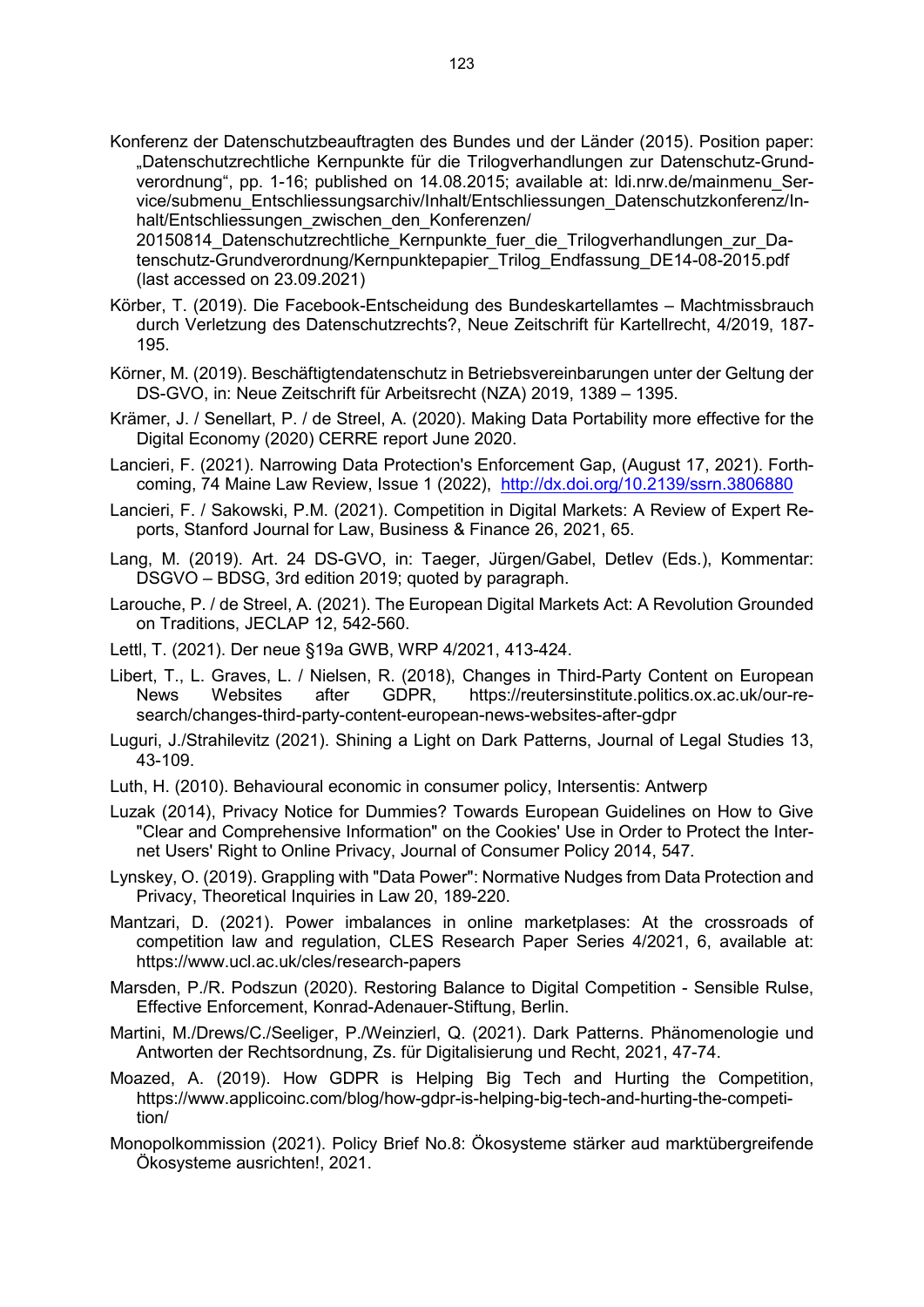Konferenz der Datenschutzbeauftragten des Bundes und der Länder (2015). Position paper: „Datenschutzrechtliche Kernpunkte für die Trilogverhandlungen zur Datenschutz-Grundverordnung“, pp. 1-16; published on 14.08.2015; available at: ldi.nrw.de/mainmenu_Service/submenu_Entschliessungsarchiv/Inhalt/Entschliessungen_Datenschutzkonferenz/Inhalt/Entschliessungen_zwischen_den_Konferenzen/20150814_Datenschutzrechtliche_Kernpunkte_fuer_die_Trilogverhandlungen_zur_Datenschutz-Grundverordnung/Kernpunktepapier_Trilog_Endfassung_DE14-08-2015.pdf (last accessed on 23.09.2021)

Körber, T. (2019). Die Facebook-Entscheidung des Bundeskartellamtes – Machtmissbrauch durch Verletzung des Datenschutzrechts?, Neue Zeitschrift für Kartellrecht, 4/2019, 187-195.

Körner, M. (2019). Beschäftigtendatenschutz in Betriebsvereinbarungen unter der Geltung der DS-GVO, in: Neue Zeitschrift für Arbeitsrecht (NZA) 2019, 1389 – 1395.

Krämer, J. / Senellart, P. / de Streel, A. (2020). Making Data Portability more effective for the Digital Economy (2020) CERRE report June 2020.

Lancieri, F. (2021). Narrowing Data Protection's Enforcement Gap, (August 17, 2021). Forthcoming, 74 Maine Law Review, Issue 1 (2022), http://dx.doi.org/10.2139/ssrn.3806880

Lancieri, F. / Sakowski, P.M. (2021). Competition in Digital Markets: A Review of Expert Reports, Stanford Journal for Law, Business & Finance 26, 2021, 65.

Lang, M. (2019). Art. 24 DS-GVO, in: Taeger, Jürgen/Gabel, Detlev (Eds.), Kommentar: DSGVO – BDSG, 3rd edition 2019; quoted by paragraph.

Larouche, P. / de Streel, A. (2021). The European Digital Markets Act: A Revolution Grounded on Traditions, JECLAP 12, 542-560.

Lettl, T. (2021). Der neue §19a GWB, WRP 4/2021, 413-424.

Libert, T., L. Graves, L. / Nielsen, R. (2018), Changes in Third-Party Content on European News Websites after GDPR, https://reutersinstitute.politics.ox.ac.uk/our-research/changes-third-party-content-european-news-websites-after-gdpr

Luguri, J./Strahilevitz (2021). Shining a Light on Dark Patterns, Journal of Legal Studies 13, 43-109.

Luth, H. (2010). Behavioural economic in consumer policy, Intersentis: Antwerp

Luzak (2014), Privacy Notice for Dummies? Towards European Guidelines on How to Give "Clear and Comprehensive Information" on the Cookies' Use in Order to Protect the Internet Users' Right to Online Privacy, Journal of Consumer Policy 2014, 547.

Lynskey, O. (2019). Grappling with "Data Power": Normative Nudges from Data Protection and Privacy, Theoretical Inquiries in Law 20, 189-220.

Mantzari, D. (2021). Power imbalances in online marketplases: At the crossroads of competition law and regulation, CLES Research Paper Series 4/2021, 6, available at: https://www.ucl.ac.uk/cles/research-papers

Marsden, P./R. Podszun (2020). Restoring Balance to Digital Competition - Sensible Rulse, Effective Enforcement, Konrad-Adenauer-Stiftung, Berlin.

Martini, M./Drews/C./Seeliger, P./Weinzierl, Q. (2021). Dark Patterns. Phänomenologie und Antworten der Rechtsordnung, Zs. für Digitalisierung und Recht, 2021, 47-74.

Moazed, A. (2019). How GDPR is Helping Big Tech and Hurting the Competition, https://www.applicoinc.com/blog/how-gdpr-is-helping-big-tech-and-hurting-the-competition/

Monopolkommission (2021). Policy Brief No.8: Ökosysteme stärker aud marktübergreifende Ökosysteme ausrichten!, 2021.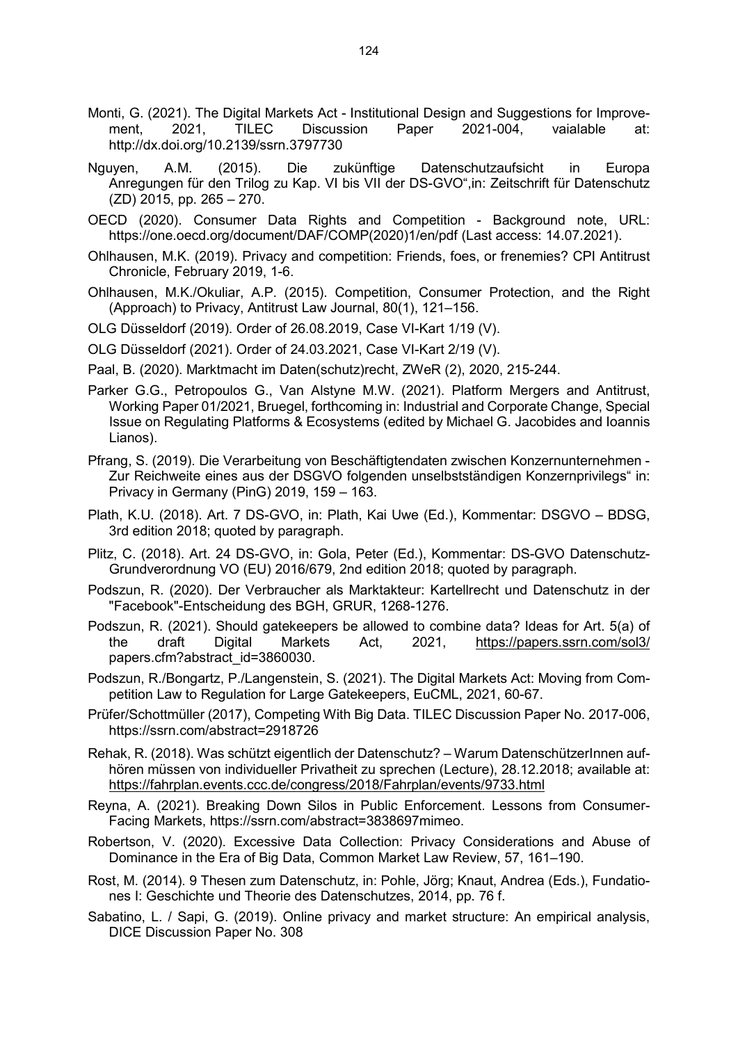Monti, G. (2021). The Digital Markets Act - Institutional Design and Suggestions for Improvement, 2021, TILEC Discussion Paper 2021-004, vaialable at: http://dx.doi.org/10.2139/ssrn.3797730

Nguyen, A.M. (2015). Die zukünftige Datenschutzaufsicht in Europa Anregungen für den Trilog zu Kap. VI bis VII der DS-GVO",in: Zeitschrift für Datenschutz (ZD) 2015, pp. 265 – 270.

OECD (2020). Consumer Data Rights and Competition - Background note, URL: https://one.oecd.org/document/DAF/COMP(2020)1/en/pdf (Last access: 14.07.2021).

Ohlhausen, M.K. (2019). Privacy and competition: Friends, foes, or frenemies? CPI Antitrust Chronicle, February 2019, 1-6.

Ohlhausen, M.K./Okuliar, A.P. (2015). Competition, Consumer Protection, and the Right (Approach) to Privacy, Antitrust Law Journal, 80(1), 121–156.

OLG Düsseldorf (2019). Order of 26.08.2019, Case VI-Kart 1/19 (V).

OLG Düsseldorf (2021). Order of 24.03.2021, Case VI-Kart 2/19 (V).

Paal, B. (2020). Marktmacht im Daten(schutz)recht, ZWeR (2), 2020, 215-244.

Parker G.G., Petropoulos G., Van Alstyne M.W. (2021). Platform Mergers and Antitrust, Working Paper 01/2021, Bruegel, forthcoming in: Industrial and Corporate Change, Special Issue on Regulating Platforms & Ecosystems (edited by Michael G. Jacobides and Ioannis Lianos).

Pfrang, S. (2019). Die Verarbeitung von Beschäftigtendaten zwischen Konzernunternehmen - Zur Reichweite eines aus der DSGVO folgenden unselbstständigen Konzernprivilegs" in: Privacy in Germany (PinG) 2019, 159 – 163.

Plath, K.U. (2018). Art. 7 DS-GVO, in: Plath, Kai Uwe (Ed.), Kommentar: DSGVO – BDSG, 3rd edition 2018; quoted by paragraph.

Plitz, C. (2018). Art. 24 DS-GVO, in: Gola, Peter (Ed.), Kommentar: DS-GVO Datenschutz-Grundverordnung VO (EU) 2016/679, 2nd edition 2018; quoted by paragraph.

Podszun, R. (2020). Der Verbraucher als Marktakteur: Kartellrecht und Datenschutz in der "Facebook"-Entscheidung des BGH, GRUR, 1268-1276.

Podszun, R. (2021). Should gatekeepers be allowed to combine data? Ideas for Art. 5(a) of the draft Digital Markets Act, 2021, https://papers.ssrn.com/sol3/papers.cfm?abstract_id=3860030.

Podszun, R./Bongartz, P./Langenstein, S. (2021). The Digital Markets Act: Moving from Competition Law to Regulation for Large Gatekeepers, EuCML, 2021, 60-67.

Prüfer/Schottmüller (2017), Competing With Big Data. TILEC Discussion Paper No. 2017-006, https://ssrn.com/abstract=2918726

Rehak, R. (2018). Was schützt eigentlich der Datenschutz? – Warum DatenschützerInnen aufhören müssen von individueller Privatheit zu sprechen (Lecture), 28.12.2018; available at: https://fahrplan.events.ccc.de/congress/2018/Fahrplan/events/9733.html

Reyna, A. (2021). Breaking Down Silos in Public Enforcement. Lessons from Consumer-Facing Markets, https://ssrn.com/abstract=3838697mimeo.

Robertson, V. (2020). Excessive Data Collection: Privacy Considerations and Abuse of Dominance in the Era of Big Data, Common Market Law Review, 57, 161–190.

Rost, M. (2014). 9 Thesen zum Datenschutz, in: Pohle, Jörg; Knaut, Andrea (Eds.), Fundationes I: Geschichte und Theorie des Datenschutzes, 2014, pp. 76 f.

Sabatino, L. / Sapi, G. (2019). Online privacy and market structure: An empirical analysis, DICE Discussion Paper No. 308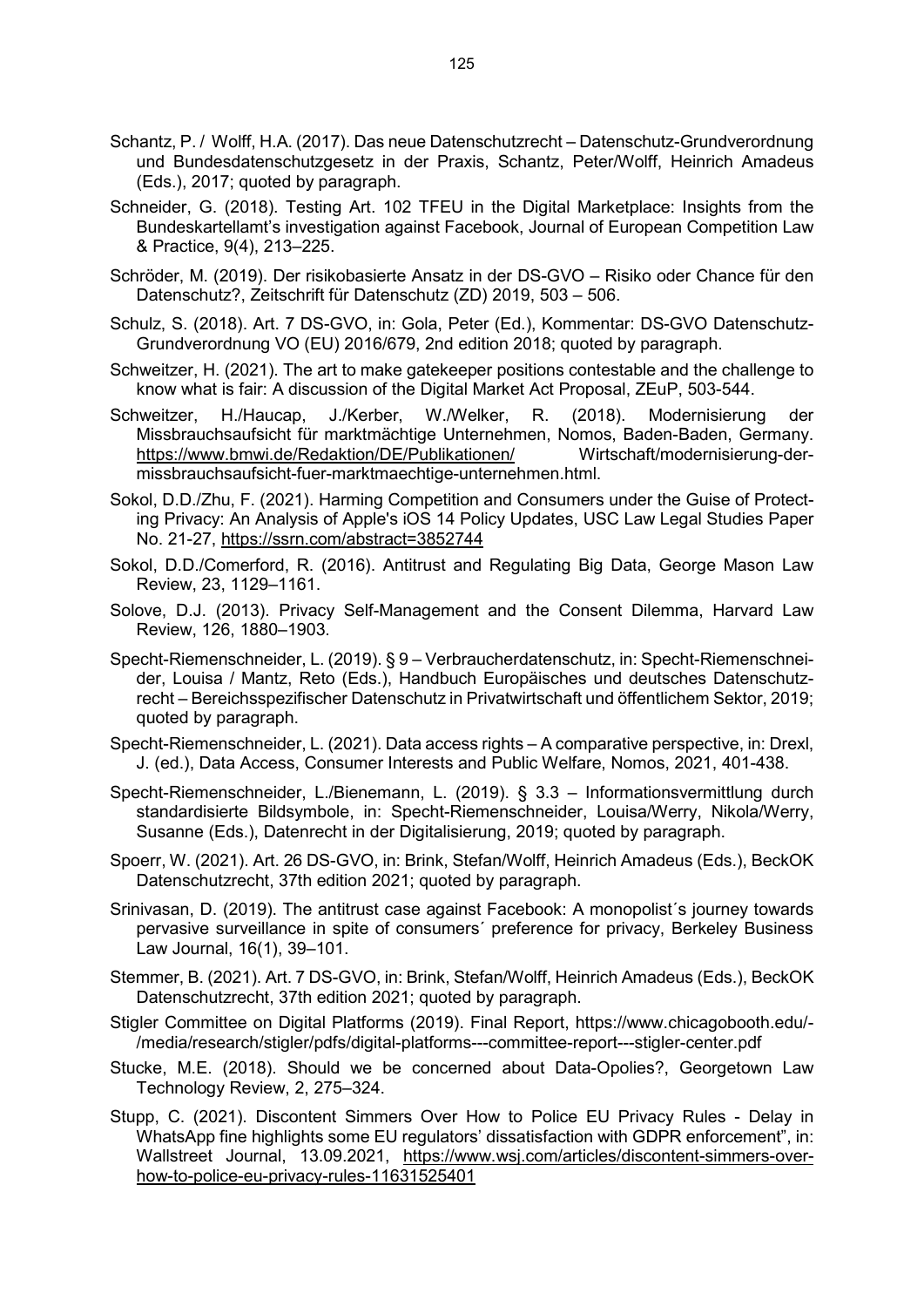Schantz, P. / Wolff, H.A. (2017). Das neue Datenschutzrecht – Datenschutz-Grundverordnung und Bundesdatenschutzgesetz in der Praxis, Schantz, Peter/Wolff, Heinrich Amadeus (Eds.), 2017; quoted by paragraph.

Schneider, G. (2018). Testing Art. 102 TFEU in the Digital Marketplace: Insights from the Bundeskartellamt's investigation against Facebook, Journal of European Competition Law & Practice, 9(4), 213–225.

Schröder, M. (2019). Der risikobasierte Ansatz in der DS-GVO – Risiko oder Chance für den Datenschutz?, Zeitschrift für Datenschutz (ZD) 2019, 503 – 506.

Schulz, S. (2018). Art. 7 DS-GVO, in: Gola, Peter (Ed.), Kommentar: DS-GVO Datenschutz-Grundverordnung VO (EU) 2016/679, 2nd edition 2018; quoted by paragraph.

Schweitzer, H. (2021). The art to make gatekeeper positions contestable and the challenge to know what is fair: A discussion of the Digital Market Act Proposal, ZEuP, 503-544.

Schweitzer, H./Haucap, J./Kerber, W./Welker, R. (2018). Modernisierung der Missbrauchsaufsicht für marktmächtige Unternehmen, Nomos, Baden-Baden, Germany. https://www.bmwi.de/Redaktion/DE/Publikationen/ Wirtschaft/modernisierung-der-missbrauchsaufsicht-fuer-marktmaechtige-unternehmen.html.

Sokol, D.D./Zhu, F. (2021). Harming Competition and Consumers under the Guise of Protecting Privacy: An Analysis of Apple's iOS 14 Policy Updates, USC Law Legal Studies Paper No. 21-27, https://ssrn.com/abstract=3852744

Sokol, D.D./Comerford, R. (2016). Antitrust and Regulating Big Data, George Mason Law Review, 23, 1129–1161.

Solove, D.J. (2013). Privacy Self-Management and the Consent Dilemma, Harvard Law Review, 126, 1880–1903.

Specht-Riemenschneider, L. (2019). § 9 – Verbraucherdatenschutz, in: Specht-Riemenschneider, Louisa / Mantz, Reto (Eds.), Handbuch Europäisches und deutsches Datenschutzrecht – Bereichsspezifischer Datenschutz in Privatwirtschaft und öffentlichem Sektor, 2019; quoted by paragraph.

Specht-Riemenschneider, L. (2021). Data access rights – A comparative perspective, in: Drexl, J. (ed.), Data Access, Consumer Interests and Public Welfare, Nomos, 2021, 401-438.

Specht-Riemenschneider, L./Bienemann, L. (2019). § 3.3 – Informationsvermittlung durch standardisierte Bildsymbole, in: Specht-Riemenschneider, Louisa/Werry, Nikola/Werry, Susanne (Eds.), Datenrecht in der Digitalisierung, 2019; quoted by paragraph.

Spoerr, W. (2021). Art. 26 DS-GVO, in: Brink, Stefan/Wolff, Heinrich Amadeus (Eds.), BeckOK Datenschutzrecht, 37th edition 2021; quoted by paragraph.

Srinivasan, D. (2019). The antitrust case against Facebook: A monopolist´s journey towards pervasive surveillance in spite of consumers´ preference for privacy, Berkeley Business Law Journal, 16(1), 39–101.

Stemmer, B. (2021). Art. 7 DS-GVO, in: Brink, Stefan/Wolff, Heinrich Amadeus (Eds.), BeckOK Datenschutzrecht, 37th edition 2021; quoted by paragraph.

Stigler Committee on Digital Platforms (2019). Final Report, https://www.chicagobooth.edu/-/media/research/stigler/pdfs/digital-platforms---committee-report---stigler-center.pdf

Stucke, M.E. (2018). Should we be concerned about Data-Opolies?, Georgetown Law Technology Review, 2, 275–324.

Stupp, C. (2021). Discontent Simmers Over How to Police EU Privacy Rules - Delay in WhatsApp fine highlights some EU regulators' dissatisfaction with GDPR enforcement", in: Wallstreet Journal, 13.09.2021, https://www.wsj.com/articles/discontent-simmers-over-how-to-police-eu-privacy-rules-11631525401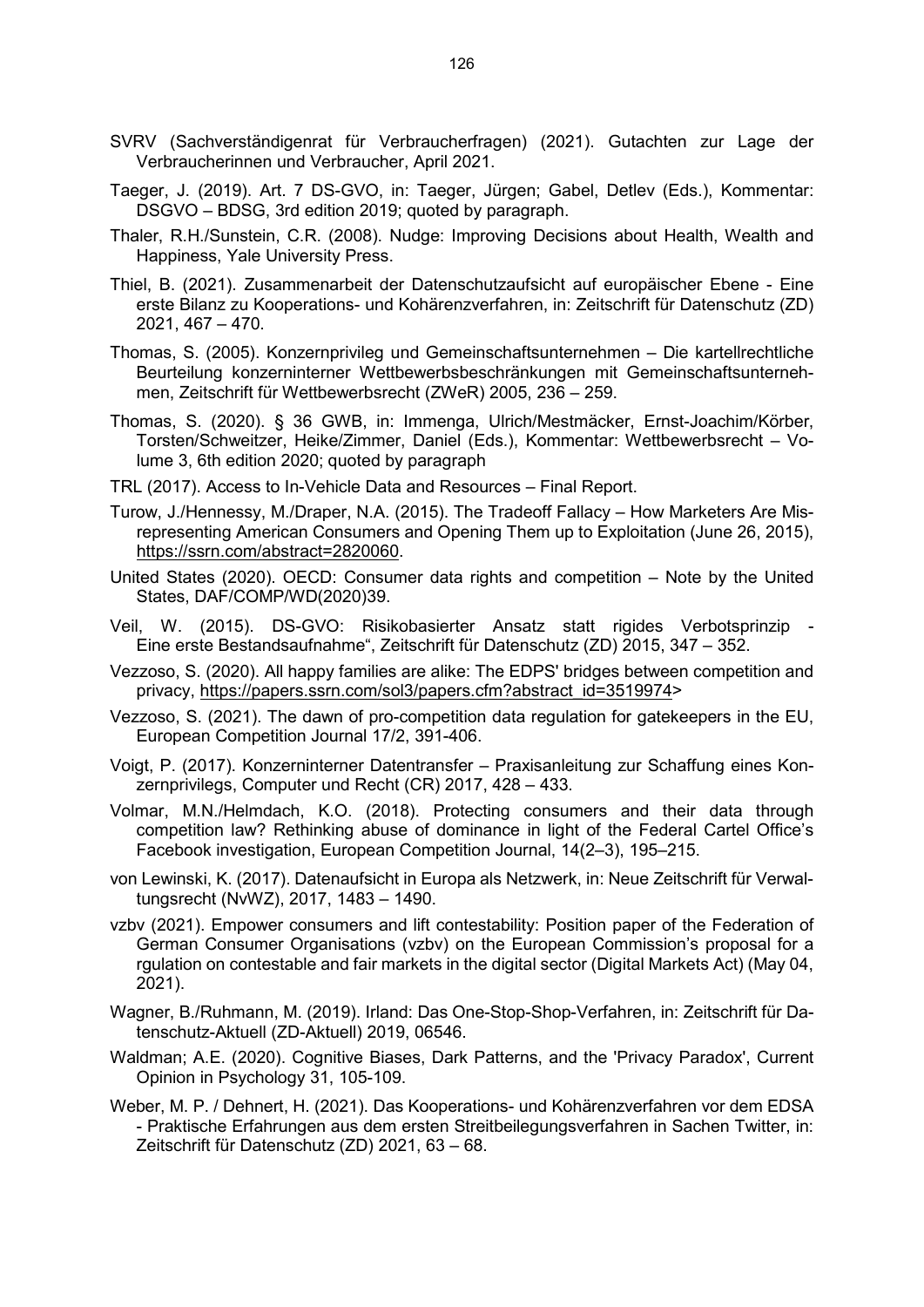SVRV (Sachverständigenrat für Verbraucherfragen) (2021). Gutachten zur Lage der Verbraucherinnen und Verbraucher, April 2021.

Taeger, J. (2019). Art. 7 DS-GVO, in: Taeger, Jürgen; Gabel, Detlev (Eds.), Kommentar: DSGVO – BDSG, 3rd edition 2019; quoted by paragraph.

Thaler, R.H./Sunstein, C.R. (2008). Nudge: Improving Decisions about Health, Wealth and Happiness, Yale University Press.

Thiel, B. (2021). Zusammenarbeit der Datenschutzaufsicht auf europäischer Ebene - Eine erste Bilanz zu Kooperations- und Kohärenzverfahren, in: Zeitschrift für Datenschutz (ZD) 2021, 467 – 470.

Thomas, S. (2005). Konzernprivileg und Gemeinschaftsunternehmen – Die kartellrechtliche Beurteilung konzerninterner Wettbewerbsbeschränkungen mit Gemeinschaftsunternehmen, Zeitschrift für Wettbewerbsrecht (ZWeR) 2005, 236 – 259.

Thomas, S. (2020). § 36 GWB, in: Immenga, Ulrich/Mestmäcker, Ernst-Joachim/Körber, Torsten/Schweitzer, Heike/Zimmer, Daniel (Eds.), Kommentar: Wettbewerbsrecht – Volume 3, 6th edition 2020; quoted by paragraph

TRL (2017). Access to In-Vehicle Data and Resources – Final Report.

Turow, J./Hennessy, M./Draper, N.A. (2015). The Tradeoff Fallacy – How Marketers Are Misrepresenting American Consumers and Opening Them up to Exploitation (June 26, 2015), https://ssrn.com/abstract=2820060.

United States (2020). OECD: Consumer data rights and competition – Note by the United States, DAF/COMP/WD(2020)39.

Veil, W. (2015). DS-GVO: Risikobasierter Ansatz statt rigides Verbotsprinzip - Eine erste Bestandsaufnahme", Zeitschrift für Datenschutz (ZD) 2015, 347 – 352.

Vezzoso, S. (2020). All happy families are alike: The EDPS' bridges between competition and privacy, https://papers.ssrn.com/sol3/papers.cfm?abstract_id=3519974>

Vezzoso, S. (2021). The dawn of pro-competition data regulation for gatekeepers in the EU, European Competition Journal 17/2, 391-406.

Voigt, P. (2017). Konzerninterner Datentransfer – Praxisanleitung zur Schaffung eines Konzernprivilegs, Computer und Recht (CR) 2017, 428 – 433.

Volmar, M.N./Helmdach, K.O. (2018). Protecting consumers and their data through competition law? Rethinking abuse of dominance in light of the Federal Cartel Office's Facebook investigation, European Competition Journal, 14(2–3), 195–215.

von Lewinski, K. (2017). Datenaufsicht in Europa als Netzwerk, in: Neue Zeitschrift für Verwaltungsrecht (NvWZ), 2017, 1483 – 1490.

vzbv (2021). Empower consumers and lift contestability: Position paper of the Federation of German Consumer Organisations (vzbv) on the European Commission's proposal for a rgulation on contestable and fair markets in the digital sector (Digital Markets Act) (May 04, 2021).

Wagner, B./Ruhmann, M. (2019). Irland: Das One-Stop-Shop-Verfahren, in: Zeitschrift für Datenschutz-Aktuell (ZD-Aktuell) 2019, 06546.

Waldman; A.E. (2020). Cognitive Biases, Dark Patterns, and the 'Privacy Paradox', Current Opinion in Psychology 31, 105-109.

Weber, M. P. / Dehnert, H. (2021). Das Kooperations- und Kohärenzverfahren vor dem EDSA - Praktische Erfahrungen aus dem ersten Streitbeilegungsverfahren in Sachen Twitter, in: Zeitschrift für Datenschutz (ZD) 2021, 63 – 68.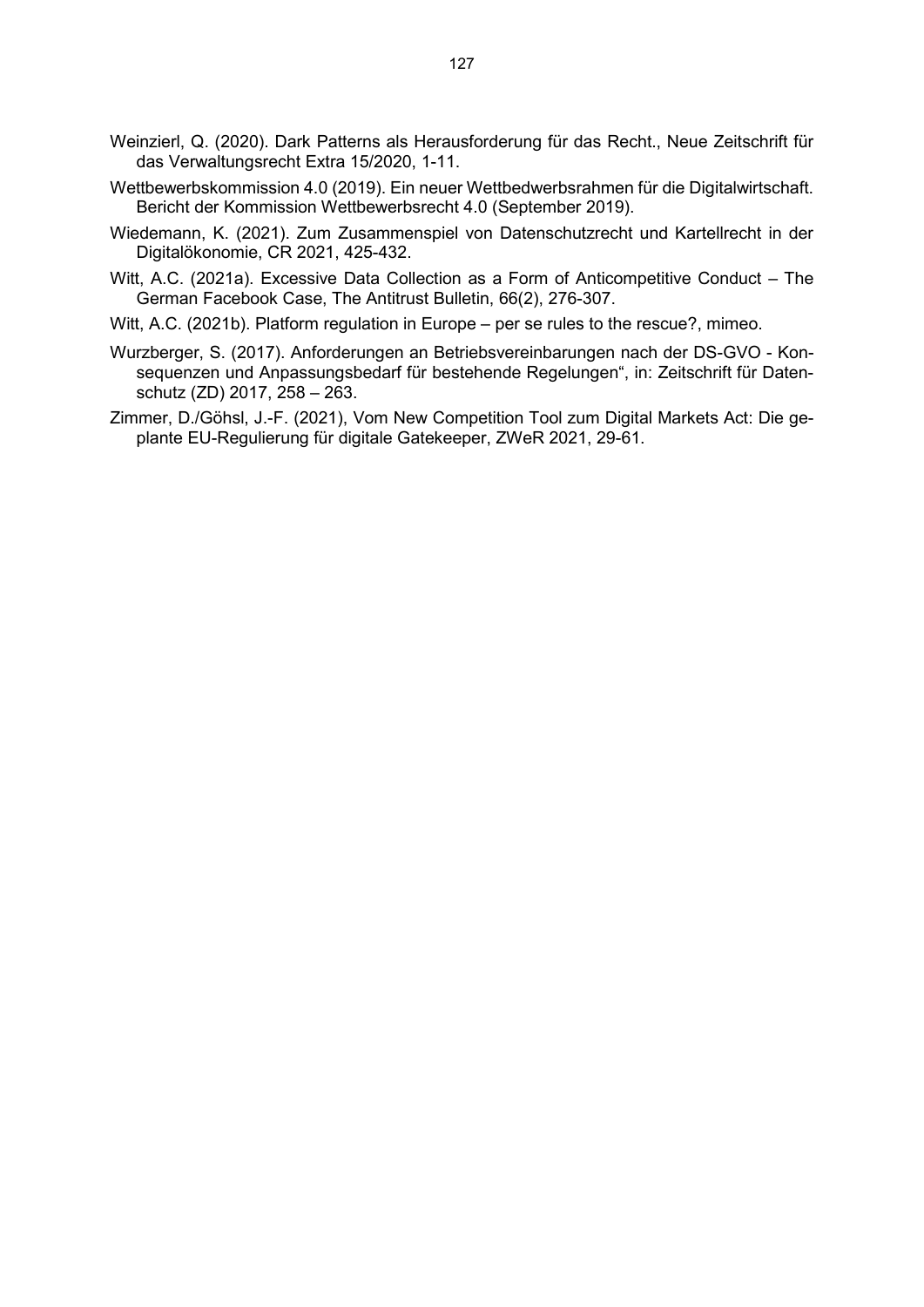Weinzierl, Q. (2020). Dark Patterns als Herausforderung für das Recht., Neue Zeitschrift für das Verwaltungsrecht Extra 15/2020, 1-11.

Wettbewerbskommission 4.0 (2019). Ein neuer Wettbedwerbsrahmen für die Digitalwirtschaft. Bericht der Kommission Wettbewerbsrecht 4.0 (September 2019).

Wiedemann, K. (2021). Zum Zusammenspiel von Datenschutzrecht und Kartellrecht in der Digitalökonomie, CR 2021, 425-432.

Witt, A.C. (2021a). Excessive Data Collection as a Form of Anticompetitive Conduct – The German Facebook Case, The Antitrust Bulletin, 66(2), 276-307.

Witt, A.C. (2021b). Platform regulation in Europe – per se rules to the rescue?, mimeo.

Wurzberger, S. (2017). Anforderungen an Betriebsvereinbarungen nach der DS-GVO - Konsequenzen und Anpassungsbedarf für bestehende Regelungen", in: Zeitschrift für Datenschutz (ZD) 2017, 258 – 263.

Zimmer, D./Göhsl, J.-F. (2021), Vom New Competition Tool zum Digital Markets Act: Die geplante EU-Regulierung für digitale Gatekeeper, ZWeR 2021, 29-61.